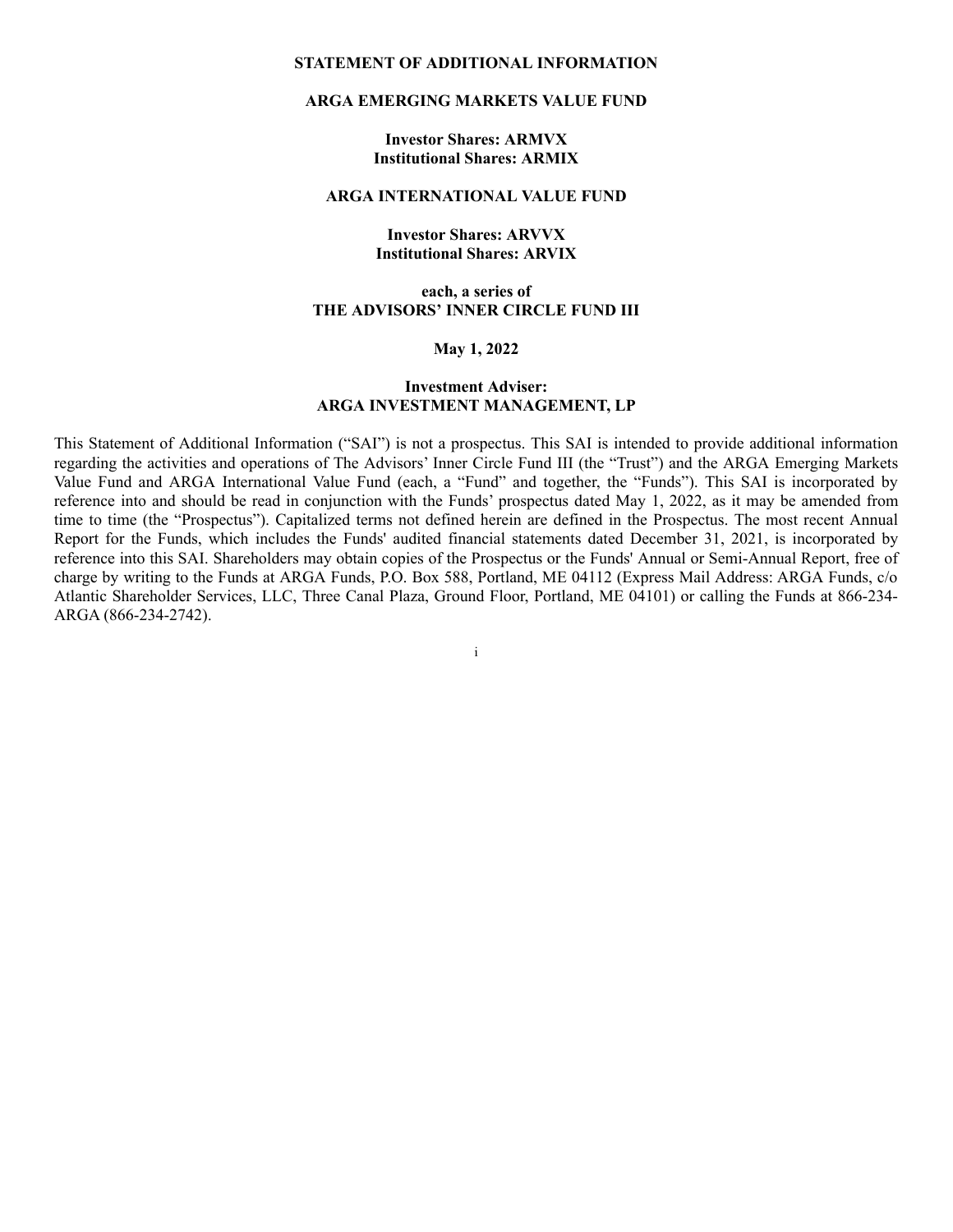# STATEMENT OF ADDITIONAL INFORMATION

## ARGA EMERGING MARKETS VALUE FUND

**Investor Shares: ARMVX**
**Institutional Shares: ARMIX**

## ARGA INTERNATIONAL VALUE FUND

**Investor Shares: ARVVX**
**Institutional Shares: ARVIX**

**each, a series of**
**THE ADVISORS' INNER CIRCLE FUND III**

**May 1, 2022**

**Investment Adviser:**
**ARGA INVESTMENT MANAGEMENT, LP**

This Statement of Additional Information ("SAI") is not a prospectus. This SAI is intended to provide additional information regarding the activities and operations of The Advisors' Inner Circle Fund III (the "Trust") and the ARGA Emerging Markets Value Fund and ARGA International Value Fund (each, a "Fund" and together, the "Funds"). This SAI is incorporated by reference into and should be read in conjunction with the Funds' prospectus dated May 1, 2022, as it may be amended from time to time (the "Prospectus"). Capitalized terms not defined herein are defined in the Prospectus. The most recent Annual Report for the Funds, which includes the Funds' audited financial statements dated December 31, 2021, is incorporated by reference into this SAI. Shareholders may obtain copies of the Prospectus or the Funds' Annual or Semi-Annual Report, free of charge by writing to the Funds at ARGA Funds, P.O. Box 588, Portland, ME 04112 (Express Mail Address: ARGA Funds, c/o Atlantic Shareholder Services, LLC, Three Canal Plaza, Ground Floor, Portland, ME 04101) or calling the Funds at 866-234-ARGA (866-234-2742).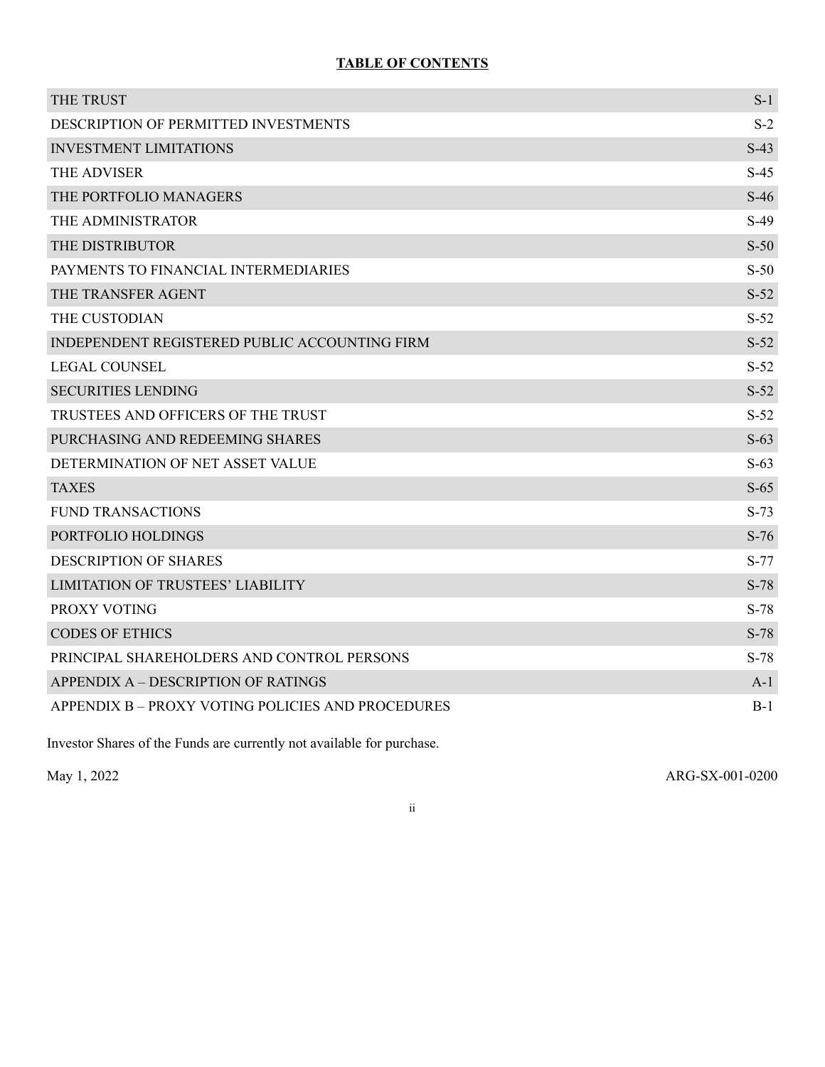## TABLE OF CONTENTS

| | |
|---|---|
| THE TRUST | S-1 |
| DESCRIPTION OF PERMITTED INVESTMENTS | S-2 |
| INVESTMENT LIMITATIONS | S-43 |
| THE ADVISER | S-45 |
| THE PORTFOLIO MANAGERS | S-46 |
| THE ADMINISTRATOR | S-49 |
| THE DISTRIBUTOR | S-50 |
| PAYMENTS TO FINANCIAL INTERMEDIARIES | S-50 |
| THE TRANSFER AGENT | S-52 |
| THE CUSTODIAN | S-52 |
| INDEPENDENT REGISTERED PUBLIC ACCOUNTING FIRM | S-52 |
| LEGAL COUNSEL | S-52 |
| SECURITIES LENDING | S-52 |
| TRUSTEES AND OFFICERS OF THE TRUST | S-52 |
| PURCHASING AND REDEEMING SHARES | S-63 |
| DETERMINATION OF NET ASSET VALUE | S-63 |
| TAXES | S-65 |
| FUND TRANSACTIONS | S-73 |
| PORTFOLIO HOLDINGS | S-76 |
| DESCRIPTION OF SHARES | S-77 |
| LIMITATION OF TRUSTEES' LIABILITY | S-78 |
| PROXY VOTING | S-78 |
| CODES OF ETHICS | S-78 |
| PRINCIPAL SHAREHOLDERS AND CONTROL PERSONS | S-78 |
| APPENDIX A – DESCRIPTION OF RATINGS | A-1 |
| APPENDIX B – PROXY VOTING POLICIES AND PROCEDURES | B-1 |

Investor Shares of the Funds are currently not available for purchase.

May 1, 2022

ARG-SX-001-0200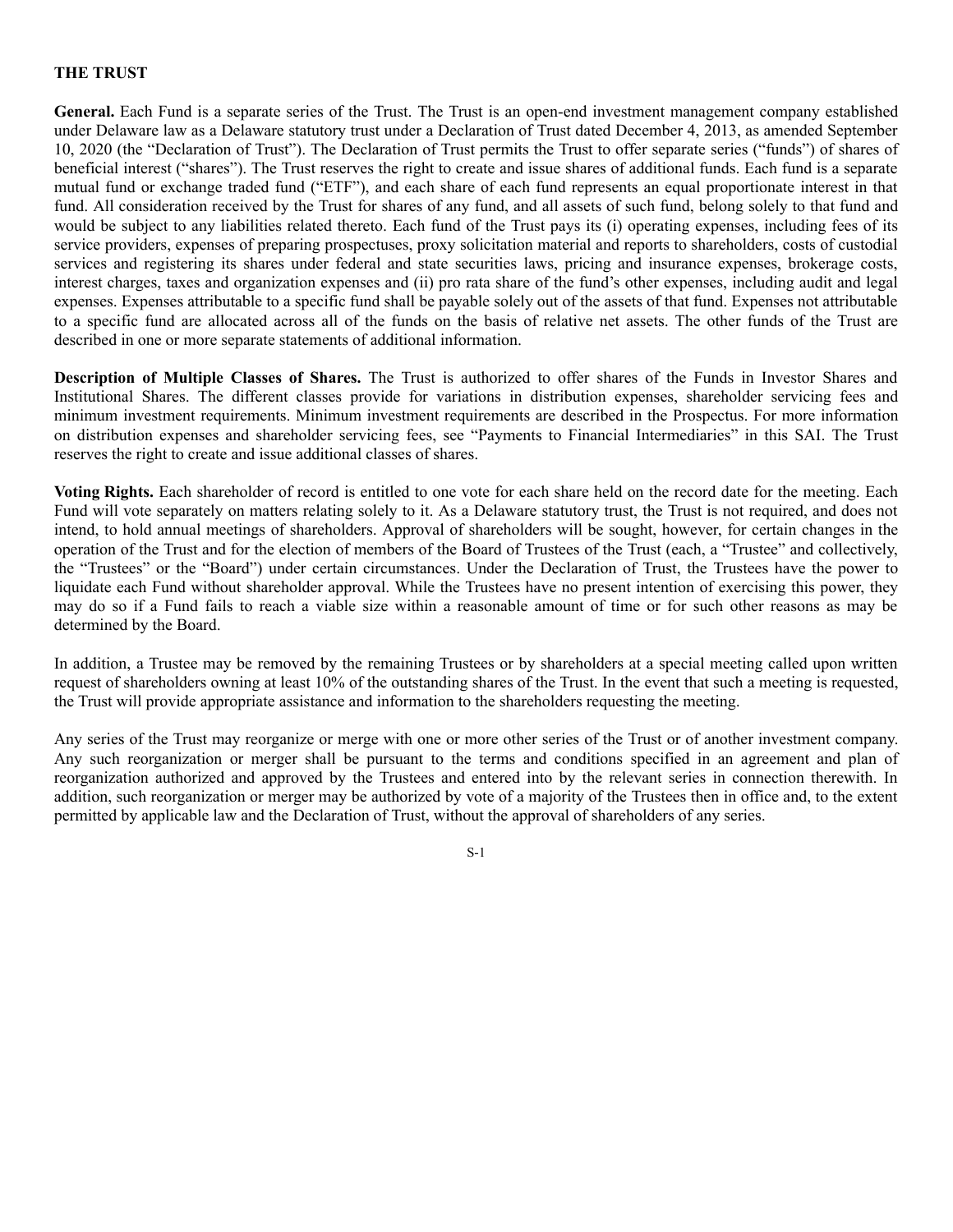## THE TRUST

**General.** Each Fund is a separate series of the Trust. The Trust is an open-end investment management company established under Delaware law as a Delaware statutory trust under a Declaration of Trust dated December 4, 2013, as amended September 10, 2020 (the "Declaration of Trust"). The Declaration of Trust permits the Trust to offer separate series ("funds") of shares of beneficial interest ("shares"). The Trust reserves the right to create and issue shares of additional funds. Each fund is a separate mutual fund or exchange traded fund ("ETF"), and each share of each fund represents an equal proportionate interest in that fund. All consideration received by the Trust for shares of any fund, and all assets of such fund, belong solely to that fund and would be subject to any liabilities related thereto. Each fund of the Trust pays its (i) operating expenses, including fees of its service providers, expenses of preparing prospectuses, proxy solicitation material and reports to shareholders, costs of custodial services and registering its shares under federal and state securities laws, pricing and insurance expenses, brokerage costs, interest charges, taxes and organization expenses and (ii) pro rata share of the fund's other expenses, including audit and legal expenses. Expenses attributable to a specific fund shall be payable solely out of the assets of that fund. Expenses not attributable to a specific fund are allocated across all of the funds on the basis of relative net assets. The other funds of the Trust are described in one or more separate statements of additional information.

**Description of Multiple Classes of Shares.** The Trust is authorized to offer shares of the Funds in Investor Shares and Institutional Shares. The different classes provide for variations in distribution expenses, shareholder servicing fees and minimum investment requirements. Minimum investment requirements are described in the Prospectus. For more information on distribution expenses and shareholder servicing fees, see "Payments to Financial Intermediaries" in this SAI. The Trust reserves the right to create and issue additional classes of shares.

**Voting Rights.** Each shareholder of record is entitled to one vote for each share held on the record date for the meeting. Each Fund will vote separately on matters relating solely to it. As a Delaware statutory trust, the Trust is not required, and does not intend, to hold annual meetings of shareholders. Approval of shareholders will be sought, however, for certain changes in the operation of the Trust and for the election of members of the Board of Trustees of the Trust (each, a "Trustee" and collectively, the "Trustees" or the "Board") under certain circumstances. Under the Declaration of Trust, the Trustees have the power to liquidate each Fund without shareholder approval. While the Trustees have no present intention of exercising this power, they may do so if a Fund fails to reach a viable size within a reasonable amount of time or for such other reasons as may be determined by the Board.

In addition, a Trustee may be removed by the remaining Trustees or by shareholders at a special meeting called upon written request of shareholders owning at least 10% of the outstanding shares of the Trust. In the event that such a meeting is requested, the Trust will provide appropriate assistance and information to the shareholders requesting the meeting.

Any series of the Trust may reorganize or merge with one or more other series of the Trust or of another investment company. Any such reorganization or merger shall be pursuant to the terms and conditions specified in an agreement and plan of reorganization authorized and approved by the Trustees and entered into by the relevant series in connection therewith. In addition, such reorganization or merger may be authorized by vote of a majority of the Trustees then in office and, to the extent permitted by applicable law and the Declaration of Trust, without the approval of shareholders of any series.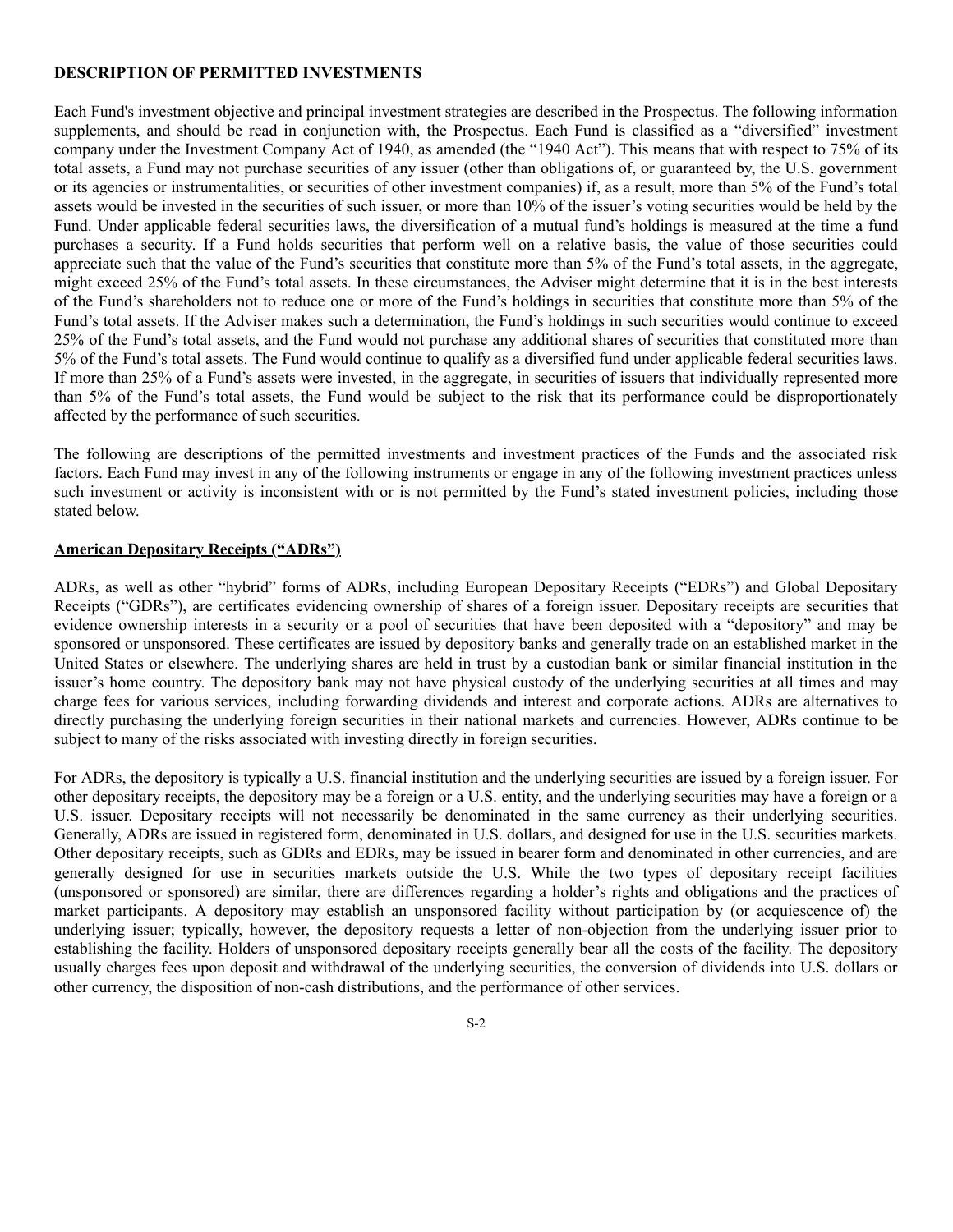**DESCRIPTION OF PERMITTED INVESTMENTS**

Each Fund's investment objective and principal investment strategies are described in the Prospectus. The following information supplements, and should be read in conjunction with, the Prospectus. Each Fund is classified as a "diversified" investment company under the Investment Company Act of 1940, as amended (the "1940 Act"). This means that with respect to 75% of its total assets, a Fund may not purchase securities of any issuer (other than obligations of, or guaranteed by, the U.S. government or its agencies or instrumentalities, or securities of other investment companies) if, as a result, more than 5% of the Fund's total assets would be invested in the securities of such issuer, or more than 10% of the issuer's voting securities would be held by the Fund. Under applicable federal securities laws, the diversification of a mutual fund's holdings is measured at the time a fund purchases a security. If a Fund holds securities that perform well on a relative basis, the value of those securities could appreciate such that the value of the Fund's securities that constitute more than 5% of the Fund's total assets, in the aggregate, might exceed 25% of the Fund's total assets. In these circumstances, the Adviser might determine that it is in the best interests of the Fund's shareholders not to reduce one or more of the Fund's holdings in securities that constitute more than 5% of the Fund's total assets. If the Adviser makes such a determination, the Fund's holdings in such securities would continue to exceed 25% of the Fund's total assets, and the Fund would not purchase any additional shares of securities that constituted more than 5% of the Fund's total assets. The Fund would continue to qualify as a diversified fund under applicable federal securities laws. If more than 25% of a Fund's assets were invested, in the aggregate, in securities of issuers that individually represented more than 5% of the Fund's total assets, the Fund would be subject to the risk that its performance could be disproportionately affected by the performance of such securities.

The following are descriptions of the permitted investments and investment practices of the Funds and the associated risk factors. Each Fund may invest in any of the following instruments or engage in any of the following investment practices unless such investment or activity is inconsistent with or is not permitted by the Fund's stated investment policies, including those stated below.

**American Depositary Receipts ("ADRs")**

ADRs, as well as other "hybrid" forms of ADRs, including European Depositary Receipts ("EDRs") and Global Depositary Receipts ("GDRs"), are certificates evidencing ownership of shares of a foreign issuer. Depositary receipts are securities that evidence ownership interests in a security or a pool of securities that have been deposited with a "depository" and may be sponsored or unsponsored. These certificates are issued by depository banks and generally trade on an established market in the United States or elsewhere. The underlying shares are held in trust by a custodian bank or similar financial institution in the issuer's home country. The depository bank may not have physical custody of the underlying securities at all times and may charge fees for various services, including forwarding dividends and interest and corporate actions. ADRs are alternatives to directly purchasing the underlying foreign securities in their national markets and currencies. However, ADRs continue to be subject to many of the risks associated with investing directly in foreign securities.

For ADRs, the depository is typically a U.S. financial institution and the underlying securities are issued by a foreign issuer. For other depositary receipts, the depository may be a foreign or a U.S. entity, and the underlying securities may have a foreign or a U.S. issuer. Depositary receipts will not necessarily be denominated in the same currency as their underlying securities. Generally, ADRs are issued in registered form, denominated in U.S. dollars, and designed for use in the U.S. securities markets. Other depositary receipts, such as GDRs and EDRs, may be issued in bearer form and denominated in other currencies, and are generally designed for use in securities markets outside the U.S. While the two types of depositary receipt facilities (unsponsored or sponsored) are similar, there are differences regarding a holder's rights and obligations and the practices of market participants. A depository may establish an unsponsored facility without participation by (or acquiescence of) the underlying issuer; typically, however, the depository requests a letter of non-objection from the underlying issuer prior to establishing the facility. Holders of unsponsored depositary receipts generally bear all the costs of the facility. The depository usually charges fees upon deposit and withdrawal of the underlying securities, the conversion of dividends into U.S. dollars or other currency, the disposition of non-cash distributions, and the performance of other services.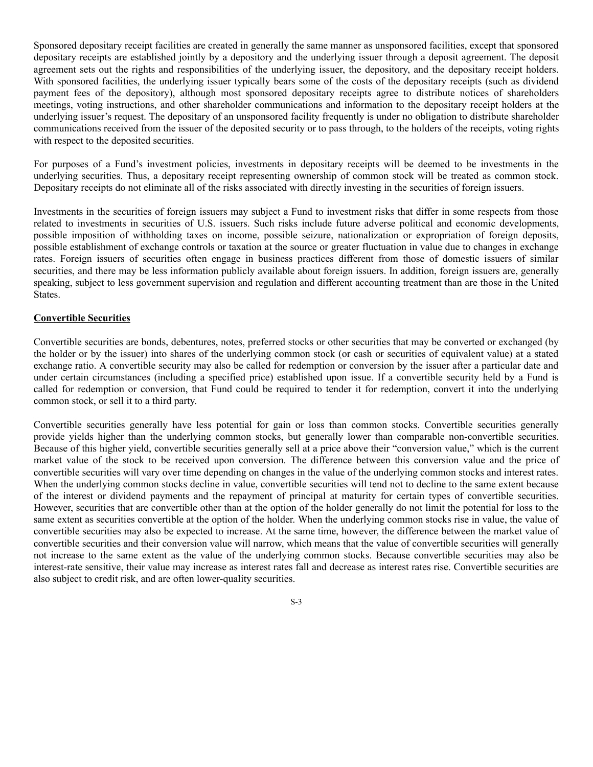Sponsored depositary receipt facilities are created in generally the same manner as unsponsored facilities, except that sponsored depositary receipts are established jointly by a depository and the underlying issuer through a deposit agreement. The deposit agreement sets out the rights and responsibilities of the underlying issuer, the depository, and the depositary receipt holders. With sponsored facilities, the underlying issuer typically bears some of the costs of the depositary receipts (such as dividend payment fees of the depository), although most sponsored depositary receipts agree to distribute notices of shareholders meetings, voting instructions, and other shareholder communications and information to the depositary receipt holders at the underlying issuer's request. The depositary of an unsponsored facility frequently is under no obligation to distribute shareholder communications received from the issuer of the deposited security or to pass through, to the holders of the receipts, voting rights with respect to the deposited securities.

For purposes of a Fund's investment policies, investments in depositary receipts will be deemed to be investments in the underlying securities. Thus, a depositary receipt representing ownership of common stock will be treated as common stock. Depositary receipts do not eliminate all of the risks associated with directly investing in the securities of foreign issuers.

Investments in the securities of foreign issuers may subject a Fund to investment risks that differ in some respects from those related to investments in securities of U.S. issuers. Such risks include future adverse political and economic developments, possible imposition of withholding taxes on income, possible seizure, nationalization or expropriation of foreign deposits, possible establishment of exchange controls or taxation at the source or greater fluctuation in value due to changes in exchange rates. Foreign issuers of securities often engage in business practices different from those of domestic issuers of similar securities, and there may be less information publicly available about foreign issuers. In addition, foreign issuers are, generally speaking, subject to less government supervision and regulation and different accounting treatment than are those in the United States.

**Convertible Securities**

Convertible securities are bonds, debentures, notes, preferred stocks or other securities that may be converted or exchanged (by the holder or by the issuer) into shares of the underlying common stock (or cash or securities of equivalent value) at a stated exchange ratio. A convertible security may also be called for redemption or conversion by the issuer after a particular date and under certain circumstances (including a specified price) established upon issue. If a convertible security held by a Fund is called for redemption or conversion, that Fund could be required to tender it for redemption, convert it into the underlying common stock, or sell it to a third party.

Convertible securities generally have less potential for gain or loss than common stocks. Convertible securities generally provide yields higher than the underlying common stocks, but generally lower than comparable non-convertible securities. Because of this higher yield, convertible securities generally sell at a price above their "conversion value," which is the current market value of the stock to be received upon conversion. The difference between this conversion value and the price of convertible securities will vary over time depending on changes in the value of the underlying common stocks and interest rates. When the underlying common stocks decline in value, convertible securities will tend not to decline to the same extent because of the interest or dividend payments and the repayment of principal at maturity for certain types of convertible securities. However, securities that are convertible other than at the option of the holder generally do not limit the potential for loss to the same extent as securities convertible at the option of the holder. When the underlying common stocks rise in value, the value of convertible securities may also be expected to increase. At the same time, however, the difference between the market value of convertible securities and their conversion value will narrow, which means that the value of convertible securities will generally not increase to the same extent as the value of the underlying common stocks. Because convertible securities may also be interest-rate sensitive, their value may increase as interest rates fall and decrease as interest rates rise. Convertible securities are also subject to credit risk, and are often lower-quality securities.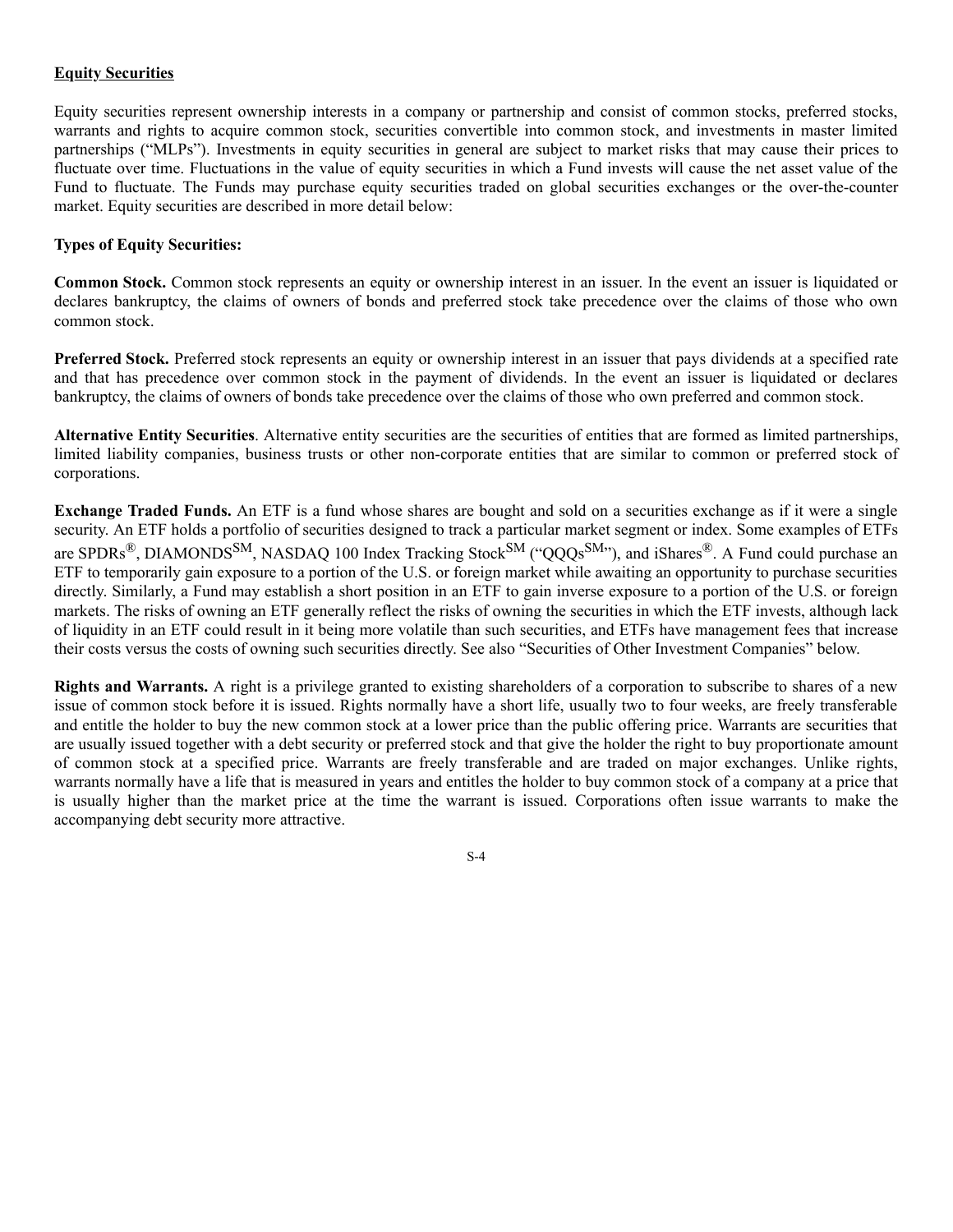**<u>Equity Securities</u>**

Equity securities represent ownership interests in a company or partnership and consist of common stocks, preferred stocks, warrants and rights to acquire common stock, securities convertible into common stock, and investments in master limited partnerships ("MLPs"). Investments in equity securities in general are subject to market risks that may cause their prices to fluctuate over time. Fluctuations in the value of equity securities in which a Fund invests will cause the net asset value of the Fund to fluctuate. The Funds may purchase equity securities traded on global securities exchanges or the over-the-counter market. Equity securities are described in more detail below:

**Types of Equity Securities:**

**Common Stock.** Common stock represents an equity or ownership interest in an issuer. In the event an issuer is liquidated or declares bankruptcy, the claims of owners of bonds and preferred stock take precedence over the claims of those who own common stock.

**Preferred Stock.** Preferred stock represents an equity or ownership interest in an issuer that pays dividends at a specified rate and that has precedence over common stock in the payment of dividends. In the event an issuer is liquidated or declares bankruptcy, the claims of owners of bonds take precedence over the claims of those who own preferred and common stock.

**Alternative Entity Securities**. Alternative entity securities are the securities of entities that are formed as limited partnerships, limited liability companies, business trusts or other non-corporate entities that are similar to common or preferred stock of corporations.

**Exchange Traded Funds.** An ETF is a fund whose shares are bought and sold on a securities exchange as if it were a single security. An ETF holds a portfolio of securities designed to track a particular market segment or index. Some examples of ETFs are SPDRs®, DIAMONDS℠, NASDAQ 100 Index Tracking Stock℠ ("QQQs℠"), and iShares®. A Fund could purchase an ETF to temporarily gain exposure to a portion of the U.S. or foreign market while awaiting an opportunity to purchase securities directly. Similarly, a Fund may establish a short position in an ETF to gain inverse exposure to a portion of the U.S. or foreign markets. The risks of owning an ETF generally reflect the risks of owning the securities in which the ETF invests, although lack of liquidity in an ETF could result in it being more volatile than such securities, and ETFs have management fees that increase their costs versus the costs of owning such securities directly. See also "Securities of Other Investment Companies" below.

**Rights and Warrants.** A right is a privilege granted to existing shareholders of a corporation to subscribe to shares of a new issue of common stock before it is issued. Rights normally have a short life, usually two to four weeks, are freely transferable and entitle the holder to buy the new common stock at a lower price than the public offering price. Warrants are securities that are usually issued together with a debt security or preferred stock and that give the holder the right to buy proportionate amount of common stock at a specified price. Warrants are freely transferable and are traded on major exchanges. Unlike rights, warrants normally have a life that is measured in years and entitles the holder to buy common stock of a company at a price that is usually higher than the market price at the time the warrant is issued. Corporations often issue warrants to make the accompanying debt security more attractive.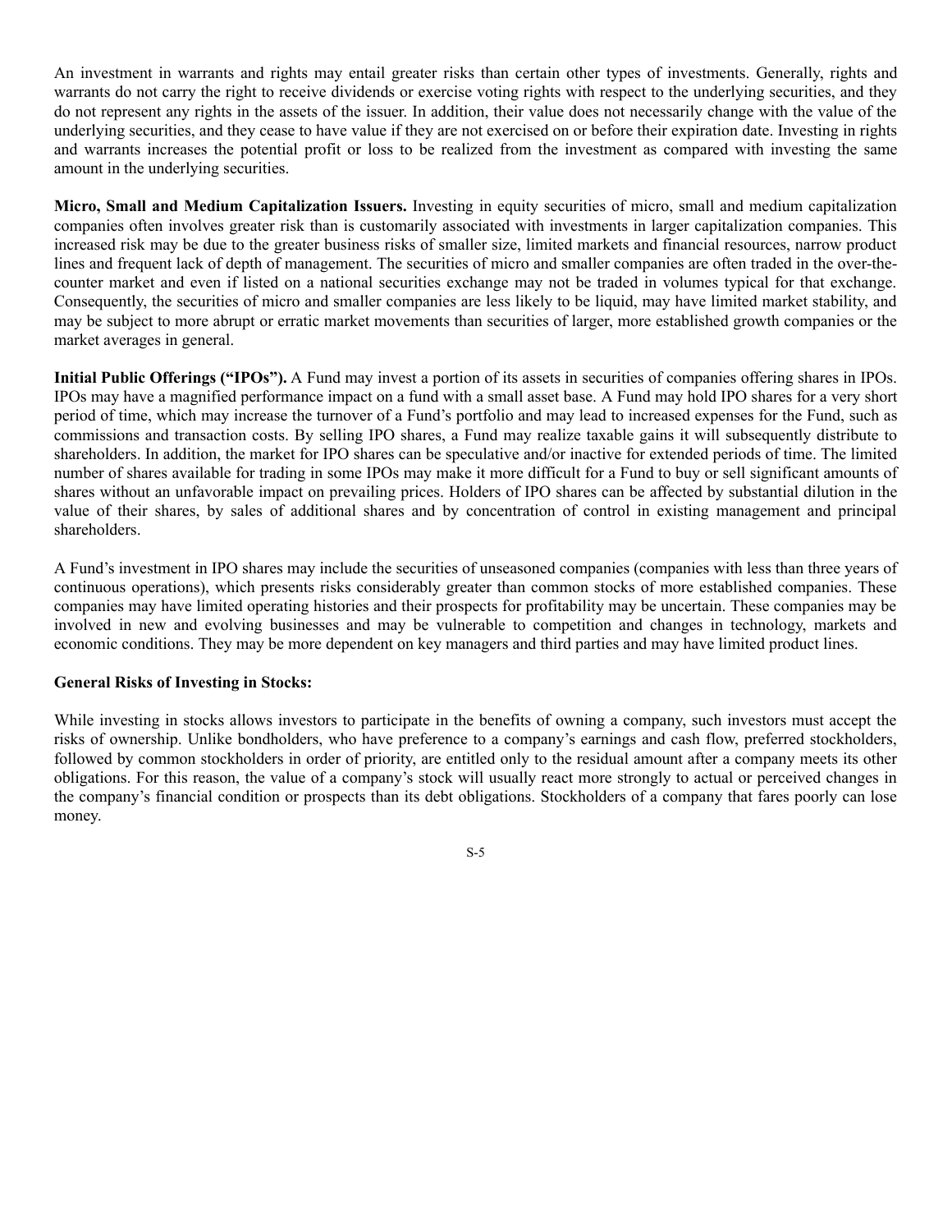An investment in warrants and rights may entail greater risks than certain other types of investments. Generally, rights and warrants do not carry the right to receive dividends or exercise voting rights with respect to the underlying securities, and they do not represent any rights in the assets of the issuer. In addition, their value does not necessarily change with the value of the underlying securities, and they cease to have value if they are not exercised on or before their expiration date. Investing in rights and warrants increases the potential profit or loss to be realized from the investment as compared with investing the same amount in the underlying securities.

**Micro, Small and Medium Capitalization Issuers.** Investing in equity securities of micro, small and medium capitalization companies often involves greater risk than is customarily associated with investments in larger capitalization companies. This increased risk may be due to the greater business risks of smaller size, limited markets and financial resources, narrow product lines and frequent lack of depth of management. The securities of micro and smaller companies are often traded in the over-the-counter market and even if listed on a national securities exchange may not be traded in volumes typical for that exchange. Consequently, the securities of micro and smaller companies are less likely to be liquid, may have limited market stability, and may be subject to more abrupt or erratic market movements than securities of larger, more established growth companies or the market averages in general.

**Initial Public Offerings ("IPOs").** A Fund may invest a portion of its assets in securities of companies offering shares in IPOs. IPOs may have a magnified performance impact on a fund with a small asset base. A Fund may hold IPO shares for a very short period of time, which may increase the turnover of a Fund's portfolio and may lead to increased expenses for the Fund, such as commissions and transaction costs. By selling IPO shares, a Fund may realize taxable gains it will subsequently distribute to shareholders. In addition, the market for IPO shares can be speculative and/or inactive for extended periods of time. The limited number of shares available for trading in some IPOs may make it more difficult for a Fund to buy or sell significant amounts of shares without an unfavorable impact on prevailing prices. Holders of IPO shares can be affected by substantial dilution in the value of their shares, by sales of additional shares and by concentration of control in existing management and principal shareholders.

A Fund's investment in IPO shares may include the securities of unseasoned companies (companies with less than three years of continuous operations), which presents risks considerably greater than common stocks of more established companies. These companies may have limited operating histories and their prospects for profitability may be uncertain. These companies may be involved in new and evolving businesses and may be vulnerable to competition and changes in technology, markets and economic conditions. They may be more dependent on key managers and third parties and may have limited product lines.

**General Risks of Investing in Stocks:**

While investing in stocks allows investors to participate in the benefits of owning a company, such investors must accept the risks of ownership. Unlike bondholders, who have preference to a company's earnings and cash flow, preferred stockholders, followed by common stockholders in order of priority, are entitled only to the residual amount after a company meets its other obligations. For this reason, the value of a company's stock will usually react more strongly to actual or perceived changes in the company's financial condition or prospects than its debt obligations. Stockholders of a company that fares poorly can lose money.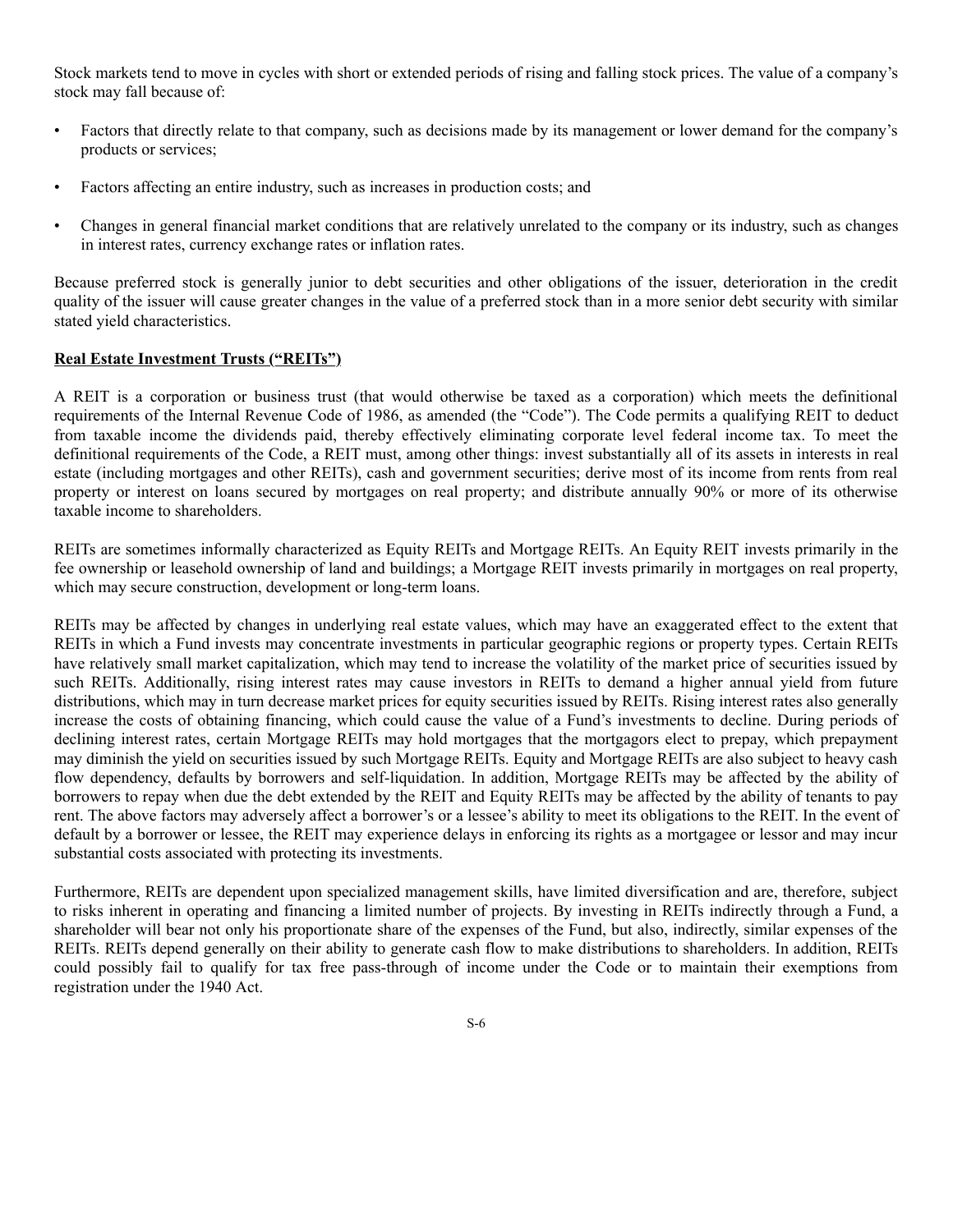Stock markets tend to move in cycles with short or extended periods of rising and falling stock prices. The value of a company's stock may fall because of:

- Factors that directly relate to that company, such as decisions made by its management or lower demand for the company's products or services;
- Factors affecting an entire industry, such as increases in production costs; and
- Changes in general financial market conditions that are relatively unrelated to the company or its industry, such as changes in interest rates, currency exchange rates or inflation rates.

Because preferred stock is generally junior to debt securities and other obligations of the issuer, deterioration in the credit quality of the issuer will cause greater changes in the value of a preferred stock than in a more senior debt security with similar stated yield characteristics.

**Real Estate Investment Trusts ("REITs")**

A REIT is a corporation or business trust (that would otherwise be taxed as a corporation) which meets the definitional requirements of the Internal Revenue Code of 1986, as amended (the "Code"). The Code permits a qualifying REIT to deduct from taxable income the dividends paid, thereby effectively eliminating corporate level federal income tax. To meet the definitional requirements of the Code, a REIT must, among other things: invest substantially all of its assets in interests in real estate (including mortgages and other REITs), cash and government securities; derive most of its income from rents from real property or interest on loans secured by mortgages on real property; and distribute annually 90% or more of its otherwise taxable income to shareholders.

REITs are sometimes informally characterized as Equity REITs and Mortgage REITs. An Equity REIT invests primarily in the fee ownership or leasehold ownership of land and buildings; a Mortgage REIT invests primarily in mortgages on real property, which may secure construction, development or long-term loans.

REITs may be affected by changes in underlying real estate values, which may have an exaggerated effect to the extent that REITs in which a Fund invests may concentrate investments in particular geographic regions or property types. Certain REITs have relatively small market capitalization, which may tend to increase the volatility of the market price of securities issued by such REITs. Additionally, rising interest rates may cause investors in REITs to demand a higher annual yield from future distributions, which may in turn decrease market prices for equity securities issued by REITs. Rising interest rates also generally increase the costs of obtaining financing, which could cause the value of a Fund's investments to decline. During periods of declining interest rates, certain Mortgage REITs may hold mortgages that the mortgagors elect to prepay, which prepayment may diminish the yield on securities issued by such Mortgage REITs. Equity and Mortgage REITs are also subject to heavy cash flow dependency, defaults by borrowers and self-liquidation. In addition, Mortgage REITs may be affected by the ability of borrowers to repay when due the debt extended by the REIT and Equity REITs may be affected by the ability of tenants to pay rent. The above factors may adversely affect a borrower's or a lessee's ability to meet its obligations to the REIT. In the event of default by a borrower or lessee, the REIT may experience delays in enforcing its rights as a mortgagee or lessor and may incur substantial costs associated with protecting its investments.

Furthermore, REITs are dependent upon specialized management skills, have limited diversification and are, therefore, subject to risks inherent in operating and financing a limited number of projects. By investing in REITs indirectly through a Fund, a shareholder will bear not only his proportionate share of the expenses of the Fund, but also, indirectly, similar expenses of the REITs. REITs depend generally on their ability to generate cash flow to make distributions to shareholders. In addition, REITs could possibly fail to qualify for tax free pass-through of income under the Code or to maintain their exemptions from registration under the 1940 Act.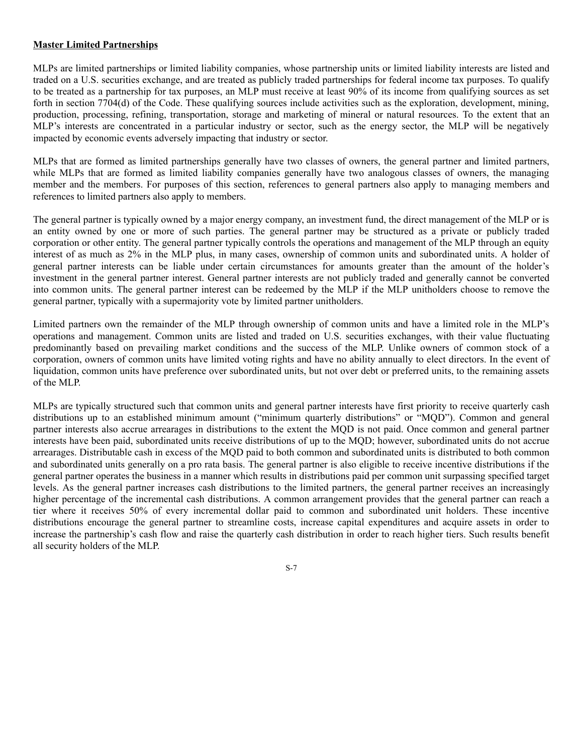**Master Limited Partnerships**

MLPs are limited partnerships or limited liability companies, whose partnership units or limited liability interests are listed and traded on a U.S. securities exchange, and are treated as publicly traded partnerships for federal income tax purposes. To qualify to be treated as a partnership for tax purposes, an MLP must receive at least 90% of its income from qualifying sources as set forth in section 7704(d) of the Code. These qualifying sources include activities such as the exploration, development, mining, production, processing, refining, transportation, storage and marketing of mineral or natural resources. To the extent that an MLP's interests are concentrated in a particular industry or sector, such as the energy sector, the MLP will be negatively impacted by economic events adversely impacting that industry or sector.

MLPs that are formed as limited partnerships generally have two classes of owners, the general partner and limited partners, while MLPs that are formed as limited liability companies generally have two analogous classes of owners, the managing member and the members. For purposes of this section, references to general partners also apply to managing members and references to limited partners also apply to members.

The general partner is typically owned by a major energy company, an investment fund, the direct management of the MLP or is an entity owned by one or more of such parties. The general partner may be structured as a private or publicly traded corporation or other entity. The general partner typically controls the operations and management of the MLP through an equity interest of as much as 2% in the MLP plus, in many cases, ownership of common units and subordinated units. A holder of general partner interests can be liable under certain circumstances for amounts greater than the amount of the holder's investment in the general partner interest. General partner interests are not publicly traded and generally cannot be converted into common units. The general partner interest can be redeemed by the MLP if the MLP unitholders choose to remove the general partner, typically with a supermajority vote by limited partner unitholders.

Limited partners own the remainder of the MLP through ownership of common units and have a limited role in the MLP's operations and management. Common units are listed and traded on U.S. securities exchanges, with their value fluctuating predominantly based on prevailing market conditions and the success of the MLP. Unlike owners of common stock of a corporation, owners of common units have limited voting rights and have no ability annually to elect directors. In the event of liquidation, common units have preference over subordinated units, but not over debt or preferred units, to the remaining assets of the MLP.

MLPs are typically structured such that common units and general partner interests have first priority to receive quarterly cash distributions up to an established minimum amount ("minimum quarterly distributions" or "MQD"). Common and general partner interests also accrue arrearages in distributions to the extent the MQD is not paid. Once common and general partner interests have been paid, subordinated units receive distributions of up to the MQD; however, subordinated units do not accrue arrearages. Distributable cash in excess of the MQD paid to both common and subordinated units is distributed to both common and subordinated units generally on a pro rata basis. The general partner is also eligible to receive incentive distributions if the general partner operates the business in a manner which results in distributions paid per common unit surpassing specified target levels. As the general partner increases cash distributions to the limited partners, the general partner receives an increasingly higher percentage of the incremental cash distributions. A common arrangement provides that the general partner can reach a tier where it receives 50% of every incremental dollar paid to common and subordinated unit holders. These incentive distributions encourage the general partner to streamline costs, increase capital expenditures and acquire assets in order to increase the partnership's cash flow and raise the quarterly cash distribution in order to reach higher tiers. Such results benefit all security holders of the MLP.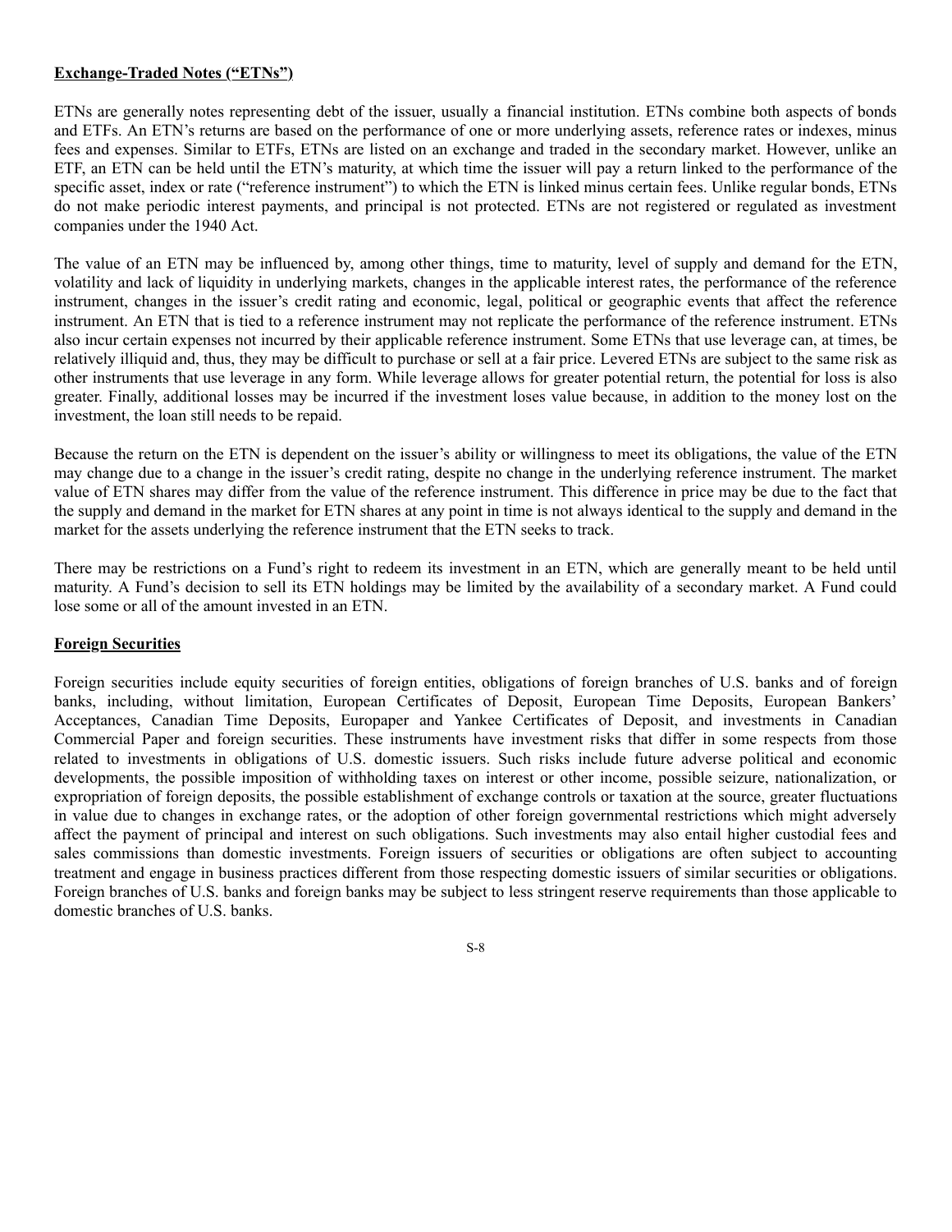**Exchange-Traded Notes (“ETNs”)**

ETNs are generally notes representing debt of the issuer, usually a financial institution. ETNs combine both aspects of bonds and ETFs. An ETN’s returns are based on the performance of one or more underlying assets, reference rates or indexes, minus fees and expenses. Similar to ETFs, ETNs are listed on an exchange and traded in the secondary market. However, unlike an ETF, an ETN can be held until the ETN’s maturity, at which time the issuer will pay a return linked to the performance of the specific asset, index or rate (“reference instrument”) to which the ETN is linked minus certain fees. Unlike regular bonds, ETNs do not make periodic interest payments, and principal is not protected. ETNs are not registered or regulated as investment companies under the 1940 Act.

The value of an ETN may be influenced by, among other things, time to maturity, level of supply and demand for the ETN, volatility and lack of liquidity in underlying markets, changes in the applicable interest rates, the performance of the reference instrument, changes in the issuer’s credit rating and economic, legal, political or geographic events that affect the reference instrument. An ETN that is tied to a reference instrument may not replicate the performance of the reference instrument. ETNs also incur certain expenses not incurred by their applicable reference instrument. Some ETNs that use leverage can, at times, be relatively illiquid and, thus, they may be difficult to purchase or sell at a fair price. Levered ETNs are subject to the same risk as other instruments that use leverage in any form. While leverage allows for greater potential return, the potential for loss is also greater. Finally, additional losses may be incurred if the investment loses value because, in addition to the money lost on the investment, the loan still needs to be repaid.

Because the return on the ETN is dependent on the issuer’s ability or willingness to meet its obligations, the value of the ETN may change due to a change in the issuer’s credit rating, despite no change in the underlying reference instrument. The market value of ETN shares may differ from the value of the reference instrument. This difference in price may be due to the fact that the supply and demand in the market for ETN shares at any point in time is not always identical to the supply and demand in the market for the assets underlying the reference instrument that the ETN seeks to track.

There may be restrictions on a Fund’s right to redeem its investment in an ETN, which are generally meant to be held until maturity. A Fund’s decision to sell its ETN holdings may be limited by the availability of a secondary market. A Fund could lose some or all of the amount invested in an ETN.

**Foreign Securities**

Foreign securities include equity securities of foreign entities, obligations of foreign branches of U.S. banks and of foreign banks, including, without limitation, European Certificates of Deposit, European Time Deposits, European Bankers’ Acceptances, Canadian Time Deposits, Europaper and Yankee Certificates of Deposit, and investments in Canadian Commercial Paper and foreign securities. These instruments have investment risks that differ in some respects from those related to investments in obligations of U.S. domestic issuers. Such risks include future adverse political and economic developments, the possible imposition of withholding taxes on interest or other income, possible seizure, nationalization, or expropriation of foreign deposits, the possible establishment of exchange controls or taxation at the source, greater fluctuations in value due to changes in exchange rates, or the adoption of other foreign governmental restrictions which might adversely affect the payment of principal and interest on such obligations. Such investments may also entail higher custodial fees and sales commissions than domestic investments. Foreign issuers of securities or obligations are often subject to accounting treatment and engage in business practices different from those respecting domestic issuers of similar securities or obligations. Foreign branches of U.S. banks and foreign banks may be subject to less stringent reserve requirements than those applicable to domestic branches of U.S. banks.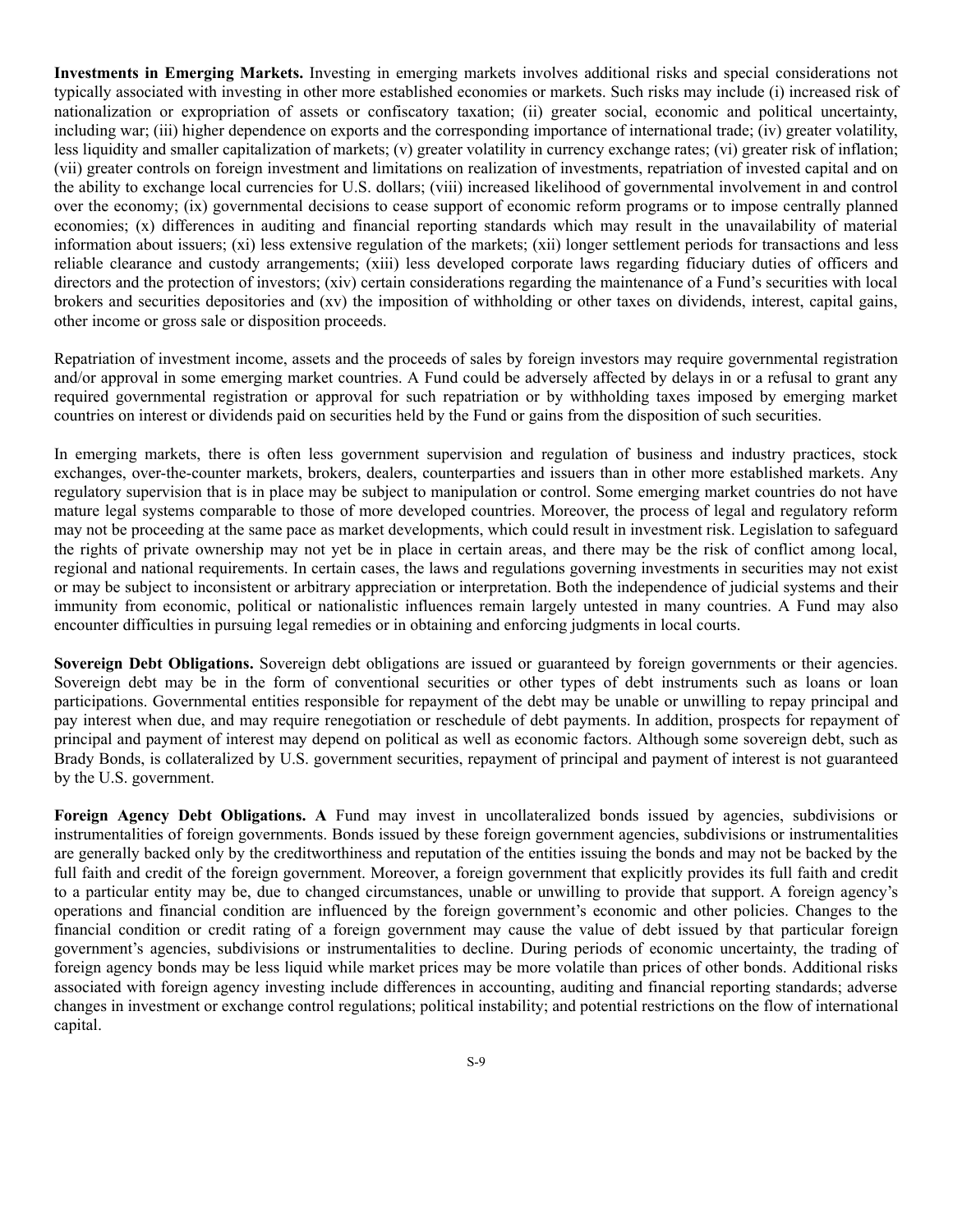**Investments in Emerging Markets.** Investing in emerging markets involves additional risks and special considerations not typically associated with investing in other more established economies or markets. Such risks may include (i) increased risk of nationalization or expropriation of assets or confiscatory taxation; (ii) greater social, economic and political uncertainty, including war; (iii) higher dependence on exports and the corresponding importance of international trade; (iv) greater volatility, less liquidity and smaller capitalization of markets; (v) greater volatility in currency exchange rates; (vi) greater risk of inflation; (vii) greater controls on foreign investment and limitations on realization of investments, repatriation of invested capital and on the ability to exchange local currencies for U.S. dollars; (viii) increased likelihood of governmental involvement in and control over the economy; (ix) governmental decisions to cease support of economic reform programs or to impose centrally planned economies; (x) differences in auditing and financial reporting standards which may result in the unavailability of material information about issuers; (xi) less extensive regulation of the markets; (xii) longer settlement periods for transactions and less reliable clearance and custody arrangements; (xiii) less developed corporate laws regarding fiduciary duties of officers and directors and the protection of investors; (xiv) certain considerations regarding the maintenance of a Fund's securities with local brokers and securities depositories and (xv) the imposition of withholding or other taxes on dividends, interest, capital gains, other income or gross sale or disposition proceeds.

Repatriation of investment income, assets and the proceeds of sales by foreign investors may require governmental registration and/or approval in some emerging market countries. A Fund could be adversely affected by delays in or a refusal to grant any required governmental registration or approval for such repatriation or by withholding taxes imposed by emerging market countries on interest or dividends paid on securities held by the Fund or gains from the disposition of such securities.

In emerging markets, there is often less government supervision and regulation of business and industry practices, stock exchanges, over-the-counter markets, brokers, dealers, counterparties and issuers than in other more established markets. Any regulatory supervision that is in place may be subject to manipulation or control. Some emerging market countries do not have mature legal systems comparable to those of more developed countries. Moreover, the process of legal and regulatory reform may not be proceeding at the same pace as market developments, which could result in investment risk. Legislation to safeguard the rights of private ownership may not yet be in place in certain areas, and there may be the risk of conflict among local, regional and national requirements. In certain cases, the laws and regulations governing investments in securities may not exist or may be subject to inconsistent or arbitrary appreciation or interpretation. Both the independence of judicial systems and their immunity from economic, political or nationalistic influences remain largely untested in many countries. A Fund may also encounter difficulties in pursuing legal remedies or in obtaining and enforcing judgments in local courts.

**Sovereign Debt Obligations.** Sovereign debt obligations are issued or guaranteed by foreign governments or their agencies. Sovereign debt may be in the form of conventional securities or other types of debt instruments such as loans or loan participations. Governmental entities responsible for repayment of the debt may be unable or unwilling to repay principal and pay interest when due, and may require renegotiation or reschedule of debt payments. In addition, prospects for repayment of principal and payment of interest may depend on political as well as economic factors. Although some sovereign debt, such as Brady Bonds, is collateralized by U.S. government securities, repayment of principal and payment of interest is not guaranteed by the U.S. government.

**Foreign Agency Debt Obligations. A** Fund may invest in uncollateralized bonds issued by agencies, subdivisions or instrumentalities of foreign governments. Bonds issued by these foreign government agencies, subdivisions or instrumentalities are generally backed only by the creditworthiness and reputation of the entities issuing the bonds and may not be backed by the full faith and credit of the foreign government. Moreover, a foreign government that explicitly provides its full faith and credit to a particular entity may be, due to changed circumstances, unable or unwilling to provide that support. A foreign agency's operations and financial condition are influenced by the foreign government's economic and other policies. Changes to the financial condition or credit rating of a foreign government may cause the value of debt issued by that particular foreign government's agencies, subdivisions or instrumentalities to decline. During periods of economic uncertainty, the trading of foreign agency bonds may be less liquid while market prices may be more volatile than prices of other bonds. Additional risks associated with foreign agency investing include differences in accounting, auditing and financial reporting standards; adverse changes in investment or exchange control regulations; political instability; and potential restrictions on the flow of international capital.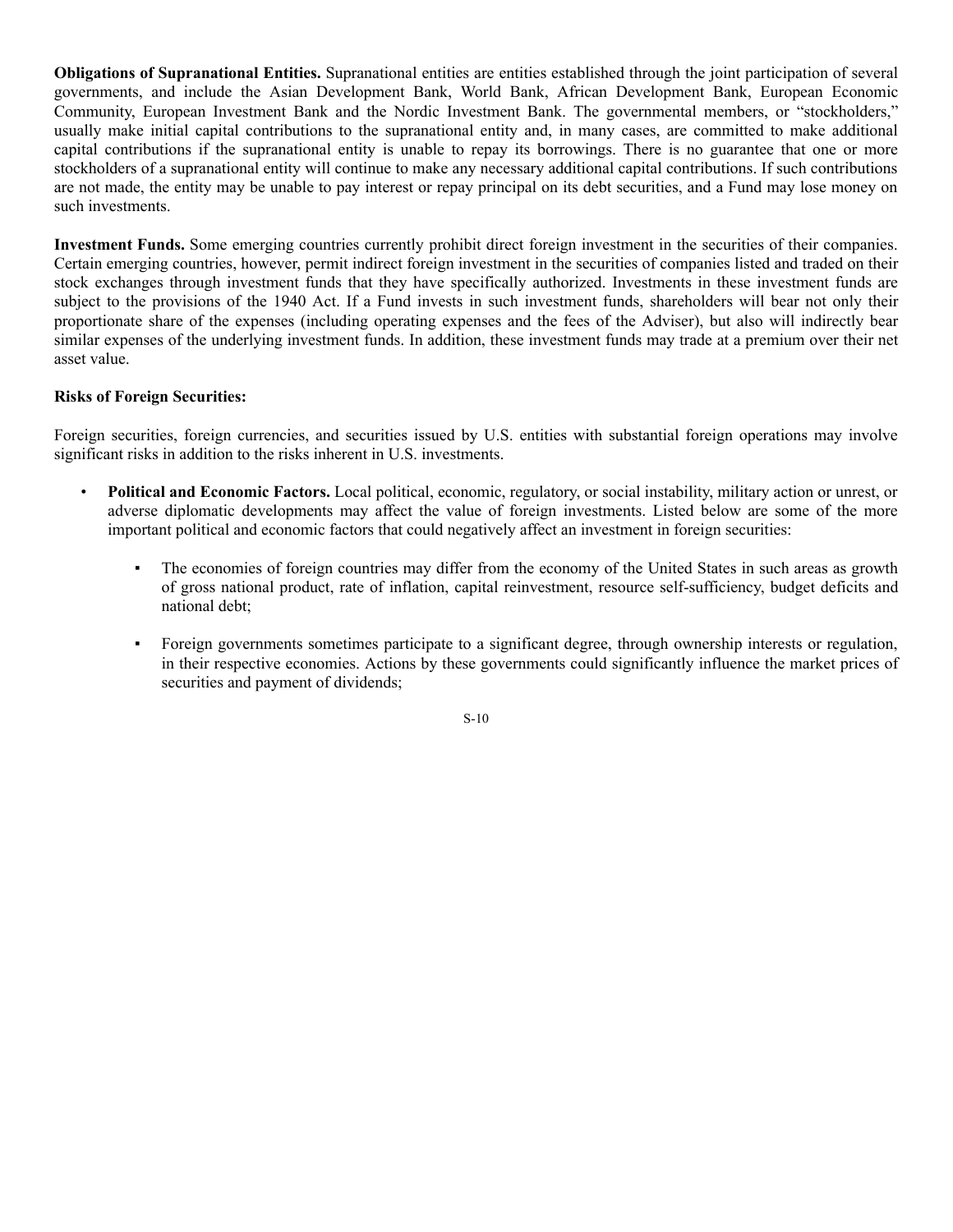**Obligations of Supranational Entities.** Supranational entities are entities established through the joint participation of several governments, and include the Asian Development Bank, World Bank, African Development Bank, European Economic Community, European Investment Bank and the Nordic Investment Bank. The governmental members, or "stockholders," usually make initial capital contributions to the supranational entity and, in many cases, are committed to make additional capital contributions if the supranational entity is unable to repay its borrowings. There is no guarantee that one or more stockholders of a supranational entity will continue to make any necessary additional capital contributions. If such contributions are not made, the entity may be unable to pay interest or repay principal on its debt securities, and a Fund may lose money on such investments.

**Investment Funds.** Some emerging countries currently prohibit direct foreign investment in the securities of their companies. Certain emerging countries, however, permit indirect foreign investment in the securities of companies listed and traded on their stock exchanges through investment funds that they have specifically authorized. Investments in these investment funds are subject to the provisions of the 1940 Act. If a Fund invests in such investment funds, shareholders will bear not only their proportionate share of the expenses (including operating expenses and the fees of the Adviser), but also will indirectly bear similar expenses of the underlying investment funds. In addition, these investment funds may trade at a premium over their net asset value.

**Risks of Foreign Securities:**

Foreign securities, foreign currencies, and securities issued by U.S. entities with substantial foreign operations may involve significant risks in addition to the risks inherent in U.S. investments.

- **Political and Economic Factors.** Local political, economic, regulatory, or social instability, military action or unrest, or adverse diplomatic developments may affect the value of foreign investments. Listed below are some of the more important political and economic factors that could negatively affect an investment in foreign securities:
  - The economies of foreign countries may differ from the economy of the United States in such areas as growth of gross national product, rate of inflation, capital reinvestment, resource self-sufficiency, budget deficits and national debt;
  - Foreign governments sometimes participate to a significant degree, through ownership interests or regulation, in their respective economies. Actions by these governments could significantly influence the market prices of securities and payment of dividends;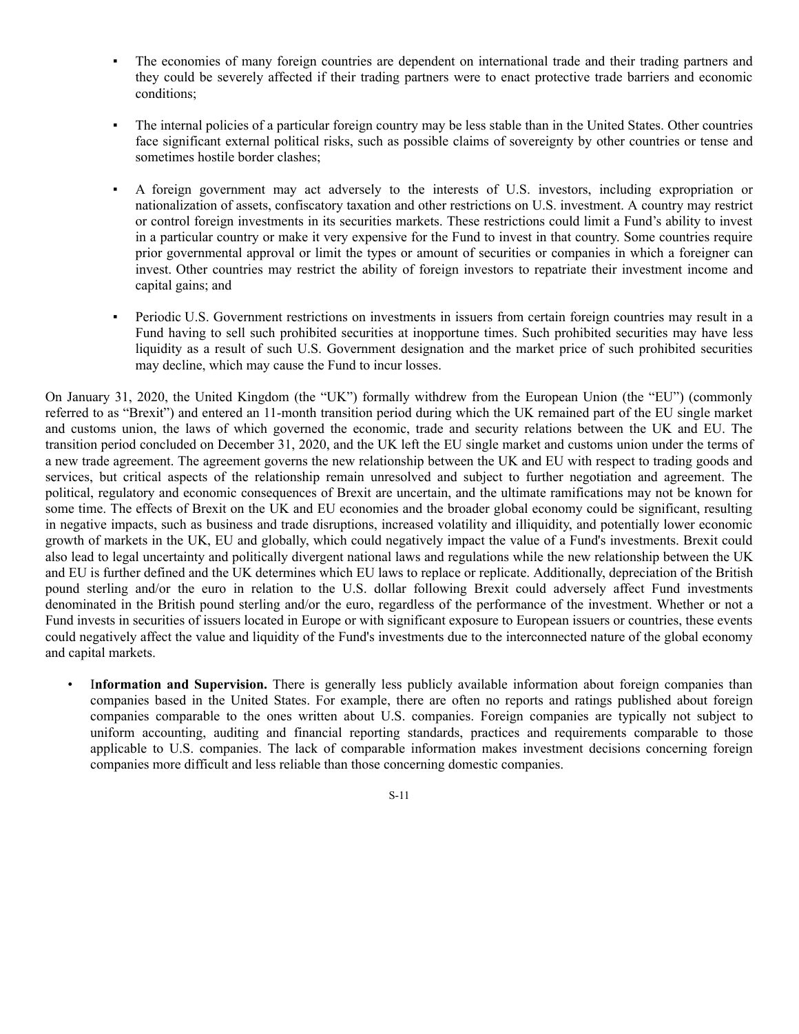- The economies of many foreign countries are dependent on international trade and their trading partners and they could be severely affected if their trading partners were to enact protective trade barriers and economic conditions;

- The internal policies of a particular foreign country may be less stable than in the United States. Other countries face significant external political risks, such as possible claims of sovereignty by other countries or tense and sometimes hostile border clashes;

- A foreign government may act adversely to the interests of U.S. investors, including expropriation or nationalization of assets, confiscatory taxation and other restrictions on U.S. investment. A country may restrict or control foreign investments in its securities markets. These restrictions could limit a Fund's ability to invest in a particular country or make it very expensive for the Fund to invest in that country. Some countries require prior governmental approval or limit the types or amount of securities or companies in which a foreigner can invest. Other countries may restrict the ability of foreign investors to repatriate their investment income and capital gains; and

- Periodic U.S. Government restrictions on investments in issuers from certain foreign countries may result in a Fund having to sell such prohibited securities at inopportune times. Such prohibited securities may have less liquidity as a result of such U.S. Government designation and the market price of such prohibited securities may decline, which may cause the Fund to incur losses.

On January 31, 2020, the United Kingdom (the "UK") formally withdrew from the European Union (the "EU") (commonly referred to as "Brexit") and entered an 11-month transition period during which the UK remained part of the EU single market and customs union, the laws of which governed the economic, trade and security relations between the UK and EU. The transition period concluded on December 31, 2020, and the UK left the EU single market and customs union under the terms of a new trade agreement. The agreement governs the new relationship between the UK and EU with respect to trading goods and services, but critical aspects of the relationship remain unresolved and subject to further negotiation and agreement. The political, regulatory and economic consequences of Brexit are uncertain, and the ultimate ramifications may not be known for some time. The effects of Brexit on the UK and EU economies and the broader global economy could be significant, resulting in negative impacts, such as business and trade disruptions, increased volatility and illiquidity, and potentially lower economic growth of markets in the UK, EU and globally, which could negatively impact the value of a Fund's investments. Brexit could also lead to legal uncertainty and politically divergent national laws and regulations while the new relationship between the UK and EU is further defined and the UK determines which EU laws to replace or replicate. Additionally, depreciation of the British pound sterling and/or the euro in relation to the U.S. dollar following Brexit could adversely affect Fund investments denominated in the British pound sterling and/or the euro, regardless of the performance of the investment. Whether or not a Fund invests in securities of issuers located in Europe or with significant exposure to European issuers or countries, these events could negatively affect the value and liquidity of the Fund's investments due to the interconnected nature of the global economy and capital markets.

- **Information and Supervision.** There is generally less publicly available information about foreign companies than companies based in the United States. For example, there are often no reports and ratings published about foreign companies comparable to the ones written about U.S. companies. Foreign companies are typically not subject to uniform accounting, auditing and financial reporting standards, practices and requirements comparable to those applicable to U.S. companies. The lack of comparable information makes investment decisions concerning foreign companies more difficult and less reliable than those concerning domestic companies.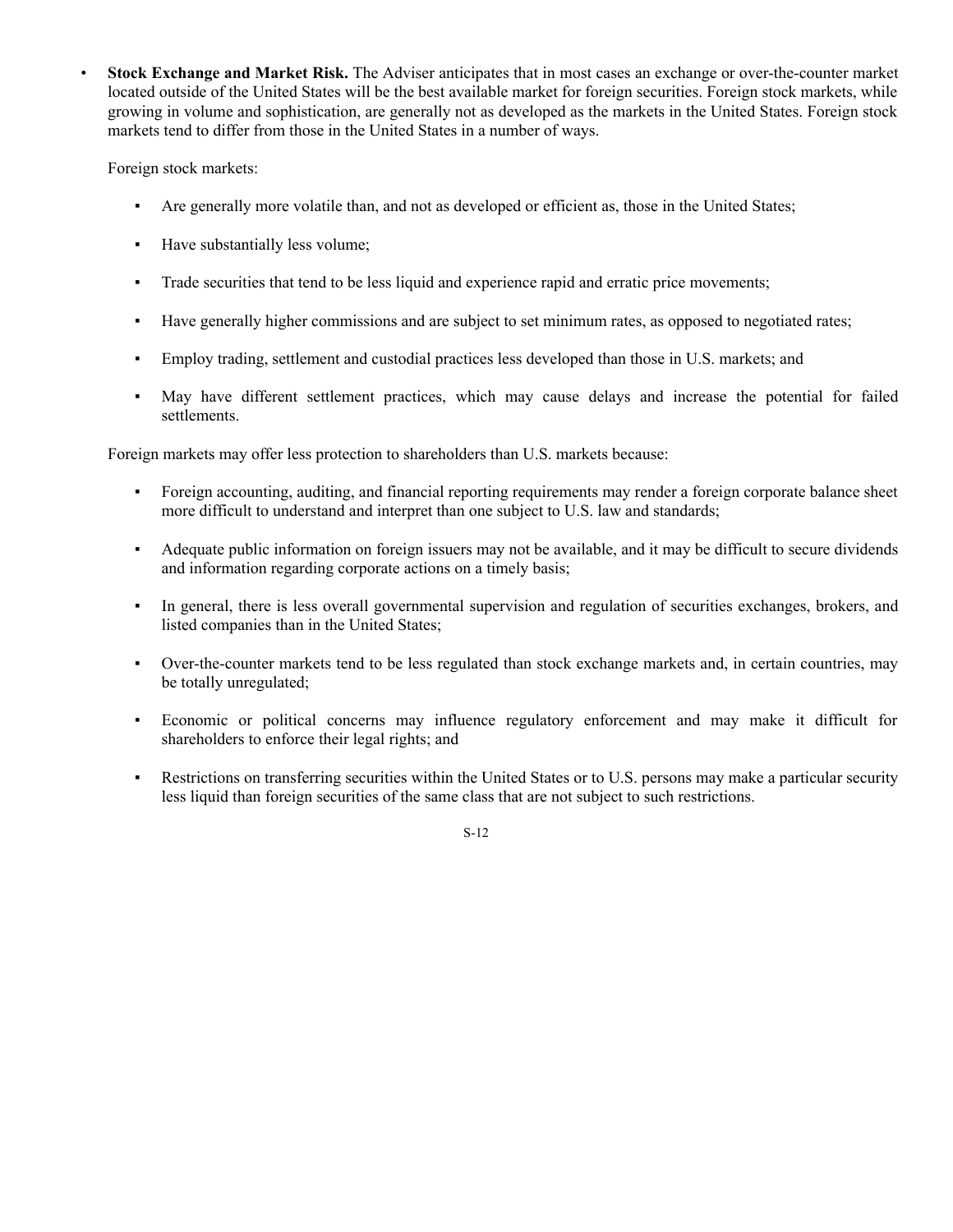- **Stock Exchange and Market Risk.** The Adviser anticipates that in most cases an exchange or over-the-counter market located outside of the United States will be the best available market for foreign securities. Foreign stock markets, while growing in volume and sophistication, are generally not as developed as the markets in the United States. Foreign stock markets tend to differ from those in the United States in a number of ways.

  Foreign stock markets:

  - Are generally more volatile than, and not as developed or efficient as, those in the United States;
  - Have substantially less volume;
  - Trade securities that tend to be less liquid and experience rapid and erratic price movements;
  - Have generally higher commissions and are subject to set minimum rates, as opposed to negotiated rates;
  - Employ trading, settlement and custodial practices less developed than those in U.S. markets; and
  - May have different settlement practices, which may cause delays and increase the potential for failed settlements.

  Foreign markets may offer less protection to shareholders than U.S. markets because:

  - Foreign accounting, auditing, and financial reporting requirements may render a foreign corporate balance sheet more difficult to understand and interpret than one subject to U.S. law and standards;
  - Adequate public information on foreign issuers may not be available, and it may be difficult to secure dividends and information regarding corporate actions on a timely basis;
  - In general, there is less overall governmental supervision and regulation of securities exchanges, brokers, and listed companies than in the United States;
  - Over-the-counter markets tend to be less regulated than stock exchange markets and, in certain countries, may be totally unregulated;
  - Economic or political concerns may influence regulatory enforcement and may make it difficult for shareholders to enforce their legal rights; and
  - Restrictions on transferring securities within the United States or to U.S. persons may make a particular security less liquid than foreign securities of the same class that are not subject to such restrictions.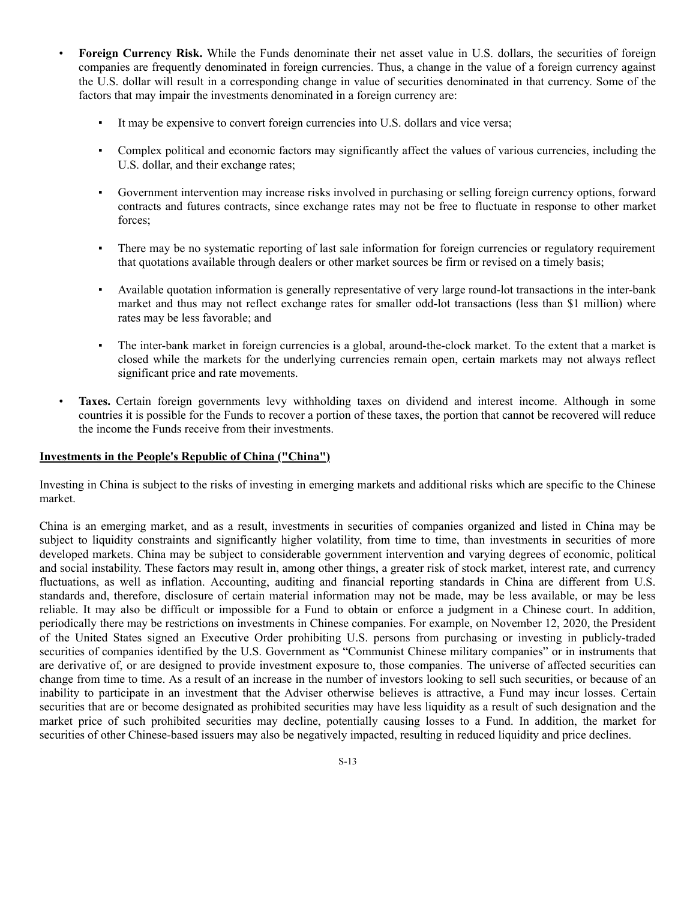- **Foreign Currency Risk.** While the Funds denominate their net asset value in U.S. dollars, the securities of foreign companies are frequently denominated in foreign currencies. Thus, a change in the value of a foreign currency against the U.S. dollar will result in a corresponding change in value of securities denominated in that currency. Some of the factors that may impair the investments denominated in a foreign currency are:
  - It may be expensive to convert foreign currencies into U.S. dollars and vice versa;
  - Complex political and economic factors may significantly affect the values of various currencies, including the U.S. dollar, and their exchange rates;
  - Government intervention may increase risks involved in purchasing or selling foreign currency options, forward contracts and futures contracts, since exchange rates may not be free to fluctuate in response to other market forces;
  - There may be no systematic reporting of last sale information for foreign currencies or regulatory requirement that quotations available through dealers or other market sources be firm or revised on a timely basis;
  - Available quotation information is generally representative of very large round-lot transactions in the inter-bank market and thus may not reflect exchange rates for smaller odd-lot transactions (less than $1 million) where rates may be less favorable; and
  - The inter-bank market in foreign currencies is a global, around-the-clock market. To the extent that a market is closed while the markets for the underlying currencies remain open, certain markets may not always reflect significant price and rate movements.
- **Taxes.** Certain foreign governments levy withholding taxes on dividend and interest income. Although in some countries it is possible for the Funds to recover a portion of these taxes, the portion that cannot be recovered will reduce the income the Funds receive from their investments.

## Investments in the People's Republic of China ("China")

Investing in China is subject to the risks of investing in emerging markets and additional risks which are specific to the Chinese market.

China is an emerging market, and as a result, investments in securities of companies organized and listed in China may be subject to liquidity constraints and significantly higher volatility, from time to time, than investments in securities of more developed markets. China may be subject to considerable government intervention and varying degrees of economic, political and social instability. These factors may result in, among other things, a greater risk of stock market, interest rate, and currency fluctuations, as well as inflation. Accounting, auditing and financial reporting standards in China are different from U.S. standards and, therefore, disclosure of certain material information may not be made, may be less available, or may be less reliable. It may also be difficult or impossible for a Fund to obtain or enforce a judgment in a Chinese court. In addition, periodically there may be restrictions on investments in Chinese companies. For example, on November 12, 2020, the President of the United States signed an Executive Order prohibiting U.S. persons from purchasing or investing in publicly-traded securities of companies identified by the U.S. Government as "Communist Chinese military companies" or in instruments that are derivative of, or are designed to provide investment exposure to, those companies. The universe of affected securities can change from time to time. As a result of an increase in the number of investors looking to sell such securities, or because of an inability to participate in an investment that the Adviser otherwise believes is attractive, a Fund may incur losses. Certain securities that are or become designated as prohibited securities may have less liquidity as a result of such designation and the market price of such prohibited securities may decline, potentially causing losses to a Fund. In addition, the market for securities of other Chinese-based issuers may also be negatively impacted, resulting in reduced liquidity and price declines.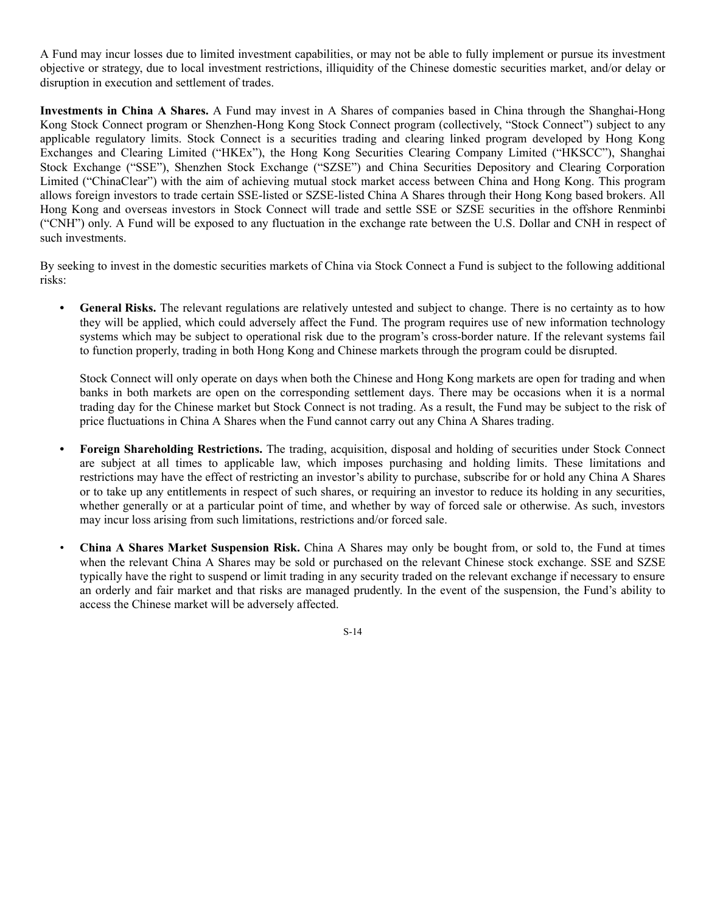A Fund may incur losses due to limited investment capabilities, or may not be able to fully implement or pursue its investment objective or strategy, due to local investment restrictions, illiquidity of the Chinese domestic securities market, and/or delay or disruption in execution and settlement of trades.

**Investments in China A Shares.** A Fund may invest in A Shares of companies based in China through the Shanghai-Hong Kong Stock Connect program or Shenzhen-Hong Kong Stock Connect program (collectively, "Stock Connect") subject to any applicable regulatory limits. Stock Connect is a securities trading and clearing linked program developed by Hong Kong Exchanges and Clearing Limited ("HKEx"), the Hong Kong Securities Clearing Company Limited ("HKSCC"), Shanghai Stock Exchange ("SSE"), Shenzhen Stock Exchange ("SZSE") and China Securities Depository and Clearing Corporation Limited ("ChinaClear") with the aim of achieving mutual stock market access between China and Hong Kong. This program allows foreign investors to trade certain SSE-listed or SZSE-listed China A Shares through their Hong Kong based brokers. All Hong Kong and overseas investors in Stock Connect will trade and settle SSE or SZSE securities in the offshore Renminbi ("CNH") only. A Fund will be exposed to any fluctuation in the exchange rate between the U.S. Dollar and CNH in respect of such investments.

By seeking to invest in the domestic securities markets of China via Stock Connect a Fund is subject to the following additional risks:

- **General Risks.** The relevant regulations are relatively untested and subject to change. There is no certainty as to how they will be applied, which could adversely affect the Fund. The program requires use of new information technology systems which may be subject to operational risk due to the program's cross-border nature. If the relevant systems fail to function properly, trading in both Hong Kong and Chinese markets through the program could be disrupted.

  Stock Connect will only operate on days when both the Chinese and Hong Kong markets are open for trading and when banks in both markets are open on the corresponding settlement days. There may be occasions when it is a normal trading day for the Chinese market but Stock Connect is not trading. As a result, the Fund may be subject to the risk of price fluctuations in China A Shares when the Fund cannot carry out any China A Shares trading.

- **Foreign Shareholding Restrictions.** The trading, acquisition, disposal and holding of securities under Stock Connect are subject at all times to applicable law, which imposes purchasing and holding limits. These limitations and restrictions may have the effect of restricting an investor's ability to purchase, subscribe for or hold any China A Shares or to take up any entitlements in respect of such shares, or requiring an investor to reduce its holding in any securities, whether generally or at a particular point of time, and whether by way of forced sale or otherwise. As such, investors may incur loss arising from such limitations, restrictions and/or forced sale.

- **China A Shares Market Suspension Risk.** China A Shares may only be bought from, or sold to, the Fund at times when the relevant China A Shares may be sold or purchased on the relevant Chinese stock exchange. SSE and SZSE typically have the right to suspend or limit trading in any security traded on the relevant exchange if necessary to ensure an orderly and fair market and that risks are managed prudently. In the event of the suspension, the Fund's ability to access the Chinese market will be adversely affected.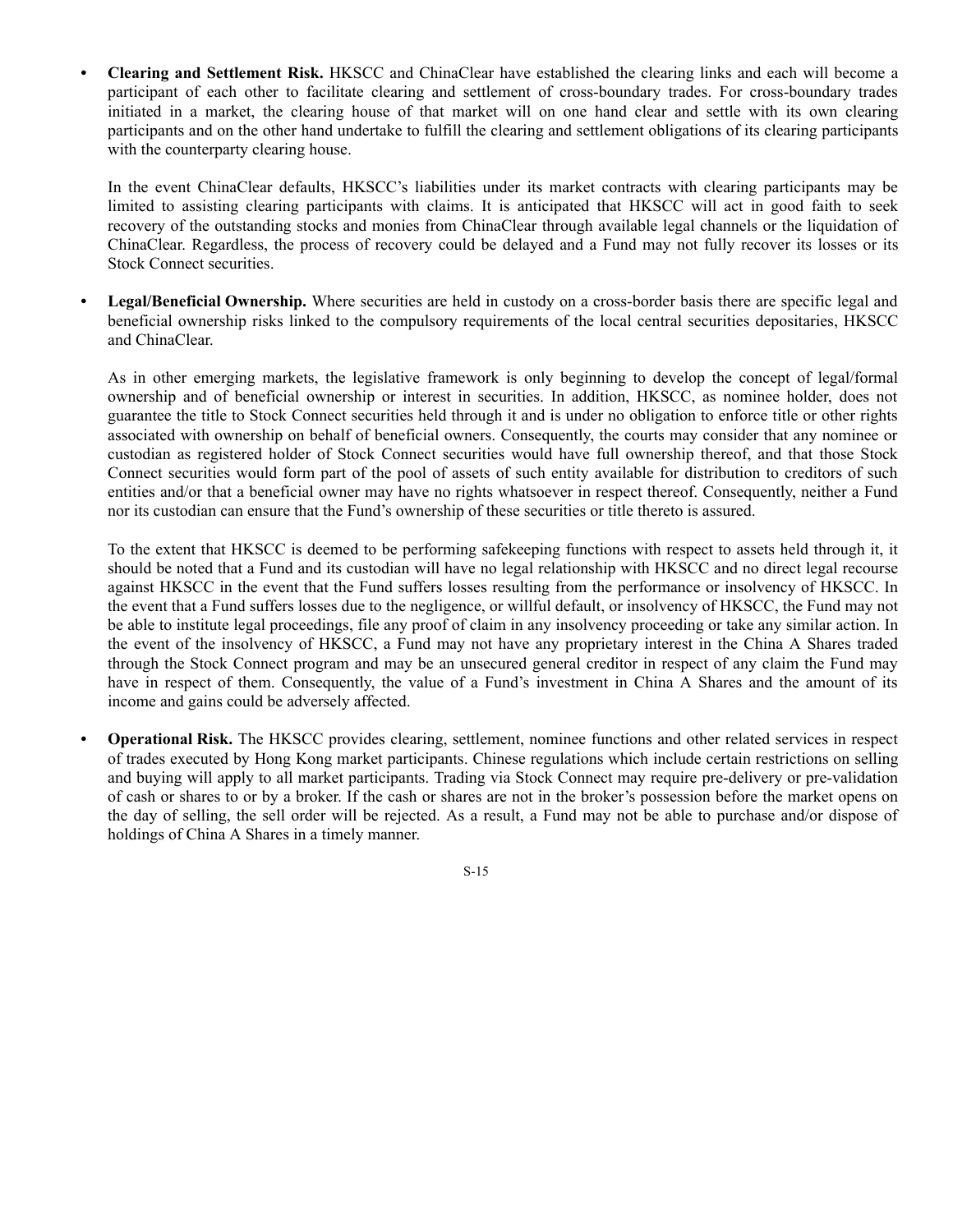- **Clearing and Settlement Risk.** HKSCC and ChinaClear have established the clearing links and each will become a participant of each other to facilitate clearing and settlement of cross-boundary trades. For cross-boundary trades initiated in a market, the clearing house of that market will on one hand clear and settle with its own clearing participants and on the other hand undertake to fulfill the clearing and settlement obligations of its clearing participants with the counterparty clearing house.

  In the event ChinaClear defaults, HKSCC's liabilities under its market contracts with clearing participants may be limited to assisting clearing participants with claims. It is anticipated that HKSCC will act in good faith to seek recovery of the outstanding stocks and monies from ChinaClear through available legal channels or the liquidation of ChinaClear. Regardless, the process of recovery could be delayed and a Fund may not fully recover its losses or its Stock Connect securities.

- **Legal/Beneficial Ownership.** Where securities are held in custody on a cross-border basis there are specific legal and beneficial ownership risks linked to the compulsory requirements of the local central securities depositaries, HKSCC and ChinaClear.

  As in other emerging markets, the legislative framework is only beginning to develop the concept of legal/formal ownership and of beneficial ownership or interest in securities. In addition, HKSCC, as nominee holder, does not guarantee the title to Stock Connect securities held through it and is under no obligation to enforce title or other rights associated with ownership on behalf of beneficial owners. Consequently, the courts may consider that any nominee or custodian as registered holder of Stock Connect securities would have full ownership thereof, and that those Stock Connect securities would form part of the pool of assets of such entity available for distribution to creditors of such entities and/or that a beneficial owner may have no rights whatsoever in respect thereof. Consequently, neither a Fund nor its custodian can ensure that the Fund's ownership of these securities or title thereto is assured.

  To the extent that HKSCC is deemed to be performing safekeeping functions with respect to assets held through it, it should be noted that a Fund and its custodian will have no legal relationship with HKSCC and no direct legal recourse against HKSCC in the event that the Fund suffers losses resulting from the performance or insolvency of HKSCC. In the event that a Fund suffers losses due to the negligence, or willful default, or insolvency of HKSCC, the Fund may not be able to institute legal proceedings, file any proof of claim in any insolvency proceeding or take any similar action. In the event of the insolvency of HKSCC, a Fund may not have any proprietary interest in the China A Shares traded through the Stock Connect program and may be an unsecured general creditor in respect of any claim the Fund may have in respect of them. Consequently, the value of a Fund's investment in China A Shares and the amount of its income and gains could be adversely affected.

- **Operational Risk.** The HKSCC provides clearing, settlement, nominee functions and other related services in respect of trades executed by Hong Kong market participants. Chinese regulations which include certain restrictions on selling and buying will apply to all market participants. Trading via Stock Connect may require pre-delivery or pre-validation of cash or shares to or by a broker. If the cash or shares are not in the broker's possession before the market opens on the day of selling, the sell order will be rejected. As a result, a Fund may not be able to purchase and/or dispose of holdings of China A Shares in a timely manner.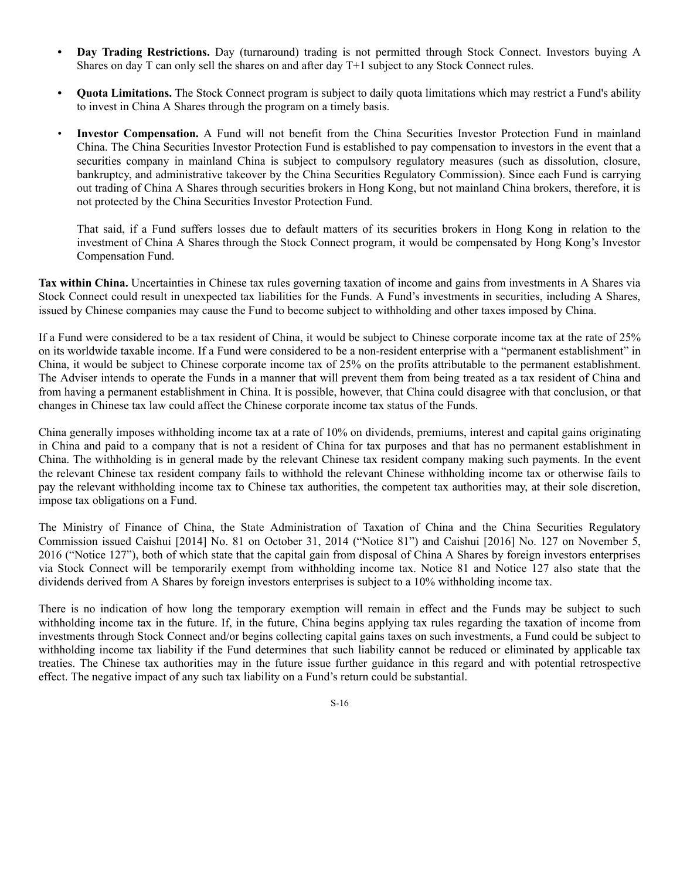- **Day Trading Restrictions.** Day (turnaround) trading is not permitted through Stock Connect. Investors buying A Shares on day T can only sell the shares on and after day T+1 subject to any Stock Connect rules.

- **Quota Limitations.** The Stock Connect program is subject to daily quota limitations which may restrict a Fund's ability to invest in China A Shares through the program on a timely basis.

- **Investor Compensation.** A Fund will not benefit from the China Securities Investor Protection Fund in mainland China. The China Securities Investor Protection Fund is established to pay compensation to investors in the event that a securities company in mainland China is subject to compulsory regulatory measures (such as dissolution, closure, bankruptcy, and administrative takeover by the China Securities Regulatory Commission). Since each Fund is carrying out trading of China A Shares through securities brokers in Hong Kong, but not mainland China brokers, therefore, it is not protected by the China Securities Investor Protection Fund.

  That said, if a Fund suffers losses due to default matters of its securities brokers in Hong Kong in relation to the investment of China A Shares through the Stock Connect program, it would be compensated by Hong Kong's Investor Compensation Fund.

**Tax within China.** Uncertainties in Chinese tax rules governing taxation of income and gains from investments in A Shares via Stock Connect could result in unexpected tax liabilities for the Funds. A Fund's investments in securities, including A Shares, issued by Chinese companies may cause the Fund to become subject to withholding and other taxes imposed by China.

If a Fund were considered to be a tax resident of China, it would be subject to Chinese corporate income tax at the rate of 25% on its worldwide taxable income. If a Fund were considered to be a non-resident enterprise with a "permanent establishment" in China, it would be subject to Chinese corporate income tax of 25% on the profits attributable to the permanent establishment. The Adviser intends to operate the Funds in a manner that will prevent them from being treated as a tax resident of China and from having a permanent establishment in China. It is possible, however, that China could disagree with that conclusion, or that changes in Chinese tax law could affect the Chinese corporate income tax status of the Funds.

China generally imposes withholding income tax at a rate of 10% on dividends, premiums, interest and capital gains originating in China and paid to a company that is not a resident of China for tax purposes and that has no permanent establishment in China. The withholding is in general made by the relevant Chinese tax resident company making such payments. In the event the relevant Chinese tax resident company fails to withhold the relevant Chinese withholding income tax or otherwise fails to pay the relevant withholding income tax to Chinese tax authorities, the competent tax authorities may, at their sole discretion, impose tax obligations on a Fund.

The Ministry of Finance of China, the State Administration of Taxation of China and the China Securities Regulatory Commission issued Caishui [2014] No. 81 on October 31, 2014 ("Notice 81") and Caishui [2016] No. 127 on November 5, 2016 ("Notice 127"), both of which state that the capital gain from disposal of China A Shares by foreign investors enterprises via Stock Connect will be temporarily exempt from withholding income tax. Notice 81 and Notice 127 also state that the dividends derived from A Shares by foreign investors enterprises is subject to a 10% withholding income tax.

There is no indication of how long the temporary exemption will remain in effect and the Funds may be subject to such withholding income tax in the future. If, in the future, China begins applying tax rules regarding the taxation of income from investments through Stock Connect and/or begins collecting capital gains taxes on such investments, a Fund could be subject to withholding income tax liability if the Fund determines that such liability cannot be reduced or eliminated by applicable tax treaties. The Chinese tax authorities may in the future issue further guidance in this regard and with potential retrospective effect. The negative impact of any such tax liability on a Fund's return could be substantial.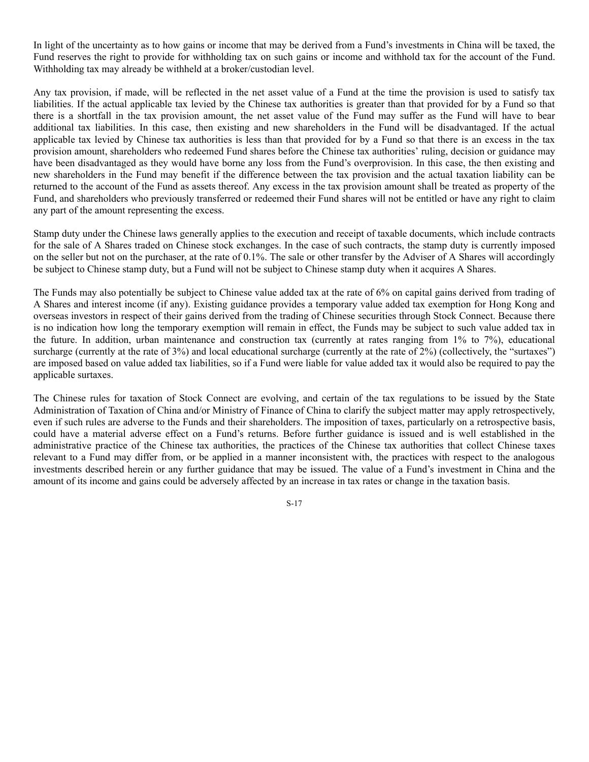In light of the uncertainty as to how gains or income that may be derived from a Fund's investments in China will be taxed, the Fund reserves the right to provide for withholding tax on such gains or income and withhold tax for the account of the Fund. Withholding tax may already be withheld at a broker/custodian level.

Any tax provision, if made, will be reflected in the net asset value of a Fund at the time the provision is used to satisfy tax liabilities. If the actual applicable tax levied by the Chinese tax authorities is greater than that provided for by a Fund so that there is a shortfall in the tax provision amount, the net asset value of the Fund may suffer as the Fund will have to bear additional tax liabilities. In this case, then existing and new shareholders in the Fund will be disadvantaged. If the actual applicable tax levied by Chinese tax authorities is less than that provided for by a Fund so that there is an excess in the tax provision amount, shareholders who redeemed Fund shares before the Chinese tax authorities' ruling, decision or guidance may have been disadvantaged as they would have borne any loss from the Fund's overprovision. In this case, the then existing and new shareholders in the Fund may benefit if the difference between the tax provision and the actual taxation liability can be returned to the account of the Fund as assets thereof. Any excess in the tax provision amount shall be treated as property of the Fund, and shareholders who previously transferred or redeemed their Fund shares will not be entitled or have any right to claim any part of the amount representing the excess.

Stamp duty under the Chinese laws generally applies to the execution and receipt of taxable documents, which include contracts for the sale of A Shares traded on Chinese stock exchanges. In the case of such contracts, the stamp duty is currently imposed on the seller but not on the purchaser, at the rate of 0.1%. The sale or other transfer by the Adviser of A Shares will accordingly be subject to Chinese stamp duty, but a Fund will not be subject to Chinese stamp duty when it acquires A Shares.

The Funds may also potentially be subject to Chinese value added tax at the rate of 6% on capital gains derived from trading of A Shares and interest income (if any). Existing guidance provides a temporary value added tax exemption for Hong Kong and overseas investors in respect of their gains derived from the trading of Chinese securities through Stock Connect. Because there is no indication how long the temporary exemption will remain in effect, the Funds may be subject to such value added tax in the future. In addition, urban maintenance and construction tax (currently at rates ranging from 1% to 7%), educational surcharge (currently at the rate of 3%) and local educational surcharge (currently at the rate of 2%) (collectively, the "surtaxes") are imposed based on value added tax liabilities, so if a Fund were liable for value added tax it would also be required to pay the applicable surtaxes.

The Chinese rules for taxation of Stock Connect are evolving, and certain of the tax regulations to be issued by the State Administration of Taxation of China and/or Ministry of Finance of China to clarify the subject matter may apply retrospectively, even if such rules are adverse to the Funds and their shareholders. The imposition of taxes, particularly on a retrospective basis, could have a material adverse effect on a Fund's returns. Before further guidance is issued and is well established in the administrative practice of the Chinese tax authorities, the practices of the Chinese tax authorities that collect Chinese taxes relevant to a Fund may differ from, or be applied in a manner inconsistent with, the practices with respect to the analogous investments described herein or any further guidance that may be issued. The value of a Fund's investment in China and the amount of its income and gains could be adversely affected by an increase in tax rates or change in the taxation basis.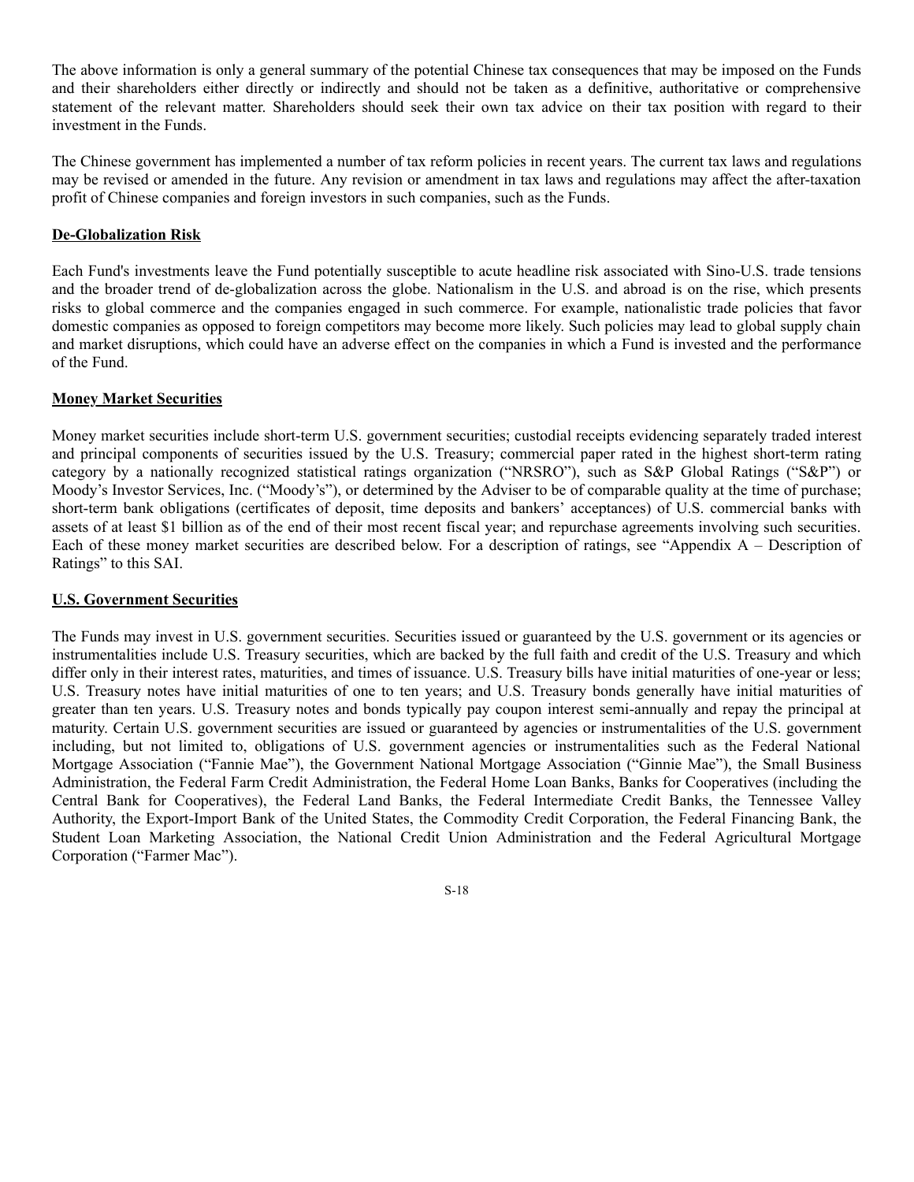The above information is only a general summary of the potential Chinese tax consequences that may be imposed on the Funds and their shareholders either directly or indirectly and should not be taken as a definitive, authoritative or comprehensive statement of the relevant matter. Shareholders should seek their own tax advice on their tax position with regard to their investment in the Funds.

The Chinese government has implemented a number of tax reform policies in recent years. The current tax laws and regulations may be revised or amended in the future. Any revision or amendment in tax laws and regulations may affect the after-taxation profit of Chinese companies and foreign investors in such companies, such as the Funds.

**De-Globalization Risk**

Each Fund's investments leave the Fund potentially susceptible to acute headline risk associated with Sino-U.S. trade tensions and the broader trend of de-globalization across the globe. Nationalism in the U.S. and abroad is on the rise, which presents risks to global commerce and the companies engaged in such commerce. For example, nationalistic trade policies that favor domestic companies as opposed to foreign competitors may become more likely. Such policies may lead to global supply chain and market disruptions, which could have an adverse effect on the companies in which a Fund is invested and the performance of the Fund.

**Money Market Securities**

Money market securities include short-term U.S. government securities; custodial receipts evidencing separately traded interest and principal components of securities issued by the U.S. Treasury; commercial paper rated in the highest short-term rating category by a nationally recognized statistical ratings organization ("NRSRO"), such as S&P Global Ratings ("S&P") or Moody's Investor Services, Inc. ("Moody's"), or determined by the Adviser to be of comparable quality at the time of purchase; short-term bank obligations (certificates of deposit, time deposits and bankers' acceptances) of U.S. commercial banks with assets of at least $1 billion as of the end of their most recent fiscal year; and repurchase agreements involving such securities. Each of these money market securities are described below. For a description of ratings, see "Appendix A – Description of Ratings" to this SAI.

**U.S. Government Securities**

The Funds may invest in U.S. government securities. Securities issued or guaranteed by the U.S. government or its agencies or instrumentalities include U.S. Treasury securities, which are backed by the full faith and credit of the U.S. Treasury and which differ only in their interest rates, maturities, and times of issuance. U.S. Treasury bills have initial maturities of one-year or less; U.S. Treasury notes have initial maturities of one to ten years; and U.S. Treasury bonds generally have initial maturities of greater than ten years. U.S. Treasury notes and bonds typically pay coupon interest semi-annually and repay the principal at maturity. Certain U.S. government securities are issued or guaranteed by agencies or instrumentalities of the U.S. government including, but not limited to, obligations of U.S. government agencies or instrumentalities such as the Federal National Mortgage Association ("Fannie Mae"), the Government National Mortgage Association ("Ginnie Mae"), the Small Business Administration, the Federal Farm Credit Administration, the Federal Home Loan Banks, Banks for Cooperatives (including the Central Bank for Cooperatives), the Federal Land Banks, the Federal Intermediate Credit Banks, the Tennessee Valley Authority, the Export-Import Bank of the United States, the Commodity Credit Corporation, the Federal Financing Bank, the Student Loan Marketing Association, the National Credit Union Administration and the Federal Agricultural Mortgage Corporation ("Farmer Mac").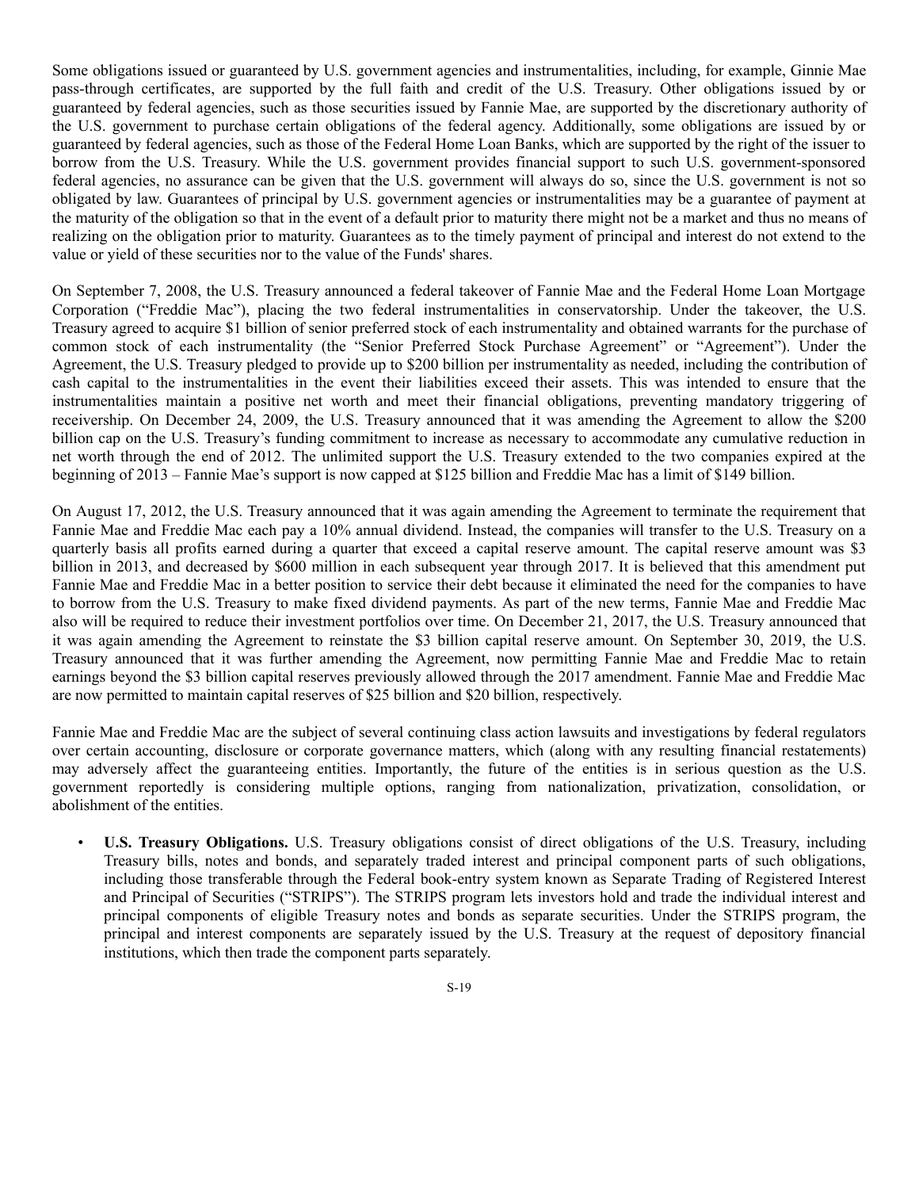Some obligations issued or guaranteed by U.S. government agencies and instrumentalities, including, for example, Ginnie Mae pass-through certificates, are supported by the full faith and credit of the U.S. Treasury. Other obligations issued by or guaranteed by federal agencies, such as those securities issued by Fannie Mae, are supported by the discretionary authority of the U.S. government to purchase certain obligations of the federal agency. Additionally, some obligations are issued by or guaranteed by federal agencies, such as those of the Federal Home Loan Banks, which are supported by the right of the issuer to borrow from the U.S. Treasury. While the U.S. government provides financial support to such U.S. government-sponsored federal agencies, no assurance can be given that the U.S. government will always do so, since the U.S. government is not so obligated by law. Guarantees of principal by U.S. government agencies or instrumentalities may be a guarantee of payment at the maturity of the obligation so that in the event of a default prior to maturity there might not be a market and thus no means of realizing on the obligation prior to maturity. Guarantees as to the timely payment of principal and interest do not extend to the value or yield of these securities nor to the value of the Funds' shares.

On September 7, 2008, the U.S. Treasury announced a federal takeover of Fannie Mae and the Federal Home Loan Mortgage Corporation ("Freddie Mac"), placing the two federal instrumentalities in conservatorship. Under the takeover, the U.S. Treasury agreed to acquire $1 billion of senior preferred stock of each instrumentality and obtained warrants for the purchase of common stock of each instrumentality (the "Senior Preferred Stock Purchase Agreement" or "Agreement"). Under the Agreement, the U.S. Treasury pledged to provide up to $200 billion per instrumentality as needed, including the contribution of cash capital to the instrumentalities in the event their liabilities exceed their assets. This was intended to ensure that the instrumentalities maintain a positive net worth and meet their financial obligations, preventing mandatory triggering of receivership. On December 24, 2009, the U.S. Treasury announced that it was amending the Agreement to allow the $200 billion cap on the U.S. Treasury's funding commitment to increase as necessary to accommodate any cumulative reduction in net worth through the end of 2012. The unlimited support the U.S. Treasury extended to the two companies expired at the beginning of 2013 – Fannie Mae's support is now capped at $125 billion and Freddie Mac has a limit of $149 billion.

On August 17, 2012, the U.S. Treasury announced that it was again amending the Agreement to terminate the requirement that Fannie Mae and Freddie Mac each pay a 10% annual dividend. Instead, the companies will transfer to the U.S. Treasury on a quarterly basis all profits earned during a quarter that exceed a capital reserve amount. The capital reserve amount was $3 billion in 2013, and decreased by $600 million in each subsequent year through 2017. It is believed that this amendment put Fannie Mae and Freddie Mac in a better position to service their debt because it eliminated the need for the companies to have to borrow from the U.S. Treasury to make fixed dividend payments. As part of the new terms, Fannie Mae and Freddie Mac also will be required to reduce their investment portfolios over time. On December 21, 2017, the U.S. Treasury announced that it was again amending the Agreement to reinstate the $3 billion capital reserve amount. On September 30, 2019, the U.S. Treasury announced that it was further amending the Agreement, now permitting Fannie Mae and Freddie Mac to retain earnings beyond the $3 billion capital reserves previously allowed through the 2017 amendment. Fannie Mae and Freddie Mac are now permitted to maintain capital reserves of $25 billion and $20 billion, respectively.

Fannie Mae and Freddie Mac are the subject of several continuing class action lawsuits and investigations by federal regulators over certain accounting, disclosure or corporate governance matters, which (along with any resulting financial restatements) may adversely affect the guaranteeing entities. Importantly, the future of the entities is in serious question as the U.S. government reportedly is considering multiple options, ranging from nationalization, privatization, consolidation, or abolishment of the entities.

- **U.S. Treasury Obligations.** U.S. Treasury obligations consist of direct obligations of the U.S. Treasury, including Treasury bills, notes and bonds, and separately traded interest and principal component parts of such obligations, including those transferable through the Federal book-entry system known as Separate Trading of Registered Interest and Principal of Securities ("STRIPS"). The STRIPS program lets investors hold and trade the individual interest and principal components of eligible Treasury notes and bonds as separate securities. Under the STRIPS program, the principal and interest components are separately issued by the U.S. Treasury at the request of depository financial institutions, which then trade the component parts separately.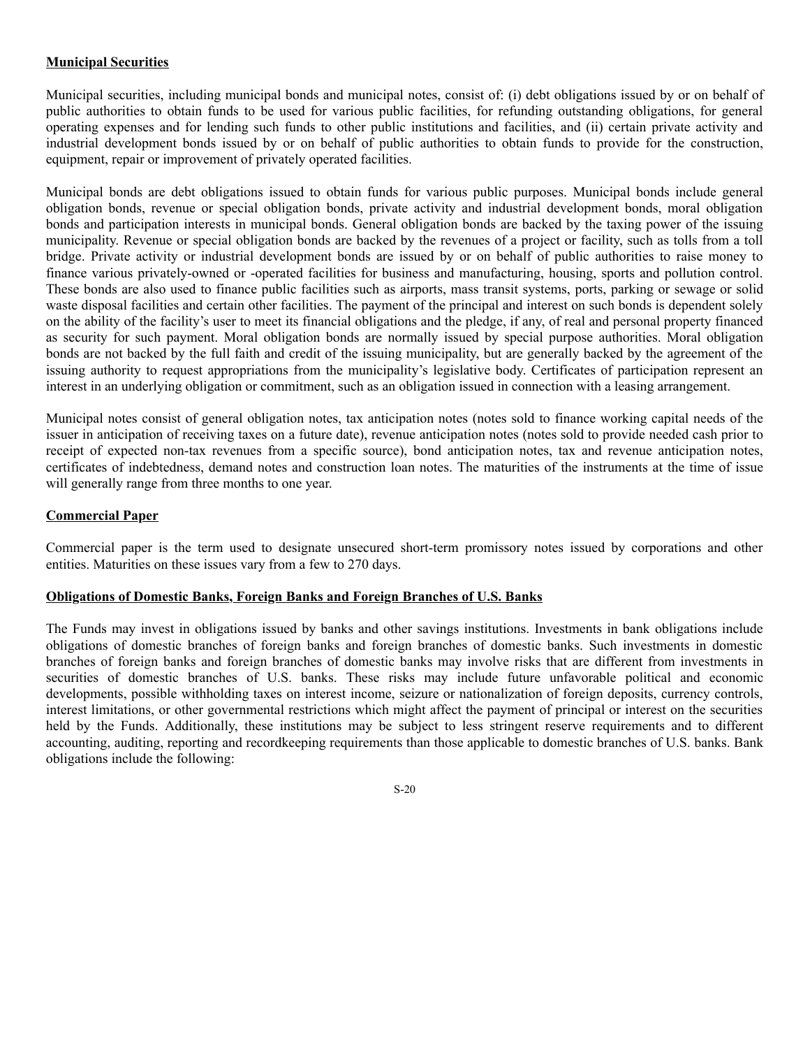**Municipal Securities**

Municipal securities, including municipal bonds and municipal notes, consist of: (i) debt obligations issued by or on behalf of public authorities to obtain funds to be used for various public facilities, for refunding outstanding obligations, for general operating expenses and for lending such funds to other public institutions and facilities, and (ii) certain private activity and industrial development bonds issued by or on behalf of public authorities to obtain funds to provide for the construction, equipment, repair or improvement of privately operated facilities.

Municipal bonds are debt obligations issued to obtain funds for various public purposes. Municipal bonds include general obligation bonds, revenue or special obligation bonds, private activity and industrial development bonds, moral obligation bonds and participation interests in municipal bonds. General obligation bonds are backed by the taxing power of the issuing municipality. Revenue or special obligation bonds are backed by the revenues of a project or facility, such as tolls from a toll bridge. Private activity or industrial development bonds are issued by or on behalf of public authorities to raise money to finance various privately-owned or -operated facilities for business and manufacturing, housing, sports and pollution control. These bonds are also used to finance public facilities such as airports, mass transit systems, ports, parking or sewage or solid waste disposal facilities and certain other facilities. The payment of the principal and interest on such bonds is dependent solely on the ability of the facility's user to meet its financial obligations and the pledge, if any, of real and personal property financed as security for such payment. Moral obligation bonds are normally issued by special purpose authorities. Moral obligation bonds are not backed by the full faith and credit of the issuing municipality, but are generally backed by the agreement of the issuing authority to request appropriations from the municipality's legislative body. Certificates of participation represent an interest in an underlying obligation or commitment, such as an obligation issued in connection with a leasing arrangement.

Municipal notes consist of general obligation notes, tax anticipation notes (notes sold to finance working capital needs of the issuer in anticipation of receiving taxes on a future date), revenue anticipation notes (notes sold to provide needed cash prior to receipt of expected non-tax revenues from a specific source), bond anticipation notes, tax and revenue anticipation notes, certificates of indebtedness, demand notes and construction loan notes. The maturities of the instruments at the time of issue will generally range from three months to one year.

**Commercial Paper**

Commercial paper is the term used to designate unsecured short-term promissory notes issued by corporations and other entities. Maturities on these issues vary from a few to 270 days.

**Obligations of Domestic Banks, Foreign Banks and Foreign Branches of U.S. Banks**

The Funds may invest in obligations issued by banks and other savings institutions. Investments in bank obligations include obligations of domestic branches of foreign banks and foreign branches of domestic banks. Such investments in domestic branches of foreign banks and foreign branches of domestic banks may involve risks that are different from investments in securities of domestic branches of U.S. banks. These risks may include future unfavorable political and economic developments, possible withholding taxes on interest income, seizure or nationalization of foreign deposits, currency controls, interest limitations, or other governmental restrictions which might affect the payment of principal or interest on the securities held by the Funds. Additionally, these institutions may be subject to less stringent reserve requirements and to different accounting, auditing, reporting and recordkeeping requirements than those applicable to domestic branches of U.S. banks. Bank obligations include the following: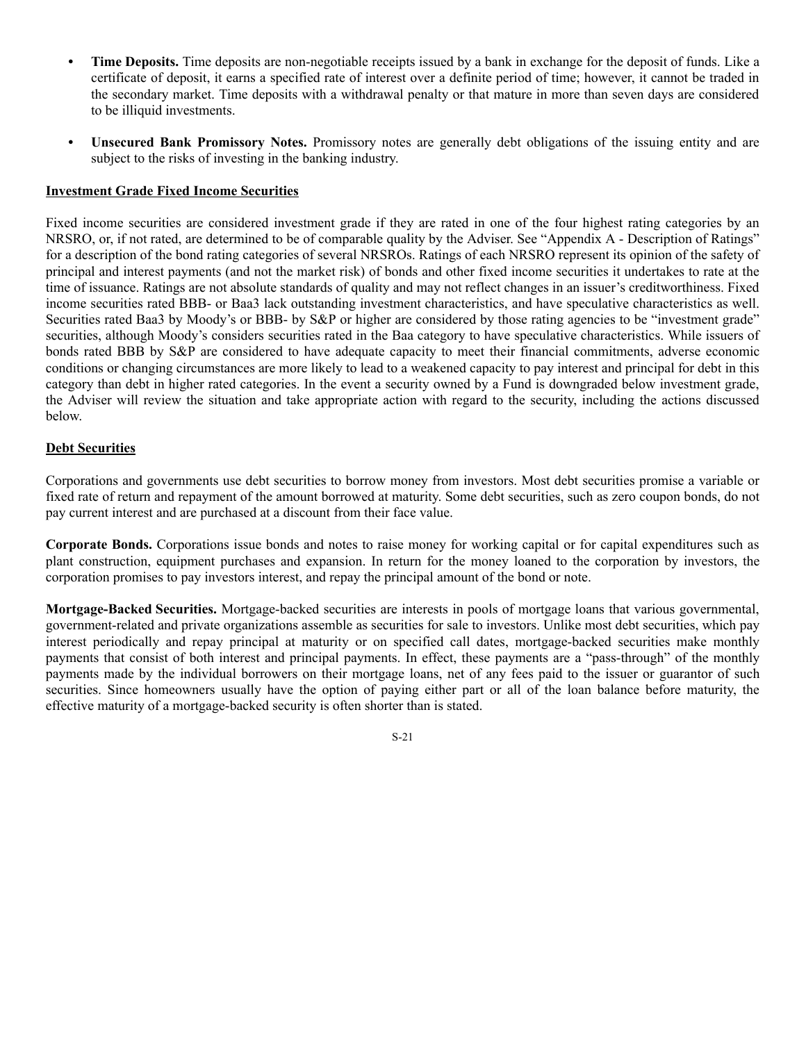- **Time Deposits.** Time deposits are non-negotiable receipts issued by a bank in exchange for the deposit of funds. Like a certificate of deposit, it earns a specified rate of interest over a definite period of time; however, it cannot be traded in the secondary market. Time deposits with a withdrawal penalty or that mature in more than seven days are considered to be illiquid investments.

- **Unsecured Bank Promissory Notes.** Promissory notes are generally debt obligations of the issuing entity and are subject to the risks of investing in the banking industry.

## Investment Grade Fixed Income Securities

Fixed income securities are considered investment grade if they are rated in one of the four highest rating categories by an NRSRO, or, if not rated, are determined to be of comparable quality by the Adviser. See "Appendix A - Description of Ratings" for a description of the bond rating categories of several NRSROs. Ratings of each NRSRO represent its opinion of the safety of principal and interest payments (and not the market risk) of bonds and other fixed income securities it undertakes to rate at the time of issuance. Ratings are not absolute standards of quality and may not reflect changes in an issuer's creditworthiness. Fixed income securities rated BBB- or Baa3 lack outstanding investment characteristics, and have speculative characteristics as well. Securities rated Baa3 by Moody's or BBB- by S&P or higher are considered by those rating agencies to be "investment grade" securities, although Moody's considers securities rated in the Baa category to have speculative characteristics. While issuers of bonds rated BBB by S&P are considered to have adequate capacity to meet their financial commitments, adverse economic conditions or changing circumstances are more likely to lead to a weakened capacity to pay interest and principal for debt in this category than debt in higher rated categories. In the event a security owned by a Fund is downgraded below investment grade, the Adviser will review the situation and take appropriate action with regard to the security, including the actions discussed below.

## Debt Securities

Corporations and governments use debt securities to borrow money from investors. Most debt securities promise a variable or fixed rate of return and repayment of the amount borrowed at maturity. Some debt securities, such as zero coupon bonds, do not pay current interest and are purchased at a discount from their face value.

**Corporate Bonds.** Corporations issue bonds and notes to raise money for working capital or for capital expenditures such as plant construction, equipment purchases and expansion. In return for the money loaned to the corporation by investors, the corporation promises to pay investors interest, and repay the principal amount of the bond or note.

**Mortgage-Backed Securities.** Mortgage-backed securities are interests in pools of mortgage loans that various governmental, government-related and private organizations assemble as securities for sale to investors. Unlike most debt securities, which pay interest periodically and repay principal at maturity or on specified call dates, mortgage-backed securities make monthly payments that consist of both interest and principal payments. In effect, these payments are a "pass-through" of the monthly payments made by the individual borrowers on their mortgage loans, net of any fees paid to the issuer or guarantor of such securities. Since homeowners usually have the option of paying either part or all of the loan balance before maturity, the effective maturity of a mortgage-backed security is often shorter than is stated.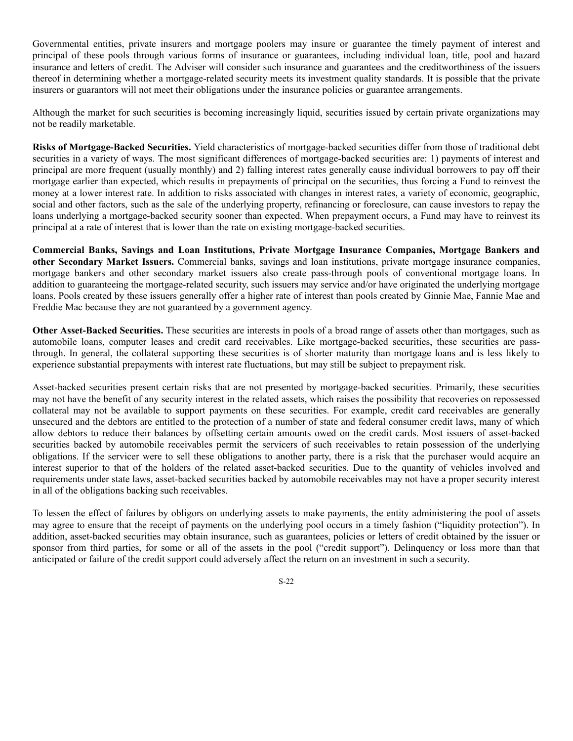Governmental entities, private insurers and mortgage poolers may insure or guarantee the timely payment of interest and principal of these pools through various forms of insurance or guarantees, including individual loan, title, pool and hazard insurance and letters of credit. The Adviser will consider such insurance and guarantees and the creditworthiness of the issuers thereof in determining whether a mortgage-related security meets its investment quality standards. It is possible that the private insurers or guarantors will not meet their obligations under the insurance policies or guarantee arrangements.

Although the market for such securities is becoming increasingly liquid, securities issued by certain private organizations may not be readily marketable.

**Risks of Mortgage-Backed Securities.** Yield characteristics of mortgage-backed securities differ from those of traditional debt securities in a variety of ways. The most significant differences of mortgage-backed securities are: 1) payments of interest and principal are more frequent (usually monthly) and 2) falling interest rates generally cause individual borrowers to pay off their mortgage earlier than expected, which results in prepayments of principal on the securities, thus forcing a Fund to reinvest the money at a lower interest rate. In addition to risks associated with changes in interest rates, a variety of economic, geographic, social and other factors, such as the sale of the underlying property, refinancing or foreclosure, can cause investors to repay the loans underlying a mortgage-backed security sooner than expected. When prepayment occurs, a Fund may have to reinvest its principal at a rate of interest that is lower than the rate on existing mortgage-backed securities.

**Commercial Banks, Savings and Loan Institutions, Private Mortgage Insurance Companies, Mortgage Bankers and other Secondary Market Issuers.** Commercial banks, savings and loan institutions, private mortgage insurance companies, mortgage bankers and other secondary market issuers also create pass-through pools of conventional mortgage loans. In addition to guaranteeing the mortgage-related security, such issuers may service and/or have originated the underlying mortgage loans. Pools created by these issuers generally offer a higher rate of interest than pools created by Ginnie Mae, Fannie Mae and Freddie Mac because they are not guaranteed by a government agency.

**Other Asset-Backed Securities.** These securities are interests in pools of a broad range of assets other than mortgages, such as automobile loans, computer leases and credit card receivables. Like mortgage-backed securities, these securities are pass-through. In general, the collateral supporting these securities is of shorter maturity than mortgage loans and is less likely to experience substantial prepayments with interest rate fluctuations, but may still be subject to prepayment risk.

Asset-backed securities present certain risks that are not presented by mortgage-backed securities. Primarily, these securities may not have the benefit of any security interest in the related assets, which raises the possibility that recoveries on repossessed collateral may not be available to support payments on these securities. For example, credit card receivables are generally unsecured and the debtors are entitled to the protection of a number of state and federal consumer credit laws, many of which allow debtors to reduce their balances by offsetting certain amounts owed on the credit cards. Most issuers of asset-backed securities backed by automobile receivables permit the servicers of such receivables to retain possession of the underlying obligations. If the servicer were to sell these obligations to another party, there is a risk that the purchaser would acquire an interest superior to that of the holders of the related asset-backed securities. Due to the quantity of vehicles involved and requirements under state laws, asset-backed securities backed by automobile receivables may not have a proper security interest in all of the obligations backing such receivables.

To lessen the effect of failures by obligors on underlying assets to make payments, the entity administering the pool of assets may agree to ensure that the receipt of payments on the underlying pool occurs in a timely fashion ("liquidity protection"). In addition, asset-backed securities may obtain insurance, such as guarantees, policies or letters of credit obtained by the issuer or sponsor from third parties, for some or all of the assets in the pool ("credit support"). Delinquency or loss more than that anticipated or failure of the credit support could adversely affect the return on an investment in such a security.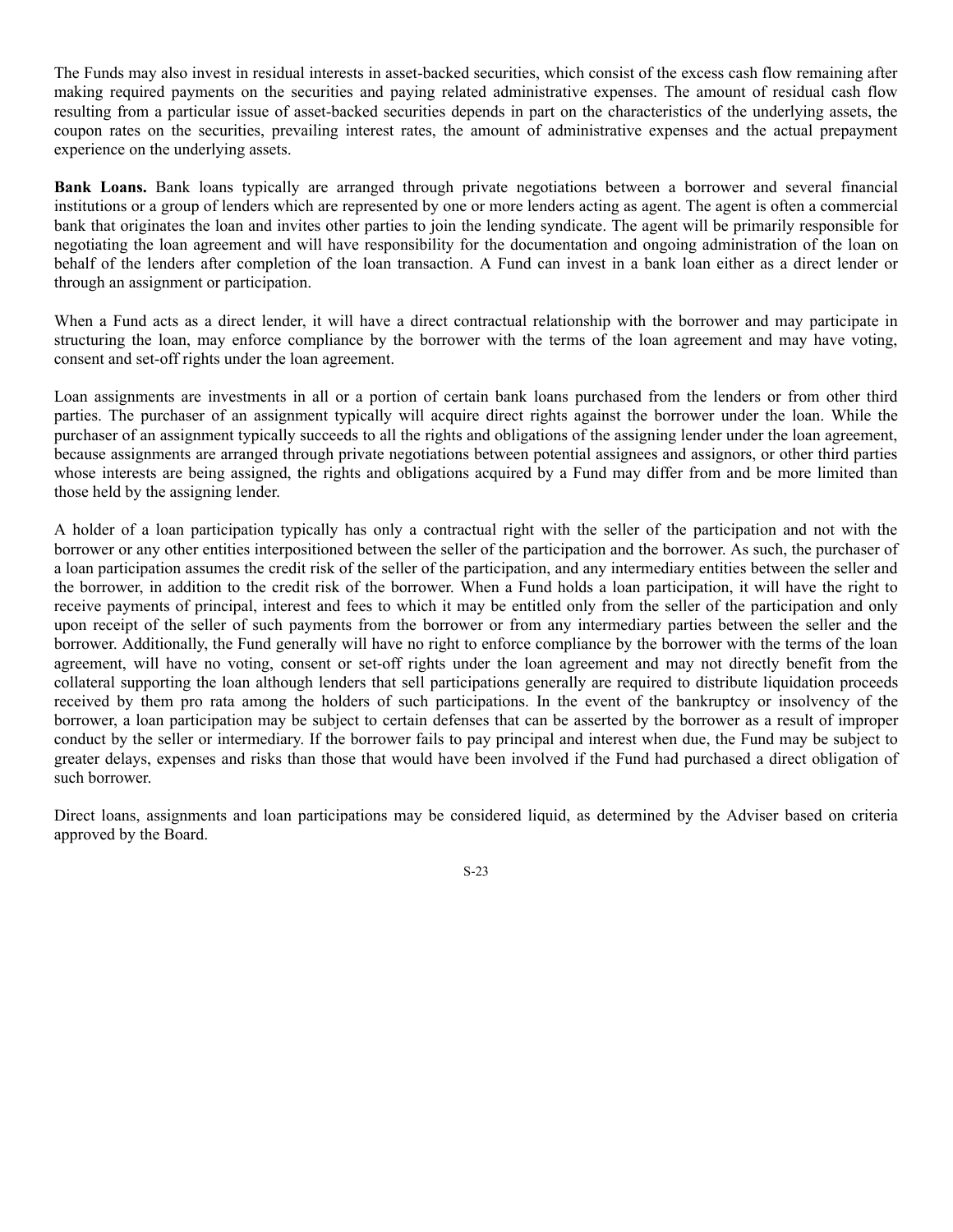The Funds may also invest in residual interests in asset-backed securities, which consist of the excess cash flow remaining after making required payments on the securities and paying related administrative expenses. The amount of residual cash flow resulting from a particular issue of asset-backed securities depends in part on the characteristics of the underlying assets, the coupon rates on the securities, prevailing interest rates, the amount of administrative expenses and the actual prepayment experience on the underlying assets.

**Bank Loans.** Bank loans typically are arranged through private negotiations between a borrower and several financial institutions or a group of lenders which are represented by one or more lenders acting as agent. The agent is often a commercial bank that originates the loan and invites other parties to join the lending syndicate. The agent will be primarily responsible for negotiating the loan agreement and will have responsibility for the documentation and ongoing administration of the loan on behalf of the lenders after completion of the loan transaction. A Fund can invest in a bank loan either as a direct lender or through an assignment or participation.

When a Fund acts as a direct lender, it will have a direct contractual relationship with the borrower and may participate in structuring the loan, may enforce compliance by the borrower with the terms of the loan agreement and may have voting, consent and set-off rights under the loan agreement.

Loan assignments are investments in all or a portion of certain bank loans purchased from the lenders or from other third parties. The purchaser of an assignment typically will acquire direct rights against the borrower under the loan. While the purchaser of an assignment typically succeeds to all the rights and obligations of the assigning lender under the loan agreement, because assignments are arranged through private negotiations between potential assignees and assignors, or other third parties whose interests are being assigned, the rights and obligations acquired by a Fund may differ from and be more limited than those held by the assigning lender.

A holder of a loan participation typically has only a contractual right with the seller of the participation and not with the borrower or any other entities interpositioned between the seller of the participation and the borrower. As such, the purchaser of a loan participation assumes the credit risk of the seller of the participation, and any intermediary entities between the seller and the borrower, in addition to the credit risk of the borrower. When a Fund holds a loan participation, it will have the right to receive payments of principal, interest and fees to which it may be entitled only from the seller of the participation and only upon receipt of the seller of such payments from the borrower or from any intermediary parties between the seller and the borrower. Additionally, the Fund generally will have no right to enforce compliance by the borrower with the terms of the loan agreement, will have no voting, consent or set-off rights under the loan agreement and may not directly benefit from the collateral supporting the loan although lenders that sell participations generally are required to distribute liquidation proceeds received by them pro rata among the holders of such participations. In the event of the bankruptcy or insolvency of the borrower, a loan participation may be subject to certain defenses that can be asserted by the borrower as a result of improper conduct by the seller or intermediary. If the borrower fails to pay principal and interest when due, the Fund may be subject to greater delays, expenses and risks than those that would have been involved if the Fund had purchased a direct obligation of such borrower.

Direct loans, assignments and loan participations may be considered liquid, as determined by the Adviser based on criteria approved by the Board.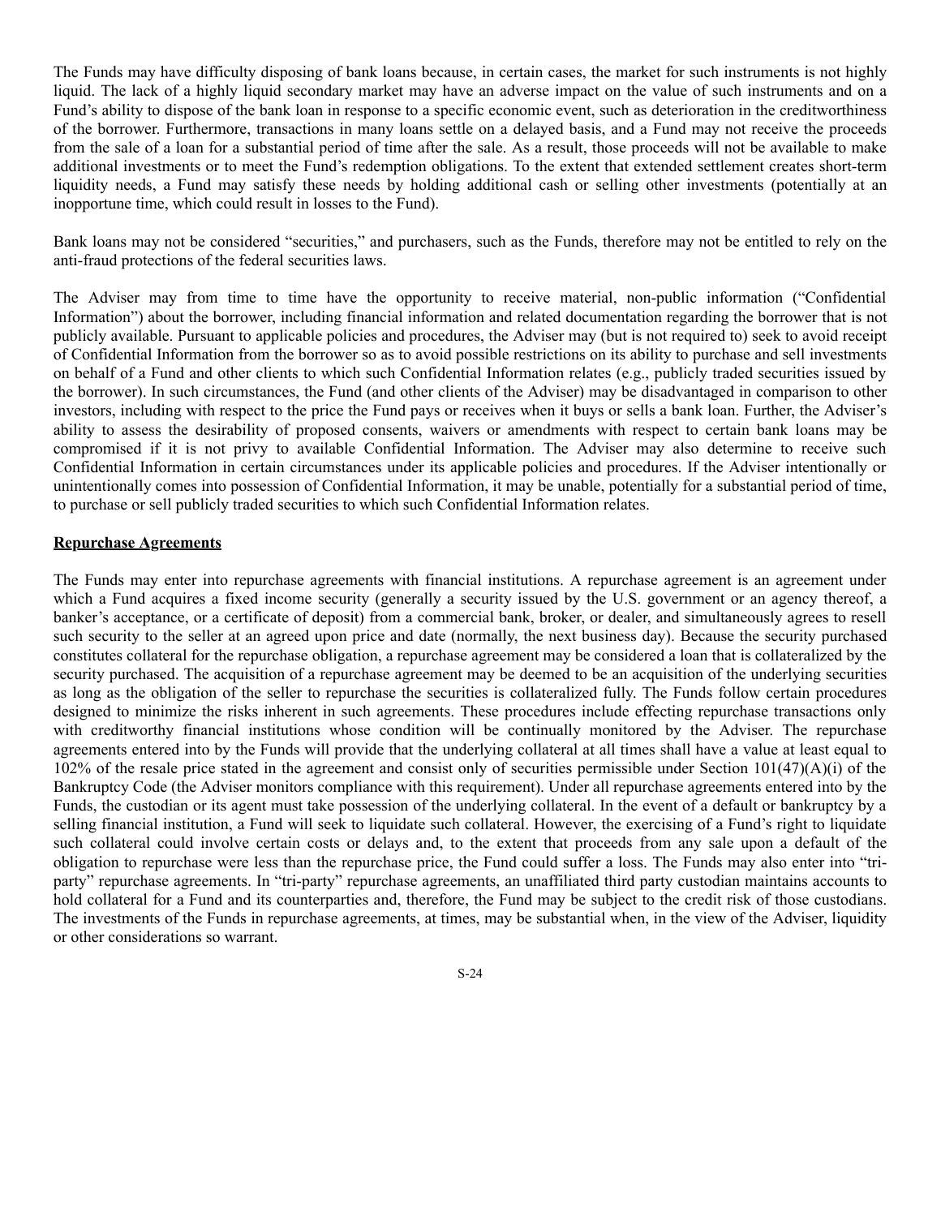The Funds may have difficulty disposing of bank loans because, in certain cases, the market for such instruments is not highly liquid. The lack of a highly liquid secondary market may have an adverse impact on the value of such instruments and on a Fund's ability to dispose of the bank loan in response to a specific economic event, such as deterioration in the creditworthiness of the borrower. Furthermore, transactions in many loans settle on a delayed basis, and a Fund may not receive the proceeds from the sale of a loan for a substantial period of time after the sale. As a result, those proceeds will not be available to make additional investments or to meet the Fund's redemption obligations. To the extent that extended settlement creates short-term liquidity needs, a Fund may satisfy these needs by holding additional cash or selling other investments (potentially at an inopportune time, which could result in losses to the Fund).

Bank loans may not be considered "securities," and purchasers, such as the Funds, therefore may not be entitled to rely on the anti-fraud protections of the federal securities laws.

The Adviser may from time to time have the opportunity to receive material, non-public information ("Confidential Information") about the borrower, including financial information and related documentation regarding the borrower that is not publicly available. Pursuant to applicable policies and procedures, the Adviser may (but is not required to) seek to avoid receipt of Confidential Information from the borrower so as to avoid possible restrictions on its ability to purchase and sell investments on behalf of a Fund and other clients to which such Confidential Information relates (e.g., publicly traded securities issued by the borrower). In such circumstances, the Fund (and other clients of the Adviser) may be disadvantaged in comparison to other investors, including with respect to the price the Fund pays or receives when it buys or sells a bank loan. Further, the Adviser's ability to assess the desirability of proposed consents, waivers or amendments with respect to certain bank loans may be compromised if it is not privy to available Confidential Information. The Adviser may also determine to receive such Confidential Information in certain circumstances under its applicable policies and procedures. If the Adviser intentionally or unintentionally comes into possession of Confidential Information, it may be unable, potentially for a substantial period of time, to purchase or sell publicly traded securities to which such Confidential Information relates.

**Repurchase Agreements**

The Funds may enter into repurchase agreements with financial institutions. A repurchase agreement is an agreement under which a Fund acquires a fixed income security (generally a security issued by the U.S. government or an agency thereof, a banker's acceptance, or a certificate of deposit) from a commercial bank, broker, or dealer, and simultaneously agrees to resell such security to the seller at an agreed upon price and date (normally, the next business day). Because the security purchased constitutes collateral for the repurchase obligation, a repurchase agreement may be considered a loan that is collateralized by the security purchased. The acquisition of a repurchase agreement may be deemed to be an acquisition of the underlying securities as long as the obligation of the seller to repurchase the securities is collateralized fully. The Funds follow certain procedures designed to minimize the risks inherent in such agreements. These procedures include effecting repurchase transactions only with creditworthy financial institutions whose condition will be continually monitored by the Adviser. The repurchase agreements entered into by the Funds will provide that the underlying collateral at all times shall have a value at least equal to 102% of the resale price stated in the agreement and consist only of securities permissible under Section 101(47)(A)(i) of the Bankruptcy Code (the Adviser monitors compliance with this requirement). Under all repurchase agreements entered into by the Funds, the custodian or its agent must take possession of the underlying collateral. In the event of a default or bankruptcy by a selling financial institution, a Fund will seek to liquidate such collateral. However, the exercising of a Fund's right to liquidate such collateral could involve certain costs or delays and, to the extent that proceeds from any sale upon a default of the obligation to repurchase were less than the repurchase price, the Fund could suffer a loss. The Funds may also enter into "tri-party" repurchase agreements. In "tri-party" repurchase agreements, an unaffiliated third party custodian maintains accounts to hold collateral for a Fund and its counterparties and, therefore, the Fund may be subject to the credit risk of those custodians. The investments of the Funds in repurchase agreements, at times, may be substantial when, in the view of the Adviser, liquidity or other considerations so warrant.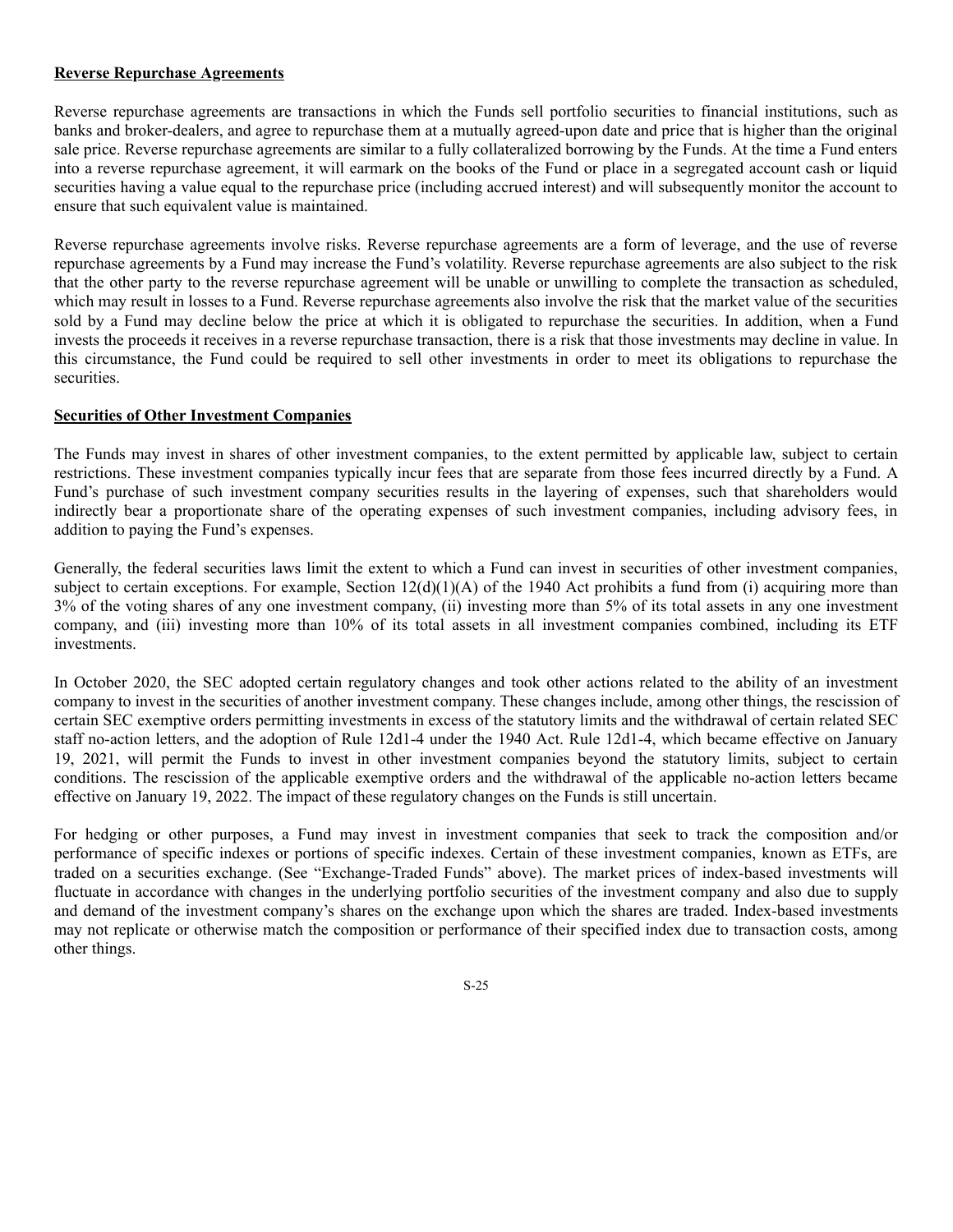**Reverse Repurchase Agreements**

Reverse repurchase agreements are transactions in which the Funds sell portfolio securities to financial institutions, such as banks and broker-dealers, and agree to repurchase them at a mutually agreed-upon date and price that is higher than the original sale price. Reverse repurchase agreements are similar to a fully collateralized borrowing by the Funds. At the time a Fund enters into a reverse repurchase agreement, it will earmark on the books of the Fund or place in a segregated account cash or liquid securities having a value equal to the repurchase price (including accrued interest) and will subsequently monitor the account to ensure that such equivalent value is maintained.

Reverse repurchase agreements involve risks. Reverse repurchase agreements are a form of leverage, and the use of reverse repurchase agreements by a Fund may increase the Fund's volatility. Reverse repurchase agreements are also subject to the risk that the other party to the reverse repurchase agreement will be unable or unwilling to complete the transaction as scheduled, which may result in losses to a Fund. Reverse repurchase agreements also involve the risk that the market value of the securities sold by a Fund may decline below the price at which it is obligated to repurchase the securities. In addition, when a Fund invests the proceeds it receives in a reverse repurchase transaction, there is a risk that those investments may decline in value. In this circumstance, the Fund could be required to sell other investments in order to meet its obligations to repurchase the securities.

**Securities of Other Investment Companies**

The Funds may invest in shares of other investment companies, to the extent permitted by applicable law, subject to certain restrictions. These investment companies typically incur fees that are separate from those fees incurred directly by a Fund. A Fund's purchase of such investment company securities results in the layering of expenses, such that shareholders would indirectly bear a proportionate share of the operating expenses of such investment companies, including advisory fees, in addition to paying the Fund's expenses.

Generally, the federal securities laws limit the extent to which a Fund can invest in securities of other investment companies, subject to certain exceptions. For example, Section 12(d)(1)(A) of the 1940 Act prohibits a fund from (i) acquiring more than 3% of the voting shares of any one investment company, (ii) investing more than 5% of its total assets in any one investment company, and (iii) investing more than 10% of its total assets in all investment companies combined, including its ETF investments.

In October 2020, the SEC adopted certain regulatory changes and took other actions related to the ability of an investment company to invest in the securities of another investment company. These changes include, among other things, the rescission of certain SEC exemptive orders permitting investments in excess of the statutory limits and the withdrawal of certain related SEC staff no-action letters, and the adoption of Rule 12d1-4 under the 1940 Act. Rule 12d1-4, which became effective on January 19, 2021, will permit the Funds to invest in other investment companies beyond the statutory limits, subject to certain conditions. The rescission of the applicable exemptive orders and the withdrawal of the applicable no-action letters became effective on January 19, 2022. The impact of these regulatory changes on the Funds is still uncertain.

For hedging or other purposes, a Fund may invest in investment companies that seek to track the composition and/or performance of specific indexes or portions of specific indexes. Certain of these investment companies, known as ETFs, are traded on a securities exchange. (See "Exchange-Traded Funds" above). The market prices of index-based investments will fluctuate in accordance with changes in the underlying portfolio securities of the investment company and also due to supply and demand of the investment company's shares on the exchange upon which the shares are traded. Index-based investments may not replicate or otherwise match the composition or performance of their specified index due to transaction costs, among other things.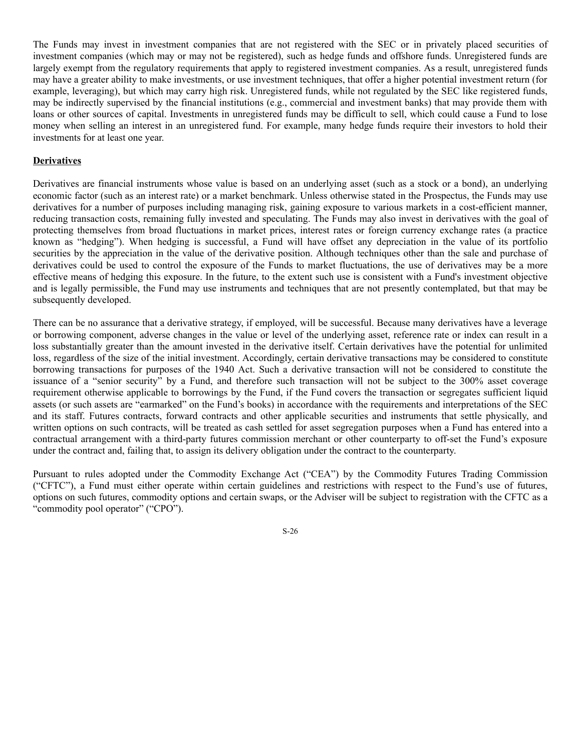The Funds may invest in investment companies that are not registered with the SEC or in privately placed securities of investment companies (which may or may not be registered), such as hedge funds and offshore funds. Unregistered funds are largely exempt from the regulatory requirements that apply to registered investment companies. As a result, unregistered funds may have a greater ability to make investments, or use investment techniques, that offer a higher potential investment return (for example, leveraging), but which may carry high risk. Unregistered funds, while not regulated by the SEC like registered funds, may be indirectly supervised by the financial institutions (e.g., commercial and investment banks) that may provide them with loans or other sources of capital. Investments in unregistered funds may be difficult to sell, which could cause a Fund to lose money when selling an interest in an unregistered fund. For example, many hedge funds require their investors to hold their investments for at least one year.

**Derivatives**

Derivatives are financial instruments whose value is based on an underlying asset (such as a stock or a bond), an underlying economic factor (such as an interest rate) or a market benchmark. Unless otherwise stated in the Prospectus, the Funds may use derivatives for a number of purposes including managing risk, gaining exposure to various markets in a cost-efficient manner, reducing transaction costs, remaining fully invested and speculating. The Funds may also invest in derivatives with the goal of protecting themselves from broad fluctuations in market prices, interest rates or foreign currency exchange rates (a practice known as "hedging"). When hedging is successful, a Fund will have offset any depreciation in the value of its portfolio securities by the appreciation in the value of the derivative position. Although techniques other than the sale and purchase of derivatives could be used to control the exposure of the Funds to market fluctuations, the use of derivatives may be a more effective means of hedging this exposure. In the future, to the extent such use is consistent with a Fund's investment objective and is legally permissible, the Fund may use instruments and techniques that are not presently contemplated, but that may be subsequently developed.

There can be no assurance that a derivative strategy, if employed, will be successful. Because many derivatives have a leverage or borrowing component, adverse changes in the value or level of the underlying asset, reference rate or index can result in a loss substantially greater than the amount invested in the derivative itself. Certain derivatives have the potential for unlimited loss, regardless of the size of the initial investment. Accordingly, certain derivative transactions may be considered to constitute borrowing transactions for purposes of the 1940 Act. Such a derivative transaction will not be considered to constitute the issuance of a "senior security" by a Fund, and therefore such transaction will not be subject to the 300% asset coverage requirement otherwise applicable to borrowings by the Fund, if the Fund covers the transaction or segregates sufficient liquid assets (or such assets are "earmarked" on the Fund's books) in accordance with the requirements and interpretations of the SEC and its staff. Futures contracts, forward contracts and other applicable securities and instruments that settle physically, and written options on such contracts, will be treated as cash settled for asset segregation purposes when a Fund has entered into a contractual arrangement with a third-party futures commission merchant or other counterparty to off-set the Fund's exposure under the contract and, failing that, to assign its delivery obligation under the contract to the counterparty.

Pursuant to rules adopted under the Commodity Exchange Act ("CEA") by the Commodity Futures Trading Commission ("CFTC"), a Fund must either operate within certain guidelines and restrictions with respect to the Fund's use of futures, options on such futures, commodity options and certain swaps, or the Adviser will be subject to registration with the CFTC as a "commodity pool operator" ("CPO").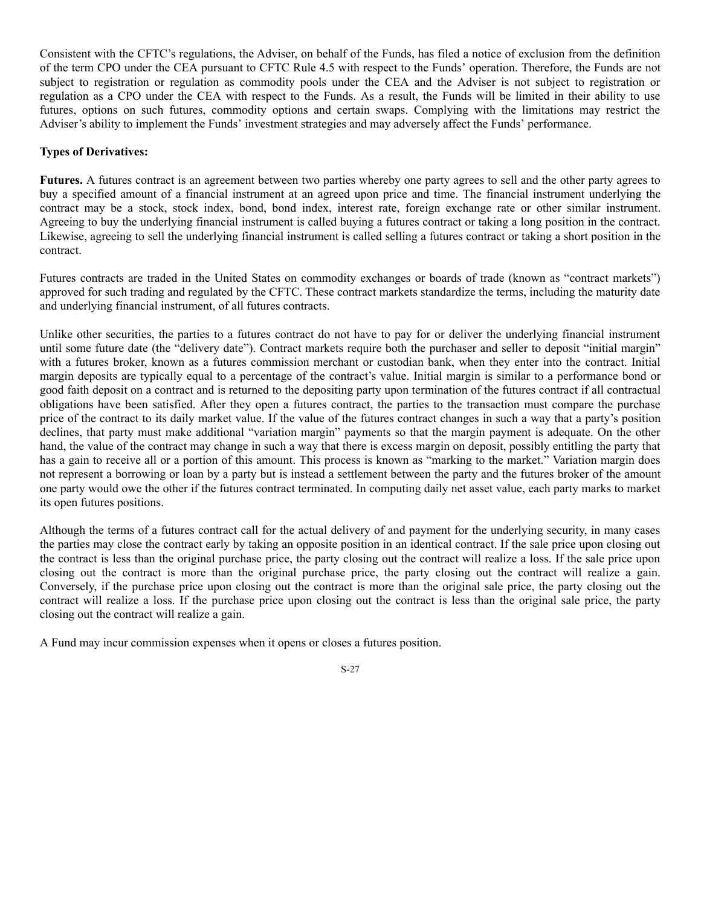Consistent with the CFTC's regulations, the Adviser, on behalf of the Funds, has filed a notice of exclusion from the definition of the term CPO under the CEA pursuant to CFTC Rule 4.5 with respect to the Funds' operation. Therefore, the Funds are not subject to registration or regulation as commodity pools under the CEA and the Adviser is not subject to registration or regulation as a CPO under the CEA with respect to the Funds. As a result, the Funds will be limited in their ability to use futures, options on such futures, commodity options and certain swaps. Complying with the limitations may restrict the Adviser's ability to implement the Funds' investment strategies and may adversely affect the Funds' performance.

**Types of Derivatives:**

**Futures.** A futures contract is an agreement between two parties whereby one party agrees to sell and the other party agrees to buy a specified amount of a financial instrument at an agreed upon price and time. The financial instrument underlying the contract may be a stock, stock index, bond, bond index, interest rate, foreign exchange rate or other similar instrument. Agreeing to buy the underlying financial instrument is called buying a futures contract or taking a long position in the contract. Likewise, agreeing to sell the underlying financial instrument is called selling a futures contract or taking a short position in the contract.

Futures contracts are traded in the United States on commodity exchanges or boards of trade (known as "contract markets") approved for such trading and regulated by the CFTC. These contract markets standardize the terms, including the maturity date and underlying financial instrument, of all futures contracts.

Unlike other securities, the parties to a futures contract do not have to pay for or deliver the underlying financial instrument until some future date (the "delivery date"). Contract markets require both the purchaser and seller to deposit "initial margin" with a futures broker, known as a futures commission merchant or custodian bank, when they enter into the contract. Initial margin deposits are typically equal to a percentage of the contract's value. Initial margin is similar to a performance bond or good faith deposit on a contract and is returned to the depositing party upon termination of the futures contract if all contractual obligations have been satisfied. After they open a futures contract, the parties to the transaction must compare the purchase price of the contract to its daily market value. If the value of the futures contract changes in such a way that a party's position declines, that party must make additional "variation margin" payments so that the margin payment is adequate. On the other hand, the value of the contract may change in such a way that there is excess margin on deposit, possibly entitling the party that has a gain to receive all or a portion of this amount. This process is known as "marking to the market." Variation margin does not represent a borrowing or loan by a party but is instead a settlement between the party and the futures broker of the amount one party would owe the other if the futures contract terminated. In computing daily net asset value, each party marks to market its open futures positions.

Although the terms of a futures contract call for the actual delivery of and payment for the underlying security, in many cases the parties may close the contract early by taking an opposite position in an identical contract. If the sale price upon closing out the contract is less than the original purchase price, the party closing out the contract will realize a loss. If the sale price upon closing out the contract is more than the original purchase price, the party closing out the contract will realize a gain. Conversely, if the purchase price upon closing out the contract is more than the original sale price, the party closing out the contract will realize a loss. If the purchase price upon closing out the contract is less than the original sale price, the party closing out the contract will realize a gain.

A Fund may incur commission expenses when it opens or closes a futures position.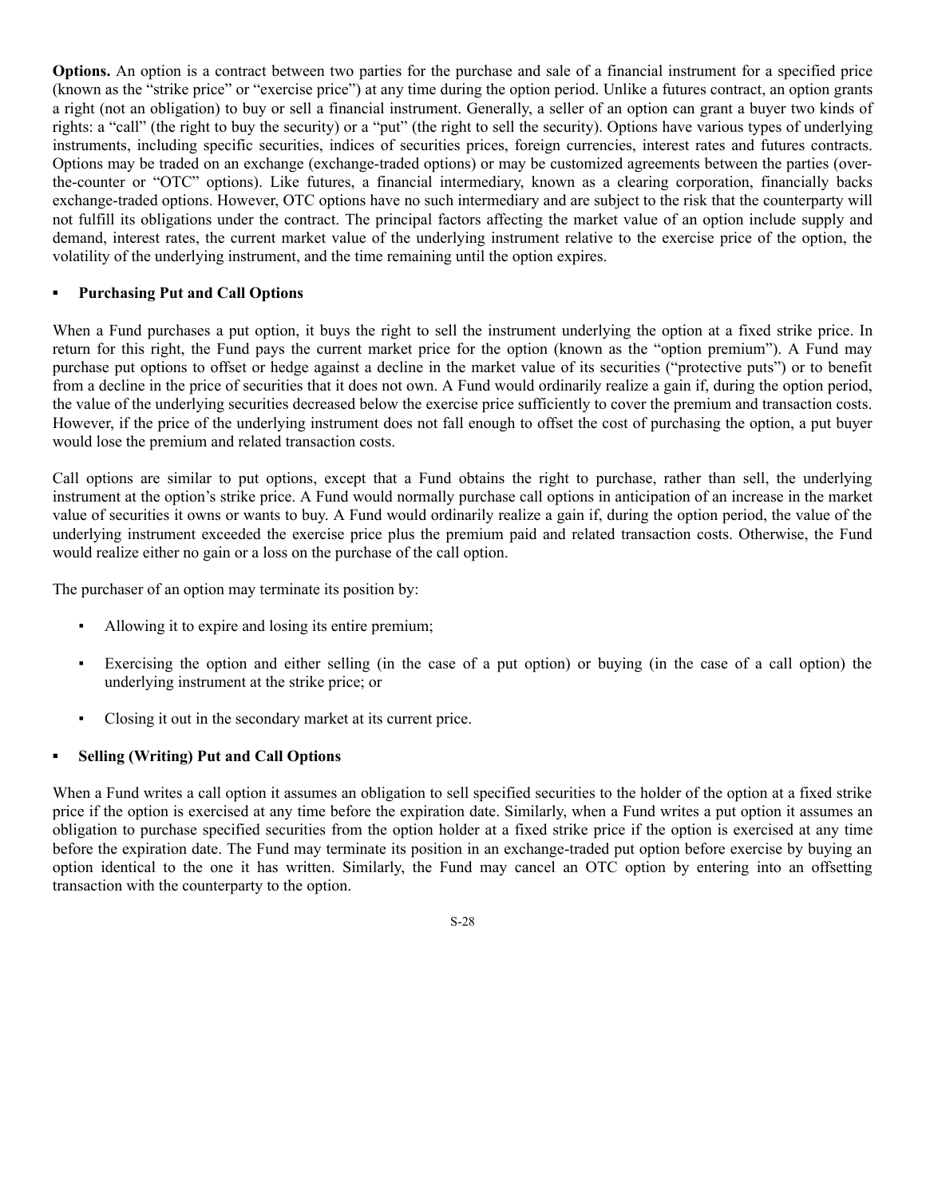**Options.** An option is a contract between two parties for the purchase and sale of a financial instrument for a specified price (known as the "strike price" or "exercise price") at any time during the option period. Unlike a futures contract, an option grants a right (not an obligation) to buy or sell a financial instrument. Generally, a seller of an option can grant a buyer two kinds of rights: a "call" (the right to buy the security) or a "put" (the right to sell the security). Options have various types of underlying instruments, including specific securities, indices of securities prices, foreign currencies, interest rates and futures contracts. Options may be traded on an exchange (exchange-traded options) or may be customized agreements between the parties (over-the-counter or "OTC" options). Like futures, a financial intermediary, known as a clearing corporation, financially backs exchange-traded options. However, OTC options have no such intermediary and are subject to the risk that the counterparty will not fulfill its obligations under the contract. The principal factors affecting the market value of an option include supply and demand, interest rates, the current market value of the underlying instrument relative to the exercise price of the option, the volatility of the underlying instrument, and the time remaining until the option expires.

- **Purchasing Put and Call Options**

When a Fund purchases a put option, it buys the right to sell the instrument underlying the option at a fixed strike price. In return for this right, the Fund pays the current market price for the option (known as the "option premium"). A Fund may purchase put options to offset or hedge against a decline in the market value of its securities ("protective puts") or to benefit from a decline in the price of securities that it does not own. A Fund would ordinarily realize a gain if, during the option period, the value of the underlying securities decreased below the exercise price sufficiently to cover the premium and transaction costs. However, if the price of the underlying instrument does not fall enough to offset the cost of purchasing the option, a put buyer would lose the premium and related transaction costs.

Call options are similar to put options, except that a Fund obtains the right to purchase, rather than sell, the underlying instrument at the option's strike price. A Fund would normally purchase call options in anticipation of an increase in the market value of securities it owns or wants to buy. A Fund would ordinarily realize a gain if, during the option period, the value of the underlying instrument exceeded the exercise price plus the premium paid and related transaction costs. Otherwise, the Fund would realize either no gain or a loss on the purchase of the call option.

The purchaser of an option may terminate its position by:

- Allowing it to expire and losing its entire premium;
- Exercising the option and either selling (in the case of a put option) or buying (in the case of a call option) the underlying instrument at the strike price; or
- Closing it out in the secondary market at its current price.

- **Selling (Writing) Put and Call Options**

When a Fund writes a call option it assumes an obligation to sell specified securities to the holder of the option at a fixed strike price if the option is exercised at any time before the expiration date. Similarly, when a Fund writes a put option it assumes an obligation to purchase specified securities from the option holder at a fixed strike price if the option is exercised at any time before the expiration date. The Fund may terminate its position in an exchange-traded put option before exercise by buying an option identical to the one it has written. Similarly, the Fund may cancel an OTC option by entering into an offsetting transaction with the counterparty to the option.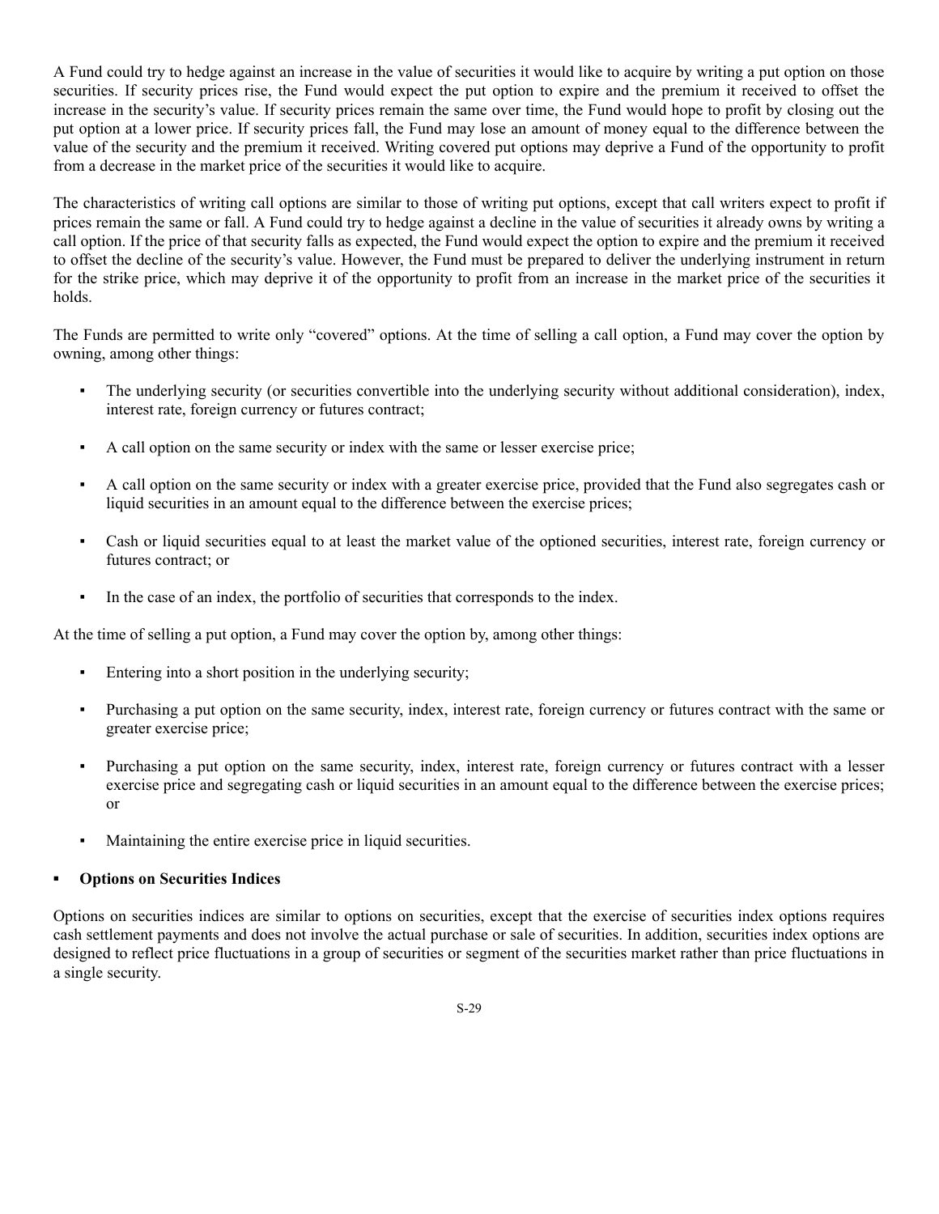A Fund could try to hedge against an increase in the value of securities it would like to acquire by writing a put option on those securities. If security prices rise, the Fund would expect the put option to expire and the premium it received to offset the increase in the security's value. If security prices remain the same over time, the Fund would hope to profit by closing out the put option at a lower price. If security prices fall, the Fund may lose an amount of money equal to the difference between the value of the security and the premium it received. Writing covered put options may deprive a Fund of the opportunity to profit from a decrease in the market price of the securities it would like to acquire.

The characteristics of writing call options are similar to those of writing put options, except that call writers expect to profit if prices remain the same or fall. A Fund could try to hedge against a decline in the value of securities it already owns by writing a call option. If the price of that security falls as expected, the Fund would expect the option to expire and the premium it received to offset the decline of the security's value. However, the Fund must be prepared to deliver the underlying instrument in return for the strike price, which may deprive it of the opportunity to profit from an increase in the market price of the securities it holds.

The Funds are permitted to write only "covered" options. At the time of selling a call option, a Fund may cover the option by owning, among other things:

- The underlying security (or securities convertible into the underlying security without additional consideration), index, interest rate, foreign currency or futures contract;
- A call option on the same security or index with the same or lesser exercise price;
- A call option on the same security or index with a greater exercise price, provided that the Fund also segregates cash or liquid securities in an amount equal to the difference between the exercise prices;
- Cash or liquid securities equal to at least the market value of the optioned securities, interest rate, foreign currency or futures contract; or
- In the case of an index, the portfolio of securities that corresponds to the index.

At the time of selling a put option, a Fund may cover the option by, among other things:

- Entering into a short position in the underlying security;
- Purchasing a put option on the same security, index, interest rate, foreign currency or futures contract with the same or greater exercise price;
- Purchasing a put option on the same security, index, interest rate, foreign currency or futures contract with a lesser exercise price and segregating cash or liquid securities in an amount equal to the difference between the exercise prices; or
- Maintaining the entire exercise price in liquid securities.

- **Options on Securities Indices**

Options on securities indices are similar to options on securities, except that the exercise of securities index options requires cash settlement payments and does not involve the actual purchase or sale of securities. In addition, securities index options are designed to reflect price fluctuations in a group of securities or segment of the securities market rather than price fluctuations in a single security.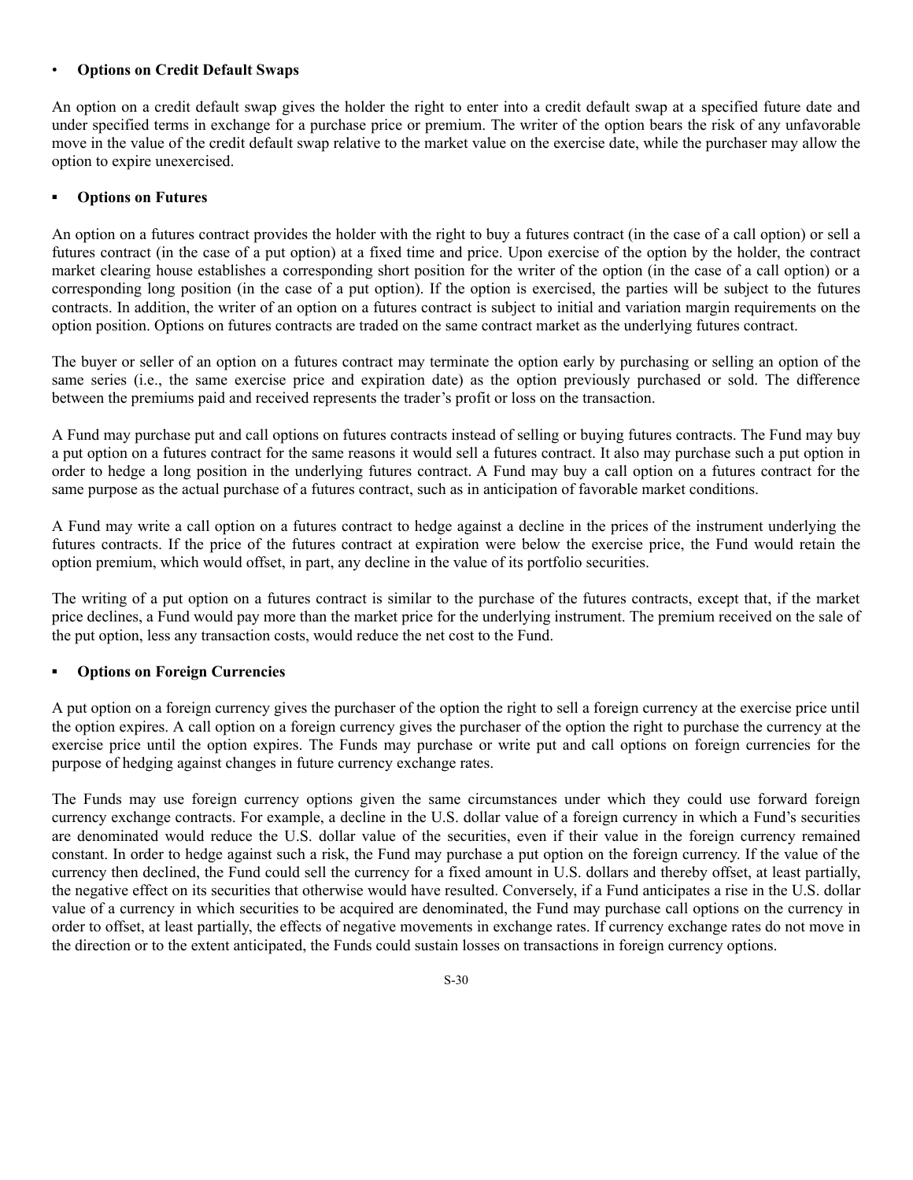- **Options on Credit Default Swaps**

An option on a credit default swap gives the holder the right to enter into a credit default swap at a specified future date and under specified terms in exchange for a purchase price or premium. The writer of the option bears the risk of any unfavorable move in the value of the credit default swap relative to the market value on the exercise date, while the purchaser may allow the option to expire unexercised.

- **Options on Futures**

An option on a futures contract provides the holder with the right to buy a futures contract (in the case of a call option) or sell a futures contract (in the case of a put option) at a fixed time and price. Upon exercise of the option by the holder, the contract market clearing house establishes a corresponding short position for the writer of the option (in the case of a call option) or a corresponding long position (in the case of a put option). If the option is exercised, the parties will be subject to the futures contracts. In addition, the writer of an option on a futures contract is subject to initial and variation margin requirements on the option position. Options on futures contracts are traded on the same contract market as the underlying futures contract.

The buyer or seller of an option on a futures contract may terminate the option early by purchasing or selling an option of the same series (i.e., the same exercise price and expiration date) as the option previously purchased or sold. The difference between the premiums paid and received represents the trader's profit or loss on the transaction.

A Fund may purchase put and call options on futures contracts instead of selling or buying futures contracts. The Fund may buy a put option on a futures contract for the same reasons it would sell a futures contract. It also may purchase such a put option in order to hedge a long position in the underlying futures contract. A Fund may buy a call option on a futures contract for the same purpose as the actual purchase of a futures contract, such as in anticipation of favorable market conditions.

A Fund may write a call option on a futures contract to hedge against a decline in the prices of the instrument underlying the futures contracts. If the price of the futures contract at expiration were below the exercise price, the Fund would retain the option premium, which would offset, in part, any decline in the value of its portfolio securities.

The writing of a put option on a futures contract is similar to the purchase of the futures contracts, except that, if the market price declines, a Fund would pay more than the market price for the underlying instrument. The premium received on the sale of the put option, less any transaction costs, would reduce the net cost to the Fund.

- **Options on Foreign Currencies**

A put option on a foreign currency gives the purchaser of the option the right to sell a foreign currency at the exercise price until the option expires. A call option on a foreign currency gives the purchaser of the option the right to purchase the currency at the exercise price until the option expires. The Funds may purchase or write put and call options on foreign currencies for the purpose of hedging against changes in future currency exchange rates.

The Funds may use foreign currency options given the same circumstances under which they could use forward foreign currency exchange contracts. For example, a decline in the U.S. dollar value of a foreign currency in which a Fund's securities are denominated would reduce the U.S. dollar value of the securities, even if their value in the foreign currency remained constant. In order to hedge against such a risk, the Fund may purchase a put option on the foreign currency. If the value of the currency then declined, the Fund could sell the currency for a fixed amount in U.S. dollars and thereby offset, at least partially, the negative effect on its securities that otherwise would have resulted. Conversely, if a Fund anticipates a rise in the U.S. dollar value of a currency in which securities to be acquired are denominated, the Fund may purchase call options on the currency in order to offset, at least partially, the effects of negative movements in exchange rates. If currency exchange rates do not move in the direction or to the extent anticipated, the Funds could sustain losses on transactions in foreign currency options.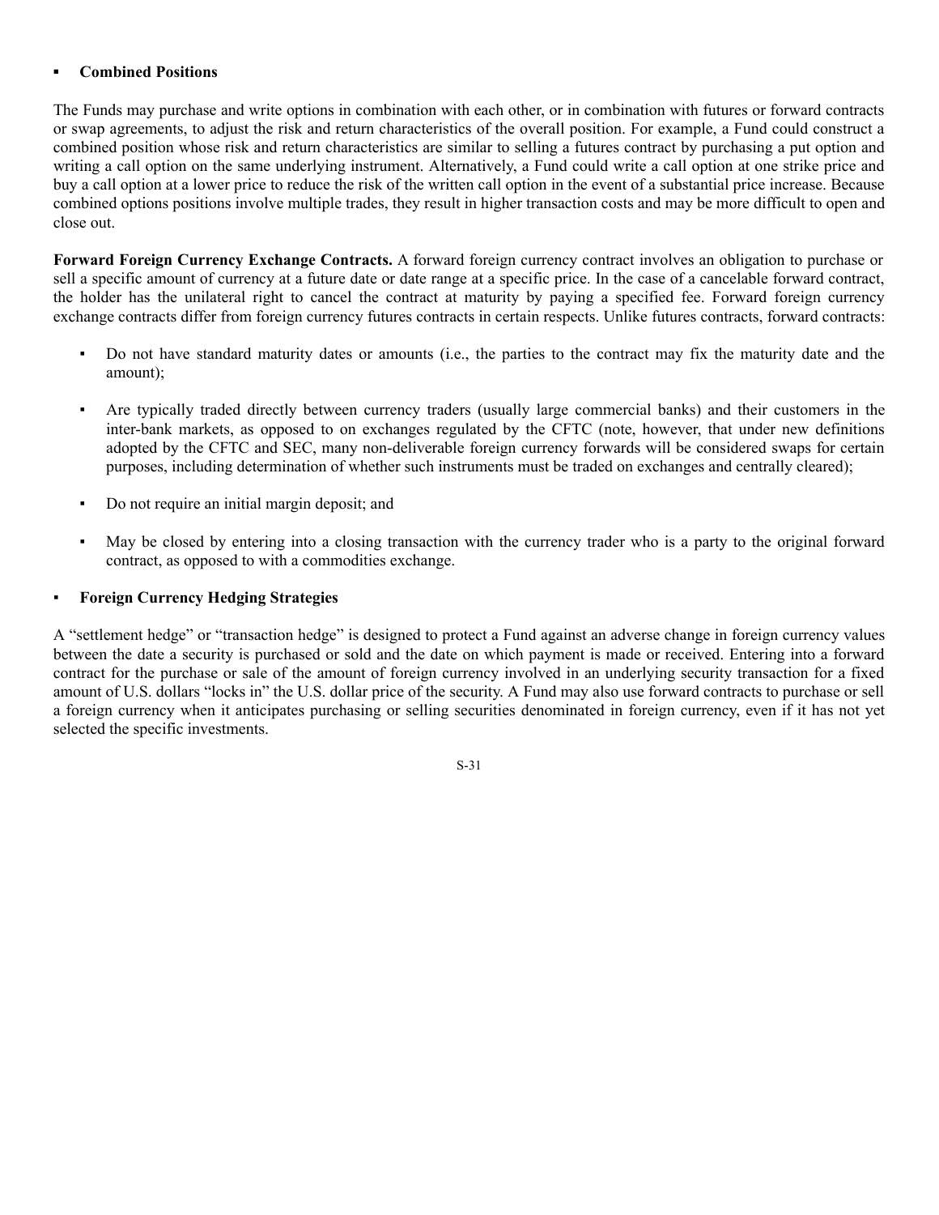- **Combined Positions**

The Funds may purchase and write options in combination with each other, or in combination with futures or forward contracts or swap agreements, to adjust the risk and return characteristics of the overall position. For example, a Fund could construct a combined position whose risk and return characteristics are similar to selling a futures contract by purchasing a put option and writing a call option on the same underlying instrument. Alternatively, a Fund could write a call option at one strike price and buy a call option at a lower price to reduce the risk of the written call option in the event of a substantial price increase. Because combined options positions involve multiple trades, they result in higher transaction costs and may be more difficult to open and close out.

**Forward Foreign Currency Exchange Contracts.** A forward foreign currency contract involves an obligation to purchase or sell a specific amount of currency at a future date or date range at a specific price. In the case of a cancelable forward contract, the holder has the unilateral right to cancel the contract at maturity by paying a specified fee. Forward foreign currency exchange contracts differ from foreign currency futures contracts in certain respects. Unlike futures contracts, forward contracts:

- Do not have standard maturity dates or amounts (i.e., the parties to the contract may fix the maturity date and the amount);
- Are typically traded directly between currency traders (usually large commercial banks) and their customers in the inter-bank markets, as opposed to on exchanges regulated by the CFTC (note, however, that under new definitions adopted by the CFTC and SEC, many non-deliverable foreign currency forwards will be considered swaps for certain purposes, including determination of whether such instruments must be traded on exchanges and centrally cleared);
- Do not require an initial margin deposit; and
- May be closed by entering into a closing transaction with the currency trader who is a party to the original forward contract, as opposed to with a commodities exchange.

- **Foreign Currency Hedging Strategies**

A "settlement hedge" or "transaction hedge" is designed to protect a Fund against an adverse change in foreign currency values between the date a security is purchased or sold and the date on which payment is made or received. Entering into a forward contract for the purchase or sale of the amount of foreign currency involved in an underlying security transaction for a fixed amount of U.S. dollars "locks in" the U.S. dollar price of the security. A Fund may also use forward contracts to purchase or sell a foreign currency when it anticipates purchasing or selling securities denominated in foreign currency, even if it has not yet selected the specific investments.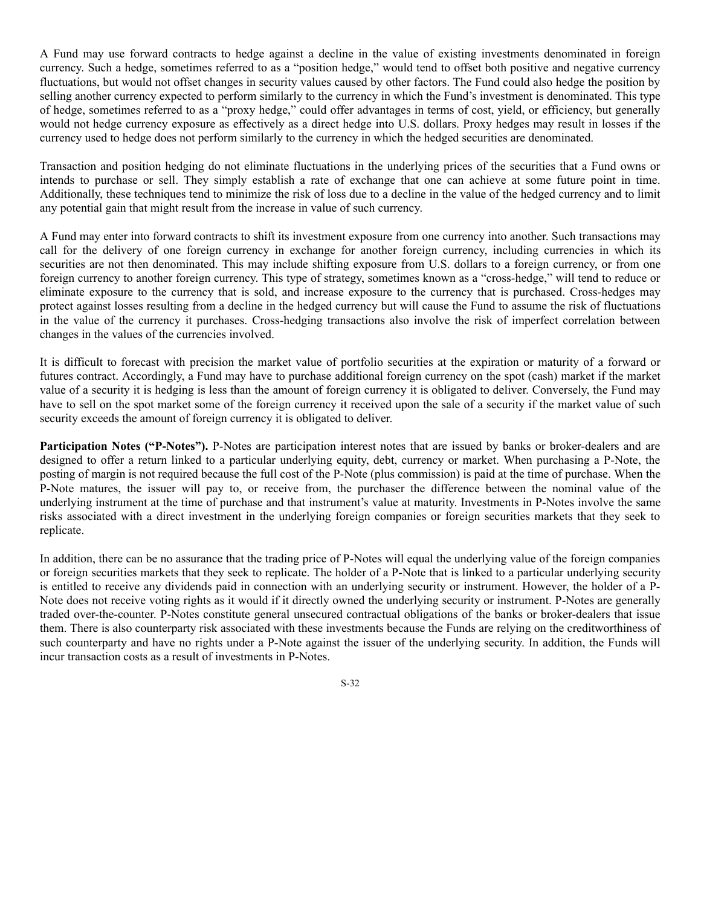A Fund may use forward contracts to hedge against a decline in the value of existing investments denominated in foreign currency. Such a hedge, sometimes referred to as a "position hedge," would tend to offset both positive and negative currency fluctuations, but would not offset changes in security values caused by other factors. The Fund could also hedge the position by selling another currency expected to perform similarly to the currency in which the Fund's investment is denominated. This type of hedge, sometimes referred to as a "proxy hedge," could offer advantages in terms of cost, yield, or efficiency, but generally would not hedge currency exposure as effectively as a direct hedge into U.S. dollars. Proxy hedges may result in losses if the currency used to hedge does not perform similarly to the currency in which the hedged securities are denominated.

Transaction and position hedging do not eliminate fluctuations in the underlying prices of the securities that a Fund owns or intends to purchase or sell. They simply establish a rate of exchange that one can achieve at some future point in time. Additionally, these techniques tend to minimize the risk of loss due to a decline in the value of the hedged currency and to limit any potential gain that might result from the increase in value of such currency.

A Fund may enter into forward contracts to shift its investment exposure from one currency into another. Such transactions may call for the delivery of one foreign currency in exchange for another foreign currency, including currencies in which its securities are not then denominated. This may include shifting exposure from U.S. dollars to a foreign currency, or from one foreign currency to another foreign currency. This type of strategy, sometimes known as a "cross-hedge," will tend to reduce or eliminate exposure to the currency that is sold, and increase exposure to the currency that is purchased. Cross-hedges may protect against losses resulting from a decline in the hedged currency but will cause the Fund to assume the risk of fluctuations in the value of the currency it purchases. Cross-hedging transactions also involve the risk of imperfect correlation between changes in the values of the currencies involved.

It is difficult to forecast with precision the market value of portfolio securities at the expiration or maturity of a forward or futures contract. Accordingly, a Fund may have to purchase additional foreign currency on the spot (cash) market if the market value of a security it is hedging is less than the amount of foreign currency it is obligated to deliver. Conversely, the Fund may have to sell on the spot market some of the foreign currency it received upon the sale of a security if the market value of such security exceeds the amount of foreign currency it is obligated to deliver.

**Participation Notes ("P-Notes").** P-Notes are participation interest notes that are issued by banks or broker-dealers and are designed to offer a return linked to a particular underlying equity, debt, currency or market. When purchasing a P-Note, the posting of margin is not required because the full cost of the P-Note (plus commission) is paid at the time of purchase. When the P-Note matures, the issuer will pay to, or receive from, the purchaser the difference between the nominal value of the underlying instrument at the time of purchase and that instrument's value at maturity. Investments in P-Notes involve the same risks associated with a direct investment in the underlying foreign companies or foreign securities markets that they seek to replicate.

In addition, there can be no assurance that the trading price of P-Notes will equal the underlying value of the foreign companies or foreign securities markets that they seek to replicate. The holder of a P-Note that is linked to a particular underlying security is entitled to receive any dividends paid in connection with an underlying security or instrument. However, the holder of a P-Note does not receive voting rights as it would if it directly owned the underlying security or instrument. P-Notes are generally traded over-the-counter. P-Notes constitute general unsecured contractual obligations of the banks or broker-dealers that issue them. There is also counterparty risk associated with these investments because the Funds are relying on the creditworthiness of such counterparty and have no rights under a P-Note against the issuer of the underlying security. In addition, the Funds will incur transaction costs as a result of investments in P-Notes.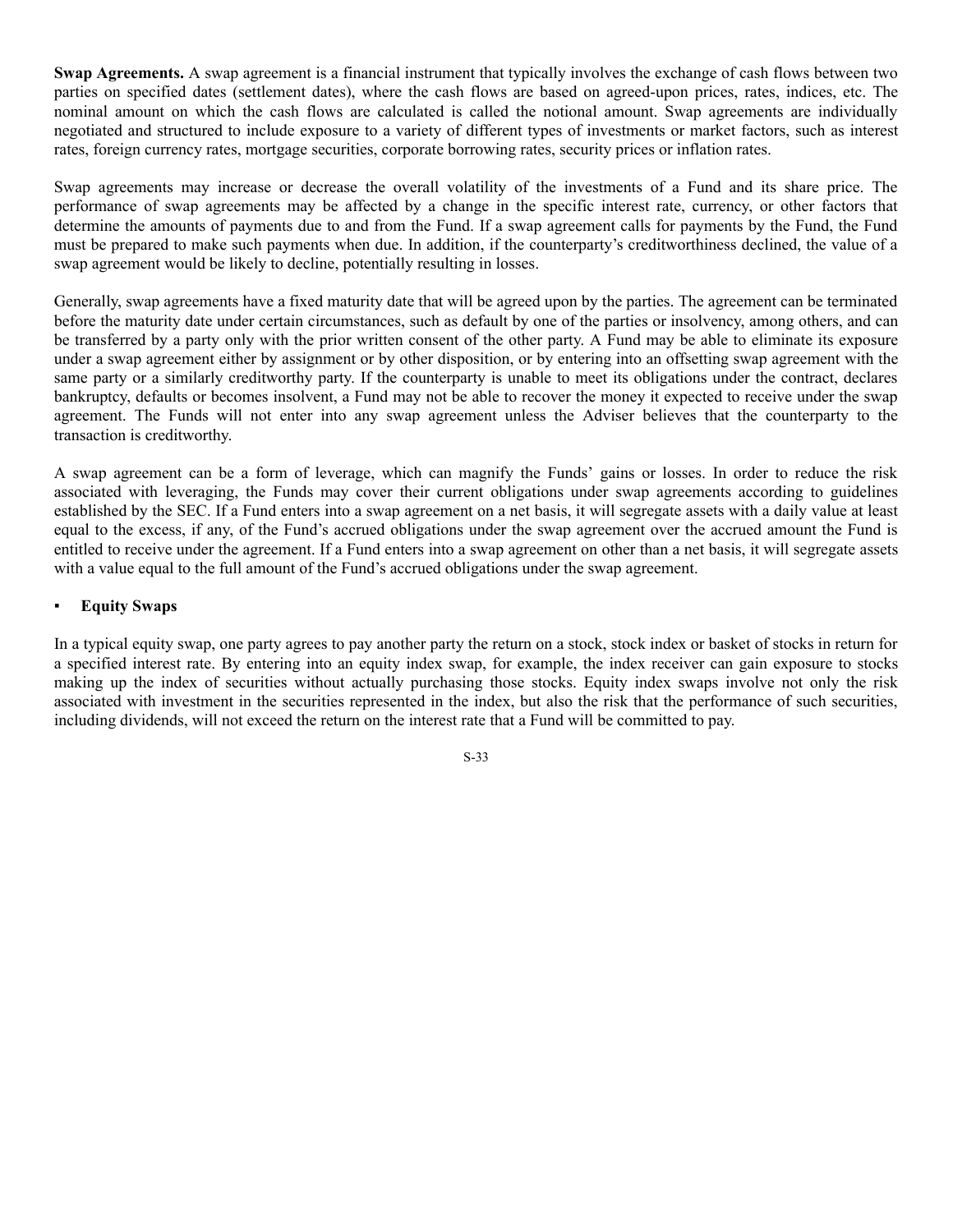**Swap Agreements.** A swap agreement is a financial instrument that typically involves the exchange of cash flows between two parties on specified dates (settlement dates), where the cash flows are based on agreed-upon prices, rates, indices, etc. The nominal amount on which the cash flows are calculated is called the notional amount. Swap agreements are individually negotiated and structured to include exposure to a variety of different types of investments or market factors, such as interest rates, foreign currency rates, mortgage securities, corporate borrowing rates, security prices or inflation rates.

Swap agreements may increase or decrease the overall volatility of the investments of a Fund and its share price. The performance of swap agreements may be affected by a change in the specific interest rate, currency, or other factors that determine the amounts of payments due to and from the Fund. If a swap agreement calls for payments by the Fund, the Fund must be prepared to make such payments when due. In addition, if the counterparty's creditworthiness declined, the value of a swap agreement would be likely to decline, potentially resulting in losses.

Generally, swap agreements have a fixed maturity date that will be agreed upon by the parties. The agreement can be terminated before the maturity date under certain circumstances, such as default by one of the parties or insolvency, among others, and can be transferred by a party only with the prior written consent of the other party. A Fund may be able to eliminate its exposure under a swap agreement either by assignment or by other disposition, or by entering into an offsetting swap agreement with the same party or a similarly creditworthy party. If the counterparty is unable to meet its obligations under the contract, declares bankruptcy, defaults or becomes insolvent, a Fund may not be able to recover the money it expected to receive under the swap agreement. The Funds will not enter into any swap agreement unless the Adviser believes that the counterparty to the transaction is creditworthy.

A swap agreement can be a form of leverage, which can magnify the Funds' gains or losses. In order to reduce the risk associated with leveraging, the Funds may cover their current obligations under swap agreements according to guidelines established by the SEC. If a Fund enters into a swap agreement on a net basis, it will segregate assets with a daily value at least equal to the excess, if any, of the Fund's accrued obligations under the swap agreement over the accrued amount the Fund is entitled to receive under the agreement. If a Fund enters into a swap agreement on other than a net basis, it will segregate assets with a value equal to the full amount of the Fund's accrued obligations under the swap agreement.

- **Equity Swaps**

In a typical equity swap, one party agrees to pay another party the return on a stock, stock index or basket of stocks in return for a specified interest rate. By entering into an equity index swap, for example, the index receiver can gain exposure to stocks making up the index of securities without actually purchasing those stocks. Equity index swaps involve not only the risk associated with investment in the securities represented in the index, but also the risk that the performance of such securities, including dividends, will not exceed the return on the interest rate that a Fund will be committed to pay.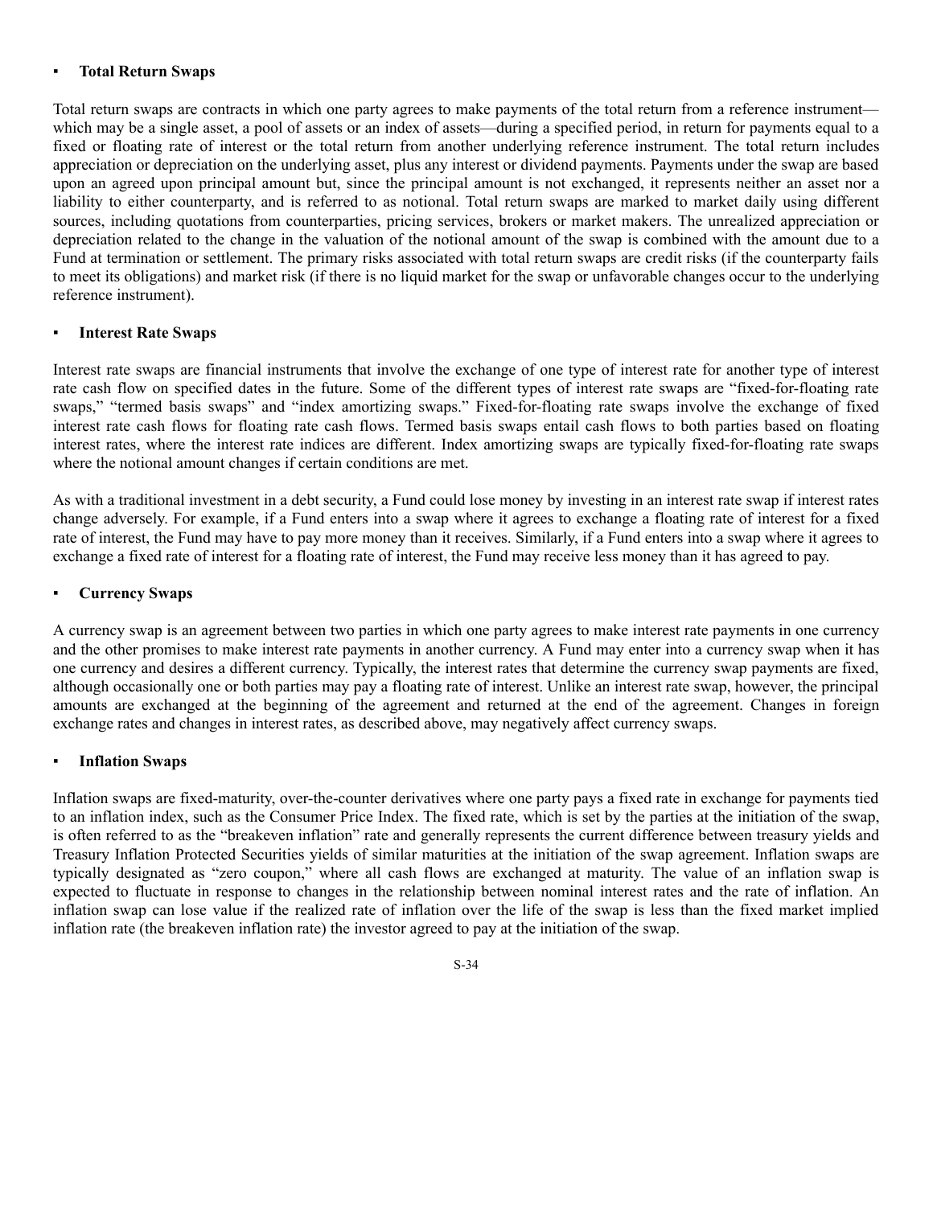- **Total Return Swaps**

Total return swaps are contracts in which one party agrees to make payments of the total return from a reference instrument—which may be a single asset, a pool of assets or an index of assets—during a specified period, in return for payments equal to a fixed or floating rate of interest or the total return from another underlying reference instrument. The total return includes appreciation or depreciation on the underlying asset, plus any interest or dividend payments. Payments under the swap are based upon an agreed upon principal amount but, since the principal amount is not exchanged, it represents neither an asset nor a liability to either counterparty, and is referred to as notional. Total return swaps are marked to market daily using different sources, including quotations from counterparties, pricing services, brokers or market makers. The unrealized appreciation or depreciation related to the change in the valuation of the notional amount of the swap is combined with the amount due to a Fund at termination or settlement. The primary risks associated with total return swaps are credit risks (if the counterparty fails to meet its obligations) and market risk (if there is no liquid market for the swap or unfavorable changes occur to the underlying reference instrument).

- **Interest Rate Swaps**

Interest rate swaps are financial instruments that involve the exchange of one type of interest rate for another type of interest rate cash flow on specified dates in the future. Some of the different types of interest rate swaps are "fixed-for-floating rate swaps," "termed basis swaps" and "index amortizing swaps." Fixed-for-floating rate swaps involve the exchange of fixed interest rate cash flows for floating rate cash flows. Termed basis swaps entail cash flows to both parties based on floating interest rates, where the interest rate indices are different. Index amortizing swaps are typically fixed-for-floating rate swaps where the notional amount changes if certain conditions are met.

As with a traditional investment in a debt security, a Fund could lose money by investing in an interest rate swap if interest rates change adversely. For example, if a Fund enters into a swap where it agrees to exchange a floating rate of interest for a fixed rate of interest, the Fund may have to pay more money than it receives. Similarly, if a Fund enters into a swap where it agrees to exchange a fixed rate of interest for a floating rate of interest, the Fund may receive less money than it has agreed to pay.

- **Currency Swaps**

A currency swap is an agreement between two parties in which one party agrees to make interest rate payments in one currency and the other promises to make interest rate payments in another currency. A Fund may enter into a currency swap when it has one currency and desires a different currency. Typically, the interest rates that determine the currency swap payments are fixed, although occasionally one or both parties may pay a floating rate of interest. Unlike an interest rate swap, however, the principal amounts are exchanged at the beginning of the agreement and returned at the end of the agreement. Changes in foreign exchange rates and changes in interest rates, as described above, may negatively affect currency swaps.

- **Inflation Swaps**

Inflation swaps are fixed-maturity, over-the-counter derivatives where one party pays a fixed rate in exchange for payments tied to an inflation index, such as the Consumer Price Index. The fixed rate, which is set by the parties at the initiation of the swap, is often referred to as the "breakeven inflation" rate and generally represents the current difference between treasury yields and Treasury Inflation Protected Securities yields of similar maturities at the initiation of the swap agreement. Inflation swaps are typically designated as "zero coupon," where all cash flows are exchanged at maturity. The value of an inflation swap is expected to fluctuate in response to changes in the relationship between nominal interest rates and the rate of inflation. An inflation swap can lose value if the realized rate of inflation over the life of the swap is less than the fixed market implied inflation rate (the breakeven inflation rate) the investor agreed to pay at the initiation of the swap.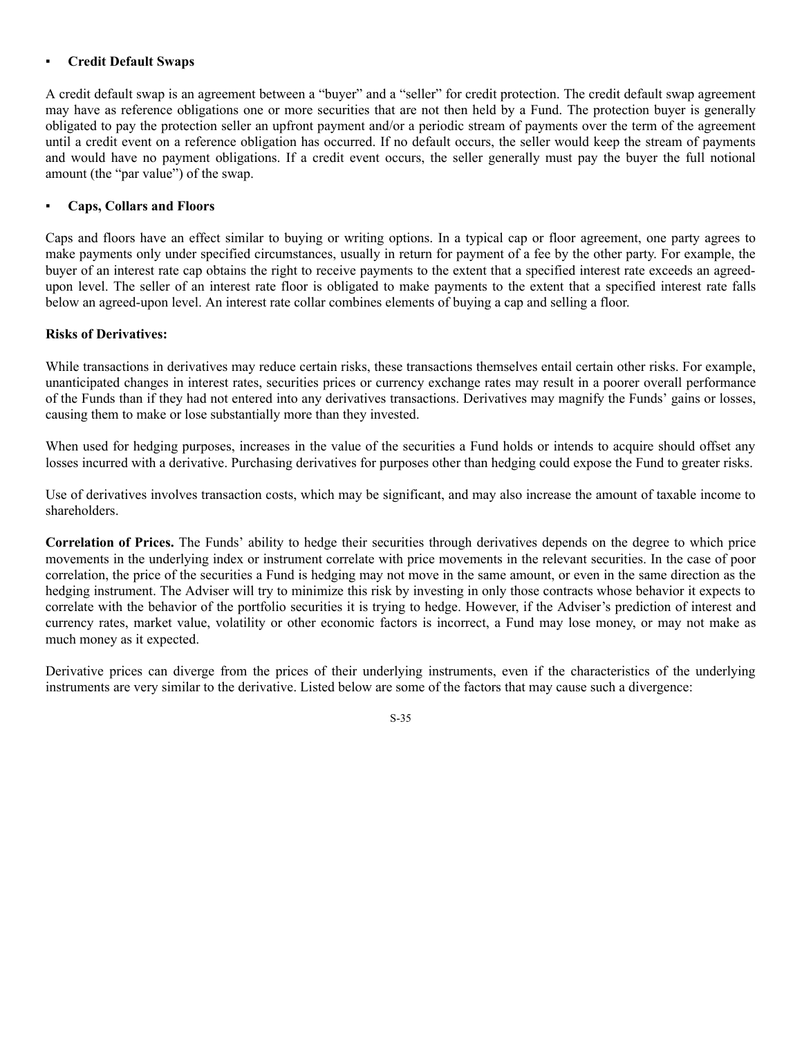- **Credit Default Swaps**

A credit default swap is an agreement between a "buyer" and a "seller" for credit protection. The credit default swap agreement may have as reference obligations one or more securities that are not then held by a Fund. The protection buyer is generally obligated to pay the protection seller an upfront payment and/or a periodic stream of payments over the term of the agreement until a credit event on a reference obligation has occurred. If no default occurs, the seller would keep the stream of payments and would have no payment obligations. If a credit event occurs, the seller generally must pay the buyer the full notional amount (the "par value") of the swap.

- **Caps, Collars and Floors**

Caps and floors have an effect similar to buying or writing options. In a typical cap or floor agreement, one party agrees to make payments only under specified circumstances, usually in return for payment of a fee by the other party. For example, the buyer of an interest rate cap obtains the right to receive payments to the extent that a specified interest rate exceeds an agreed-upon level. The seller of an interest rate floor is obligated to make payments to the extent that a specified interest rate falls below an agreed-upon level. An interest rate collar combines elements of buying a cap and selling a floor.

**Risks of Derivatives:**

While transactions in derivatives may reduce certain risks, these transactions themselves entail certain other risks. For example, unanticipated changes in interest rates, securities prices or currency exchange rates may result in a poorer overall performance of the Funds than if they had not entered into any derivatives transactions. Derivatives may magnify the Funds' gains or losses, causing them to make or lose substantially more than they invested.

When used for hedging purposes, increases in the value of the securities a Fund holds or intends to acquire should offset any losses incurred with a derivative. Purchasing derivatives for purposes other than hedging could expose the Fund to greater risks.

Use of derivatives involves transaction costs, which may be significant, and may also increase the amount of taxable income to shareholders.

**Correlation of Prices.** The Funds' ability to hedge their securities through derivatives depends on the degree to which price movements in the underlying index or instrument correlate with price movements in the relevant securities. In the case of poor correlation, the price of the securities a Fund is hedging may not move in the same amount, or even in the same direction as the hedging instrument. The Adviser will try to minimize this risk by investing in only those contracts whose behavior it expects to correlate with the behavior of the portfolio securities it is trying to hedge. However, if the Adviser's prediction of interest and currency rates, market value, volatility or other economic factors is incorrect, a Fund may lose money, or may not make as much money as it expected.

Derivative prices can diverge from the prices of their underlying instruments, even if the characteristics of the underlying instruments are very similar to the derivative. Listed below are some of the factors that may cause such a divergence: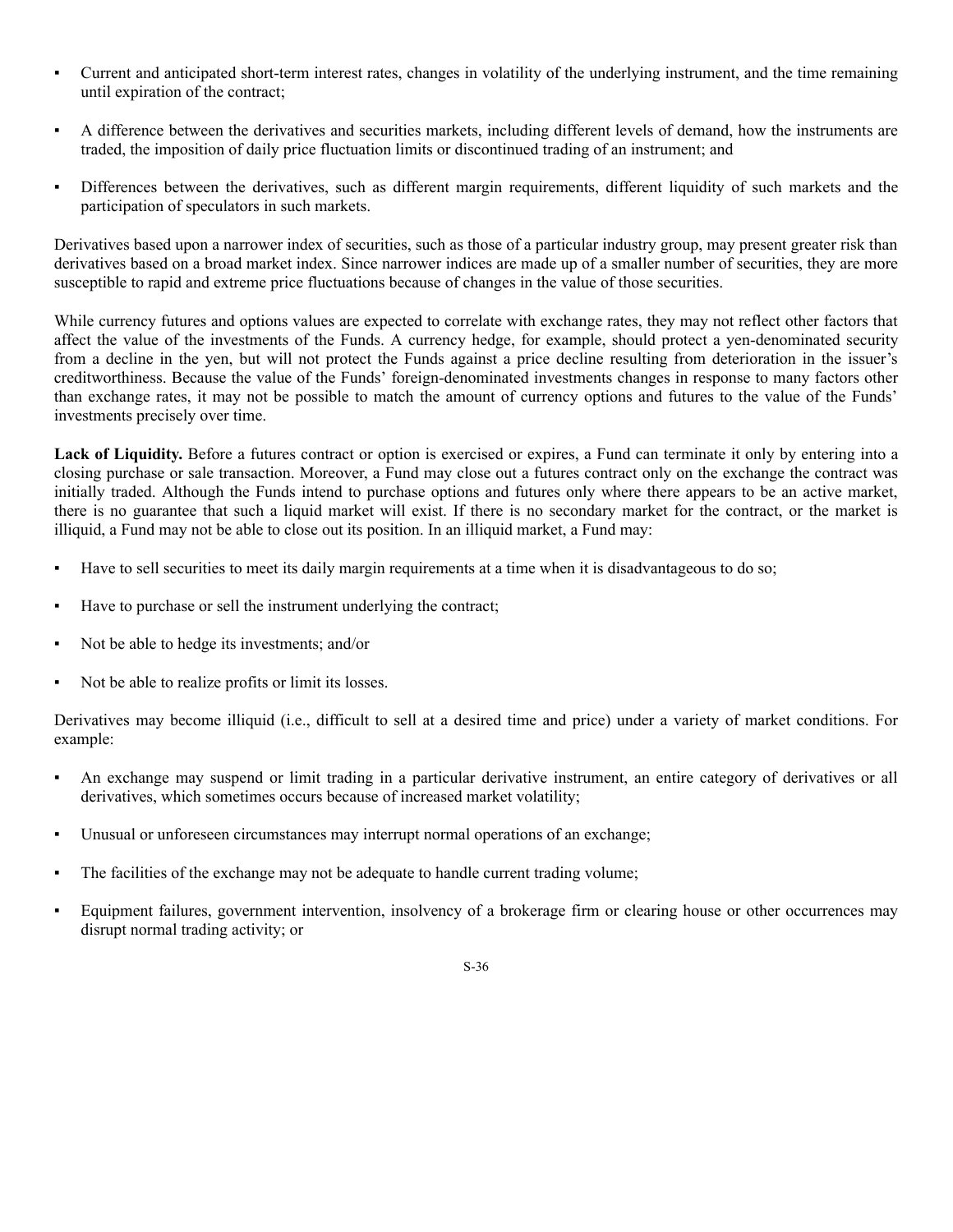- Current and anticipated short-term interest rates, changes in volatility of the underlying instrument, and the time remaining until expiration of the contract;
- A difference between the derivatives and securities markets, including different levels of demand, how the instruments are traded, the imposition of daily price fluctuation limits or discontinued trading of an instrument; and
- Differences between the derivatives, such as different margin requirements, different liquidity of such markets and the participation of speculators in such markets.

Derivatives based upon a narrower index of securities, such as those of a particular industry group, may present greater risk than derivatives based on a broad market index. Since narrower indices are made up of a smaller number of securities, they are more susceptible to rapid and extreme price fluctuations because of changes in the value of those securities.

While currency futures and options values are expected to correlate with exchange rates, they may not reflect other factors that affect the value of the investments of the Funds. A currency hedge, for example, should protect a yen-denominated security from a decline in the yen, but will not protect the Funds against a price decline resulting from deterioration in the issuer's creditworthiness. Because the value of the Funds' foreign-denominated investments changes in response to many factors other than exchange rates, it may not be possible to match the amount of currency options and futures to the value of the Funds' investments precisely over time.

**Lack of Liquidity.** Before a futures contract or option is exercised or expires, a Fund can terminate it only by entering into a closing purchase or sale transaction. Moreover, a Fund may close out a futures contract only on the exchange the contract was initially traded. Although the Funds intend to purchase options and futures only where there appears to be an active market, there is no guarantee that such a liquid market will exist. If there is no secondary market for the contract, or the market is illiquid, a Fund may not be able to close out its position. In an illiquid market, a Fund may:

- Have to sell securities to meet its daily margin requirements at a time when it is disadvantageous to do so;
- Have to purchase or sell the instrument underlying the contract;
- Not be able to hedge its investments; and/or
- Not be able to realize profits or limit its losses.

Derivatives may become illiquid (i.e., difficult to sell at a desired time and price) under a variety of market conditions. For example:

- An exchange may suspend or limit trading in a particular derivative instrument, an entire category of derivatives or all derivatives, which sometimes occurs because of increased market volatility;
- Unusual or unforeseen circumstances may interrupt normal operations of an exchange;
- The facilities of the exchange may not be adequate to handle current trading volume;
- Equipment failures, government intervention, insolvency of a brokerage firm or clearing house or other occurrences may disrupt normal trading activity; or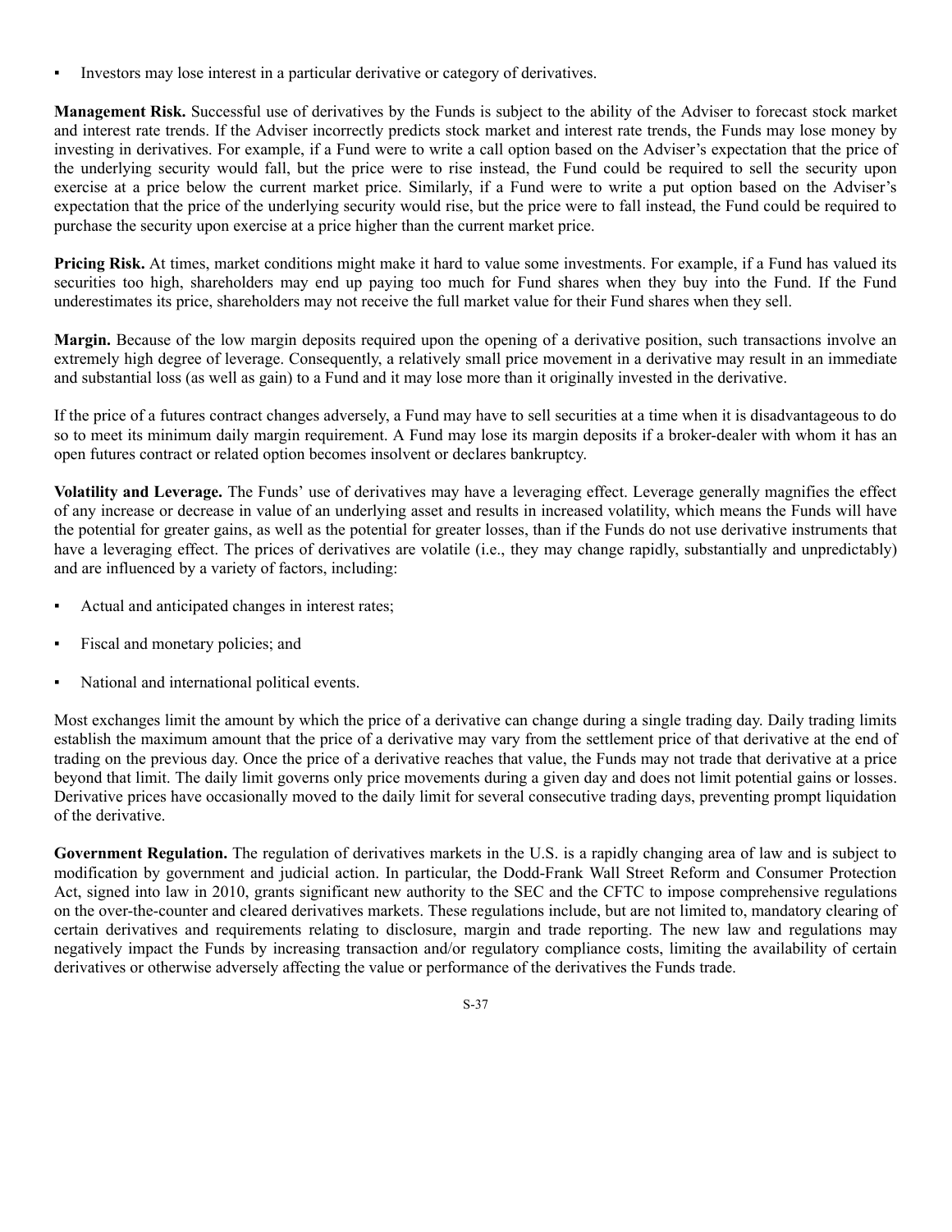- Investors may lose interest in a particular derivative or category of derivatives.

**Management Risk.** Successful use of derivatives by the Funds is subject to the ability of the Adviser to forecast stock market and interest rate trends. If the Adviser incorrectly predicts stock market and interest rate trends, the Funds may lose money by investing in derivatives. For example, if a Fund were to write a call option based on the Adviser's expectation that the price of the underlying security would fall, but the price were to rise instead, the Fund could be required to sell the security upon exercise at a price below the current market price. Similarly, if a Fund were to write a put option based on the Adviser's expectation that the price of the underlying security would rise, but the price were to fall instead, the Fund could be required to purchase the security upon exercise at a price higher than the current market price.

**Pricing Risk.** At times, market conditions might make it hard to value some investments. For example, if a Fund has valued its securities too high, shareholders may end up paying too much for Fund shares when they buy into the Fund. If the Fund underestimates its price, shareholders may not receive the full market value for their Fund shares when they sell.

**Margin.** Because of the low margin deposits required upon the opening of a derivative position, such transactions involve an extremely high degree of leverage. Consequently, a relatively small price movement in a derivative may result in an immediate and substantial loss (as well as gain) to a Fund and it may lose more than it originally invested in the derivative.

If the price of a futures contract changes adversely, a Fund may have to sell securities at a time when it is disadvantageous to do so to meet its minimum daily margin requirement. A Fund may lose its margin deposits if a broker-dealer with whom it has an open futures contract or related option becomes insolvent or declares bankruptcy.

**Volatility and Leverage.** The Funds' use of derivatives may have a leveraging effect. Leverage generally magnifies the effect of any increase or decrease in value of an underlying asset and results in increased volatility, which means the Funds will have the potential for greater gains, as well as the potential for greater losses, than if the Funds do not use derivative instruments that have a leveraging effect. The prices of derivatives are volatile (i.e., they may change rapidly, substantially and unpredictably) and are influenced by a variety of factors, including:

- Actual and anticipated changes in interest rates;
- Fiscal and monetary policies; and
- National and international political events.

Most exchanges limit the amount by which the price of a derivative can change during a single trading day. Daily trading limits establish the maximum amount that the price of a derivative may vary from the settlement price of that derivative at the end of trading on the previous day. Once the price of a derivative reaches that value, the Funds may not trade that derivative at a price beyond that limit. The daily limit governs only price movements during a given day and does not limit potential gains or losses. Derivative prices have occasionally moved to the daily limit for several consecutive trading days, preventing prompt liquidation of the derivative.

**Government Regulation.** The regulation of derivatives markets in the U.S. is a rapidly changing area of law and is subject to modification by government and judicial action. In particular, the Dodd-Frank Wall Street Reform and Consumer Protection Act, signed into law in 2010, grants significant new authority to the SEC and the CFTC to impose comprehensive regulations on the over-the-counter and cleared derivatives markets. These regulations include, but are not limited to, mandatory clearing of certain derivatives and requirements relating to disclosure, margin and trade reporting. The new law and regulations may negatively impact the Funds by increasing transaction and/or regulatory compliance costs, limiting the availability of certain derivatives or otherwise adversely affecting the value or performance of the derivatives the Funds trade.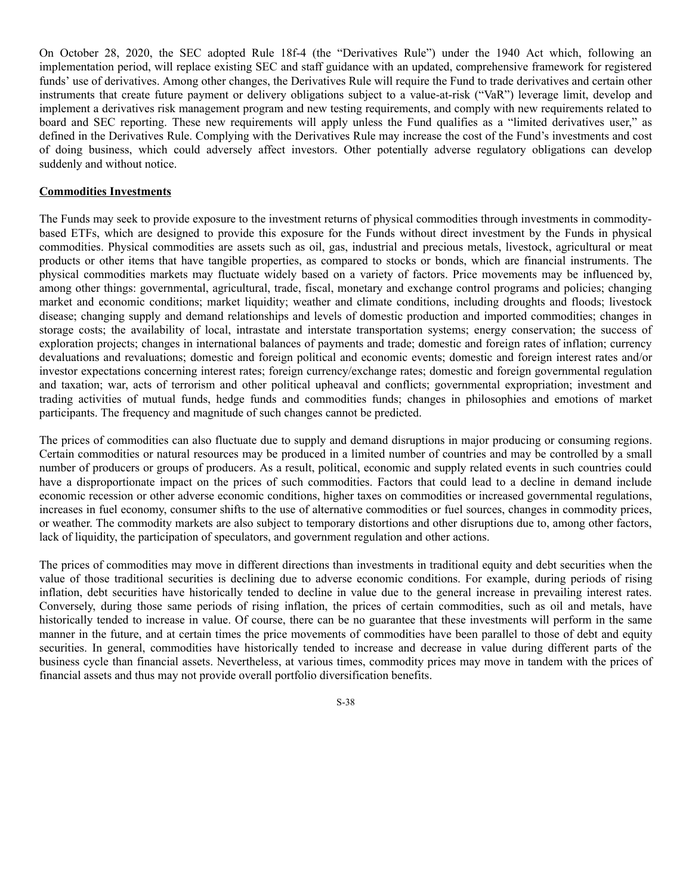On October 28, 2020, the SEC adopted Rule 18f-4 (the "Derivatives Rule") under the 1940 Act which, following an implementation period, will replace existing SEC and staff guidance with an updated, comprehensive framework for registered funds' use of derivatives. Among other changes, the Derivatives Rule will require the Fund to trade derivatives and certain other instruments that create future payment or delivery obligations subject to a value-at-risk ("VaR") leverage limit, develop and implement a derivatives risk management program and new testing requirements, and comply with new requirements related to board and SEC reporting. These new requirements will apply unless the Fund qualifies as a "limited derivatives user," as defined in the Derivatives Rule. Complying with the Derivatives Rule may increase the cost of the Fund's investments and cost of doing business, which could adversely affect investors. Other potentially adverse regulatory obligations can develop suddenly and without notice.

**Commodities Investments**

The Funds may seek to provide exposure to the investment returns of physical commodities through investments in commodity-based ETFs, which are designed to provide this exposure for the Funds without direct investment by the Funds in physical commodities. Physical commodities are assets such as oil, gas, industrial and precious metals, livestock, agricultural or meat products or other items that have tangible properties, as compared to stocks or bonds, which are financial instruments. The physical commodities markets may fluctuate widely based on a variety of factors. Price movements may be influenced by, among other things: governmental, agricultural, trade, fiscal, monetary and exchange control programs and policies; changing market and economic conditions; market liquidity; weather and climate conditions, including droughts and floods; livestock disease; changing supply and demand relationships and levels of domestic production and imported commodities; changes in storage costs; the availability of local, intrastate and interstate transportation systems; energy conservation; the success of exploration projects; changes in international balances of payments and trade; domestic and foreign rates of inflation; currency devaluations and revaluations; domestic and foreign political and economic events; domestic and foreign interest rates and/or investor expectations concerning interest rates; foreign currency/exchange rates; domestic and foreign governmental regulation and taxation; war, acts of terrorism and other political upheaval and conflicts; governmental expropriation; investment and trading activities of mutual funds, hedge funds and commodities funds; changes in philosophies and emotions of market participants. The frequency and magnitude of such changes cannot be predicted.

The prices of commodities can also fluctuate due to supply and demand disruptions in major producing or consuming regions. Certain commodities or natural resources may be produced in a limited number of countries and may be controlled by a small number of producers or groups of producers. As a result, political, economic and supply related events in such countries could have a disproportionate impact on the prices of such commodities. Factors that could lead to a decline in demand include economic recession or other adverse economic conditions, higher taxes on commodities or increased governmental regulations, increases in fuel economy, consumer shifts to the use of alternative commodities or fuel sources, changes in commodity prices, or weather. The commodity markets are also subject to temporary distortions and other disruptions due to, among other factors, lack of liquidity, the participation of speculators, and government regulation and other actions.

The prices of commodities may move in different directions than investments in traditional equity and debt securities when the value of those traditional securities is declining due to adverse economic conditions. For example, during periods of rising inflation, debt securities have historically tended to decline in value due to the general increase in prevailing interest rates. Conversely, during those same periods of rising inflation, the prices of certain commodities, such as oil and metals, have historically tended to increase in value. Of course, there can be no guarantee that these investments will perform in the same manner in the future, and at certain times the price movements of commodities have been parallel to those of debt and equity securities. In general, commodities have historically tended to increase and decrease in value during different parts of the business cycle than financial assets. Nevertheless, at various times, commodity prices may move in tandem with the prices of financial assets and thus may not provide overall portfolio diversification benefits.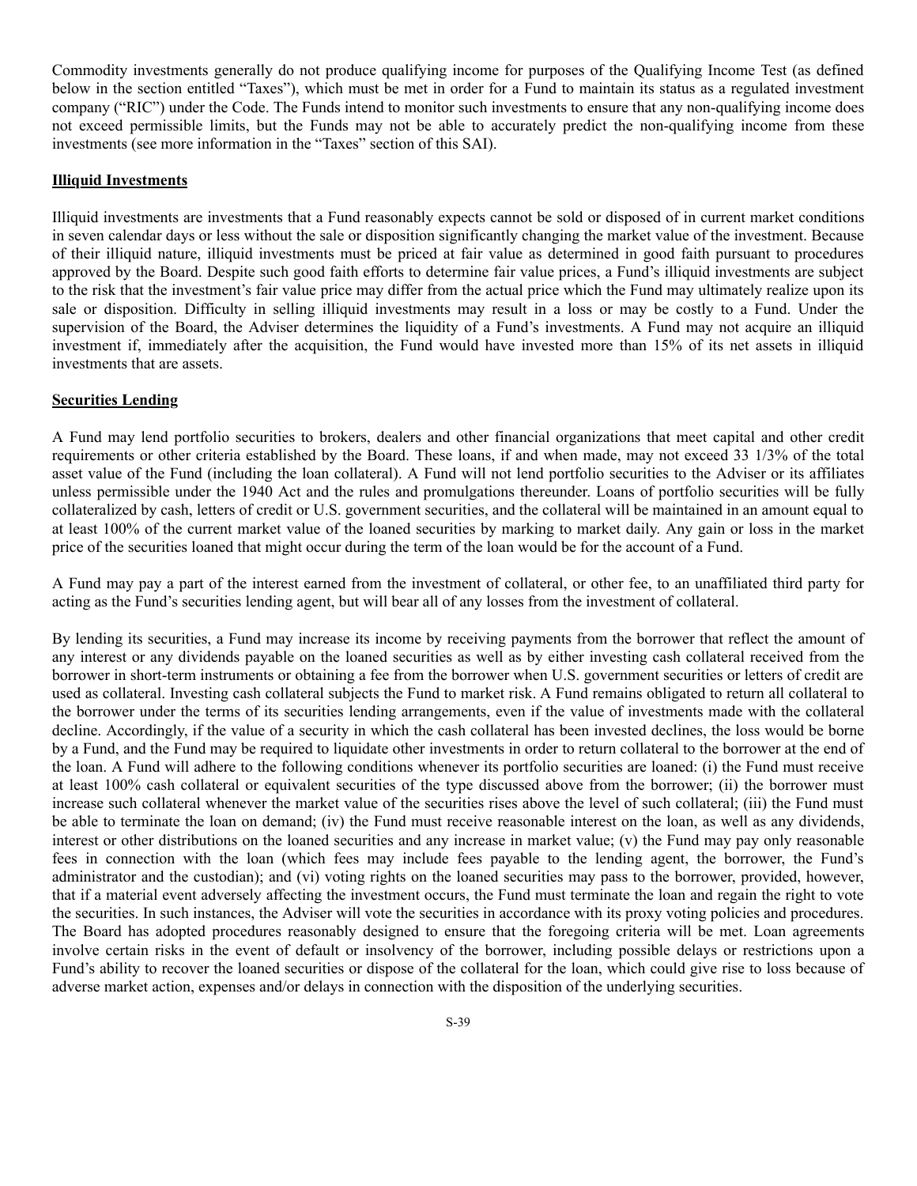Commodity investments generally do not produce qualifying income for purposes of the Qualifying Income Test (as defined below in the section entitled "Taxes"), which must be met in order for a Fund to maintain its status as a regulated investment company ("RIC") under the Code. The Funds intend to monitor such investments to ensure that any non-qualifying income does not exceed permissible limits, but the Funds may not be able to accurately predict the non-qualifying income from these investments (see more information in the "Taxes" section of this SAI).

**Illiquid Investments**

Illiquid investments are investments that a Fund reasonably expects cannot be sold or disposed of in current market conditions in seven calendar days or less without the sale or disposition significantly changing the market value of the investment. Because of their illiquid nature, illiquid investments must be priced at fair value as determined in good faith pursuant to procedures approved by the Board. Despite such good faith efforts to determine fair value prices, a Fund's illiquid investments are subject to the risk that the investment's fair value price may differ from the actual price which the Fund may ultimately realize upon its sale or disposition. Difficulty in selling illiquid investments may result in a loss or may be costly to a Fund. Under the supervision of the Board, the Adviser determines the liquidity of a Fund's investments. A Fund may not acquire an illiquid investment if, immediately after the acquisition, the Fund would have invested more than 15% of its net assets in illiquid investments that are assets.

**Securities Lending**

A Fund may lend portfolio securities to brokers, dealers and other financial organizations that meet capital and other credit requirements or other criteria established by the Board. These loans, if and when made, may not exceed 33 1/3% of the total asset value of the Fund (including the loan collateral). A Fund will not lend portfolio securities to the Adviser or its affiliates unless permissible under the 1940 Act and the rules and promulgations thereunder. Loans of portfolio securities will be fully collateralized by cash, letters of credit or U.S. government securities, and the collateral will be maintained in an amount equal to at least 100% of the current market value of the loaned securities by marking to market daily. Any gain or loss in the market price of the securities loaned that might occur during the term of the loan would be for the account of a Fund.

A Fund may pay a part of the interest earned from the investment of collateral, or other fee, to an unaffiliated third party for acting as the Fund's securities lending agent, but will bear all of any losses from the investment of collateral.

By lending its securities, a Fund may increase its income by receiving payments from the borrower that reflect the amount of any interest or any dividends payable on the loaned securities as well as by either investing cash collateral received from the borrower in short-term instruments or obtaining a fee from the borrower when U.S. government securities or letters of credit are used as collateral. Investing cash collateral subjects the Fund to market risk. A Fund remains obligated to return all collateral to the borrower under the terms of its securities lending arrangements, even if the value of investments made with the collateral decline. Accordingly, if the value of a security in which the cash collateral has been invested declines, the loss would be borne by a Fund, and the Fund may be required to liquidate other investments in order to return collateral to the borrower at the end of the loan. A Fund will adhere to the following conditions whenever its portfolio securities are loaned: (i) the Fund must receive at least 100% cash collateral or equivalent securities of the type discussed above from the borrower; (ii) the borrower must increase such collateral whenever the market value of the securities rises above the level of such collateral; (iii) the Fund must be able to terminate the loan on demand; (iv) the Fund must receive reasonable interest on the loan, as well as any dividends, interest or other distributions on the loaned securities and any increase in market value; (v) the Fund may pay only reasonable fees in connection with the loan (which fees may include fees payable to the lending agent, the borrower, the Fund's administrator and the custodian); and (vi) voting rights on the loaned securities may pass to the borrower, provided, however, that if a material event adversely affecting the investment occurs, the Fund must terminate the loan and regain the right to vote the securities. In such instances, the Adviser will vote the securities in accordance with its proxy voting policies and procedures. The Board has adopted procedures reasonably designed to ensure that the foregoing criteria will be met. Loan agreements involve certain risks in the event of default or insolvency of the borrower, including possible delays or restrictions upon a Fund's ability to recover the loaned securities or dispose of the collateral for the loan, which could give rise to loss because of adverse market action, expenses and/or delays in connection with the disposition of the underlying securities.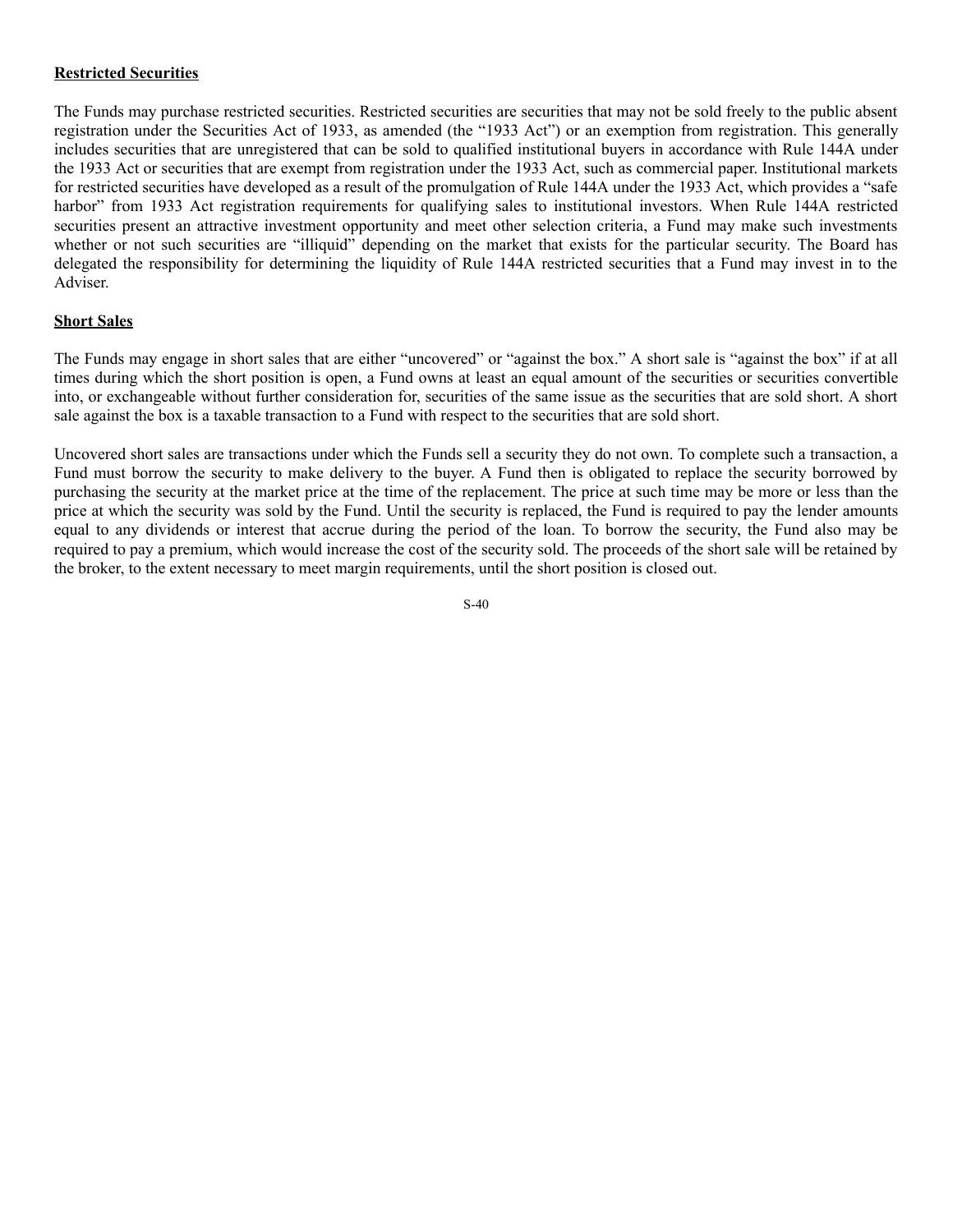## Restricted Securities

The Funds may purchase restricted securities. Restricted securities are securities that may not be sold freely to the public absent registration under the Securities Act of 1933, as amended (the "1933 Act") or an exemption from registration. This generally includes securities that are unregistered that can be sold to qualified institutional buyers in accordance with Rule 144A under the 1933 Act or securities that are exempt from registration under the 1933 Act, such as commercial paper. Institutional markets for restricted securities have developed as a result of the promulgation of Rule 144A under the 1933 Act, which provides a "safe harbor" from 1933 Act registration requirements for qualifying sales to institutional investors. When Rule 144A restricted securities present an attractive investment opportunity and meet other selection criteria, a Fund may make such investments whether or not such securities are "illiquid" depending on the market that exists for the particular security. The Board has delegated the responsibility for determining the liquidity of Rule 144A restricted securities that a Fund may invest in to the Adviser.

## Short Sales

The Funds may engage in short sales that are either "uncovered" or "against the box." A short sale is "against the box" if at all times during which the short position is open, a Fund owns at least an equal amount of the securities or securities convertible into, or exchangeable without further consideration for, securities of the same issue as the securities that are sold short. A short sale against the box is a taxable transaction to a Fund with respect to the securities that are sold short.

Uncovered short sales are transactions under which the Funds sell a security they do not own. To complete such a transaction, a Fund must borrow the security to make delivery to the buyer. A Fund then is obligated to replace the security borrowed by purchasing the security at the market price at the time of the replacement. The price at such time may be more or less than the price at which the security was sold by the Fund. Until the security is replaced, the Fund is required to pay the lender amounts equal to any dividends or interest that accrue during the period of the loan. To borrow the security, the Fund also may be required to pay a premium, which would increase the cost of the security sold. The proceeds of the short sale will be retained by the broker, to the extent necessary to meet margin requirements, until the short position is closed out.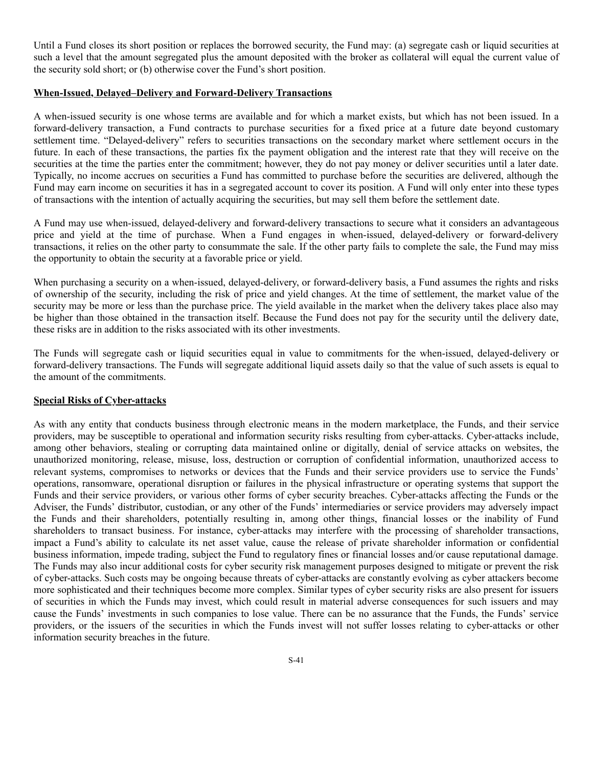Until a Fund closes its short position or replaces the borrowed security, the Fund may: (a) segregate cash or liquid securities at such a level that the amount segregated plus the amount deposited with the broker as collateral will equal the current value of the security sold short; or (b) otherwise cover the Fund's short position.

**When-Issued, Delayed–Delivery and Forward-Delivery Transactions**

A when-issued security is one whose terms are available and for which a market exists, but which has not been issued. In a forward-delivery transaction, a Fund contracts to purchase securities for a fixed price at a future date beyond customary settlement time. "Delayed-delivery" refers to securities transactions on the secondary market where settlement occurs in the future. In each of these transactions, the parties fix the payment obligation and the interest rate that they will receive on the securities at the time the parties enter the commitment; however, they do not pay money or deliver securities until a later date. Typically, no income accrues on securities a Fund has committed to purchase before the securities are delivered, although the Fund may earn income on securities it has in a segregated account to cover its position. A Fund will only enter into these types of transactions with the intention of actually acquiring the securities, but may sell them before the settlement date.

A Fund may use when-issued, delayed-delivery and forward-delivery transactions to secure what it considers an advantageous price and yield at the time of purchase. When a Fund engages in when-issued, delayed-delivery or forward-delivery transactions, it relies on the other party to consummate the sale. If the other party fails to complete the sale, the Fund may miss the opportunity to obtain the security at a favorable price or yield.

When purchasing a security on a when-issued, delayed-delivery, or forward-delivery basis, a Fund assumes the rights and risks of ownership of the security, including the risk of price and yield changes. At the time of settlement, the market value of the security may be more or less than the purchase price. The yield available in the market when the delivery takes place also may be higher than those obtained in the transaction itself. Because the Fund does not pay for the security until the delivery date, these risks are in addition to the risks associated with its other investments.

The Funds will segregate cash or liquid securities equal in value to commitments for the when-issued, delayed-delivery or forward-delivery transactions. The Funds will segregate additional liquid assets daily so that the value of such assets is equal to the amount of the commitments.

**Special Risks of Cyber-attacks**

As with any entity that conducts business through electronic means in the modern marketplace, the Funds, and their service providers, may be susceptible to operational and information security risks resulting from cyber-attacks. Cyber-attacks include, among other behaviors, stealing or corrupting data maintained online or digitally, denial of service attacks on websites, the unauthorized monitoring, release, misuse, loss, destruction or corruption of confidential information, unauthorized access to relevant systems, compromises to networks or devices that the Funds and their service providers use to service the Funds' operations, ransomware, operational disruption or failures in the physical infrastructure or operating systems that support the Funds and their service providers, or various other forms of cyber security breaches. Cyber-attacks affecting the Funds or the Adviser, the Funds' distributor, custodian, or any other of the Funds' intermediaries or service providers may adversely impact the Funds and their shareholders, potentially resulting in, among other things, financial losses or the inability of Fund shareholders to transact business. For instance, cyber-attacks may interfere with the processing of shareholder transactions, impact a Fund's ability to calculate its net asset value, cause the release of private shareholder information or confidential business information, impede trading, subject the Fund to regulatory fines or financial losses and/or cause reputational damage. The Funds may also incur additional costs for cyber security risk management purposes designed to mitigate or prevent the risk of cyber-attacks. Such costs may be ongoing because threats of cyber-attacks are constantly evolving as cyber attackers become more sophisticated and their techniques become more complex. Similar types of cyber security risks are also present for issuers of securities in which the Funds may invest, which could result in material adverse consequences for such issuers and may cause the Funds' investments in such companies to lose value. There can be no assurance that the Funds, the Funds' service providers, or the issuers of the securities in which the Funds invest will not suffer losses relating to cyber-attacks or other information security breaches in the future.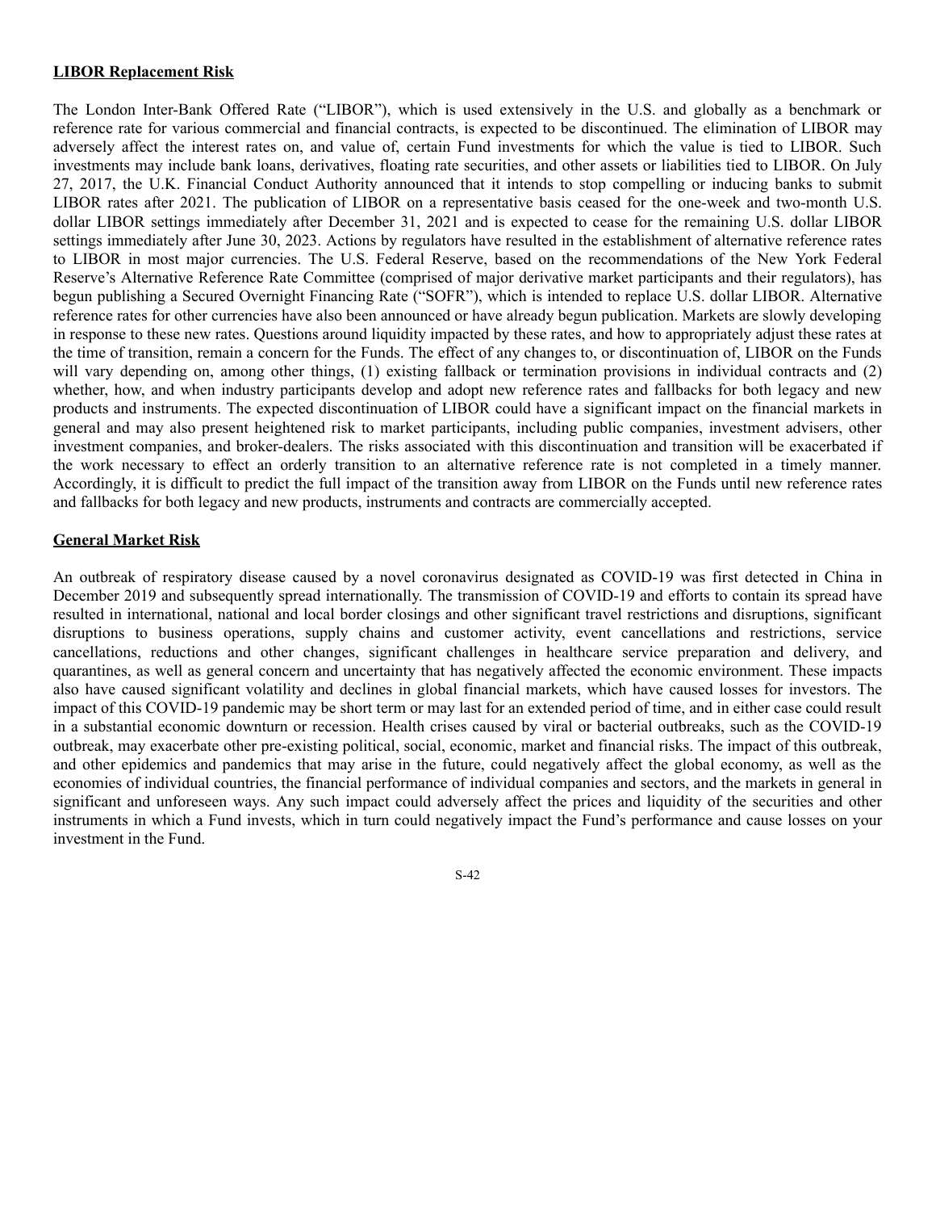**LIBOR Replacement Risk**

The London Inter-Bank Offered Rate ("LIBOR"), which is used extensively in the U.S. and globally as a benchmark or reference rate for various commercial and financial contracts, is expected to be discontinued. The elimination of LIBOR may adversely affect the interest rates on, and value of, certain Fund investments for which the value is tied to LIBOR. Such investments may include bank loans, derivatives, floating rate securities, and other assets or liabilities tied to LIBOR. On July 27, 2017, the U.K. Financial Conduct Authority announced that it intends to stop compelling or inducing banks to submit LIBOR rates after 2021. The publication of LIBOR on a representative basis ceased for the one-week and two-month U.S. dollar LIBOR settings immediately after December 31, 2021 and is expected to cease for the remaining U.S. dollar LIBOR settings immediately after June 30, 2023. Actions by regulators have resulted in the establishment of alternative reference rates to LIBOR in most major currencies. The U.S. Federal Reserve, based on the recommendations of the New York Federal Reserve's Alternative Reference Rate Committee (comprised of major derivative market participants and their regulators), has begun publishing a Secured Overnight Financing Rate ("SOFR"), which is intended to replace U.S. dollar LIBOR. Alternative reference rates for other currencies have also been announced or have already begun publication. Markets are slowly developing in response to these new rates. Questions around liquidity impacted by these rates, and how to appropriately adjust these rates at the time of transition, remain a concern for the Funds. The effect of any changes to, or discontinuation of, LIBOR on the Funds will vary depending on, among other things, (1) existing fallback or termination provisions in individual contracts and (2) whether, how, and when industry participants develop and adopt new reference rates and fallbacks for both legacy and new products and instruments. The expected discontinuation of LIBOR could have a significant impact on the financial markets in general and may also present heightened risk to market participants, including public companies, investment advisers, other investment companies, and broker-dealers. The risks associated with this discontinuation and transition will be exacerbated if the work necessary to effect an orderly transition to an alternative reference rate is not completed in a timely manner. Accordingly, it is difficult to predict the full impact of the transition away from LIBOR on the Funds until new reference rates and fallbacks for both legacy and new products, instruments and contracts are commercially accepted.

**General Market Risk**

An outbreak of respiratory disease caused by a novel coronavirus designated as COVID-19 was first detected in China in December 2019 and subsequently spread internationally. The transmission of COVID-19 and efforts to contain its spread have resulted in international, national and local border closings and other significant travel restrictions and disruptions, significant disruptions to business operations, supply chains and customer activity, event cancellations and restrictions, service cancellations, reductions and other changes, significant challenges in healthcare service preparation and delivery, and quarantines, as well as general concern and uncertainty that has negatively affected the economic environment. These impacts also have caused significant volatility and declines in global financial markets, which have caused losses for investors. The impact of this COVID-19 pandemic may be short term or may last for an extended period of time, and in either case could result in a substantial economic downturn or recession. Health crises caused by viral or bacterial outbreaks, such as the COVID-19 outbreak, may exacerbate other pre-existing political, social, economic, market and financial risks. The impact of this outbreak, and other epidemics and pandemics that may arise in the future, could negatively affect the global economy, as well as the economies of individual countries, the financial performance of individual companies and sectors, and the markets in general in significant and unforeseen ways. Any such impact could adversely affect the prices and liquidity of the securities and other instruments in which a Fund invests, which in turn could negatively impact the Fund's performance and cause losses on your investment in the Fund.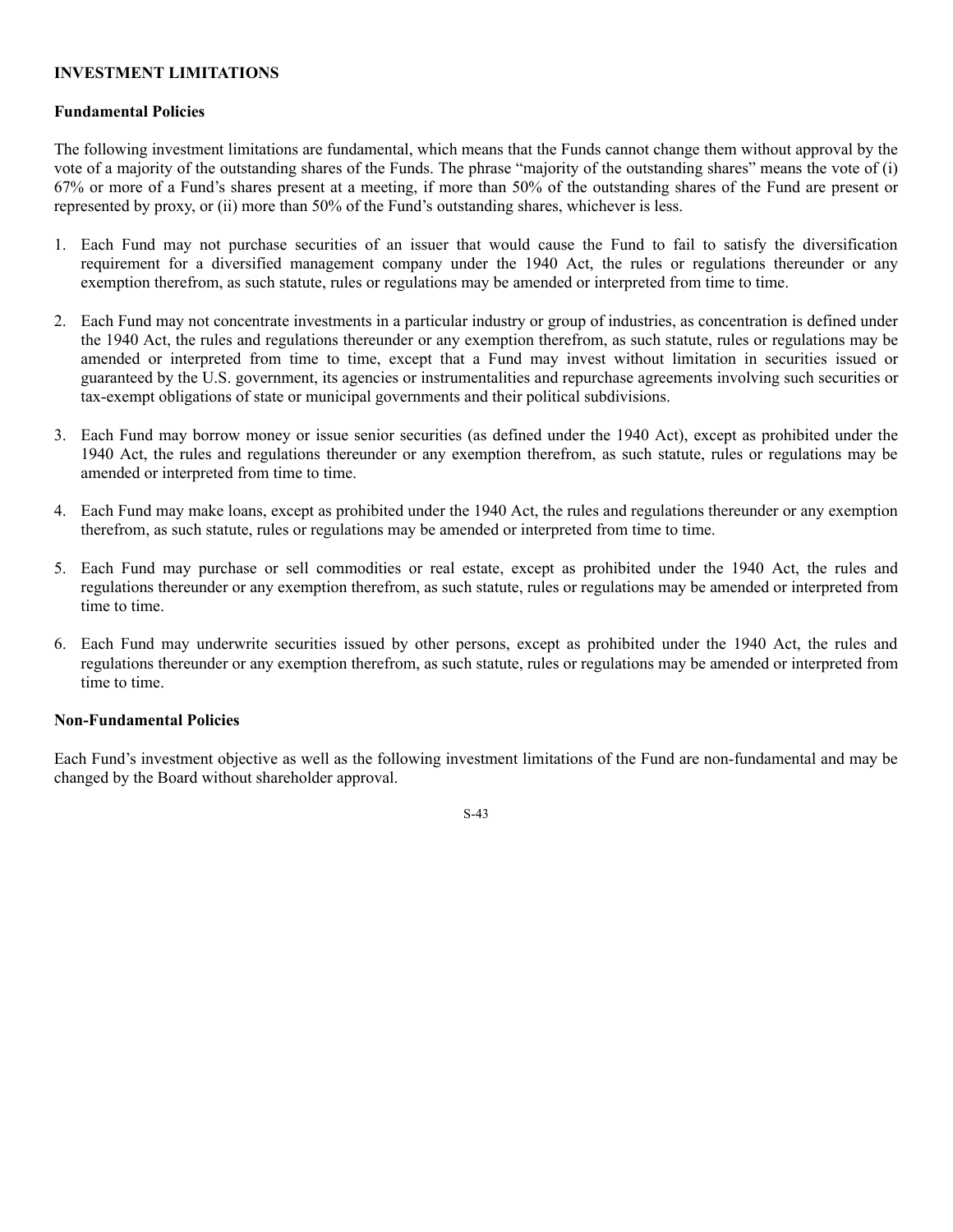## INVESTMENT LIMITATIONS

### Fundamental Policies

The following investment limitations are fundamental, which means that the Funds cannot change them without approval by the vote of a majority of the outstanding shares of the Funds. The phrase "majority of the outstanding shares" means the vote of (i) 67% or more of a Fund's shares present at a meeting, if more than 50% of the outstanding shares of the Fund are present or represented by proxy, or (ii) more than 50% of the Fund's outstanding shares, whichever is less.

1. Each Fund may not purchase securities of an issuer that would cause the Fund to fail to satisfy the diversification requirement for a diversified management company under the 1940 Act, the rules or regulations thereunder or any exemption therefrom, as such statute, rules or regulations may be amended or interpreted from time to time.

2. Each Fund may not concentrate investments in a particular industry or group of industries, as concentration is defined under the 1940 Act, the rules and regulations thereunder or any exemption therefrom, as such statute, rules or regulations may be amended or interpreted from time to time, except that a Fund may invest without limitation in securities issued or guaranteed by the U.S. government, its agencies or instrumentalities and repurchase agreements involving such securities or tax-exempt obligations of state or municipal governments and their political subdivisions.

3. Each Fund may borrow money or issue senior securities (as defined under the 1940 Act), except as prohibited under the 1940 Act, the rules and regulations thereunder or any exemption therefrom, as such statute, rules or regulations may be amended or interpreted from time to time.

4. Each Fund may make loans, except as prohibited under the 1940 Act, the rules and regulations thereunder or any exemption therefrom, as such statute, rules or regulations may be amended or interpreted from time to time.

5. Each Fund may purchase or sell commodities or real estate, except as prohibited under the 1940 Act, the rules and regulations thereunder or any exemption therefrom, as such statute, rules or regulations may be amended or interpreted from time to time.

6. Each Fund may underwrite securities issued by other persons, except as prohibited under the 1940 Act, the rules and regulations thereunder or any exemption therefrom, as such statute, rules or regulations may be amended or interpreted from time to time.

### Non-Fundamental Policies

Each Fund's investment objective as well as the following investment limitations of the Fund are non-fundamental and may be changed by the Board without shareholder approval.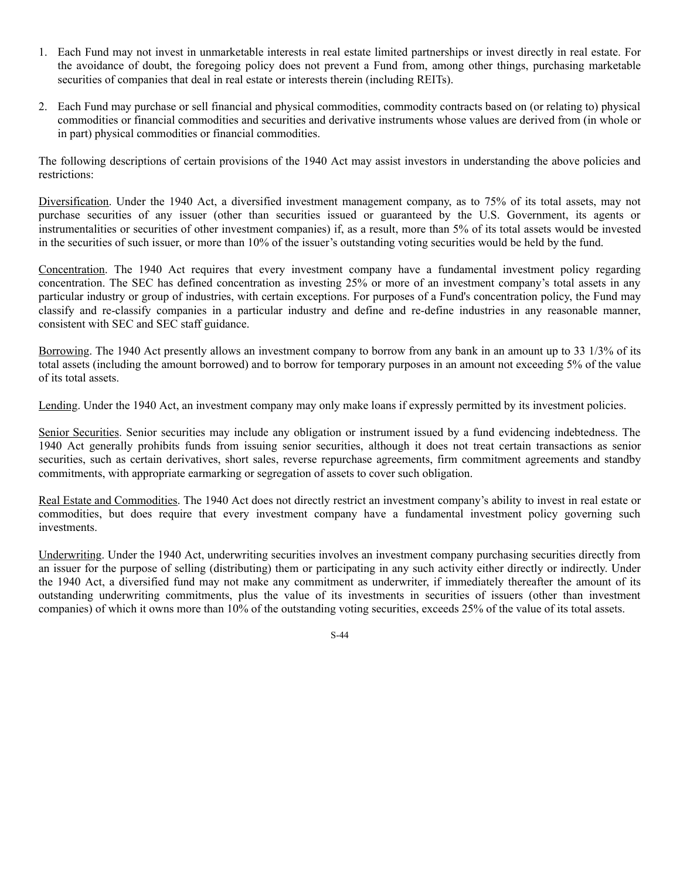1. Each Fund may not invest in unmarketable interests in real estate limited partnerships or invest directly in real estate. For the avoidance of doubt, the foregoing policy does not prevent a Fund from, among other things, purchasing marketable securities of companies that deal in real estate or interests therein (including REITs).

2. Each Fund may purchase or sell financial and physical commodities, commodity contracts based on (or relating to) physical commodities or financial commodities and securities and derivative instruments whose values are derived from (in whole or in part) physical commodities or financial commodities.

The following descriptions of certain provisions of the 1940 Act may assist investors in understanding the above policies and restrictions:

Diversification. Under the 1940 Act, a diversified investment management company, as to 75% of its total assets, may not purchase securities of any issuer (other than securities issued or guaranteed by the U.S. Government, its agents or instrumentalities or securities of other investment companies) if, as a result, more than 5% of its total assets would be invested in the securities of such issuer, or more than 10% of the issuer's outstanding voting securities would be held by the fund.

Concentration. The 1940 Act requires that every investment company have a fundamental investment policy regarding concentration. The SEC has defined concentration as investing 25% or more of an investment company's total assets in any particular industry or group of industries, with certain exceptions. For purposes of a Fund's concentration policy, the Fund may classify and re-classify companies in a particular industry and define and re-define industries in any reasonable manner, consistent with SEC and SEC staff guidance.

Borrowing. The 1940 Act presently allows an investment company to borrow from any bank in an amount up to 33 1/3% of its total assets (including the amount borrowed) and to borrow for temporary purposes in an amount not exceeding 5% of the value of its total assets.

Lending. Under the 1940 Act, an investment company may only make loans if expressly permitted by its investment policies.

Senior Securities. Senior securities may include any obligation or instrument issued by a fund evidencing indebtedness. The 1940 Act generally prohibits funds from issuing senior securities, although it does not treat certain transactions as senior securities, such as certain derivatives, short sales, reverse repurchase agreements, firm commitment agreements and standby commitments, with appropriate earmarking or segregation of assets to cover such obligation.

Real Estate and Commodities. The 1940 Act does not directly restrict an investment company's ability to invest in real estate or commodities, but does require that every investment company have a fundamental investment policy governing such investments.

Underwriting. Under the 1940 Act, underwriting securities involves an investment company purchasing securities directly from an issuer for the purpose of selling (distributing) them or participating in any such activity either directly or indirectly. Under the 1940 Act, a diversified fund may not make any commitment as underwriter, if immediately thereafter the amount of its outstanding underwriting commitments, plus the value of its investments in securities of issuers (other than investment companies) of which it owns more than 10% of the outstanding voting securities, exceeds 25% of the value of its total assets.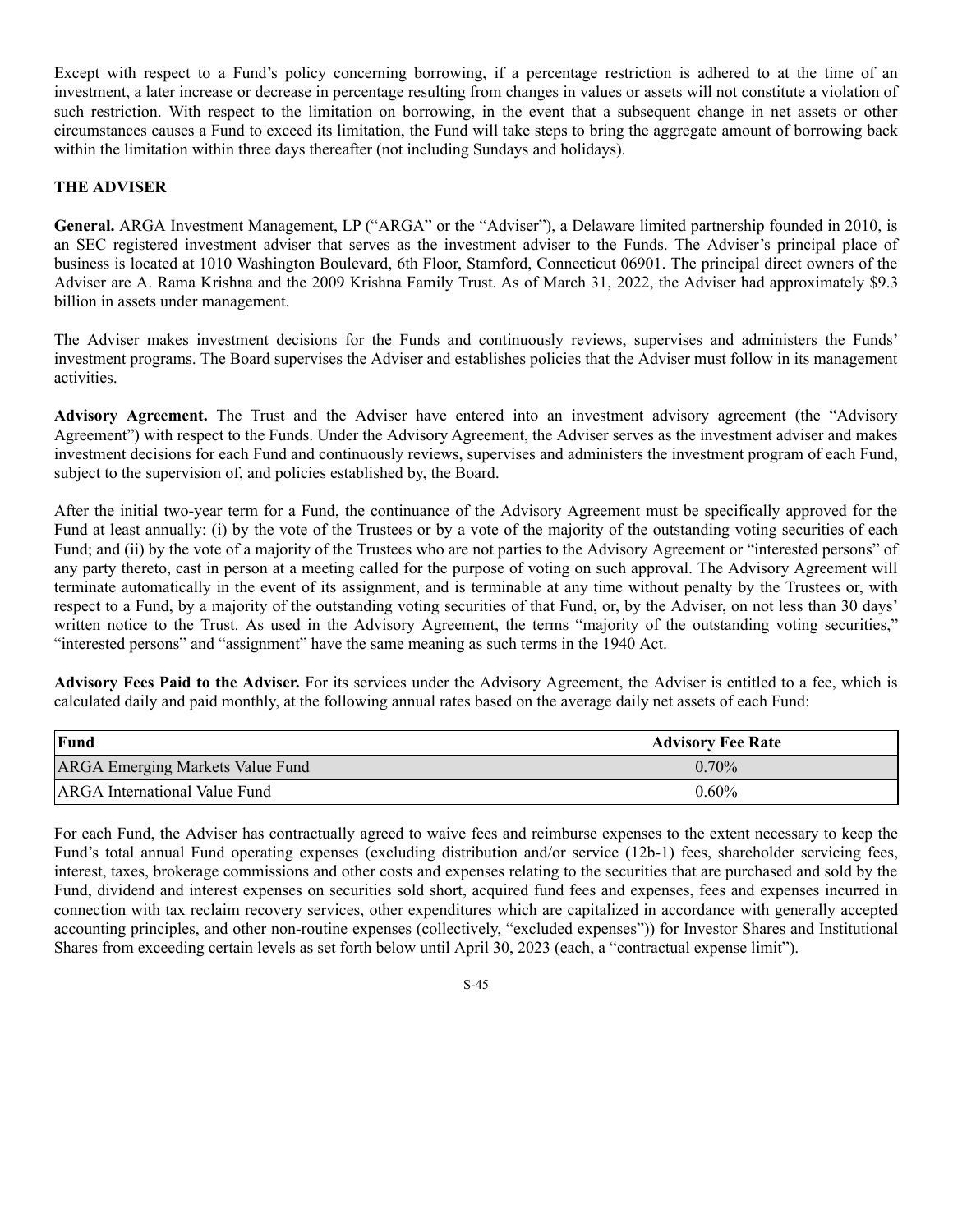Except with respect to a Fund's policy concerning borrowing, if a percentage restriction is adhered to at the time of an investment, a later increase or decrease in percentage resulting from changes in values or assets will not constitute a violation of such restriction. With respect to the limitation on borrowing, in the event that a subsequent change in net assets or other circumstances causes a Fund to exceed its limitation, the Fund will take steps to bring the aggregate amount of borrowing back within the limitation within three days thereafter (not including Sundays and holidays).

## THE ADVISER

**General.** ARGA Investment Management, LP ("ARGA" or the "Adviser"), a Delaware limited partnership founded in 2010, is an SEC registered investment adviser that serves as the investment adviser to the Funds. The Adviser's principal place of business is located at 1010 Washington Boulevard, 6th Floor, Stamford, Connecticut 06901. The principal direct owners of the Adviser are A. Rama Krishna and the 2009 Krishna Family Trust. As of March 31, 2022, the Adviser had approximately $9.3 billion in assets under management.

The Adviser makes investment decisions for the Funds and continuously reviews, supervises and administers the Funds' investment programs. The Board supervises the Adviser and establishes policies that the Adviser must follow in its management activities.

**Advisory Agreement.** The Trust and the Adviser have entered into an investment advisory agreement (the "Advisory Agreement") with respect to the Funds. Under the Advisory Agreement, the Adviser serves as the investment adviser and makes investment decisions for each Fund and continuously reviews, supervises and administers the investment program of each Fund, subject to the supervision of, and policies established by, the Board.

After the initial two-year term for a Fund, the continuance of the Advisory Agreement must be specifically approved for the Fund at least annually: (i) by the vote of the Trustees or by a vote of the majority of the outstanding voting securities of each Fund; and (ii) by the vote of a majority of the Trustees who are not parties to the Advisory Agreement or "interested persons" of any party thereto, cast in person at a meeting called for the purpose of voting on such approval. The Advisory Agreement will terminate automatically in the event of its assignment, and is terminable at any time without penalty by the Trustees or, with respect to a Fund, by a majority of the outstanding voting securities of that Fund, or, by the Adviser, on not less than 30 days' written notice to the Trust. As used in the Advisory Agreement, the terms "majority of the outstanding voting securities," "interested persons" and "assignment" have the same meaning as such terms in the 1940 Act.

**Advisory Fees Paid to the Adviser.** For its services under the Advisory Agreement, the Adviser is entitled to a fee, which is calculated daily and paid monthly, at the following annual rates based on the average daily net assets of each Fund:

| Fund | Advisory Fee Rate |
|---|---|
| ARGA Emerging Markets Value Fund | 0.70% |
| ARGA International Value Fund | 0.60% |

For each Fund, the Adviser has contractually agreed to waive fees and reimburse expenses to the extent necessary to keep the Fund's total annual Fund operating expenses (excluding distribution and/or service (12b-1) fees, shareholder servicing fees, interest, taxes, brokerage commissions and other costs and expenses relating to the securities that are purchased and sold by the Fund, dividend and interest expenses on securities sold short, acquired fund fees and expenses, fees and expenses incurred in connection with tax reclaim recovery services, other expenditures which are capitalized in accordance with generally accepted accounting principles, and other non-routine expenses (collectively, "excluded expenses")) for Investor Shares and Institutional Shares from exceeding certain levels as set forth below until April 30, 2023 (each, a "contractual expense limit").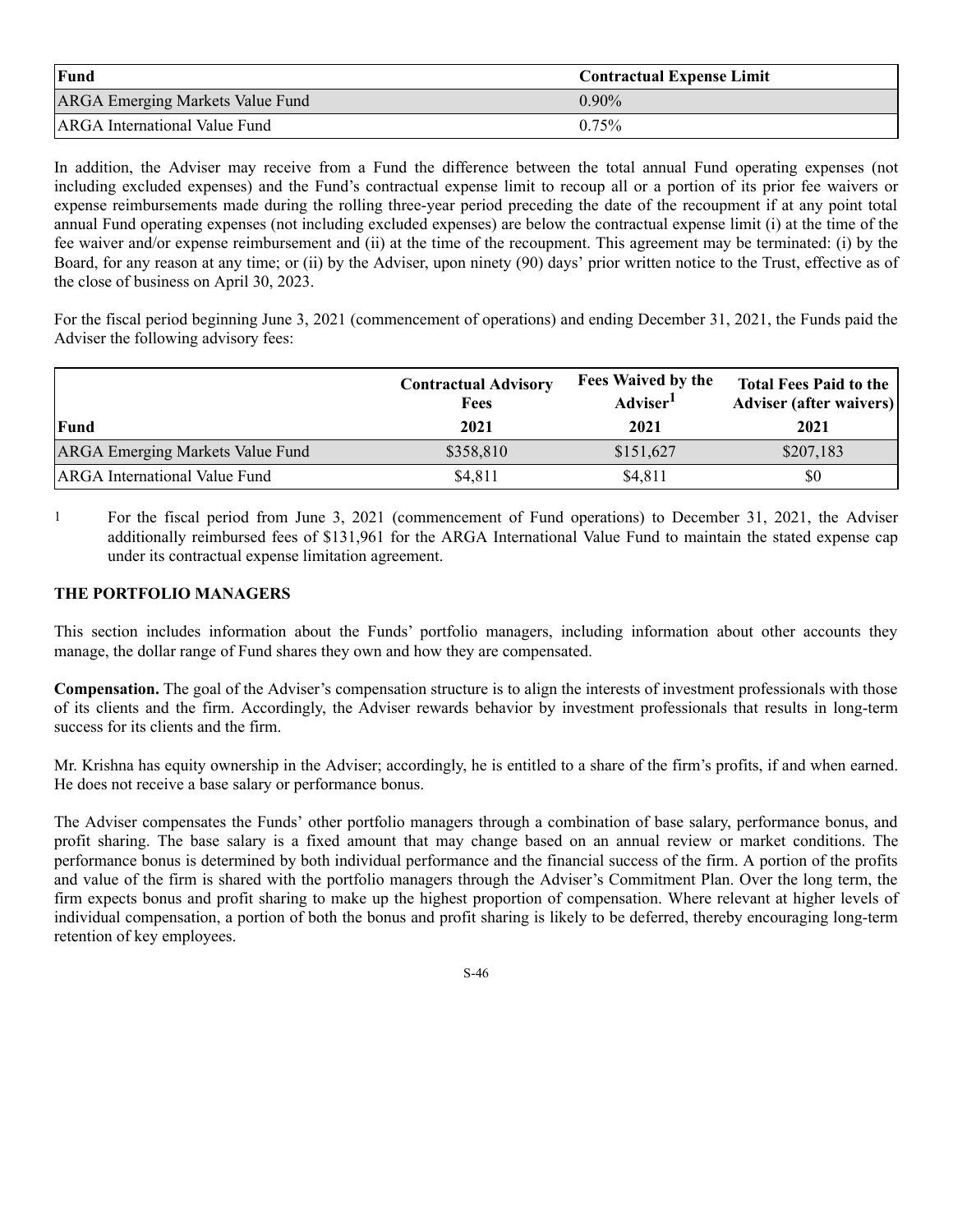| Fund | Contractual Expense Limit |
|---|---|
| ARGA Emerging Markets Value Fund | 0.90% |
| ARGA International Value Fund | 0.75% |

In addition, the Adviser may receive from a Fund the difference between the total annual Fund operating expenses (not including excluded expenses) and the Fund's contractual expense limit to recoup all or a portion of its prior fee waivers or expense reimbursements made during the rolling three-year period preceding the date of the recoupment if at any point total annual Fund operating expenses (not including excluded expenses) are below the contractual expense limit (i) at the time of the fee waiver and/or expense reimbursement and (ii) at the time of the recoupment. This agreement may be terminated: (i) by the Board, for any reason at any time; or (ii) by the Adviser, upon ninety (90) days' prior written notice to the Trust, effective as of the close of business on April 30, 2023.

For the fiscal period beginning June 3, 2021 (commencement of operations) and ending December 31, 2021, the Funds paid the Adviser the following advisory fees:

| Fund | Contractual Advisory Fees 2021 | Fees Waived by the Adviser[1] 2021 | Total Fees Paid to the Adviser (after waivers) 2021 |
|---|---|---|---|
| ARGA Emerging Markets Value Fund | $358,810 | $151,627 | $207,183 |
| ARGA International Value Fund | $4,811 | $4,811 | $0 |

1 For the fiscal period from June 3, 2021 (commencement of Fund operations) to December 31, 2021, the Adviser additionally reimbursed fees of $131,961 for the ARGA International Value Fund to maintain the stated expense cap under its contractual expense limitation agreement.

## THE PORTFOLIO MANAGERS

This section includes information about the Funds' portfolio managers, including information about other accounts they manage, the dollar range of Fund shares they own and how they are compensated.

**Compensation.** The goal of the Adviser's compensation structure is to align the interests of investment professionals with those of its clients and the firm. Accordingly, the Adviser rewards behavior by investment professionals that results in long-term success for its clients and the firm.

Mr. Krishna has equity ownership in the Adviser; accordingly, he is entitled to a share of the firm's profits, if and when earned. He does not receive a base salary or performance bonus.

The Adviser compensates the Funds' other portfolio managers through a combination of base salary, performance bonus, and profit sharing. The base salary is a fixed amount that may change based on an annual review or market conditions. The performance bonus is determined by both individual performance and the financial success of the firm. A portion of the profits and value of the firm is shared with the portfolio managers through the Adviser's Commitment Plan. Over the long term, the firm expects bonus and profit sharing to make up the highest proportion of compensation. Where relevant at higher levels of individual compensation, a portion of both the bonus and profit sharing is likely to be deferred, thereby encouraging long-term retention of key employees.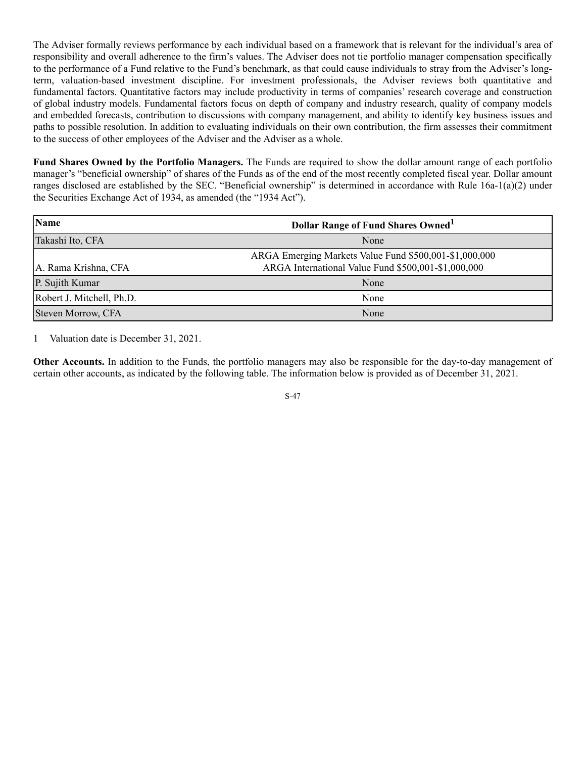The Adviser formally reviews performance by each individual based on a framework that is relevant for the individual's area of responsibility and overall adherence to the firm's values. The Adviser does not tie portfolio manager compensation specifically to the performance of a Fund relative to the Fund's benchmark, as that could cause individuals to stray from the Adviser's long-term, valuation-based investment discipline. For investment professionals, the Adviser reviews both quantitative and fundamental factors. Quantitative factors may include productivity in terms of companies' research coverage and construction of global industry models. Fundamental factors focus on depth of company and industry research, quality of company models and embedded forecasts, contribution to discussions with company management, and ability to identify key business issues and paths to possible resolution. In addition to evaluating individuals on their own contribution, the firm assesses their commitment to the success of other employees of the Adviser and the Adviser as a whole.

**Fund Shares Owned by the Portfolio Managers.** The Funds are required to show the dollar amount range of each portfolio manager's "beneficial ownership" of shares of the Funds as of the end of the most recently completed fiscal year. Dollar amount ranges disclosed are established by the SEC. "Beneficial ownership" is determined in accordance with Rule 16a-1(a)(2) under the Securities Exchange Act of 1934, as amended (the "1934 Act").

| Name | Dollar Range of Fund Shares Owned[1] |
|---|---|
| Takashi Ito, CFA | None |
| A. Rama Krishna, CFA | ARGA Emerging Markets Value Fund $500,001-$1,000,000<br>ARGA International Value Fund $500,001-$1,000,000 |
| P. Sujith Kumar | None |
| Robert J. Mitchell, Ph.D. | None |
| Steven Morrow, CFA | None |

1 Valuation date is December 31, 2021.

**Other Accounts.** In addition to the Funds, the portfolio managers may also be responsible for the day-to-day management of certain other accounts, as indicated by the following table. The information below is provided as of December 31, 2021.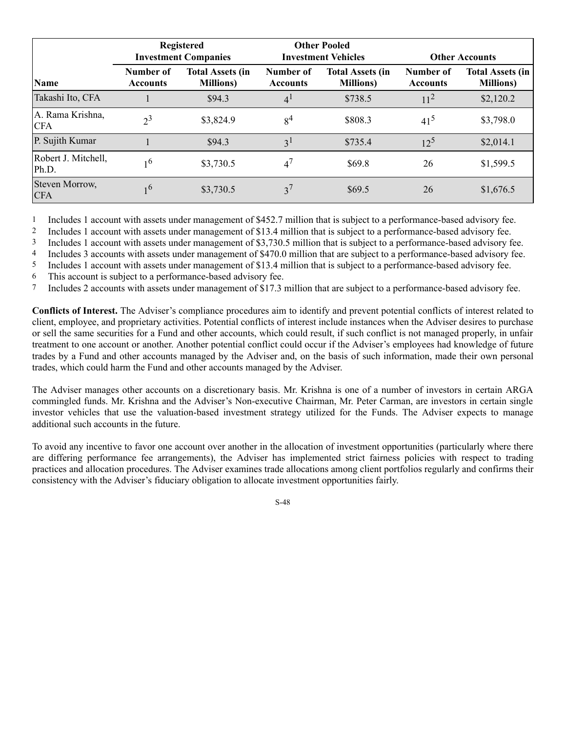| Name | Registered Investment Companies | | Other Pooled Investment Vehicles | | Other Accounts | |
|---|---|---|---|---|---|---|
| | Number of Accounts | Total Assets (in Millions) | Number of Accounts | Total Assets (in Millions) | Number of Accounts | Total Assets (in Millions) |
| Takashi Ito, CFA | 1 | $94.3 | 4[1] | $738.5 | 11[2] | $2,120.2 |
| A. Rama Krishna, CFA | 2[3] | $3,824.9 | 8[4] | $808.3 | 41[5] | $3,798.0 |
| P. Sujith Kumar | 1 | $94.3 | 3[1] | $735.4 | 12[5] | $2,014.1 |
| Robert J. Mitchell, Ph.D. | 1[6] | $3,730.5 | 4[7] | $69.8 | 26 | $1,599.5 |
| Steven Morrow, CFA | 1[6] | $3,730.5 | 3[7] | $69.5 | 26 | $1,676.5 |

1 Includes 1 account with assets under management of $452.7 million that is subject to a performance-based advisory fee.
2 Includes 1 account with assets under management of $13.4 million that is subject to a performance-based advisory fee.
3 Includes 1 account with assets under management of $3,730.5 million that is subject to a performance-based advisory fee.
4 Includes 3 accounts with assets under management of $470.0 million that are subject to a performance-based advisory fee.
5 Includes 1 account with assets under management of $13.4 million that is subject to a performance-based advisory fee.
6 This account is subject to a performance-based advisory fee.
7 Includes 2 accounts with assets under management of $17.3 million that are subject to a performance-based advisory fee.

**Conflicts of Interest.** The Adviser's compliance procedures aim to identify and prevent potential conflicts of interest related to client, employee, and proprietary activities. Potential conflicts of interest include instances when the Adviser desires to purchase or sell the same securities for a Fund and other accounts, which could result, if such conflict is not managed properly, in unfair treatment to one account or another. Another potential conflict could occur if the Adviser's employees had knowledge of future trades by a Fund and other accounts managed by the Adviser and, on the basis of such information, made their own personal trades, which could harm the Fund and other accounts managed by the Adviser.

The Adviser manages other accounts on a discretionary basis. Mr. Krishna is one of a number of investors in certain ARGA commingled funds. Mr. Krishna and the Adviser's Non-executive Chairman, Mr. Peter Carman, are investors in certain single investor vehicles that use the valuation-based investment strategy utilized for the Funds. The Adviser expects to manage additional such accounts in the future.

To avoid any incentive to favor one account over another in the allocation of investment opportunities (particularly where there are differing performance fee arrangements), the Adviser has implemented strict fairness policies with respect to trading practices and allocation procedures. The Adviser examines trade allocations among client portfolios regularly and confirms their consistency with the Adviser's fiduciary obligation to allocate investment opportunities fairly.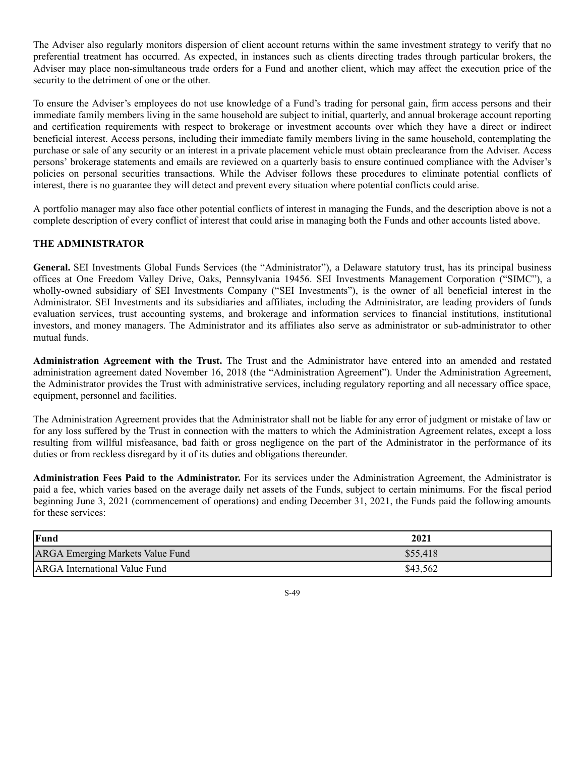The Adviser also regularly monitors dispersion of client account returns within the same investment strategy to verify that no preferential treatment has occurred. As expected, in instances such as clients directing trades through particular brokers, the Adviser may place non-simultaneous trade orders for a Fund and another client, which may affect the execution price of the security to the detriment of one or the other.

To ensure the Adviser's employees do not use knowledge of a Fund's trading for personal gain, firm access persons and their immediate family members living in the same household are subject to initial, quarterly, and annual brokerage account reporting and certification requirements with respect to brokerage or investment accounts over which they have a direct or indirect beneficial interest. Access persons, including their immediate family members living in the same household, contemplating the purchase or sale of any security or an interest in a private placement vehicle must obtain preclearance from the Adviser. Access persons' brokerage statements and emails are reviewed on a quarterly basis to ensure continued compliance with the Adviser's policies on personal securities transactions. While the Adviser follows these procedures to eliminate potential conflicts of interest, there is no guarantee they will detect and prevent every situation where potential conflicts could arise.

A portfolio manager may also face other potential conflicts of interest in managing the Funds, and the description above is not a complete description of every conflict of interest that could arise in managing both the Funds and other accounts listed above.

**THE ADMINISTRATOR**

**General.** SEI Investments Global Funds Services (the "Administrator"), a Delaware statutory trust, has its principal business offices at One Freedom Valley Drive, Oaks, Pennsylvania 19456. SEI Investments Management Corporation ("SIMC"), a wholly-owned subsidiary of SEI Investments Company ("SEI Investments"), is the owner of all beneficial interest in the Administrator. SEI Investments and its subsidiaries and affiliates, including the Administrator, are leading providers of funds evaluation services, trust accounting systems, and brokerage and information services to financial institutions, institutional investors, and money managers. The Administrator and its affiliates also serve as administrator or sub-administrator to other mutual funds.

**Administration Agreement with the Trust.** The Trust and the Administrator have entered into an amended and restated administration agreement dated November 16, 2018 (the "Administration Agreement"). Under the Administration Agreement, the Administrator provides the Trust with administrative services, including regulatory reporting and all necessary office space, equipment, personnel and facilities.

The Administration Agreement provides that the Administrator shall not be liable for any error of judgment or mistake of law or for any loss suffered by the Trust in connection with the matters to which the Administration Agreement relates, except a loss resulting from willful misfeasance, bad faith or gross negligence on the part of the Administrator in the performance of its duties or from reckless disregard by it of its duties and obligations thereunder.

**Administration Fees Paid to the Administrator.** For its services under the Administration Agreement, the Administrator is paid a fee, which varies based on the average daily net assets of the Funds, subject to certain minimums. For the fiscal period beginning June 3, 2021 (commencement of operations) and ending December 31, 2021, the Funds paid the following amounts for these services:

| Fund | 2021 |
|---|---|
| ARGA Emerging Markets Value Fund | $55,418 |
| ARGA International Value Fund | $43,562 |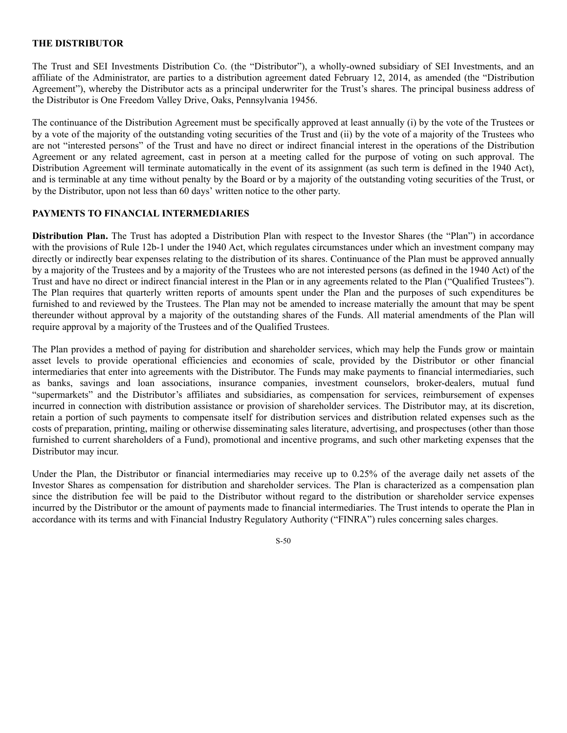## THE DISTRIBUTOR

The Trust and SEI Investments Distribution Co. (the "Distributor"), a wholly-owned subsidiary of SEI Investments, and an affiliate of the Administrator, are parties to a distribution agreement dated February 12, 2014, as amended (the "Distribution Agreement"), whereby the Distributor acts as a principal underwriter for the Trust's shares. The principal business address of the Distributor is One Freedom Valley Drive, Oaks, Pennsylvania 19456.

The continuance of the Distribution Agreement must be specifically approved at least annually (i) by the vote of the Trustees or by a vote of the majority of the outstanding voting securities of the Trust and (ii) by the vote of a majority of the Trustees who are not "interested persons" of the Trust and have no direct or indirect financial interest in the operations of the Distribution Agreement or any related agreement, cast in person at a meeting called for the purpose of voting on such approval. The Distribution Agreement will terminate automatically in the event of its assignment (as such term is defined in the 1940 Act), and is terminable at any time without penalty by the Board or by a majority of the outstanding voting securities of the Trust, or by the Distributor, upon not less than 60 days' written notice to the other party.

## PAYMENTS TO FINANCIAL INTERMEDIARIES

**Distribution Plan.** The Trust has adopted a Distribution Plan with respect to the Investor Shares (the "Plan") in accordance with the provisions of Rule 12b-1 under the 1940 Act, which regulates circumstances under which an investment company may directly or indirectly bear expenses relating to the distribution of its shares. Continuance of the Plan must be approved annually by a majority of the Trustees and by a majority of the Trustees who are not interested persons (as defined in the 1940 Act) of the Trust and have no direct or indirect financial interest in the Plan or in any agreements related to the Plan ("Qualified Trustees"). The Plan requires that quarterly written reports of amounts spent under the Plan and the purposes of such expenditures be furnished to and reviewed by the Trustees. The Plan may not be amended to increase materially the amount that may be spent thereunder without approval by a majority of the outstanding shares of the Funds. All material amendments of the Plan will require approval by a majority of the Trustees and of the Qualified Trustees.

The Plan provides a method of paying for distribution and shareholder services, which may help the Funds grow or maintain asset levels to provide operational efficiencies and economies of scale, provided by the Distributor or other financial intermediaries that enter into agreements with the Distributor. The Funds may make payments to financial intermediaries, such as banks, savings and loan associations, insurance companies, investment counselors, broker-dealers, mutual fund "supermarkets" and the Distributor's affiliates and subsidiaries, as compensation for services, reimbursement of expenses incurred in connection with distribution assistance or provision of shareholder services. The Distributor may, at its discretion, retain a portion of such payments to compensate itself for distribution services and distribution related expenses such as the costs of preparation, printing, mailing or otherwise disseminating sales literature, advertising, and prospectuses (other than those furnished to current shareholders of a Fund), promotional and incentive programs, and such other marketing expenses that the Distributor may incur.

Under the Plan, the Distributor or financial intermediaries may receive up to 0.25% of the average daily net assets of the Investor Shares as compensation for distribution and shareholder services. The Plan is characterized as a compensation plan since the distribution fee will be paid to the Distributor without regard to the distribution or shareholder service expenses incurred by the Distributor or the amount of payments made to financial intermediaries. The Trust intends to operate the Plan in accordance with its terms and with Financial Industry Regulatory Authority ("FINRA") rules concerning sales charges.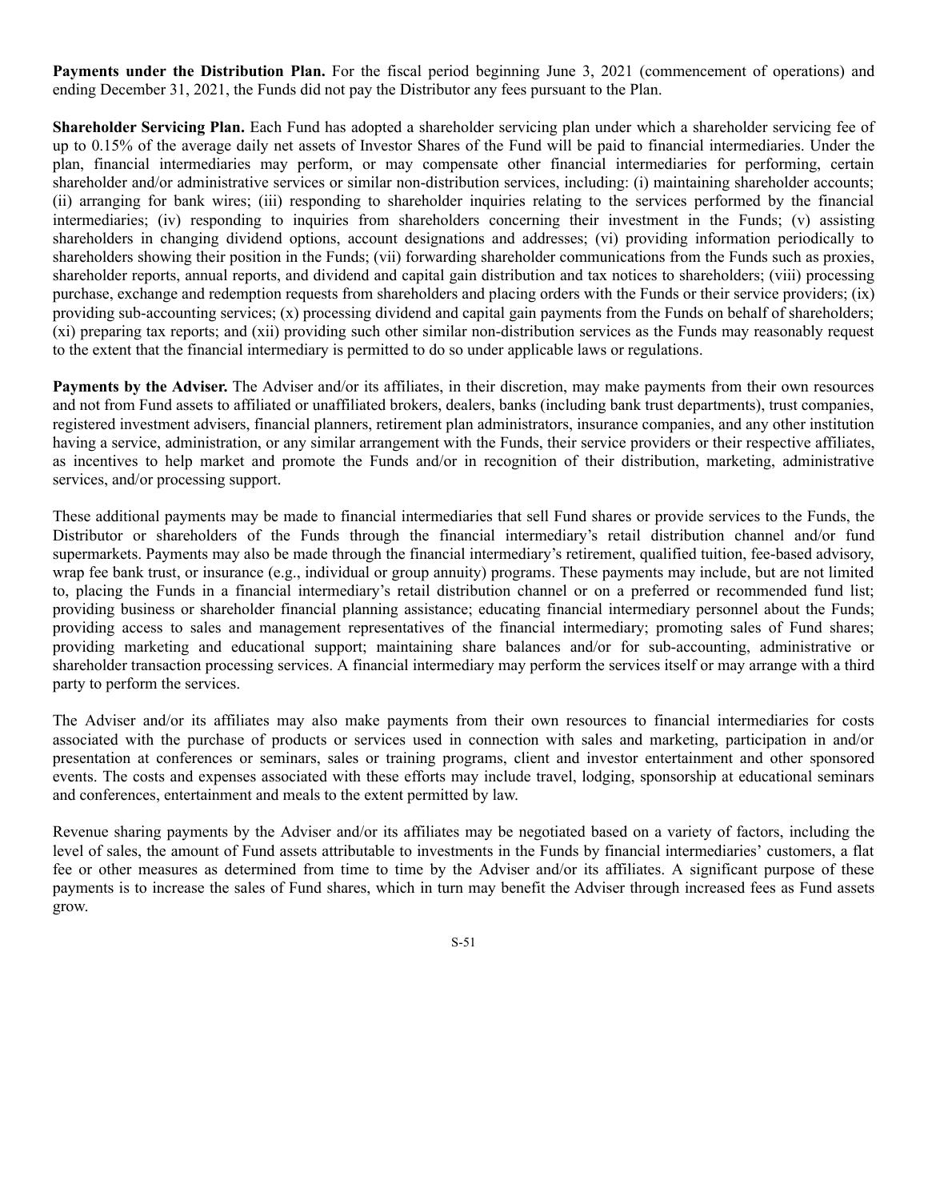**Payments under the Distribution Plan.** For the fiscal period beginning June 3, 2021 (commencement of operations) and ending December 31, 2021, the Funds did not pay the Distributor any fees pursuant to the Plan.

**Shareholder Servicing Plan.** Each Fund has adopted a shareholder servicing plan under which a shareholder servicing fee of up to 0.15% of the average daily net assets of Investor Shares of the Fund will be paid to financial intermediaries. Under the plan, financial intermediaries may perform, or may compensate other financial intermediaries for performing, certain shareholder and/or administrative services or similar non-distribution services, including: (i) maintaining shareholder accounts; (ii) arranging for bank wires; (iii) responding to shareholder inquiries relating to the services performed by the financial intermediaries; (iv) responding to inquiries from shareholders concerning their investment in the Funds; (v) assisting shareholders in changing dividend options, account designations and addresses; (vi) providing information periodically to shareholders showing their position in the Funds; (vii) forwarding shareholder communications from the Funds such as proxies, shareholder reports, annual reports, and dividend and capital gain distribution and tax notices to shareholders; (viii) processing purchase, exchange and redemption requests from shareholders and placing orders with the Funds or their service providers; (ix) providing sub-accounting services; (x) processing dividend and capital gain payments from the Funds on behalf of shareholders; (xi) preparing tax reports; and (xii) providing such other similar non-distribution services as the Funds may reasonably request to the extent that the financial intermediary is permitted to do so under applicable laws or regulations.

**Payments by the Adviser.** The Adviser and/or its affiliates, in their discretion, may make payments from their own resources and not from Fund assets to affiliated or unaffiliated brokers, dealers, banks (including bank trust departments), trust companies, registered investment advisers, financial planners, retirement plan administrators, insurance companies, and any other institution having a service, administration, or any similar arrangement with the Funds, their service providers or their respective affiliates, as incentives to help market and promote the Funds and/or in recognition of their distribution, marketing, administrative services, and/or processing support.

These additional payments may be made to financial intermediaries that sell Fund shares or provide services to the Funds, the Distributor or shareholders of the Funds through the financial intermediary's retail distribution channel and/or fund supermarkets. Payments may also be made through the financial intermediary's retirement, qualified tuition, fee-based advisory, wrap fee bank trust, or insurance (e.g., individual or group annuity) programs. These payments may include, but are not limited to, placing the Funds in a financial intermediary's retail distribution channel or on a preferred or recommended fund list; providing business or shareholder financial planning assistance; educating financial intermediary personnel about the Funds; providing access to sales and management representatives of the financial intermediary; promoting sales of Fund shares; providing marketing and educational support; maintaining share balances and/or for sub-accounting, administrative or shareholder transaction processing services. A financial intermediary may perform the services itself or may arrange with a third party to perform the services.

The Adviser and/or its affiliates may also make payments from their own resources to financial intermediaries for costs associated with the purchase of products or services used in connection with sales and marketing, participation in and/or presentation at conferences or seminars, sales or training programs, client and investor entertainment and other sponsored events. The costs and expenses associated with these efforts may include travel, lodging, sponsorship at educational seminars and conferences, entertainment and meals to the extent permitted by law.

Revenue sharing payments by the Adviser and/or its affiliates may be negotiated based on a variety of factors, including the level of sales, the amount of Fund assets attributable to investments in the Funds by financial intermediaries' customers, a flat fee or other measures as determined from time to time by the Adviser and/or its affiliates. A significant purpose of these payments is to increase the sales of Fund shares, which in turn may benefit the Adviser through increased fees as Fund assets grow.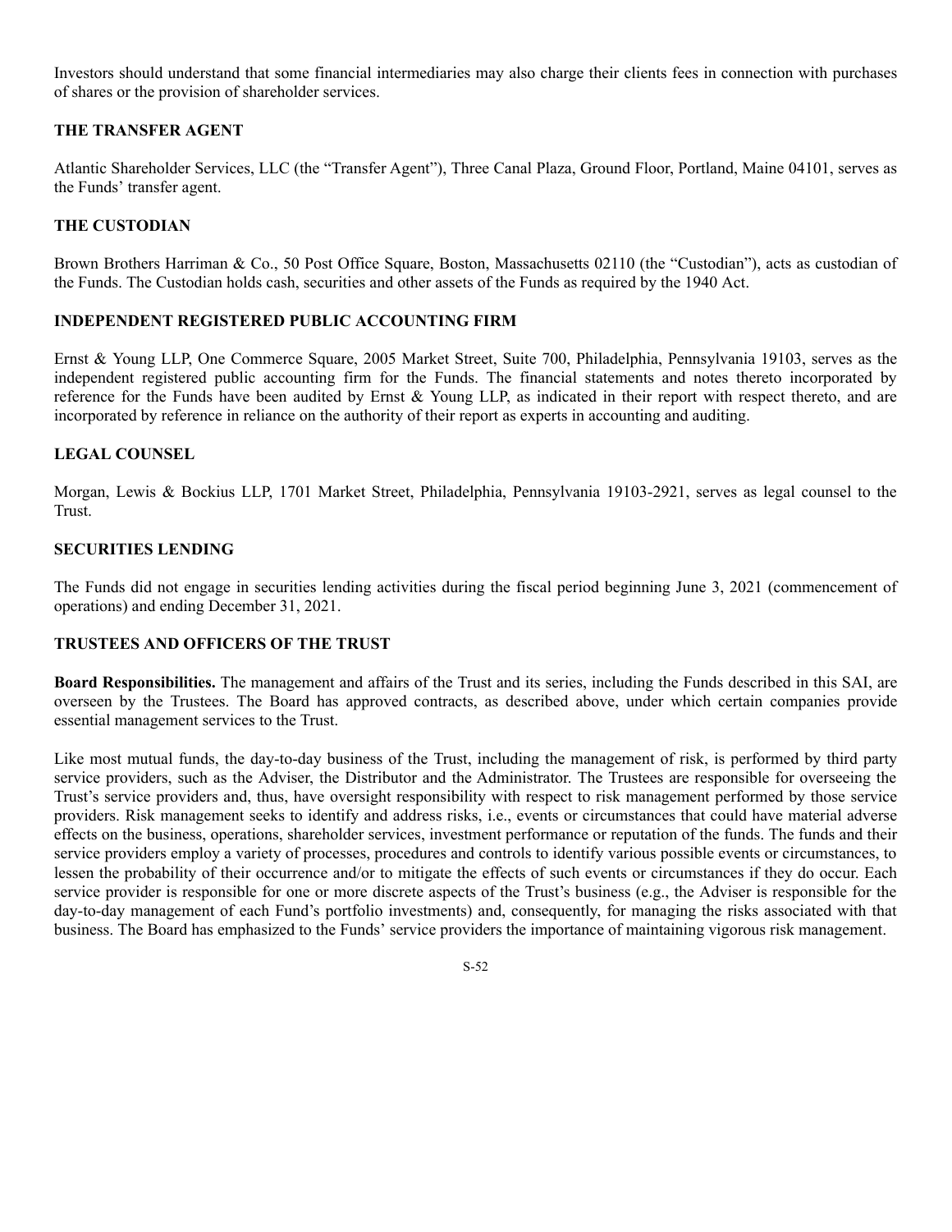Investors should understand that some financial intermediaries may also charge their clients fees in connection with purchases of shares or the provision of shareholder services.

## THE TRANSFER AGENT

Atlantic Shareholder Services, LLC (the "Transfer Agent"), Three Canal Plaza, Ground Floor, Portland, Maine 04101, serves as the Funds' transfer agent.

## THE CUSTODIAN

Brown Brothers Harriman & Co., 50 Post Office Square, Boston, Massachusetts 02110 (the "Custodian"), acts as custodian of the Funds. The Custodian holds cash, securities and other assets of the Funds as required by the 1940 Act.

## INDEPENDENT REGISTERED PUBLIC ACCOUNTING FIRM

Ernst & Young LLP, One Commerce Square, 2005 Market Street, Suite 700, Philadelphia, Pennsylvania 19103, serves as the independent registered public accounting firm for the Funds. The financial statements and notes thereto incorporated by reference for the Funds have been audited by Ernst & Young LLP, as indicated in their report with respect thereto, and are incorporated by reference in reliance on the authority of their report as experts in accounting and auditing.

## LEGAL COUNSEL

Morgan, Lewis & Bockius LLP, 1701 Market Street, Philadelphia, Pennsylvania 19103-2921, serves as legal counsel to the Trust.

## SECURITIES LENDING

The Funds did not engage in securities lending activities during the fiscal period beginning June 3, 2021 (commencement of operations) and ending December 31, 2021.

## TRUSTEES AND OFFICERS OF THE TRUST

**Board Responsibilities.** The management and affairs of the Trust and its series, including the Funds described in this SAI, are overseen by the Trustees. The Board has approved contracts, as described above, under which certain companies provide essential management services to the Trust.

Like most mutual funds, the day-to-day business of the Trust, including the management of risk, is performed by third party service providers, such as the Adviser, the Distributor and the Administrator. The Trustees are responsible for overseeing the Trust's service providers and, thus, have oversight responsibility with respect to risk management performed by those service providers. Risk management seeks to identify and address risks, i.e., events or circumstances that could have material adverse effects on the business, operations, shareholder services, investment performance or reputation of the funds. The funds and their service providers employ a variety of processes, procedures and controls to identify various possible events or circumstances, to lessen the probability of their occurrence and/or to mitigate the effects of such events or circumstances if they do occur. Each service provider is responsible for one or more discrete aspects of the Trust's business (e.g., the Adviser is responsible for the day-to-day management of each Fund's portfolio investments) and, consequently, for managing the risks associated with that business. The Board has emphasized to the Funds' service providers the importance of maintaining vigorous risk management.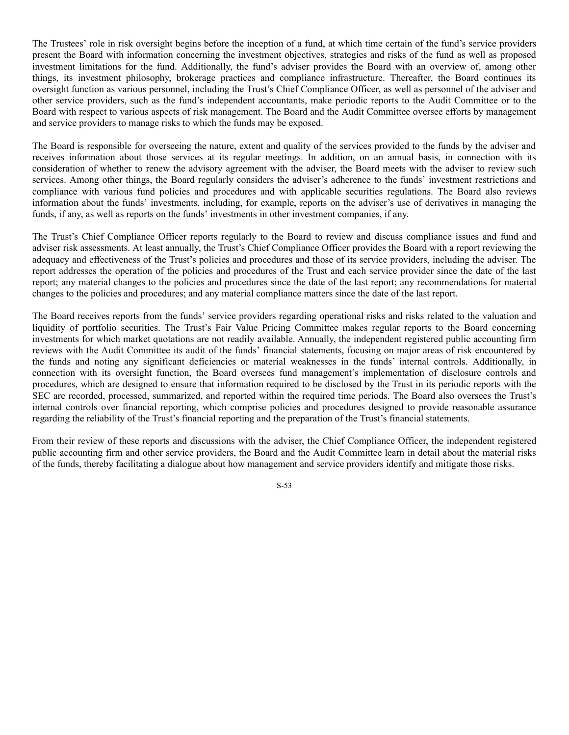The Trustees' role in risk oversight begins before the inception of a fund, at which time certain of the fund's service providers present the Board with information concerning the investment objectives, strategies and risks of the fund as well as proposed investment limitations for the fund. Additionally, the fund's adviser provides the Board with an overview of, among other things, its investment philosophy, brokerage practices and compliance infrastructure. Thereafter, the Board continues its oversight function as various personnel, including the Trust's Chief Compliance Officer, as well as personnel of the adviser and other service providers, such as the fund's independent accountants, make periodic reports to the Audit Committee or to the Board with respect to various aspects of risk management. The Board and the Audit Committee oversee efforts by management and service providers to manage risks to which the funds may be exposed.

The Board is responsible for overseeing the nature, extent and quality of the services provided to the funds by the adviser and receives information about those services at its regular meetings. In addition, on an annual basis, in connection with its consideration of whether to renew the advisory agreement with the adviser, the Board meets with the adviser to review such services. Among other things, the Board regularly considers the adviser's adherence to the funds' investment restrictions and compliance with various fund policies and procedures and with applicable securities regulations. The Board also reviews information about the funds' investments, including, for example, reports on the adviser's use of derivatives in managing the funds, if any, as well as reports on the funds' investments in other investment companies, if any.

The Trust's Chief Compliance Officer reports regularly to the Board to review and discuss compliance issues and fund and adviser risk assessments. At least annually, the Trust's Chief Compliance Officer provides the Board with a report reviewing the adequacy and effectiveness of the Trust's policies and procedures and those of its service providers, including the adviser. The report addresses the operation of the policies and procedures of the Trust and each service provider since the date of the last report; any material changes to the policies and procedures since the date of the last report; any recommendations for material changes to the policies and procedures; and any material compliance matters since the date of the last report.

The Board receives reports from the funds' service providers regarding operational risks and risks related to the valuation and liquidity of portfolio securities. The Trust's Fair Value Pricing Committee makes regular reports to the Board concerning investments for which market quotations are not readily available. Annually, the independent registered public accounting firm reviews with the Audit Committee its audit of the funds' financial statements, focusing on major areas of risk encountered by the funds and noting any significant deficiencies or material weaknesses in the funds' internal controls. Additionally, in connection with its oversight function, the Board oversees fund management's implementation of disclosure controls and procedures, which are designed to ensure that information required to be disclosed by the Trust in its periodic reports with the SEC are recorded, processed, summarized, and reported within the required time periods. The Board also oversees the Trust's internal controls over financial reporting, which comprise policies and procedures designed to provide reasonable assurance regarding the reliability of the Trust's financial reporting and the preparation of the Trust's financial statements.

From their review of these reports and discussions with the adviser, the Chief Compliance Officer, the independent registered public accounting firm and other service providers, the Board and the Audit Committee learn in detail about the material risks of the funds, thereby facilitating a dialogue about how management and service providers identify and mitigate those risks.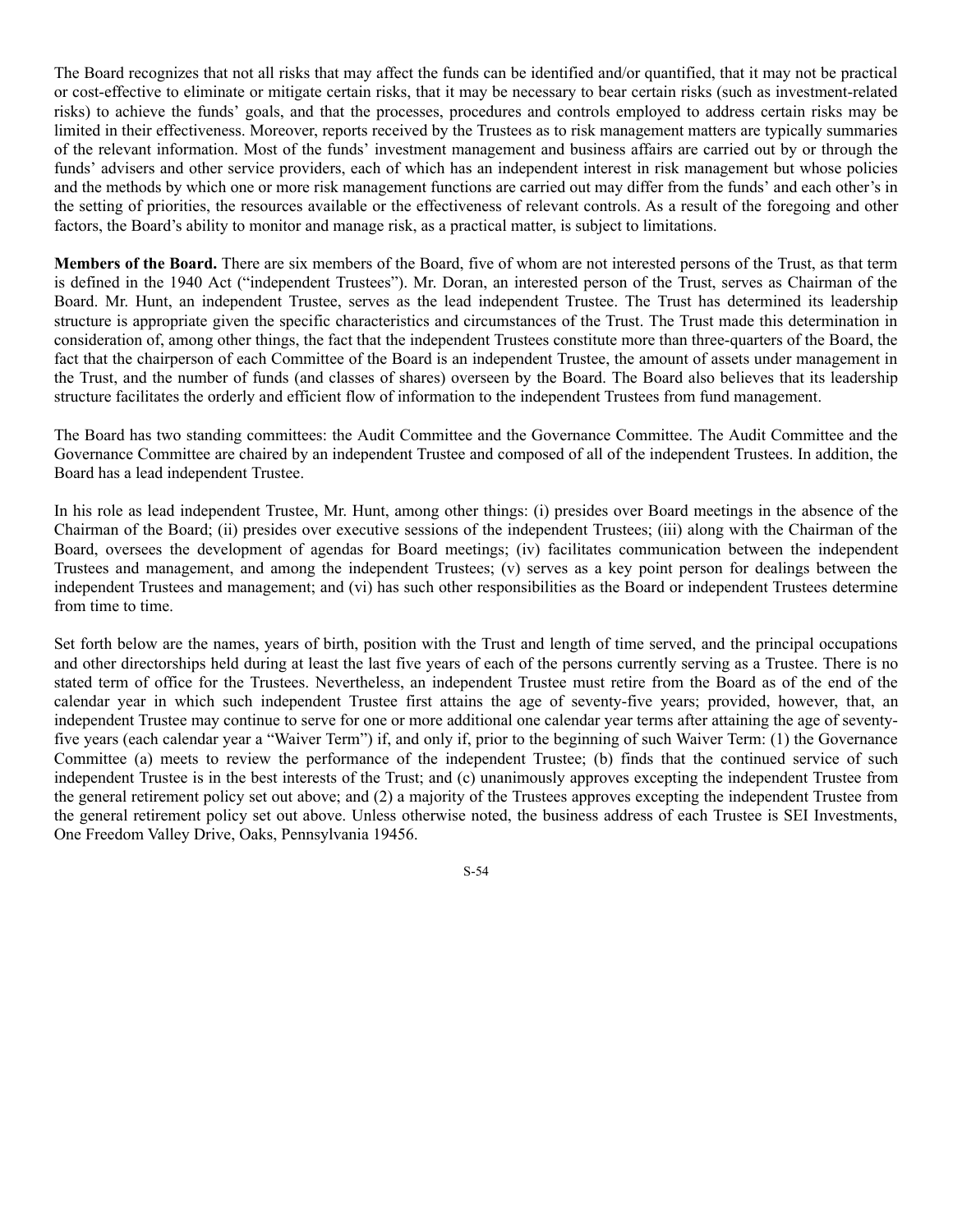The Board recognizes that not all risks that may affect the funds can be identified and/or quantified, that it may not be practical or cost-effective to eliminate or mitigate certain risks, that it may be necessary to bear certain risks (such as investment-related risks) to achieve the funds' goals, and that the processes, procedures and controls employed to address certain risks may be limited in their effectiveness. Moreover, reports received by the Trustees as to risk management matters are typically summaries of the relevant information. Most of the funds' investment management and business affairs are carried out by or through the funds' advisers and other service providers, each of which has an independent interest in risk management but whose policies and the methods by which one or more risk management functions are carried out may differ from the funds' and each other's in the setting of priorities, the resources available or the effectiveness of relevant controls. As a result of the foregoing and other factors, the Board's ability to monitor and manage risk, as a practical matter, is subject to limitations.

**Members of the Board.** There are six members of the Board, five of whom are not interested persons of the Trust, as that term is defined in the 1940 Act ("independent Trustees"). Mr. Doran, an interested person of the Trust, serves as Chairman of the Board. Mr. Hunt, an independent Trustee, serves as the lead independent Trustee. The Trust has determined its leadership structure is appropriate given the specific characteristics and circumstances of the Trust. The Trust made this determination in consideration of, among other things, the fact that the independent Trustees constitute more than three-quarters of the Board, the fact that the chairperson of each Committee of the Board is an independent Trustee, the amount of assets under management in the Trust, and the number of funds (and classes of shares) overseen by the Board. The Board also believes that its leadership structure facilitates the orderly and efficient flow of information to the independent Trustees from fund management.

The Board has two standing committees: the Audit Committee and the Governance Committee. The Audit Committee and the Governance Committee are chaired by an independent Trustee and composed of all of the independent Trustees. In addition, the Board has a lead independent Trustee.

In his role as lead independent Trustee, Mr. Hunt, among other things: (i) presides over Board meetings in the absence of the Chairman of the Board; (ii) presides over executive sessions of the independent Trustees; (iii) along with the Chairman of the Board, oversees the development of agendas for Board meetings; (iv) facilitates communication between the independent Trustees and management, and among the independent Trustees; (v) serves as a key point person for dealings between the independent Trustees and management; and (vi) has such other responsibilities as the Board or independent Trustees determine from time to time.

Set forth below are the names, years of birth, position with the Trust and length of time served, and the principal occupations and other directorships held during at least the last five years of each of the persons currently serving as a Trustee. There is no stated term of office for the Trustees. Nevertheless, an independent Trustee must retire from the Board as of the end of the calendar year in which such independent Trustee first attains the age of seventy-five years; provided, however, that, an independent Trustee may continue to serve for one or more additional one calendar year terms after attaining the age of seventy-five years (each calendar year a "Waiver Term") if, and only if, prior to the beginning of such Waiver Term: (1) the Governance Committee (a) meets to review the performance of the independent Trustee; (b) finds that the continued service of such independent Trustee is in the best interests of the Trust; and (c) unanimously approves excepting the independent Trustee from the general retirement policy set out above; and (2) a majority of the Trustees approves excepting the independent Trustee from the general retirement policy set out above. Unless otherwise noted, the business address of each Trustee is SEI Investments, One Freedom Valley Drive, Oaks, Pennsylvania 19456.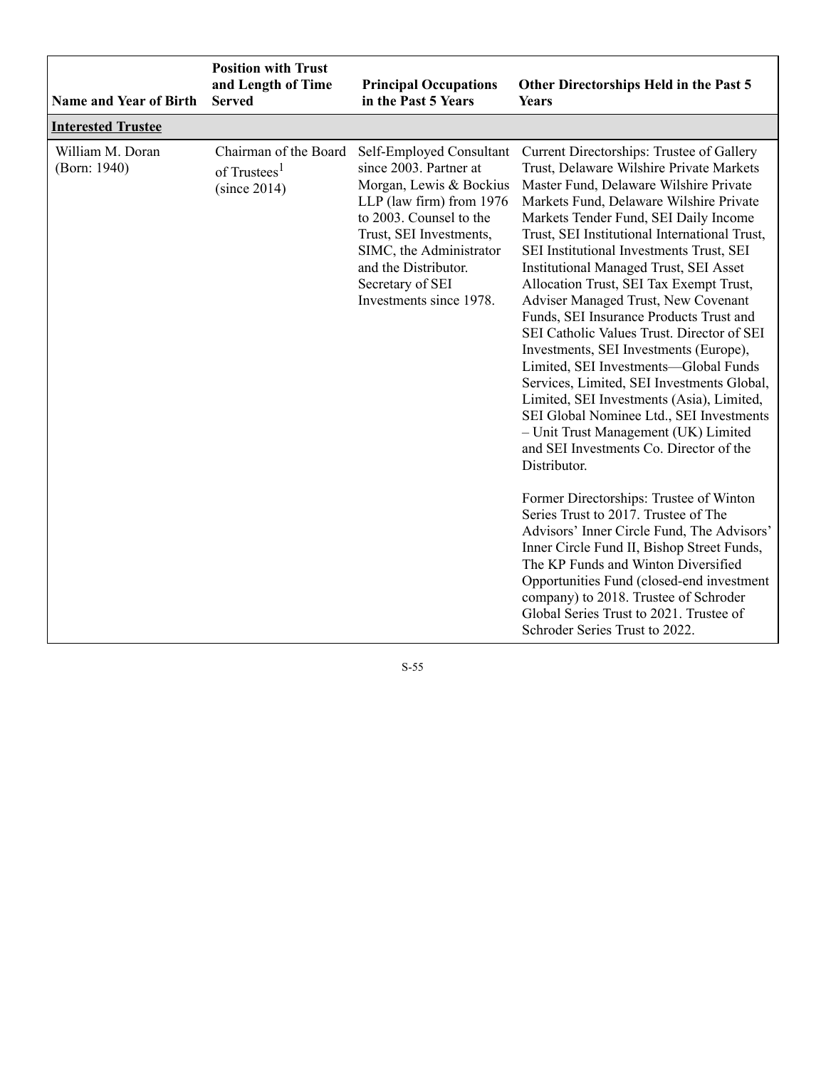| Name and Year of Birth | Position with Trust and Length of Time Served | Principal Occupations in the Past 5 Years | Other Directorships Held in the Past 5 Years |
|---|---|---|---|
| **Interested Trustee** | | | |
| William M. Doran (Born: 1940) | Chairman of the Board of Trustees[1] (since 2014) | Self-Employed Consultant since 2003. Partner at Morgan, Lewis & Bockius LLP (law firm) from 1976 to 2003. Counsel to the Trust, SEI Investments, SIMC, the Administrator and the Distributor. Secretary of SEI Investments since 1978. | Current Directorships: Trustee of Gallery Trust, Delaware Wilshire Private Markets Master Fund, Delaware Wilshire Private Markets Fund, Delaware Wilshire Private Markets Tender Fund, SEI Daily Income Trust, SEI Institutional International Trust, SEI Institutional Investments Trust, SEI Institutional Managed Trust, SEI Asset Allocation Trust, SEI Tax Exempt Trust, Adviser Managed Trust, New Covenant Funds, SEI Insurance Products Trust and SEI Catholic Values Trust. Director of SEI Investments, SEI Investments (Europe), Limited, SEI Investments—Global Funds Services, Limited, SEI Investments Global, Limited, SEI Investments (Asia), Limited, SEI Global Nominee Ltd., SEI Investments – Unit Trust Management (UK) Limited and SEI Investments Co. Director of the Distributor.<br><br>Former Directorships: Trustee of Winton Series Trust to 2017. Trustee of The Advisors' Inner Circle Fund, The Advisors' Inner Circle Fund II, Bishop Street Funds, The KP Funds and Winton Diversified Opportunities Fund (closed-end investment company) to 2018. Trustee of Schroder Global Series Trust to 2021. Trustee of Schroder Series Trust to 2022. |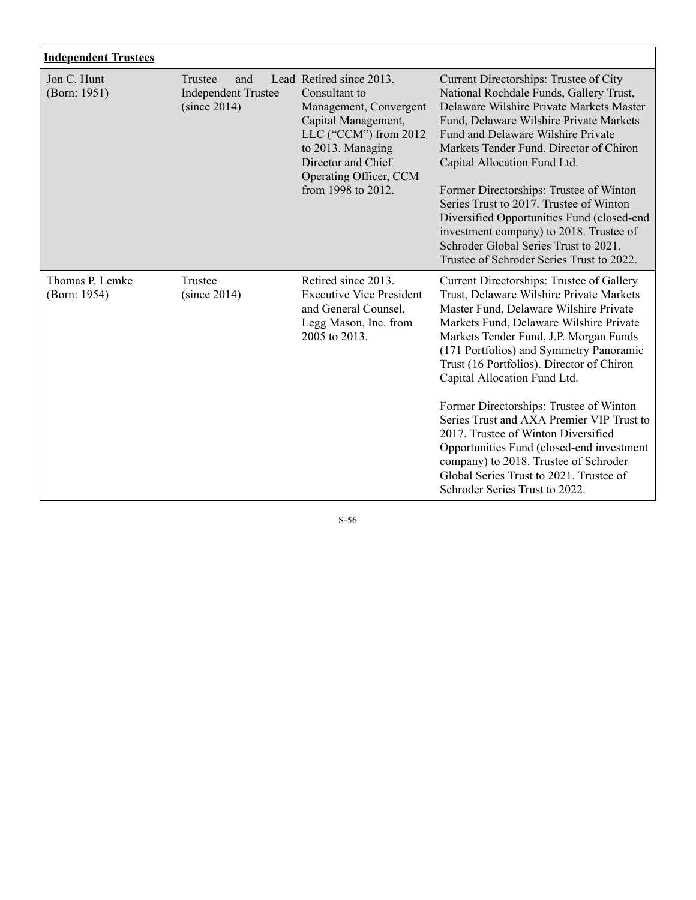| **Independent Trustees** | | | |
|---|---|---|---|
| Jon C. Hunt (Born: 1951) | Trustee and Lead Independent Trustee (since 2014) | Retired since 2013. Consultant to Management, Convergent Capital Management, LLC ("CCM") from 2012 to 2013. Managing Director and Chief Operating Officer, CCM from 1998 to 2012. | Current Directorships: Trustee of City National Rochdale Funds, Gallery Trust, Delaware Wilshire Private Markets Master Fund, Delaware Wilshire Private Markets Fund and Delaware Wilshire Private Markets Tender Fund. Director of Chiron Capital Allocation Fund Ltd.<br><br>Former Directorships: Trustee of Winton Series Trust to 2017. Trustee of Winton Diversified Opportunities Fund (closed-end investment company) to 2018. Trustee of Schroder Global Series Trust to 2021. Trustee of Schroder Series Trust to 2022. |
| Thomas P. Lemke (Born: 1954) | Trustee (since 2014) | Retired since 2013. Executive Vice President and General Counsel, Legg Mason, Inc. from 2005 to 2013. | Current Directorships: Trustee of Gallery Trust, Delaware Wilshire Private Markets Master Fund, Delaware Wilshire Private Markets Fund, Delaware Wilshire Private Markets Tender Fund, J.P. Morgan Funds (171 Portfolios) and Symmetry Panoramic Trust (16 Portfolios). Director of Chiron Capital Allocation Fund Ltd.<br><br>Former Directorships: Trustee of Winton Series Trust and AXA Premier VIP Trust to 2017. Trustee of Winton Diversified Opportunities Fund (closed-end investment company) to 2018. Trustee of Schroder Global Series Trust to 2021. Trustee of Schroder Series Trust to 2022. |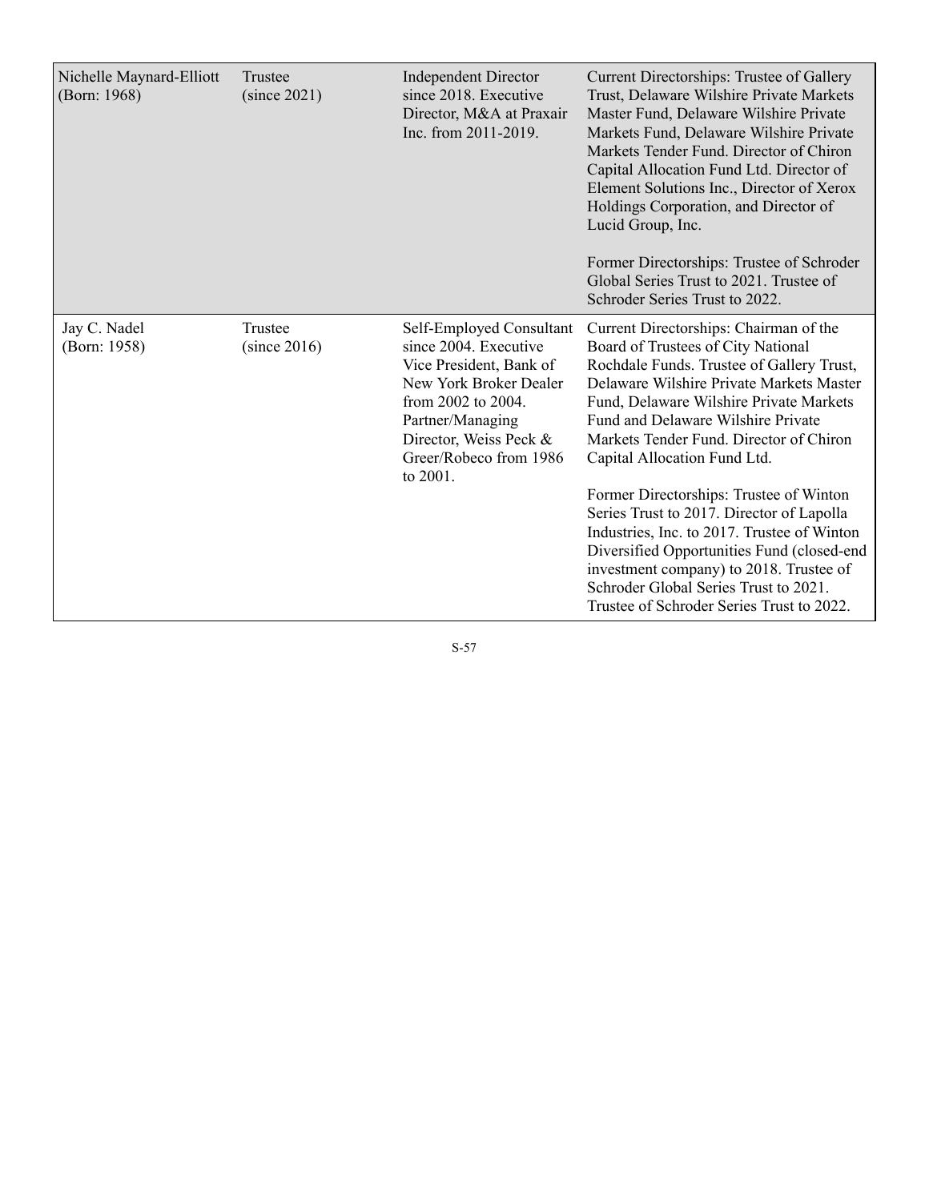| Nichelle Maynard-Elliott (Born: 1968) | Trustee (since 2021) | Independent Director since 2018. Executive Director, M&A at Praxair Inc. from 2011-2019. | Current Directorships: Trustee of Gallery Trust, Delaware Wilshire Private Markets Master Fund, Delaware Wilshire Private Markets Fund, Delaware Wilshire Private Markets Tender Fund. Director of Chiron Capital Allocation Fund Ltd. Director of Element Solutions Inc., Director of Xerox Holdings Corporation, and Director of Lucid Group, Inc.<br><br>Former Directorships: Trustee of Schroder Global Series Trust to 2021. Trustee of Schroder Series Trust to 2022. |
|---|---|---|---|
| Jay C. Nadel (Born: 1958) | Trustee (since 2016) | Self-Employed Consultant since 2004. Executive Vice President, Bank of New York Broker Dealer from 2002 to 2004. Partner/Managing Director, Weiss Peck & Greer/Robeco from 1986 to 2001. | Current Directorships: Chairman of the Board of Trustees of City National Rochdale Funds. Trustee of Gallery Trust, Delaware Wilshire Private Markets Master Fund, Delaware Wilshire Private Markets Fund and Delaware Wilshire Private Markets Tender Fund. Director of Chiron Capital Allocation Fund Ltd.<br><br>Former Directorships: Trustee of Winton Series Trust to 2017. Director of Lapolla Industries, Inc. to 2017. Trustee of Winton Diversified Opportunities Fund (closed-end investment company) to 2018. Trustee of Schroder Global Series Trust to 2021. Trustee of Schroder Series Trust to 2022. |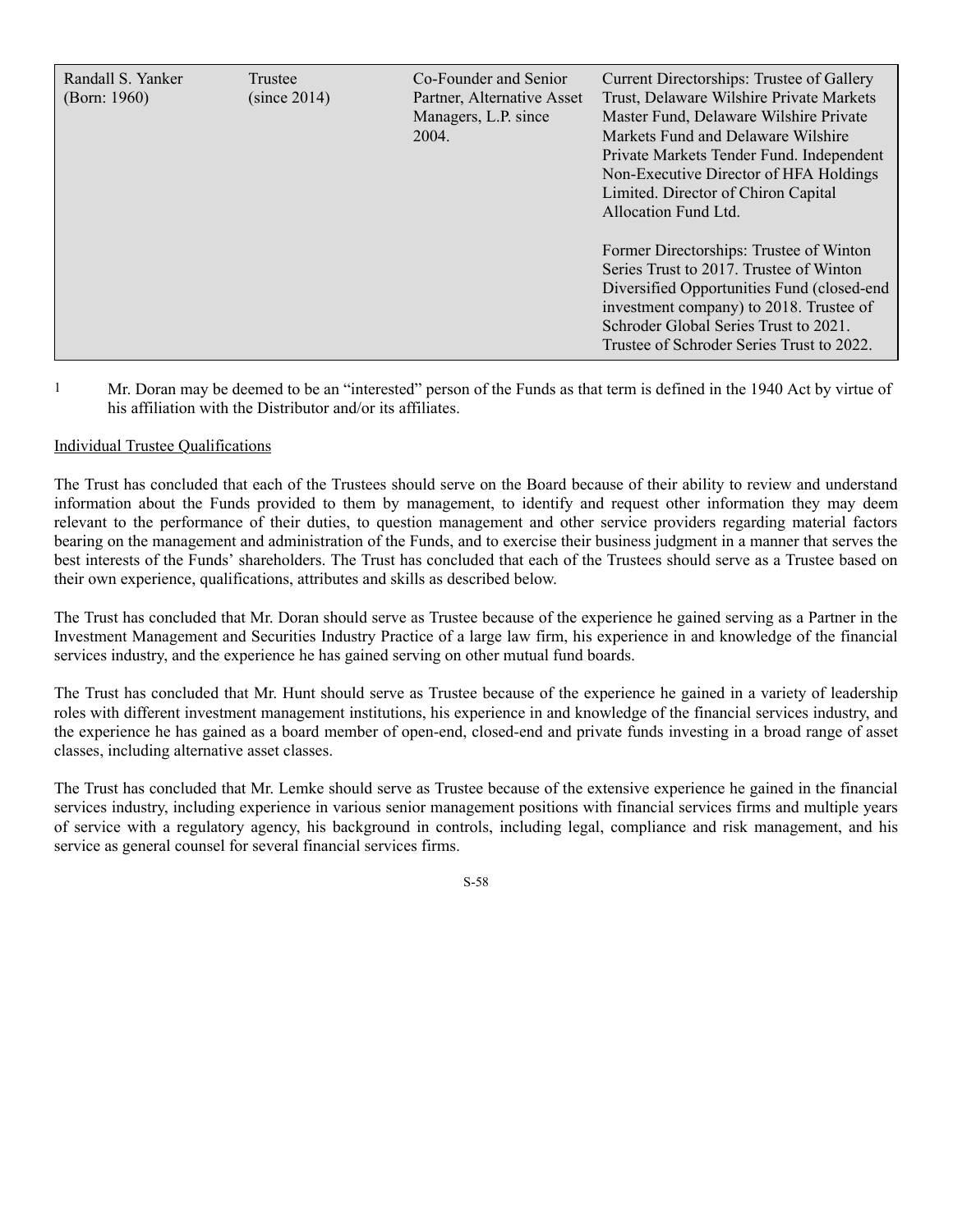| | | | |
|---|---|---|---|
| Randall S. Yanker (Born: 1960) | Trustee (since 2014) | Co-Founder and Senior Partner, Alternative Asset Managers, L.P. since 2004. | Current Directorships: Trustee of Gallery Trust, Delaware Wilshire Private Markets Master Fund, Delaware Wilshire Private Markets Fund and Delaware Wilshire Private Markets Tender Fund. Independent Non-Executive Director of HFA Holdings Limited. Director of Chiron Capital Allocation Fund Ltd.<br><br>Former Directorships: Trustee of Winton Series Trust to 2017. Trustee of Winton Diversified Opportunities Fund (closed-end investment company) to 2018. Trustee of Schroder Global Series Trust to 2021. Trustee of Schroder Series Trust to 2022. |

[1] Mr. Doran may be deemed to be an "interested" person of the Funds as that term is defined in the 1940 Act by virtue of his affiliation with the Distributor and/or its affiliates.

Individual Trustee Qualifications

The Trust has concluded that each of the Trustees should serve on the Board because of their ability to review and understand information about the Funds provided to them by management, to identify and request other information they may deem relevant to the performance of their duties, to question management and other service providers regarding material factors bearing on the management and administration of the Funds, and to exercise their business judgment in a manner that serves the best interests of the Funds' shareholders. The Trust has concluded that each of the Trustees should serve as a Trustee based on their own experience, qualifications, attributes and skills as described below.

The Trust has concluded that Mr. Doran should serve as Trustee because of the experience he gained serving as a Partner in the Investment Management and Securities Industry Practice of a large law firm, his experience in and knowledge of the financial services industry, and the experience he has gained serving on other mutual fund boards.

The Trust has concluded that Mr. Hunt should serve as Trustee because of the experience he gained in a variety of leadership roles with different investment management institutions, his experience in and knowledge of the financial services industry, and the experience he has gained as a board member of open-end, closed-end and private funds investing in a broad range of asset classes, including alternative asset classes.

The Trust has concluded that Mr. Lemke should serve as Trustee because of the extensive experience he gained in the financial services industry, including experience in various senior management positions with financial services firms and multiple years of service with a regulatory agency, his background in controls, including legal, compliance and risk management, and his service as general counsel for several financial services firms.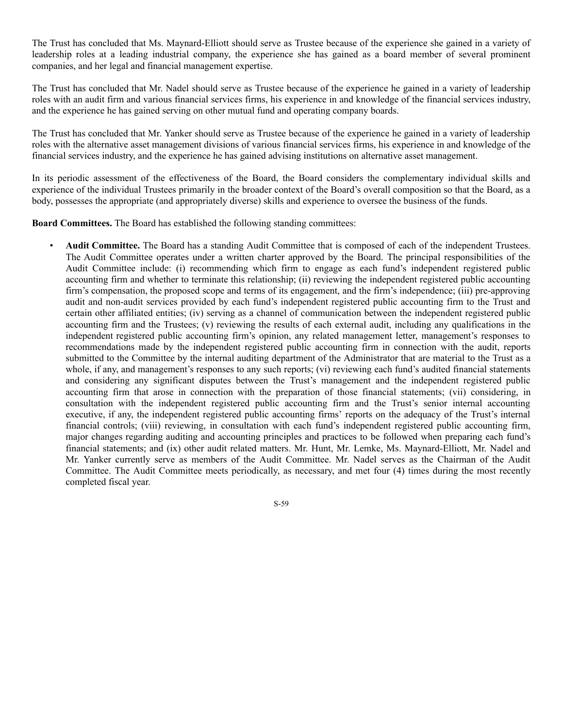The Trust has concluded that Ms. Maynard-Elliott should serve as Trustee because of the experience she gained in a variety of leadership roles at a leading industrial company, the experience she has gained as a board member of several prominent companies, and her legal and financial management expertise.

The Trust has concluded that Mr. Nadel should serve as Trustee because of the experience he gained in a variety of leadership roles with an audit firm and various financial services firms, his experience in and knowledge of the financial services industry, and the experience he has gained serving on other mutual fund and operating company boards.

The Trust has concluded that Mr. Yanker should serve as Trustee because of the experience he gained in a variety of leadership roles with the alternative asset management divisions of various financial services firms, his experience in and knowledge of the financial services industry, and the experience he has gained advising institutions on alternative asset management.

In its periodic assessment of the effectiveness of the Board, the Board considers the complementary individual skills and experience of the individual Trustees primarily in the broader context of the Board's overall composition so that the Board, as a body, possesses the appropriate (and appropriately diverse) skills and experience to oversee the business of the funds.

**Board Committees.** The Board has established the following standing committees:

- **Audit Committee.** The Board has a standing Audit Committee that is composed of each of the independent Trustees. The Audit Committee operates under a written charter approved by the Board. The principal responsibilities of the Audit Committee include: (i) recommending which firm to engage as each fund's independent registered public accounting firm and whether to terminate this relationship; (ii) reviewing the independent registered public accounting firm's compensation, the proposed scope and terms of its engagement, and the firm's independence; (iii) pre-approving audit and non-audit services provided by each fund's independent registered public accounting firm to the Trust and certain other affiliated entities; (iv) serving as a channel of communication between the independent registered public accounting firm and the Trustees; (v) reviewing the results of each external audit, including any qualifications in the independent registered public accounting firm's opinion, any related management letter, management's responses to recommendations made by the independent registered public accounting firm in connection with the audit, reports submitted to the Committee by the internal auditing department of the Administrator that are material to the Trust as a whole, if any, and management's responses to any such reports; (vi) reviewing each fund's audited financial statements and considering any significant disputes between the Trust's management and the independent registered public accounting firm that arose in connection with the preparation of those financial statements; (vii) considering, in consultation with the independent registered public accounting firm and the Trust's senior internal accounting executive, if any, the independent registered public accounting firms' reports on the adequacy of the Trust's internal financial controls; (viii) reviewing, in consultation with each fund's independent registered public accounting firm, major changes regarding auditing and accounting principles and practices to be followed when preparing each fund's financial statements; and (ix) other audit related matters. Mr. Hunt, Mr. Lemke, Ms. Maynard-Elliott, Mr. Nadel and Mr. Yanker currently serve as members of the Audit Committee. Mr. Nadel serves as the Chairman of the Audit Committee. The Audit Committee meets periodically, as necessary, and met four (4) times during the most recently completed fiscal year.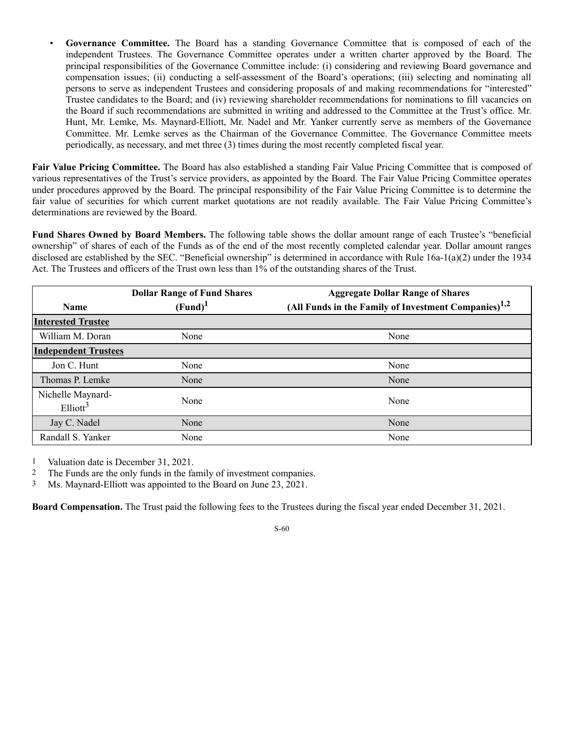- **Governance Committee.** The Board has a standing Governance Committee that is composed of each of the independent Trustees. The Governance Committee operates under a written charter approved by the Board. The principal responsibilities of the Governance Committee include: (i) considering and reviewing Board governance and compensation issues; (ii) conducting a self-assessment of the Board's operations; (iii) selecting and nominating all persons to serve as independent Trustees and considering proposals of and making recommendations for "interested" Trustee candidates to the Board; and (iv) reviewing shareholder recommendations for nominations to fill vacancies on the Board if such recommendations are submitted in writing and addressed to the Committee at the Trust's office. Mr. Hunt, Mr. Lemke, Ms. Maynard-Elliott, Mr. Nadel and Mr. Yanker currently serve as members of the Governance Committee. Mr. Lemke serves as the Chairman of the Governance Committee. The Governance Committee meets periodically, as necessary, and met three (3) times during the most recently completed fiscal year.

**Fair Value Pricing Committee.** The Board has also established a standing Fair Value Pricing Committee that is composed of various representatives of the Trust's service providers, as appointed by the Board. The Fair Value Pricing Committee operates under procedures approved by the Board. The principal responsibility of the Fair Value Pricing Committee is to determine the fair value of securities for which current market quotations are not readily available. The Fair Value Pricing Committee's determinations are reviewed by the Board.

**Fund Shares Owned by Board Members.** The following table shows the dollar amount range of each Trustee's "beneficial ownership" of shares of each of the Funds as of the end of the most recently completed calendar year. Dollar amount ranges disclosed are established by the SEC. "Beneficial ownership" is determined in accordance with Rule 16a-1(a)(2) under the 1934 Act. The Trustees and officers of the Trust own less than 1% of the outstanding shares of the Trust.

| Name | Dollar Range of Fund Shares (Fund)[1] | Aggregate Dollar Range of Shares (All Funds in the Family of Investment Companies)[1,2] |
|---|---|---|
| **Interested Trustee** | | |
| William M. Doran | None | None |
| **Independent Trustees** | | |
| Jon C. Hunt | None | None |
| Thomas P. Lemke | None | None |
| Nichelle Maynard-Elliott[3] | None | None |
| Jay C. Nadel | None | None |
| Randall S. Yanker | None | None |

1 Valuation date is December 31, 2021.
2 The Funds are the only funds in the family of investment companies.
3 Ms. Maynard-Elliott was appointed to the Board on June 23, 2021.

**Board Compensation.** The Trust paid the following fees to the Trustees during the fiscal year ended December 31, 2021.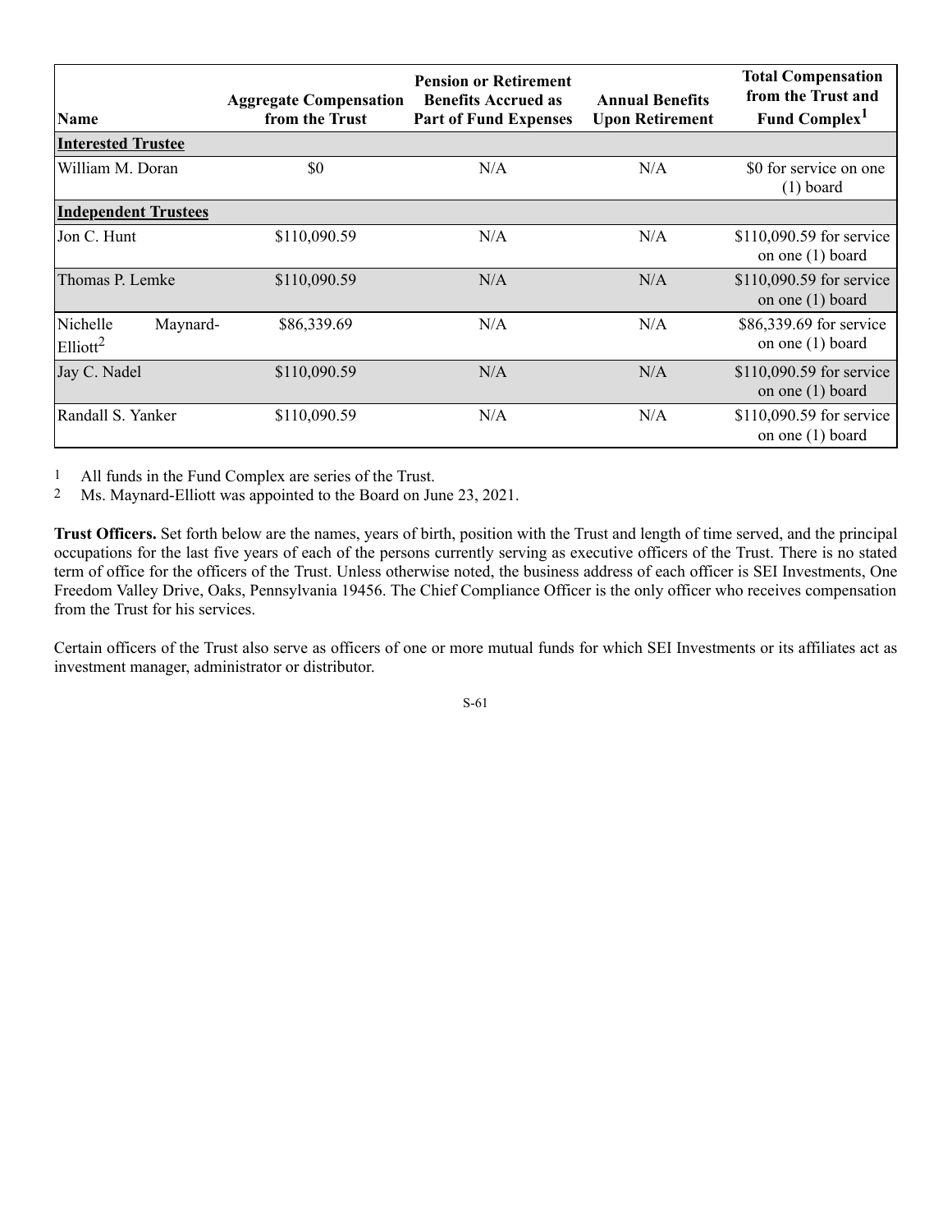| Name | Aggregate Compensation from the Trust | Pension or Retirement Benefits Accrued as Part of Fund Expenses | Annual Benefits Upon Retirement | Total Compensation from the Trust and Fund Complex[1] |
|---|---|---|---|---|
| **Interested Trustee** | | | | |
| William M. Doran | $0 | N/A | N/A | $0 for service on one (1) board |
| **Independent Trustees** | | | | |
| Jon C. Hunt | $110,090.59 | N/A | N/A | $110,090.59 for service on one (1) board |
| Thomas P. Lemke | $110,090.59 | N/A | N/A | $110,090.59 for service on one (1) board |
| Nichelle Maynard-Elliott[2] | $86,339.69 | N/A | N/A | $86,339.69 for service on one (1) board |
| Jay C. Nadel | $110,090.59 | N/A | N/A | $110,090.59 for service on one (1) board |
| Randall S. Yanker | $110,090.59 | N/A | N/A | $110,090.59 for service on one (1) board |

1 All funds in the Fund Complex are series of the Trust.

2 Ms. Maynard-Elliott was appointed to the Board on June 23, 2021.

**Trust Officers.** Set forth below are the names, years of birth, position with the Trust and length of time served, and the principal occupations for the last five years of each of the persons currently serving as executive officers of the Trust. There is no stated term of office for the officers of the Trust. Unless otherwise noted, the business address of each officer is SEI Investments, One Freedom Valley Drive, Oaks, Pennsylvania 19456. The Chief Compliance Officer is the only officer who receives compensation from the Trust for his services.

Certain officers of the Trust also serve as officers of one or more mutual funds for which SEI Investments or its affiliates act as investment manager, administrator or distributor.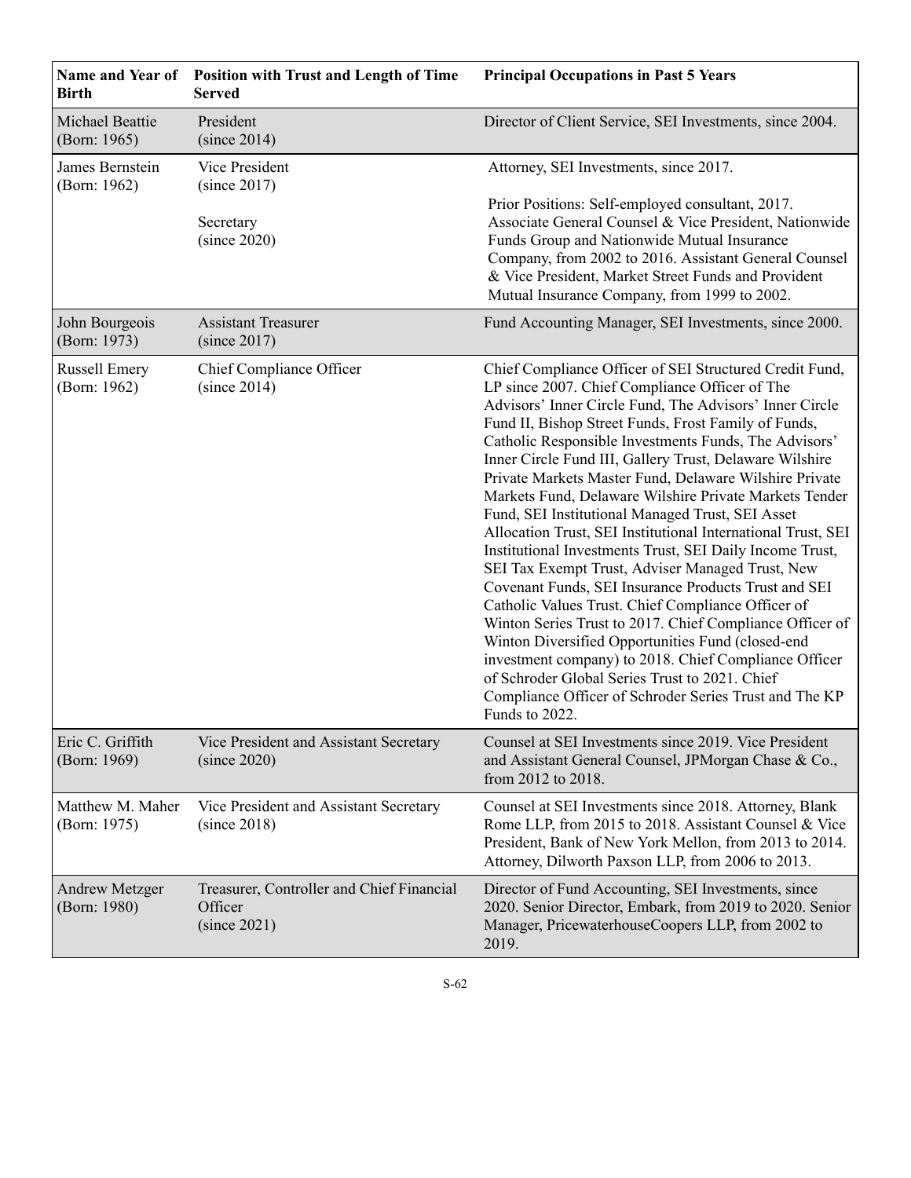| Name and Year of Birth | Position with Trust and Length of Time Served | Principal Occupations in Past 5 Years |
|---|---|---|
| Michael Beattie (Born: 1965) | President (since 2014) | Director of Client Service, SEI Investments, since 2004. |
| James Bernstein (Born: 1962) | Vice President (since 2017)<br><br>Secretary (since 2020) | Attorney, SEI Investments, since 2017.<br><br>Prior Positions: Self-employed consultant, 2017. Associate General Counsel & Vice President, Nationwide Funds Group and Nationwide Mutual Insurance Company, from 2002 to 2016. Assistant General Counsel & Vice President, Market Street Funds and Provident Mutual Insurance Company, from 1999 to 2002. |
| John Bourgeois (Born: 1973) | Assistant Treasurer (since 2017) | Fund Accounting Manager, SEI Investments, since 2000. |
| Russell Emery (Born: 1962) | Chief Compliance Officer (since 2014) | Chief Compliance Officer of SEI Structured Credit Fund, LP since 2007. Chief Compliance Officer of The Advisors' Inner Circle Fund, The Advisors' Inner Circle Fund II, Bishop Street Funds, Frost Family of Funds, Catholic Responsible Investments Funds, The Advisors' Inner Circle Fund III, Gallery Trust, Delaware Wilshire Private Markets Master Fund, Delaware Wilshire Private Markets Fund, Delaware Wilshire Private Markets Tender Fund, SEI Institutional Managed Trust, SEI Asset Allocation Trust, SEI Institutional International Trust, SEI Institutional Investments Trust, SEI Daily Income Trust, SEI Tax Exempt Trust, Adviser Managed Trust, New Covenant Funds, SEI Insurance Products Trust and SEI Catholic Values Trust. Chief Compliance Officer of Winton Series Trust to 2017. Chief Compliance Officer of Winton Diversified Opportunities Fund (closed-end investment company) to 2018. Chief Compliance Officer of Schroder Global Series Trust to 2021. Chief Compliance Officer of Schroder Series Trust and The KP Funds to 2022. |
| Eric C. Griffith (Born: 1969) | Vice President and Assistant Secretary (since 2020) | Counsel at SEI Investments since 2019. Vice President and Assistant General Counsel, JPMorgan Chase & Co., from 2012 to 2018. |
| Matthew M. Maher (Born: 1975) | Vice President and Assistant Secretary (since 2018) | Counsel at SEI Investments since 2018. Attorney, Blank Rome LLP, from 2015 to 2018. Assistant Counsel & Vice President, Bank of New York Mellon, from 2013 to 2014. Attorney, Dilworth Paxson LLP, from 2006 to 2013. |
| Andrew Metzger (Born: 1980) | Treasurer, Controller and Chief Financial Officer (since 2021) | Director of Fund Accounting, SEI Investments, since 2020. Senior Director, Embark, from 2019 to 2020. Senior Manager, PricewaterhouseCoopers LLP, from 2002 to 2019. |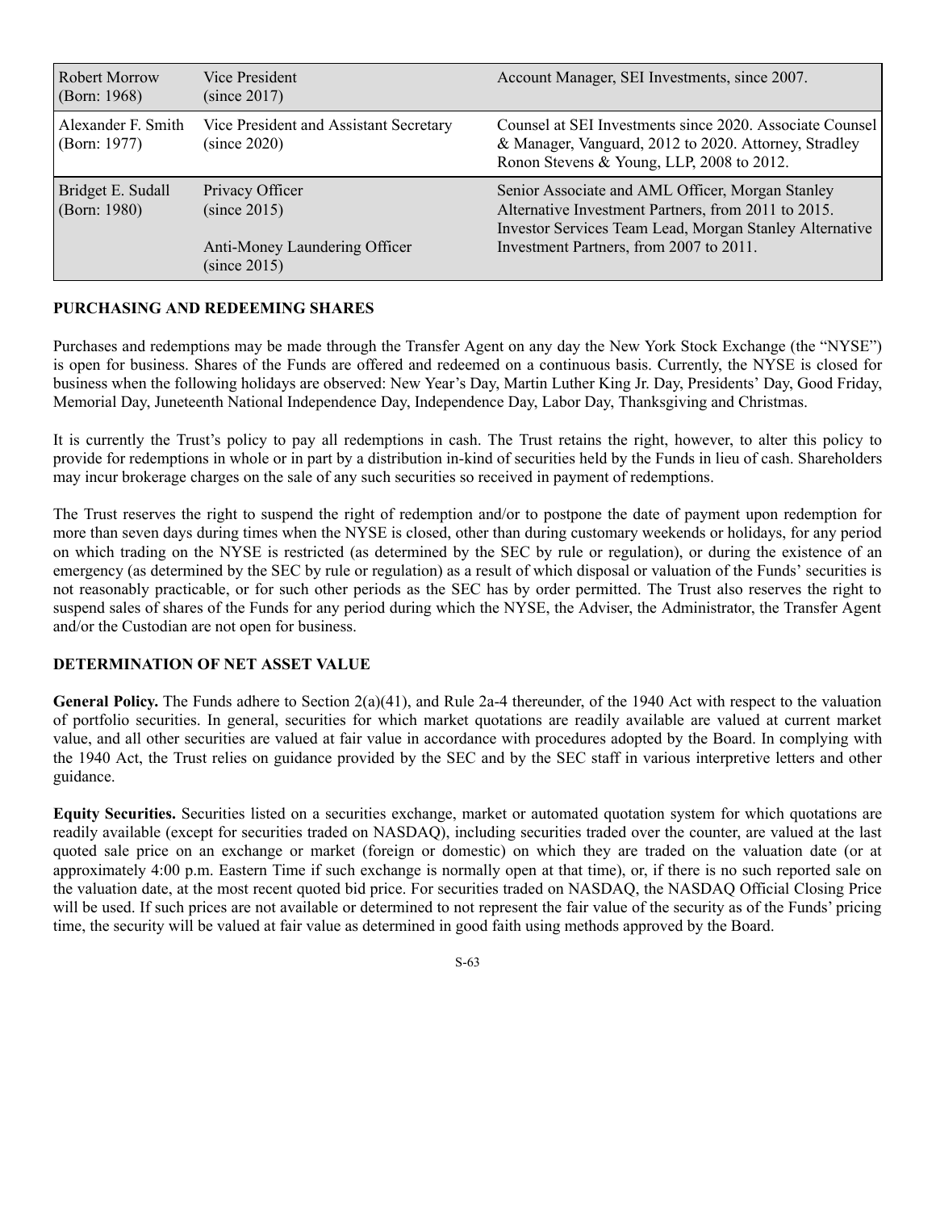| | | |
|---|---|---|
| Robert Morrow (Born: 1968) | Vice President (since 2017) | Account Manager, SEI Investments, since 2007. |
| Alexander F. Smith (Born: 1977) | Vice President and Assistant Secretary (since 2020) | Counsel at SEI Investments since 2020. Associate Counsel & Manager, Vanguard, 2012 to 2020. Attorney, Stradley Ronon Stevens & Young, LLP, 2008 to 2012. |
| Bridget E. Sudall (Born: 1980) | Privacy Officer (since 2015)<br><br>Anti-Money Laundering Officer (since 2015) | Senior Associate and AML Officer, Morgan Stanley Alternative Investment Partners, from 2011 to 2015. Investor Services Team Lead, Morgan Stanley Alternative Investment Partners, from 2007 to 2011. |

**PURCHASING AND REDEEMING SHARES**

Purchases and redemptions may be made through the Transfer Agent on any day the New York Stock Exchange (the "NYSE") is open for business. Shares of the Funds are offered and redeemed on a continuous basis. Currently, the NYSE is closed for business when the following holidays are observed: New Year's Day, Martin Luther King Jr. Day, Presidents' Day, Good Friday, Memorial Day, Juneteenth National Independence Day, Independence Day, Labor Day, Thanksgiving and Christmas.

It is currently the Trust's policy to pay all redemptions in cash. The Trust retains the right, however, to alter this policy to provide for redemptions in whole or in part by a distribution in-kind of securities held by the Funds in lieu of cash. Shareholders may incur brokerage charges on the sale of any such securities so received in payment of redemptions.

The Trust reserves the right to suspend the right of redemption and/or to postpone the date of payment upon redemption for more than seven days during times when the NYSE is closed, other than during customary weekends or holidays, for any period on which trading on the NYSE is restricted (as determined by the SEC by rule or regulation), or during the existence of an emergency (as determined by the SEC by rule or regulation) as a result of which disposal or valuation of the Funds' securities is not reasonably practicable, or for such other periods as the SEC has by order permitted. The Trust also reserves the right to suspend sales of shares of the Funds for any period during which the NYSE, the Adviser, the Administrator, the Transfer Agent and/or the Custodian are not open for business.

**DETERMINATION OF NET ASSET VALUE**

**General Policy.** The Funds adhere to Section 2(a)(41), and Rule 2a-4 thereunder, of the 1940 Act with respect to the valuation of portfolio securities. In general, securities for which market quotations are readily available are valued at current market value, and all other securities are valued at fair value in accordance with procedures adopted by the Board. In complying with the 1940 Act, the Trust relies on guidance provided by the SEC and by the SEC staff in various interpretive letters and other guidance.

**Equity Securities.** Securities listed on a securities exchange, market or automated quotation system for which quotations are readily available (except for securities traded on NASDAQ), including securities traded over the counter, are valued at the last quoted sale price on an exchange or market (foreign or domestic) on which they are traded on the valuation date (or at approximately 4:00 p.m. Eastern Time if such exchange is normally open at that time), or, if there is no such reported sale on the valuation date, at the most recent quoted bid price. For securities traded on NASDAQ, the NASDAQ Official Closing Price will be used. If such prices are not available or determined to not represent the fair value of the security as of the Funds' pricing time, the security will be valued at fair value as determined in good faith using methods approved by the Board.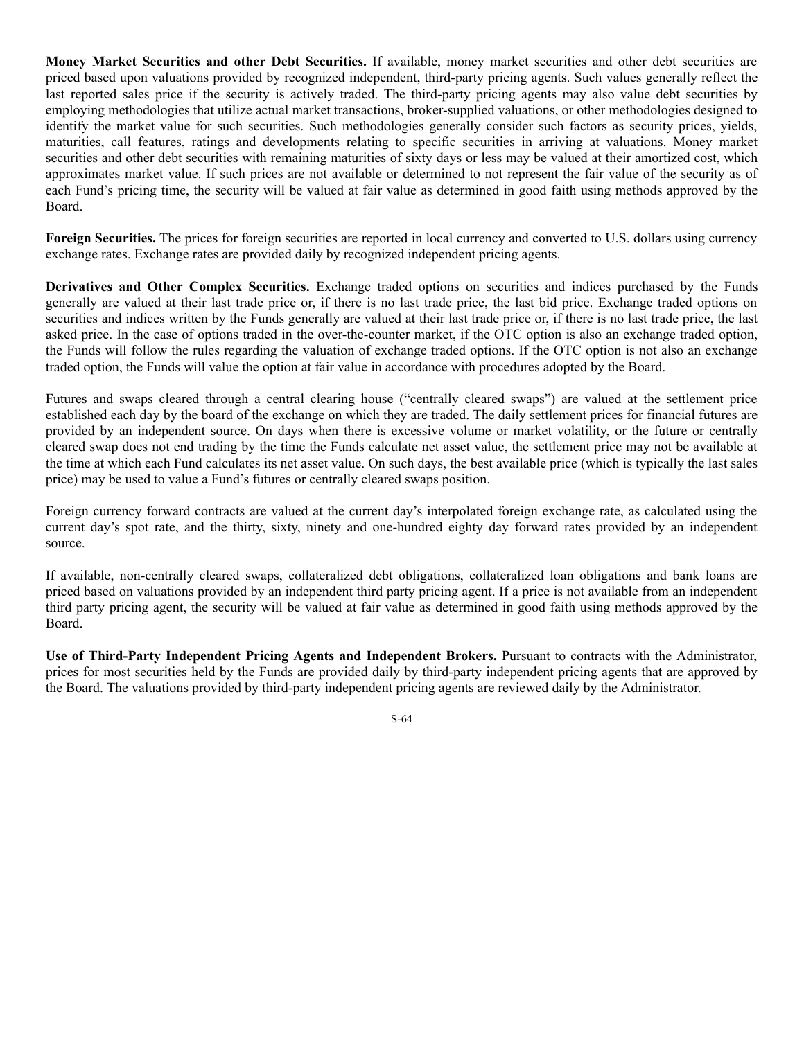**Money Market Securities and other Debt Securities.** If available, money market securities and other debt securities are priced based upon valuations provided by recognized independent, third-party pricing agents. Such values generally reflect the last reported sales price if the security is actively traded. The third-party pricing agents may also value debt securities by employing methodologies that utilize actual market transactions, broker-supplied valuations, or other methodologies designed to identify the market value for such securities. Such methodologies generally consider such factors as security prices, yields, maturities, call features, ratings and developments relating to specific securities in arriving at valuations. Money market securities and other debt securities with remaining maturities of sixty days or less may be valued at their amortized cost, which approximates market value. If such prices are not available or determined to not represent the fair value of the security as of each Fund's pricing time, the security will be valued at fair value as determined in good faith using methods approved by the Board.

**Foreign Securities.** The prices for foreign securities are reported in local currency and converted to U.S. dollars using currency exchange rates. Exchange rates are provided daily by recognized independent pricing agents.

**Derivatives and Other Complex Securities.** Exchange traded options on securities and indices purchased by the Funds generally are valued at their last trade price or, if there is no last trade price, the last bid price. Exchange traded options on securities and indices written by the Funds generally are valued at their last trade price or, if there is no last trade price, the last asked price. In the case of options traded in the over-the-counter market, if the OTC option is also an exchange traded option, the Funds will follow the rules regarding the valuation of exchange traded options. If the OTC option is not also an exchange traded option, the Funds will value the option at fair value in accordance with procedures adopted by the Board.

Futures and swaps cleared through a central clearing house ("centrally cleared swaps") are valued at the settlement price established each day by the board of the exchange on which they are traded. The daily settlement prices for financial futures are provided by an independent source. On days when there is excessive volume or market volatility, or the future or centrally cleared swap does not end trading by the time the Funds calculate net asset value, the settlement price may not be available at the time at which each Fund calculates its net asset value. On such days, the best available price (which is typically the last sales price) may be used to value a Fund's futures or centrally cleared swaps position.

Foreign currency forward contracts are valued at the current day's interpolated foreign exchange rate, as calculated using the current day's spot rate, and the thirty, sixty, ninety and one-hundred eighty day forward rates provided by an independent source.

If available, non-centrally cleared swaps, collateralized debt obligations, collateralized loan obligations and bank loans are priced based on valuations provided by an independent third party pricing agent. If a price is not available from an independent third party pricing agent, the security will be valued at fair value as determined in good faith using methods approved by the Board.

**Use of Third-Party Independent Pricing Agents and Independent Brokers.** Pursuant to contracts with the Administrator, prices for most securities held by the Funds are provided daily by third-party independent pricing agents that are approved by the Board. The valuations provided by third-party independent pricing agents are reviewed daily by the Administrator.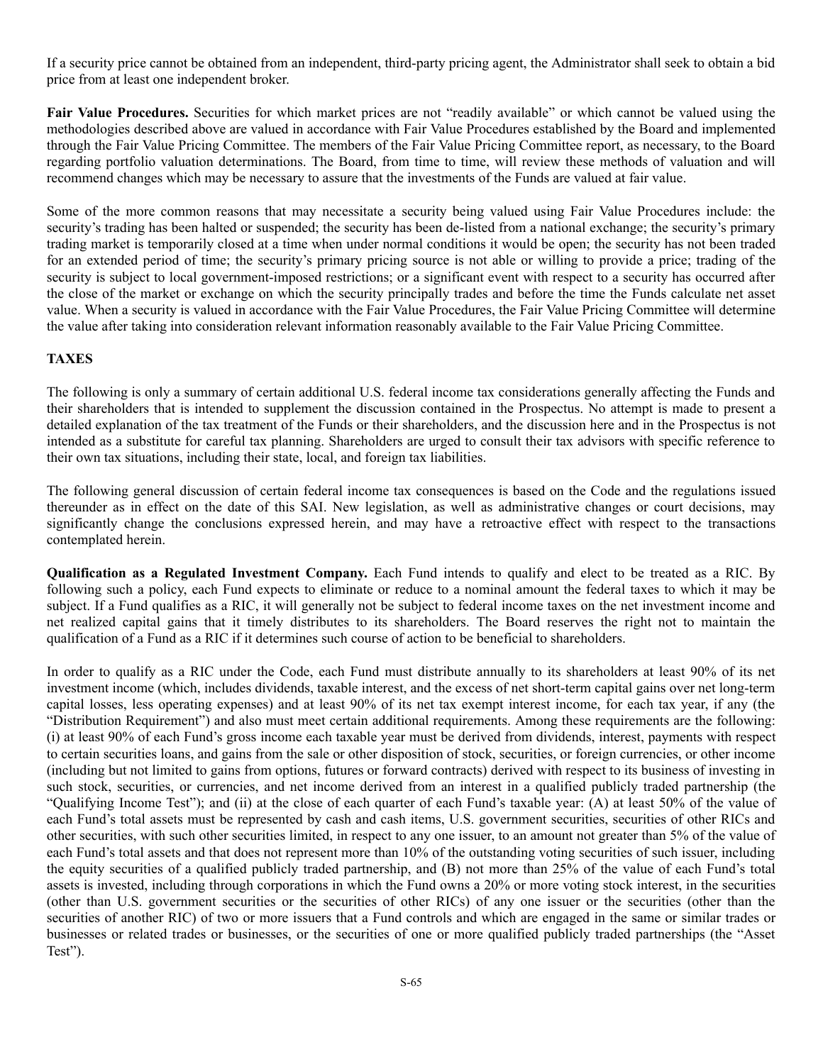If a security price cannot be obtained from an independent, third-party pricing agent, the Administrator shall seek to obtain a bid price from at least one independent broker.

**Fair Value Procedures.** Securities for which market prices are not "readily available" or which cannot be valued using the methodologies described above are valued in accordance with Fair Value Procedures established by the Board and implemented through the Fair Value Pricing Committee. The members of the Fair Value Pricing Committee report, as necessary, to the Board regarding portfolio valuation determinations. The Board, from time to time, will review these methods of valuation and will recommend changes which may be necessary to assure that the investments of the Funds are valued at fair value.

Some of the more common reasons that may necessitate a security being valued using Fair Value Procedures include: the security's trading has been halted or suspended; the security has been de-listed from a national exchange; the security's primary trading market is temporarily closed at a time when under normal conditions it would be open; the security has not been traded for an extended period of time; the security's primary pricing source is not able or willing to provide a price; trading of the security is subject to local government-imposed restrictions; or a significant event with respect to a security has occurred after the close of the market or exchange on which the security principally trades and before the time the Funds calculate net asset value. When a security is valued in accordance with the Fair Value Procedures, the Fair Value Pricing Committee will determine the value after taking into consideration relevant information reasonably available to the Fair Value Pricing Committee.

## TAXES

The following is only a summary of certain additional U.S. federal income tax considerations generally affecting the Funds and their shareholders that is intended to supplement the discussion contained in the Prospectus. No attempt is made to present a detailed explanation of the tax treatment of the Funds or their shareholders, and the discussion here and in the Prospectus is not intended as a substitute for careful tax planning. Shareholders are urged to consult their tax advisors with specific reference to their own tax situations, including their state, local, and foreign tax liabilities.

The following general discussion of certain federal income tax consequences is based on the Code and the regulations issued thereunder as in effect on the date of this SAI. New legislation, as well as administrative changes or court decisions, may significantly change the conclusions expressed herein, and may have a retroactive effect with respect to the transactions contemplated herein.

**Qualification as a Regulated Investment Company.** Each Fund intends to qualify and elect to be treated as a RIC. By following such a policy, each Fund expects to eliminate or reduce to a nominal amount the federal taxes to which it may be subject. If a Fund qualifies as a RIC, it will generally not be subject to federal income taxes on the net investment income and net realized capital gains that it timely distributes to its shareholders. The Board reserves the right not to maintain the qualification of a Fund as a RIC if it determines such course of action to be beneficial to shareholders.

In order to qualify as a RIC under the Code, each Fund must distribute annually to its shareholders at least 90% of its net investment income (which, includes dividends, taxable interest, and the excess of net short-term capital gains over net long-term capital losses, less operating expenses) and at least 90% of its net tax exempt interest income, for each tax year, if any (the "Distribution Requirement") and also must meet certain additional requirements. Among these requirements are the following: (i) at least 90% of each Fund's gross income each taxable year must be derived from dividends, interest, payments with respect to certain securities loans, and gains from the sale or other disposition of stock, securities, or foreign currencies, or other income (including but not limited to gains from options, futures or forward contracts) derived with respect to its business of investing in such stock, securities, or currencies, and net income derived from an interest in a qualified publicly traded partnership (the "Qualifying Income Test"); and (ii) at the close of each quarter of each Fund's taxable year: (A) at least 50% of the value of each Fund's total assets must be represented by cash and cash items, U.S. government securities, securities of other RICs and other securities, with such other securities limited, in respect to any one issuer, to an amount not greater than 5% of the value of each Fund's total assets and that does not represent more than 10% of the outstanding voting securities of such issuer, including the equity securities of a qualified publicly traded partnership, and (B) not more than 25% of the value of each Fund's total assets is invested, including through corporations in which the Fund owns a 20% or more voting stock interest, in the securities (other than U.S. government securities or the securities of other RICs) of any one issuer or the securities (other than the securities of another RIC) of two or more issuers that a Fund controls and which are engaged in the same or similar trades or businesses or related trades or businesses, or the securities of one or more qualified publicly traded partnerships (the "Asset Test").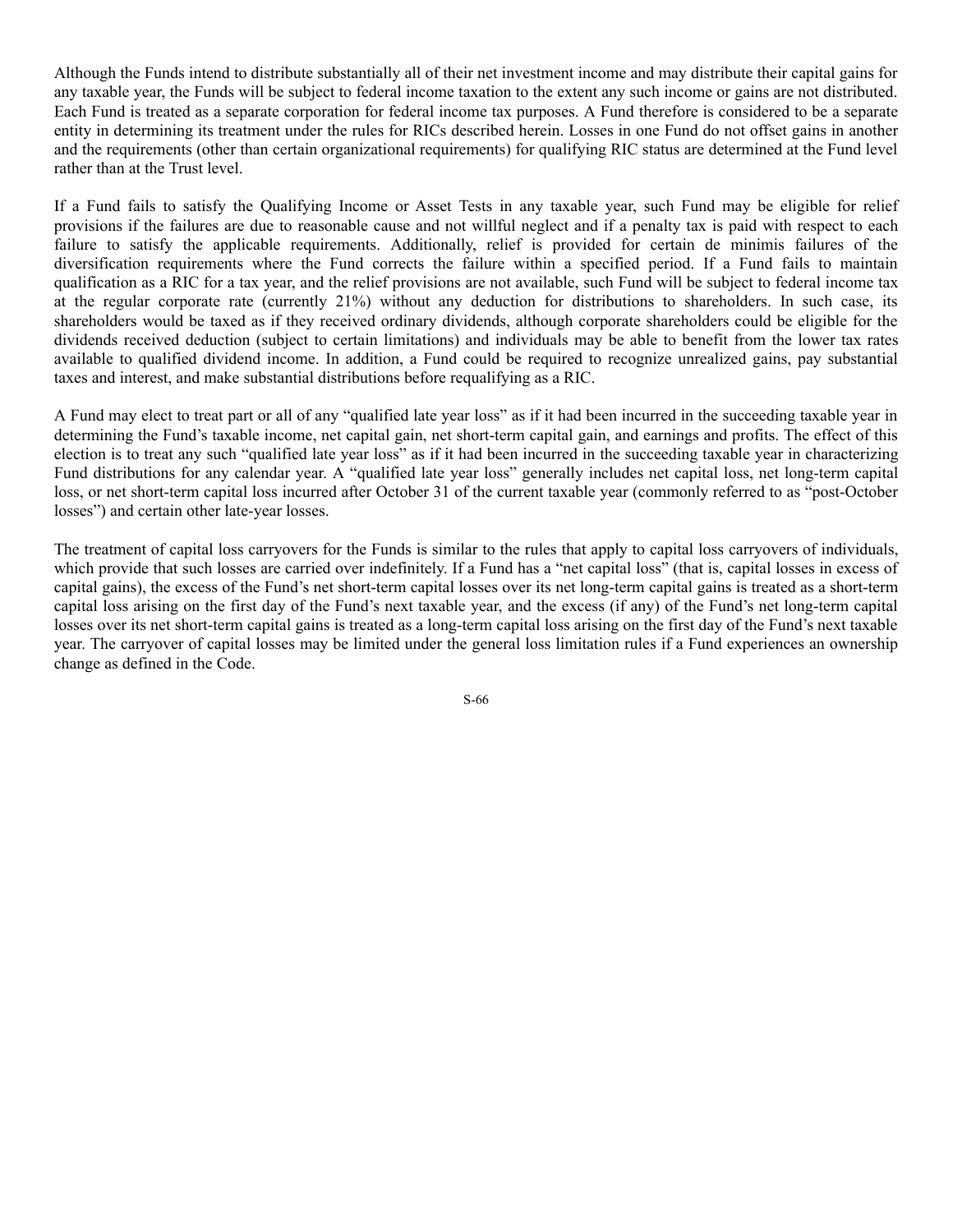Although the Funds intend to distribute substantially all of their net investment income and may distribute their capital gains for any taxable year, the Funds will be subject to federal income taxation to the extent any such income or gains are not distributed. Each Fund is treated as a separate corporation for federal income tax purposes. A Fund therefore is considered to be a separate entity in determining its treatment under the rules for RICs described herein. Losses in one Fund do not offset gains in another and the requirements (other than certain organizational requirements) for qualifying RIC status are determined at the Fund level rather than at the Trust level.

If a Fund fails to satisfy the Qualifying Income or Asset Tests in any taxable year, such Fund may be eligible for relief provisions if the failures are due to reasonable cause and not willful neglect and if a penalty tax is paid with respect to each failure to satisfy the applicable requirements. Additionally, relief is provided for certain de minimis failures of the diversification requirements where the Fund corrects the failure within a specified period. If a Fund fails to maintain qualification as a RIC for a tax year, and the relief provisions are not available, such Fund will be subject to federal income tax at the regular corporate rate (currently 21%) without any deduction for distributions to shareholders. In such case, its shareholders would be taxed as if they received ordinary dividends, although corporate shareholders could be eligible for the dividends received deduction (subject to certain limitations) and individuals may be able to benefit from the lower tax rates available to qualified dividend income. In addition, a Fund could be required to recognize unrealized gains, pay substantial taxes and interest, and make substantial distributions before requalifying as a RIC.

A Fund may elect to treat part or all of any "qualified late year loss" as if it had been incurred in the succeeding taxable year in determining the Fund's taxable income, net capital gain, net short-term capital gain, and earnings and profits. The effect of this election is to treat any such "qualified late year loss" as if it had been incurred in the succeeding taxable year in characterizing Fund distributions for any calendar year. A "qualified late year loss" generally includes net capital loss, net long-term capital loss, or net short-term capital loss incurred after October 31 of the current taxable year (commonly referred to as "post-October losses") and certain other late-year losses.

The treatment of capital loss carryovers for the Funds is similar to the rules that apply to capital loss carryovers of individuals, which provide that such losses are carried over indefinitely. If a Fund has a "net capital loss" (that is, capital losses in excess of capital gains), the excess of the Fund's net short-term capital losses over its net long-term capital gains is treated as a short-term capital loss arising on the first day of the Fund's next taxable year, and the excess (if any) of the Fund's net long-term capital losses over its net short-term capital gains is treated as a long-term capital loss arising on the first day of the Fund's next taxable year. The carryover of capital losses may be limited under the general loss limitation rules if a Fund experiences an ownership change as defined in the Code.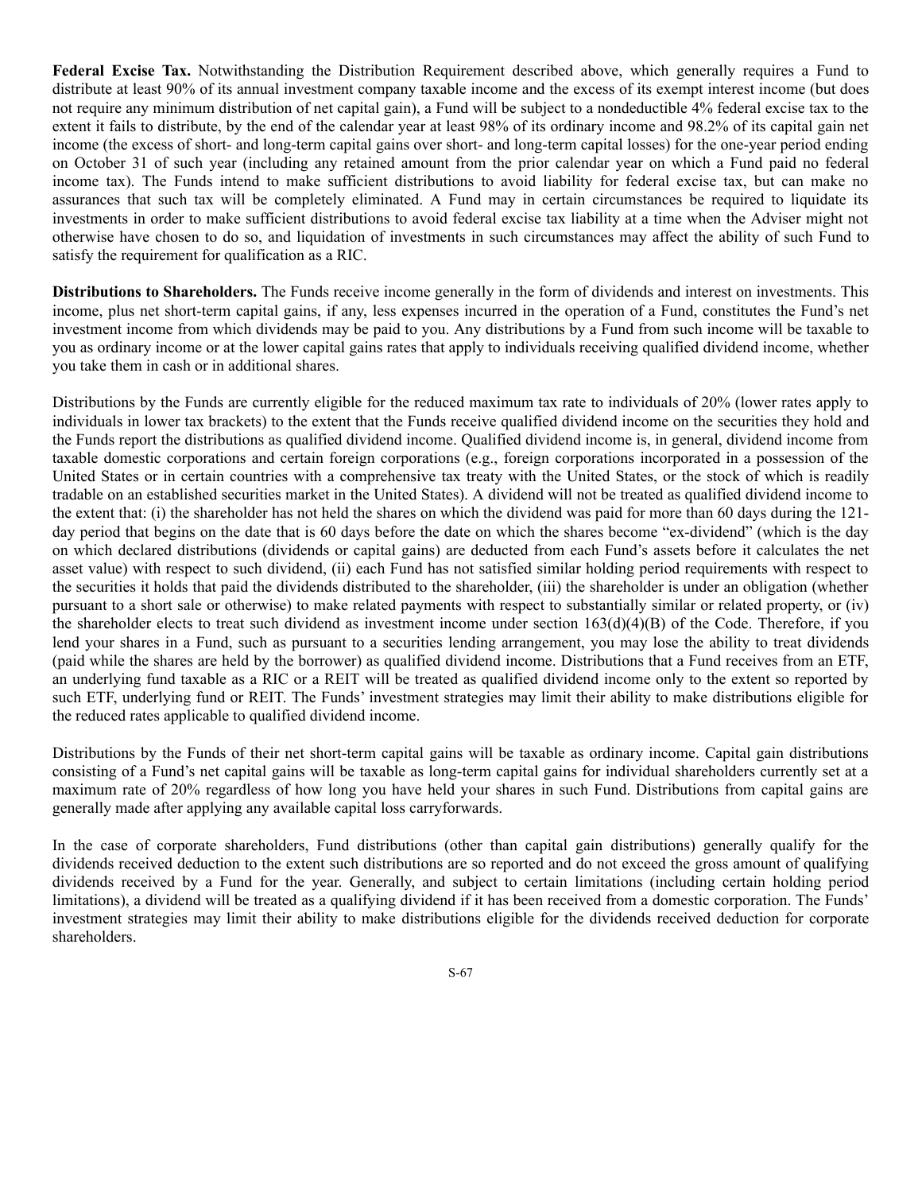**Federal Excise Tax.** Notwithstanding the Distribution Requirement described above, which generally requires a Fund to distribute at least 90% of its annual investment company taxable income and the excess of its exempt interest income (but does not require any minimum distribution of net capital gain), a Fund will be subject to a nondeductible 4% federal excise tax to the extent it fails to distribute, by the end of the calendar year at least 98% of its ordinary income and 98.2% of its capital gain net income (the excess of short- and long-term capital gains over short- and long-term capital losses) for the one-year period ending on October 31 of such year (including any retained amount from the prior calendar year on which a Fund paid no federal income tax). The Funds intend to make sufficient distributions to avoid liability for federal excise tax, but can make no assurances that such tax will be completely eliminated. A Fund may in certain circumstances be required to liquidate its investments in order to make sufficient distributions to avoid federal excise tax liability at a time when the Adviser might not otherwise have chosen to do so, and liquidation of investments in such circumstances may affect the ability of such Fund to satisfy the requirement for qualification as a RIC.

**Distributions to Shareholders.** The Funds receive income generally in the form of dividends and interest on investments. This income, plus net short-term capital gains, if any, less expenses incurred in the operation of a Fund, constitutes the Fund's net investment income from which dividends may be paid to you. Any distributions by a Fund from such income will be taxable to you as ordinary income or at the lower capital gains rates that apply to individuals receiving qualified dividend income, whether you take them in cash or in additional shares.

Distributions by the Funds are currently eligible for the reduced maximum tax rate to individuals of 20% (lower rates apply to individuals in lower tax brackets) to the extent that the Funds receive qualified dividend income on the securities they hold and the Funds report the distributions as qualified dividend income. Qualified dividend income is, in general, dividend income from taxable domestic corporations and certain foreign corporations (e.g., foreign corporations incorporated in a possession of the United States or in certain countries with a comprehensive tax treaty with the United States, or the stock of which is readily tradable on an established securities market in the United States). A dividend will not be treated as qualified dividend income to the extent that: (i) the shareholder has not held the shares on which the dividend was paid for more than 60 days during the 121-day period that begins on the date that is 60 days before the date on which the shares become "ex-dividend" (which is the day on which declared distributions (dividends or capital gains) are deducted from each Fund's assets before it calculates the net asset value) with respect to such dividend, (ii) each Fund has not satisfied similar holding period requirements with respect to the securities it holds that paid the dividends distributed to the shareholder, (iii) the shareholder is under an obligation (whether pursuant to a short sale or otherwise) to make related payments with respect to substantially similar or related property, or (iv) the shareholder elects to treat such dividend as investment income under section 163(d)(4)(B) of the Code. Therefore, if you lend your shares in a Fund, such as pursuant to a securities lending arrangement, you may lose the ability to treat dividends (paid while the shares are held by the borrower) as qualified dividend income. Distributions that a Fund receives from an ETF, an underlying fund taxable as a RIC or a REIT will be treated as qualified dividend income only to the extent so reported by such ETF, underlying fund or REIT. The Funds' investment strategies may limit their ability to make distributions eligible for the reduced rates applicable to qualified dividend income.

Distributions by the Funds of their net short-term capital gains will be taxable as ordinary income. Capital gain distributions consisting of a Fund's net capital gains will be taxable as long-term capital gains for individual shareholders currently set at a maximum rate of 20% regardless of how long you have held your shares in such Fund. Distributions from capital gains are generally made after applying any available capital loss carryforwards.

In the case of corporate shareholders, Fund distributions (other than capital gain distributions) generally qualify for the dividends received deduction to the extent such distributions are so reported and do not exceed the gross amount of qualifying dividends received by a Fund for the year. Generally, and subject to certain limitations (including certain holding period limitations), a dividend will be treated as a qualifying dividend if it has been received from a domestic corporation. The Funds' investment strategies may limit their ability to make distributions eligible for the dividends received deduction for corporate shareholders.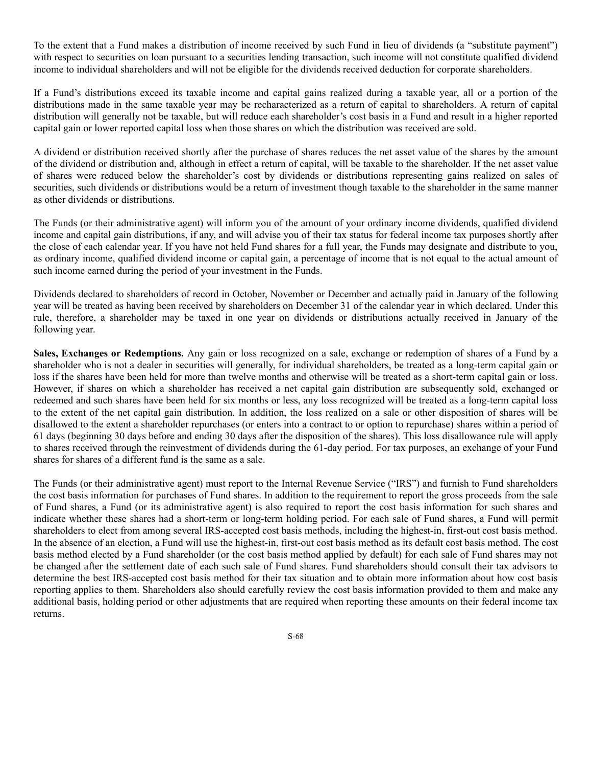To the extent that a Fund makes a distribution of income received by such Fund in lieu of dividends (a "substitute payment") with respect to securities on loan pursuant to a securities lending transaction, such income will not constitute qualified dividend income to individual shareholders and will not be eligible for the dividends received deduction for corporate shareholders.

If a Fund's distributions exceed its taxable income and capital gains realized during a taxable year, all or a portion of the distributions made in the same taxable year may be recharacterized as a return of capital to shareholders. A return of capital distribution will generally not be taxable, but will reduce each shareholder's cost basis in a Fund and result in a higher reported capital gain or lower reported capital loss when those shares on which the distribution was received are sold.

A dividend or distribution received shortly after the purchase of shares reduces the net asset value of the shares by the amount of the dividend or distribution and, although in effect a return of capital, will be taxable to the shareholder. If the net asset value of shares were reduced below the shareholder's cost by dividends or distributions representing gains realized on sales of securities, such dividends or distributions would be a return of investment though taxable to the shareholder in the same manner as other dividends or distributions.

The Funds (or their administrative agent) will inform you of the amount of your ordinary income dividends, qualified dividend income and capital gain distributions, if any, and will advise you of their tax status for federal income tax purposes shortly after the close of each calendar year. If you have not held Fund shares for a full year, the Funds may designate and distribute to you, as ordinary income, qualified dividend income or capital gain, a percentage of income that is not equal to the actual amount of such income earned during the period of your investment in the Funds.

Dividends declared to shareholders of record in October, November or December and actually paid in January of the following year will be treated as having been received by shareholders on December 31 of the calendar year in which declared. Under this rule, therefore, a shareholder may be taxed in one year on dividends or distributions actually received in January of the following year.

**Sales, Exchanges or Redemptions.** Any gain or loss recognized on a sale, exchange or redemption of shares of a Fund by a shareholder who is not a dealer in securities will generally, for individual shareholders, be treated as a long-term capital gain or loss if the shares have been held for more than twelve months and otherwise will be treated as a short-term capital gain or loss. However, if shares on which a shareholder has received a net capital gain distribution are subsequently sold, exchanged or redeemed and such shares have been held for six months or less, any loss recognized will be treated as a long-term capital loss to the extent of the net capital gain distribution. In addition, the loss realized on a sale or other disposition of shares will be disallowed to the extent a shareholder repurchases (or enters into a contract to or option to repurchase) shares within a period of 61 days (beginning 30 days before and ending 30 days after the disposition of the shares). This loss disallowance rule will apply to shares received through the reinvestment of dividends during the 61-day period. For tax purposes, an exchange of your Fund shares for shares of a different fund is the same as a sale.

The Funds (or their administrative agent) must report to the Internal Revenue Service ("IRS") and furnish to Fund shareholders the cost basis information for purchases of Fund shares. In addition to the requirement to report the gross proceeds from the sale of Fund shares, a Fund (or its administrative agent) is also required to report the cost basis information for such shares and indicate whether these shares had a short-term or long-term holding period. For each sale of Fund shares, a Fund will permit shareholders to elect from among several IRS-accepted cost basis methods, including the highest-in, first-out cost basis method. In the absence of an election, a Fund will use the highest-in, first-out cost basis method as its default cost basis method. The cost basis method elected by a Fund shareholder (or the cost basis method applied by default) for each sale of Fund shares may not be changed after the settlement date of each such sale of Fund shares. Fund shareholders should consult their tax advisors to determine the best IRS-accepted cost basis method for their tax situation and to obtain more information about how cost basis reporting applies to them. Shareholders also should carefully review the cost basis information provided to them and make any additional basis, holding period or other adjustments that are required when reporting these amounts on their federal income tax returns.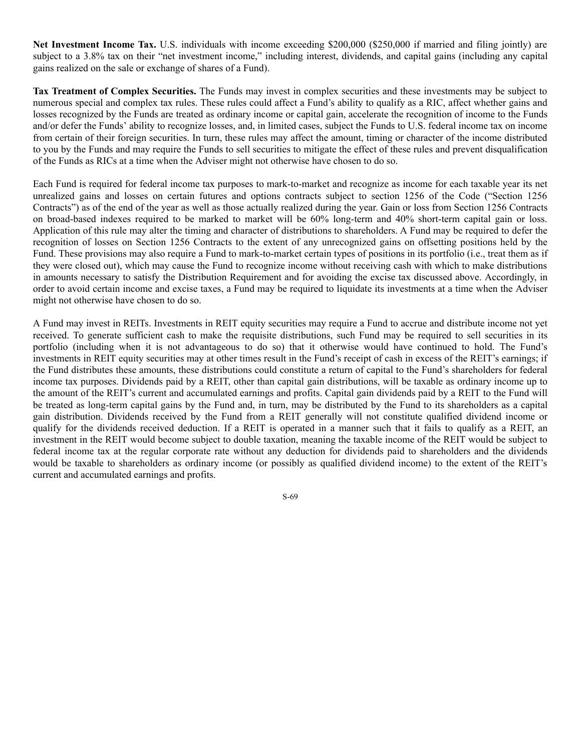**Net Investment Income Tax.** U.S. individuals with income exceeding $200,000 ($250,000 if married and filing jointly) are subject to a 3.8% tax on their "net investment income," including interest, dividends, and capital gains (including any capital gains realized on the sale or exchange of shares of a Fund).

**Tax Treatment of Complex Securities.** The Funds may invest in complex securities and these investments may be subject to numerous special and complex tax rules. These rules could affect a Fund's ability to qualify as a RIC, affect whether gains and losses recognized by the Funds are treated as ordinary income or capital gain, accelerate the recognition of income to the Funds and/or defer the Funds' ability to recognize losses, and, in limited cases, subject the Funds to U.S. federal income tax on income from certain of their foreign securities. In turn, these rules may affect the amount, timing or character of the income distributed to you by the Funds and may require the Funds to sell securities to mitigate the effect of these rules and prevent disqualification of the Funds as RICs at a time when the Adviser might not otherwise have chosen to do so.

Each Fund is required for federal income tax purposes to mark-to-market and recognize as income for each taxable year its net unrealized gains and losses on certain futures and options contracts subject to section 1256 of the Code ("Section 1256 Contracts") as of the end of the year as well as those actually realized during the year. Gain or loss from Section 1256 Contracts on broad-based indexes required to be marked to market will be 60% long-term and 40% short-term capital gain or loss. Application of this rule may alter the timing and character of distributions to shareholders. A Fund may be required to defer the recognition of losses on Section 1256 Contracts to the extent of any unrecognized gains on offsetting positions held by the Fund. These provisions may also require a Fund to mark-to-market certain types of positions in its portfolio (i.e., treat them as if they were closed out), which may cause the Fund to recognize income without receiving cash with which to make distributions in amounts necessary to satisfy the Distribution Requirement and for avoiding the excise tax discussed above. Accordingly, in order to avoid certain income and excise taxes, a Fund may be required to liquidate its investments at a time when the Adviser might not otherwise have chosen to do so.

A Fund may invest in REITs. Investments in REIT equity securities may require a Fund to accrue and distribute income not yet received. To generate sufficient cash to make the requisite distributions, such Fund may be required to sell securities in its portfolio (including when it is not advantageous to do so) that it otherwise would have continued to hold. The Fund's investments in REIT equity securities may at other times result in the Fund's receipt of cash in excess of the REIT's earnings; if the Fund distributes these amounts, these distributions could constitute a return of capital to the Fund's shareholders for federal income tax purposes. Dividends paid by a REIT, other than capital gain distributions, will be taxable as ordinary income up to the amount of the REIT's current and accumulated earnings and profits. Capital gain dividends paid by a REIT to the Fund will be treated as long-term capital gains by the Fund and, in turn, may be distributed by the Fund to its shareholders as a capital gain distribution. Dividends received by the Fund from a REIT generally will not constitute qualified dividend income or qualify for the dividends received deduction. If a REIT is operated in a manner such that it fails to qualify as a REIT, an investment in the REIT would become subject to double taxation, meaning the taxable income of the REIT would be subject to federal income tax at the regular corporate rate without any deduction for dividends paid to shareholders and the dividends would be taxable to shareholders as ordinary income (or possibly as qualified dividend income) to the extent of the REIT's current and accumulated earnings and profits.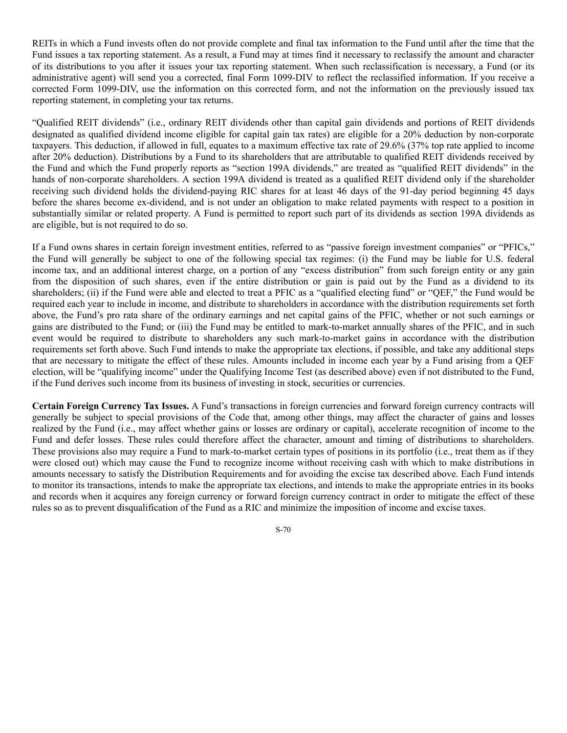REITs in which a Fund invests often do not provide complete and final tax information to the Fund until after the time that the Fund issues a tax reporting statement. As a result, a Fund may at times find it necessary to reclassify the amount and character of its distributions to you after it issues your tax reporting statement. When such reclassification is necessary, a Fund (or its administrative agent) will send you a corrected, final Form 1099-DIV to reflect the reclassified information. If you receive a corrected Form 1099-DIV, use the information on this corrected form, and not the information on the previously issued tax reporting statement, in completing your tax returns.

"Qualified REIT dividends" (i.e., ordinary REIT dividends other than capital gain dividends and portions of REIT dividends designated as qualified dividend income eligible for capital gain tax rates) are eligible for a 20% deduction by non-corporate taxpayers. This deduction, if allowed in full, equates to a maximum effective tax rate of 29.6% (37% top rate applied to income after 20% deduction). Distributions by a Fund to its shareholders that are attributable to qualified REIT dividends received by the Fund and which the Fund properly reports as "section 199A dividends," are treated as "qualified REIT dividends" in the hands of non-corporate shareholders. A section 199A dividend is treated as a qualified REIT dividend only if the shareholder receiving such dividend holds the dividend-paying RIC shares for at least 46 days of the 91-day period beginning 45 days before the shares become ex-dividend, and is not under an obligation to make related payments with respect to a position in substantially similar or related property. A Fund is permitted to report such part of its dividends as section 199A dividends as are eligible, but is not required to do so.

If a Fund owns shares in certain foreign investment entities, referred to as "passive foreign investment companies" or "PFICs," the Fund will generally be subject to one of the following special tax regimes: (i) the Fund may be liable for U.S. federal income tax, and an additional interest charge, on a portion of any "excess distribution" from such foreign entity or any gain from the disposition of such shares, even if the entire distribution or gain is paid out by the Fund as a dividend to its shareholders; (ii) if the Fund were able and elected to treat a PFIC as a "qualified electing fund" or "QEF," the Fund would be required each year to include in income, and distribute to shareholders in accordance with the distribution requirements set forth above, the Fund's pro rata share of the ordinary earnings and net capital gains of the PFIC, whether or not such earnings or gains are distributed to the Fund; or (iii) the Fund may be entitled to mark-to-market annually shares of the PFIC, and in such event would be required to distribute to shareholders any such mark-to-market gains in accordance with the distribution requirements set forth above. Such Fund intends to make the appropriate tax elections, if possible, and take any additional steps that are necessary to mitigate the effect of these rules. Amounts included in income each year by a Fund arising from a QEF election, will be "qualifying income" under the Qualifying Income Test (as described above) even if not distributed to the Fund, if the Fund derives such income from its business of investing in stock, securities or currencies.

**Certain Foreign Currency Tax Issues.** A Fund's transactions in foreign currencies and forward foreign currency contracts will generally be subject to special provisions of the Code that, among other things, may affect the character of gains and losses realized by the Fund (i.e., may affect whether gains or losses are ordinary or capital), accelerate recognition of income to the Fund and defer losses. These rules could therefore affect the character, amount and timing of distributions to shareholders. These provisions also may require a Fund to mark-to-market certain types of positions in its portfolio (i.e., treat them as if they were closed out) which may cause the Fund to recognize income without receiving cash with which to make distributions in amounts necessary to satisfy the Distribution Requirements and for avoiding the excise tax described above. Each Fund intends to monitor its transactions, intends to make the appropriate tax elections, and intends to make the appropriate entries in its books and records when it acquires any foreign currency or forward foreign currency contract in order to mitigate the effect of these rules so as to prevent disqualification of the Fund as a RIC and minimize the imposition of income and excise taxes.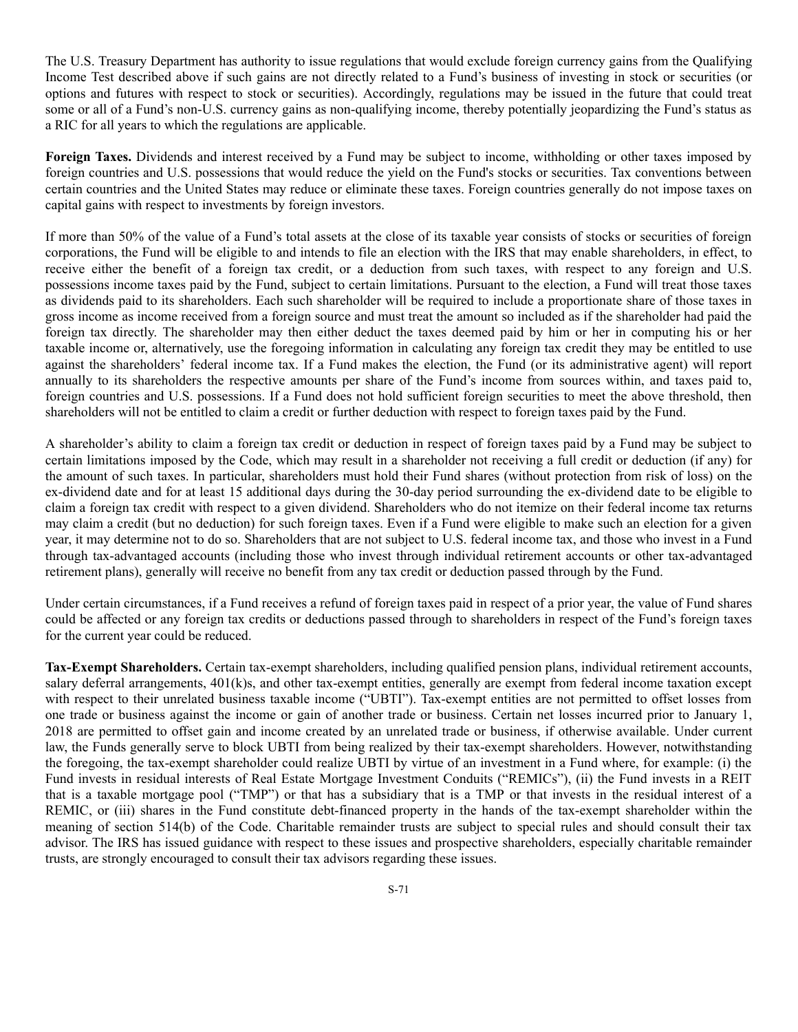The U.S. Treasury Department has authority to issue regulations that would exclude foreign currency gains from the Qualifying Income Test described above if such gains are not directly related to a Fund's business of investing in stock or securities (or options and futures with respect to stock or securities). Accordingly, regulations may be issued in the future that could treat some or all of a Fund's non-U.S. currency gains as non-qualifying income, thereby potentially jeopardizing the Fund's status as a RIC for all years to which the regulations are applicable.

**Foreign Taxes.** Dividends and interest received by a Fund may be subject to income, withholding or other taxes imposed by foreign countries and U.S. possessions that would reduce the yield on the Fund's stocks or securities. Tax conventions between certain countries and the United States may reduce or eliminate these taxes. Foreign countries generally do not impose taxes on capital gains with respect to investments by foreign investors.

If more than 50% of the value of a Fund's total assets at the close of its taxable year consists of stocks or securities of foreign corporations, the Fund will be eligible to and intends to file an election with the IRS that may enable shareholders, in effect, to receive either the benefit of a foreign tax credit, or a deduction from such taxes, with respect to any foreign and U.S. possessions income taxes paid by the Fund, subject to certain limitations. Pursuant to the election, a Fund will treat those taxes as dividends paid to its shareholders. Each such shareholder will be required to include a proportionate share of those taxes in gross income as income received from a foreign source and must treat the amount so included as if the shareholder had paid the foreign tax directly. The shareholder may then either deduct the taxes deemed paid by him or her in computing his or her taxable income or, alternatively, use the foregoing information in calculating any foreign tax credit they may be entitled to use against the shareholders' federal income tax. If a Fund makes the election, the Fund (or its administrative agent) will report annually to its shareholders the respective amounts per share of the Fund's income from sources within, and taxes paid to, foreign countries and U.S. possessions. If a Fund does not hold sufficient foreign securities to meet the above threshold, then shareholders will not be entitled to claim a credit or further deduction with respect to foreign taxes paid by the Fund.

A shareholder's ability to claim a foreign tax credit or deduction in respect of foreign taxes paid by a Fund may be subject to certain limitations imposed by the Code, which may result in a shareholder not receiving a full credit or deduction (if any) for the amount of such taxes. In particular, shareholders must hold their Fund shares (without protection from risk of loss) on the ex-dividend date and for at least 15 additional days during the 30-day period surrounding the ex-dividend date to be eligible to claim a foreign tax credit with respect to a given dividend. Shareholders who do not itemize on their federal income tax returns may claim a credit (but no deduction) for such foreign taxes. Even if a Fund were eligible to make such an election for a given year, it may determine not to do so. Shareholders that are not subject to U.S. federal income tax, and those who invest in a Fund through tax-advantaged accounts (including those who invest through individual retirement accounts or other tax-advantaged retirement plans), generally will receive no benefit from any tax credit or deduction passed through by the Fund.

Under certain circumstances, if a Fund receives a refund of foreign taxes paid in respect of a prior year, the value of Fund shares could be affected or any foreign tax credits or deductions passed through to shareholders in respect of the Fund's foreign taxes for the current year could be reduced.

**Tax-Exempt Shareholders.** Certain tax-exempt shareholders, including qualified pension plans, individual retirement accounts, salary deferral arrangements, 401(k)s, and other tax-exempt entities, generally are exempt from federal income taxation except with respect to their unrelated business taxable income ("UBTI"). Tax-exempt entities are not permitted to offset losses from one trade or business against the income or gain of another trade or business. Certain net losses incurred prior to January 1, 2018 are permitted to offset gain and income created by an unrelated trade or business, if otherwise available. Under current law, the Funds generally serve to block UBTI from being realized by their tax-exempt shareholders. However, notwithstanding the foregoing, the tax-exempt shareholder could realize UBTI by virtue of an investment in a Fund where, for example: (i) the Fund invests in residual interests of Real Estate Mortgage Investment Conduits ("REMICs"), (ii) the Fund invests in a REIT that is a taxable mortgage pool ("TMP") or that has a subsidiary that is a TMP or that invests in the residual interest of a REMIC, or (iii) shares in the Fund constitute debt-financed property in the hands of the tax-exempt shareholder within the meaning of section 514(b) of the Code. Charitable remainder trusts are subject to special rules and should consult their tax advisor. The IRS has issued guidance with respect to these issues and prospective shareholders, especially charitable remainder trusts, are strongly encouraged to consult their tax advisors regarding these issues.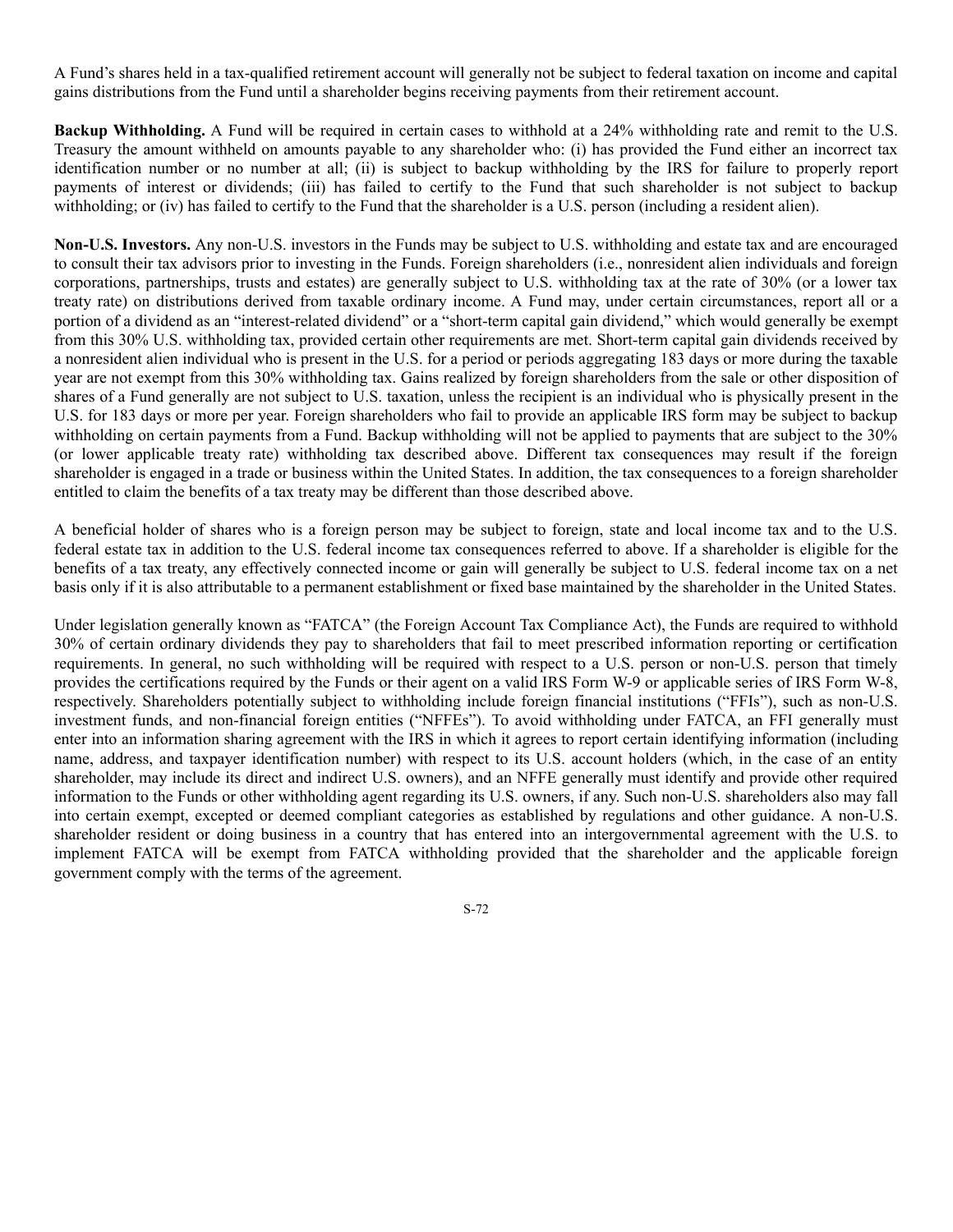A Fund's shares held in a tax-qualified retirement account will generally not be subject to federal taxation on income and capital gains distributions from the Fund until a shareholder begins receiving payments from their retirement account.

**Backup Withholding.** A Fund will be required in certain cases to withhold at a 24% withholding rate and remit to the U.S. Treasury the amount withheld on amounts payable to any shareholder who: (i) has provided the Fund either an incorrect tax identification number or no number at all; (ii) is subject to backup withholding by the IRS for failure to properly report payments of interest or dividends; (iii) has failed to certify to the Fund that such shareholder is not subject to backup withholding; or (iv) has failed to certify to the Fund that the shareholder is a U.S. person (including a resident alien).

**Non-U.S. Investors.** Any non-U.S. investors in the Funds may be subject to U.S. withholding and estate tax and are encouraged to consult their tax advisors prior to investing in the Funds. Foreign shareholders (i.e., nonresident alien individuals and foreign corporations, partnerships, trusts and estates) are generally subject to U.S. withholding tax at the rate of 30% (or a lower tax treaty rate) on distributions derived from taxable ordinary income. A Fund may, under certain circumstances, report all or a portion of a dividend as an "interest-related dividend" or a "short-term capital gain dividend," which would generally be exempt from this 30% U.S. withholding tax, provided certain other requirements are met. Short-term capital gain dividends received by a nonresident alien individual who is present in the U.S. for a period or periods aggregating 183 days or more during the taxable year are not exempt from this 30% withholding tax. Gains realized by foreign shareholders from the sale or other disposition of shares of a Fund generally are not subject to U.S. taxation, unless the recipient is an individual who is physically present in the U.S. for 183 days or more per year. Foreign shareholders who fail to provide an applicable IRS form may be subject to backup withholding on certain payments from a Fund. Backup withholding will not be applied to payments that are subject to the 30% (or lower applicable treaty rate) withholding tax described above. Different tax consequences may result if the foreign shareholder is engaged in a trade or business within the United States. In addition, the tax consequences to a foreign shareholder entitled to claim the benefits of a tax treaty may be different than those described above.

A beneficial holder of shares who is a foreign person may be subject to foreign, state and local income tax and to the U.S. federal estate tax in addition to the U.S. federal income tax consequences referred to above. If a shareholder is eligible for the benefits of a tax treaty, any effectively connected income or gain will generally be subject to U.S. federal income tax on a net basis only if it is also attributable to a permanent establishment or fixed base maintained by the shareholder in the United States.

Under legislation generally known as "FATCA" (the Foreign Account Tax Compliance Act), the Funds are required to withhold 30% of certain ordinary dividends they pay to shareholders that fail to meet prescribed information reporting or certification requirements. In general, no such withholding will be required with respect to a U.S. person or non-U.S. person that timely provides the certifications required by the Funds or their agent on a valid IRS Form W-9 or applicable series of IRS Form W-8, respectively. Shareholders potentially subject to withholding include foreign financial institutions ("FFIs"), such as non-U.S. investment funds, and non-financial foreign entities ("NFFEs"). To avoid withholding under FATCA, an FFI generally must enter into an information sharing agreement with the IRS in which it agrees to report certain identifying information (including name, address, and taxpayer identification number) with respect to its U.S. account holders (which, in the case of an entity shareholder, may include its direct and indirect U.S. owners), and an NFFE generally must identify and provide other required information to the Funds or other withholding agent regarding its U.S. owners, if any. Such non-U.S. shareholders also may fall into certain exempt, excepted or deemed compliant categories as established by regulations and other guidance. A non-U.S. shareholder resident or doing business in a country that has entered into an intergovernmental agreement with the U.S. to implement FATCA will be exempt from FATCA withholding provided that the shareholder and the applicable foreign government comply with the terms of the agreement.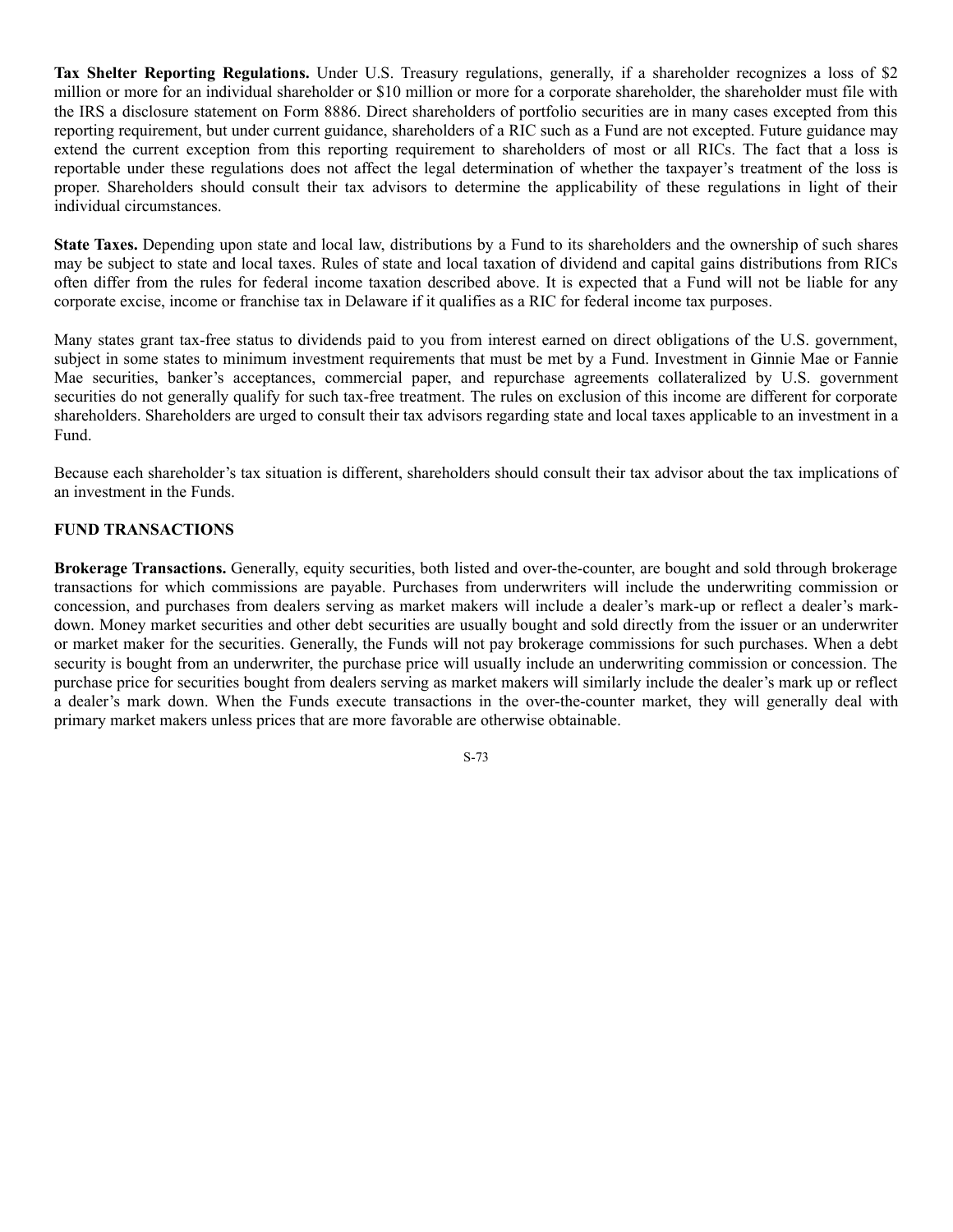**Tax Shelter Reporting Regulations.** Under U.S. Treasury regulations, generally, if a shareholder recognizes a loss of $2 million or more for an individual shareholder or $10 million or more for a corporate shareholder, the shareholder must file with the IRS a disclosure statement on Form 8886. Direct shareholders of portfolio securities are in many cases excepted from this reporting requirement, but under current guidance, shareholders of a RIC such as a Fund are not excepted. Future guidance may extend the current exception from this reporting requirement to shareholders of most or all RICs. The fact that a loss is reportable under these regulations does not affect the legal determination of whether the taxpayer's treatment of the loss is proper. Shareholders should consult their tax advisors to determine the applicability of these regulations in light of their individual circumstances.

**State Taxes.** Depending upon state and local law, distributions by a Fund to its shareholders and the ownership of such shares may be subject to state and local taxes. Rules of state and local taxation of dividend and capital gains distributions from RICs often differ from the rules for federal income taxation described above. It is expected that a Fund will not be liable for any corporate excise, income or franchise tax in Delaware if it qualifies as a RIC for federal income tax purposes.

Many states grant tax-free status to dividends paid to you from interest earned on direct obligations of the U.S. government, subject in some states to minimum investment requirements that must be met by a Fund. Investment in Ginnie Mae or Fannie Mae securities, banker's acceptances, commercial paper, and repurchase agreements collateralized by U.S. government securities do not generally qualify for such tax-free treatment. The rules on exclusion of this income are different for corporate shareholders. Shareholders are urged to consult their tax advisors regarding state and local taxes applicable to an investment in a Fund.

Because each shareholder's tax situation is different, shareholders should consult their tax advisor about the tax implications of an investment in the Funds.

## FUND TRANSACTIONS

**Brokerage Transactions.** Generally, equity securities, both listed and over-the-counter, are bought and sold through brokerage transactions for which commissions are payable. Purchases from underwriters will include the underwriting commission or concession, and purchases from dealers serving as market makers will include a dealer's mark-up or reflect a dealer's mark-down. Money market securities and other debt securities are usually bought and sold directly from the issuer or an underwriter or market maker for the securities. Generally, the Funds will not pay brokerage commissions for such purchases. When a debt security is bought from an underwriter, the purchase price will usually include an underwriting commission or concession. The purchase price for securities bought from dealers serving as market makers will similarly include the dealer's mark up or reflect a dealer's mark down. When the Funds execute transactions in the over-the-counter market, they will generally deal with primary market makers unless prices that are more favorable are otherwise obtainable.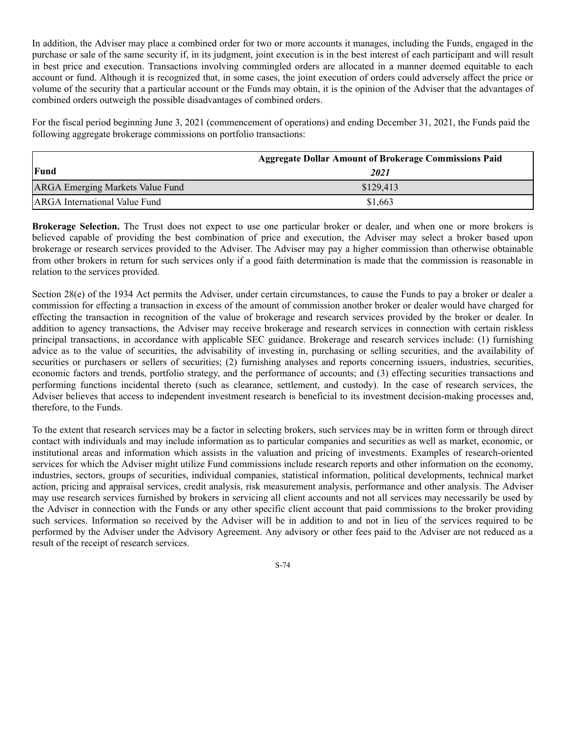In addition, the Adviser may place a combined order for two or more accounts it manages, including the Funds, engaged in the purchase or sale of the same security if, in its judgment, joint execution is in the best interest of each participant and will result in best price and execution. Transactions involving commingled orders are allocated in a manner deemed equitable to each account or fund. Although it is recognized that, in some cases, the joint execution of orders could adversely affect the price or volume of the security that a particular account or the Funds may obtain, it is the opinion of the Adviser that the advantages of combined orders outweigh the possible disadvantages of combined orders.

For the fiscal period beginning June 3, 2021 (commencement of operations) and ending December 31, 2021, the Funds paid the following aggregate brokerage commissions on portfolio transactions:

| Fund | Aggregate Dollar Amount of Brokerage Commissions Paid<br>*2021* |
|---|---|
| ARGA Emerging Markets Value Fund | $129,413 |
| ARGA International Value Fund | $1,663 |

**Brokerage Selection.** The Trust does not expect to use one particular broker or dealer, and when one or more brokers is believed capable of providing the best combination of price and execution, the Adviser may select a broker based upon brokerage or research services provided to the Adviser. The Adviser may pay a higher commission than otherwise obtainable from other brokers in return for such services only if a good faith determination is made that the commission is reasonable in relation to the services provided.

Section 28(e) of the 1934 Act permits the Adviser, under certain circumstances, to cause the Funds to pay a broker or dealer a commission for effecting a transaction in excess of the amount of commission another broker or dealer would have charged for effecting the transaction in recognition of the value of brokerage and research services provided by the broker or dealer. In addition to agency transactions, the Adviser may receive brokerage and research services in connection with certain riskless principal transactions, in accordance with applicable SEC guidance. Brokerage and research services include: (1) furnishing advice as to the value of securities, the advisability of investing in, purchasing or selling securities, and the availability of securities or purchasers or sellers of securities; (2) furnishing analyses and reports concerning issuers, industries, securities, economic factors and trends, portfolio strategy, and the performance of accounts; and (3) effecting securities transactions and performing functions incidental thereto (such as clearance, settlement, and custody). In the case of research services, the Adviser believes that access to independent investment research is beneficial to its investment decision-making processes and, therefore, to the Funds.

To the extent that research services may be a factor in selecting brokers, such services may be in written form or through direct contact with individuals and may include information as to particular companies and securities as well as market, economic, or institutional areas and information which assists in the valuation and pricing of investments. Examples of research-oriented services for which the Adviser might utilize Fund commissions include research reports and other information on the economy, industries, sectors, groups of securities, individual companies, statistical information, political developments, technical market action, pricing and appraisal services, credit analysis, risk measurement analysis, performance and other analysis. The Adviser may use research services furnished by brokers in servicing all client accounts and not all services may necessarily be used by the Adviser in connection with the Funds or any other specific client account that paid commissions to the broker providing such services. Information so received by the Adviser will be in addition to and not in lieu of the services required to be performed by the Adviser under the Advisory Agreement. Any advisory or other fees paid to the Adviser are not reduced as a result of the receipt of research services.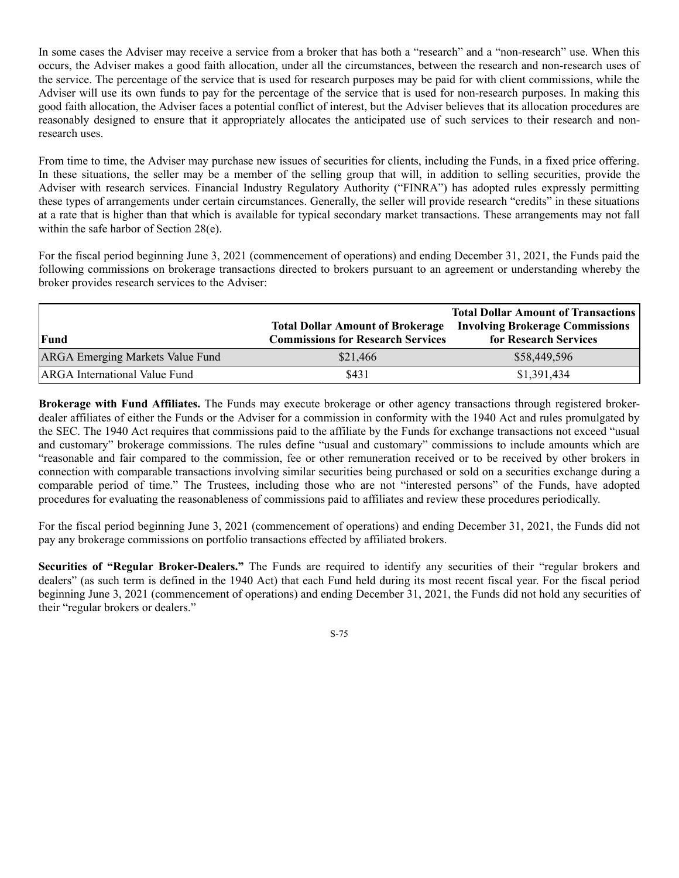In some cases the Adviser may receive a service from a broker that has both a "research" and a "non-research" use. When this occurs, the Adviser makes a good faith allocation, under all the circumstances, between the research and non-research uses of the service. The percentage of the service that is used for research purposes may be paid for with client commissions, while the Adviser will use its own funds to pay for the percentage of the service that is used for non-research purposes. In making this good faith allocation, the Adviser faces a potential conflict of interest, but the Adviser believes that its allocation procedures are reasonably designed to ensure that it appropriately allocates the anticipated use of such services to their research and non-research uses.

From time to time, the Adviser may purchase new issues of securities for clients, including the Funds, in a fixed price offering. In these situations, the seller may be a member of the selling group that will, in addition to selling securities, provide the Adviser with research services. Financial Industry Regulatory Authority ("FINRA") has adopted rules expressly permitting these types of arrangements under certain circumstances. Generally, the seller will provide research "credits" in these situations at a rate that is higher than that which is available for typical secondary market transactions. These arrangements may not fall within the safe harbor of Section 28(e).

For the fiscal period beginning June 3, 2021 (commencement of operations) and ending December 31, 2021, the Funds paid the following commissions on brokerage transactions directed to brokers pursuant to an agreement or understanding whereby the broker provides research services to the Adviser:

| Fund | Total Dollar Amount of Brokerage Commissions for Research Services | Total Dollar Amount of Transactions Involving Brokerage Commissions for Research Services |
|---|---|---|
| ARGA Emerging Markets Value Fund | $21,466 | $58,449,596 |
| ARGA International Value Fund | $431 | $1,391,434 |

**Brokerage with Fund Affiliates.** The Funds may execute brokerage or other agency transactions through registered broker-dealer affiliates of either the Funds or the Adviser for a commission in conformity with the 1940 Act and rules promulgated by the SEC. The 1940 Act requires that commissions paid to the affiliate by the Funds for exchange transactions not exceed "usual and customary" brokerage commissions. The rules define "usual and customary" commissions to include amounts which are "reasonable and fair compared to the commission, fee or other remuneration received or to be received by other brokers in connection with comparable transactions involving similar securities being purchased or sold on a securities exchange during a comparable period of time." The Trustees, including those who are not "interested persons" of the Funds, have adopted procedures for evaluating the reasonableness of commissions paid to affiliates and review these procedures periodically.

For the fiscal period beginning June 3, 2021 (commencement of operations) and ending December 31, 2021, the Funds did not pay any brokerage commissions on portfolio transactions effected by affiliated brokers.

**Securities of "Regular Broker-Dealers."** The Funds are required to identify any securities of their "regular brokers and dealers" (as such term is defined in the 1940 Act) that each Fund held during its most recent fiscal year. For the fiscal period beginning June 3, 2021 (commencement of operations) and ending December 31, 2021, the Funds did not hold any securities of their "regular brokers or dealers."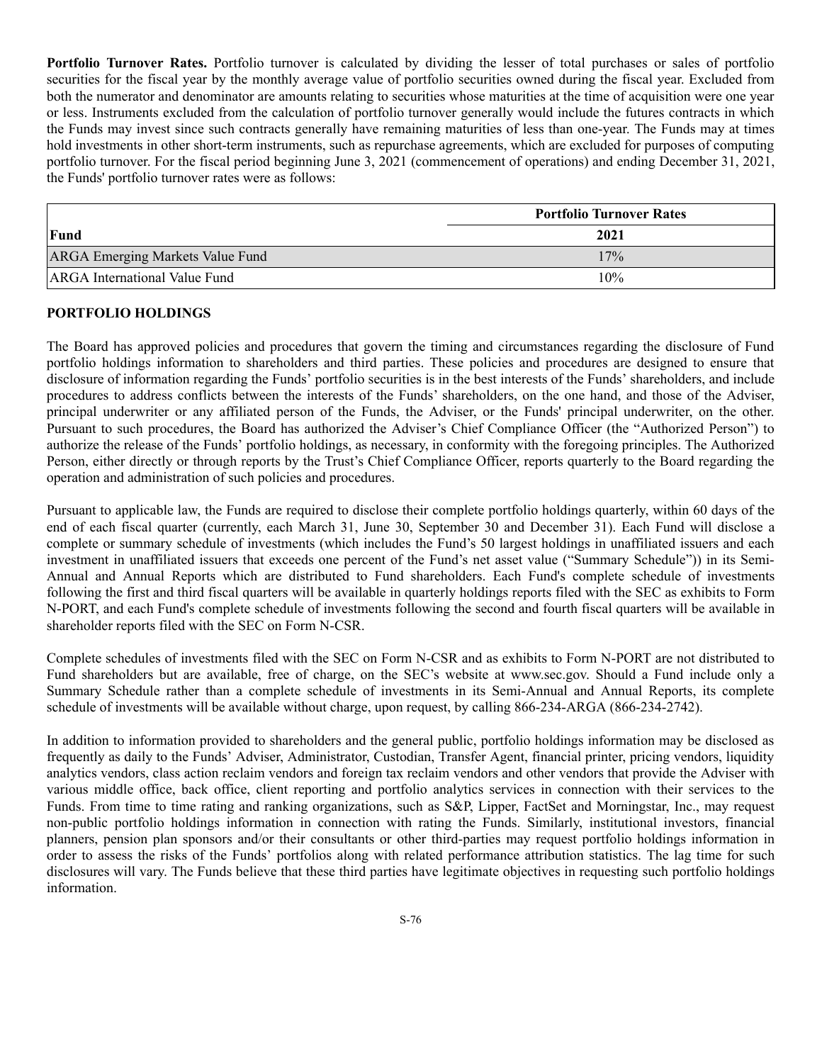**Portfolio Turnover Rates.** Portfolio turnover is calculated by dividing the lesser of total purchases or sales of portfolio securities for the fiscal year by the monthly average value of portfolio securities owned during the fiscal year. Excluded from both the numerator and denominator are amounts relating to securities whose maturities at the time of acquisition were one year or less. Instruments excluded from the calculation of portfolio turnover generally would include the futures contracts in which the Funds may invest since such contracts generally have remaining maturities of less than one-year. The Funds may at times hold investments in other short-term instruments, such as repurchase agreements, which are excluded for purposes of computing portfolio turnover. For the fiscal period beginning June 3, 2021 (commencement of operations) and ending December 31, 2021, the Funds' portfolio turnover rates were as follows:

| | Portfolio Turnover Rates |
|---|---|
| **Fund** | **2021** |
| ARGA Emerging Markets Value Fund | 17% |
| ARGA International Value Fund | 10% |

**PORTFOLIO HOLDINGS**

The Board has approved policies and procedures that govern the timing and circumstances regarding the disclosure of Fund portfolio holdings information to shareholders and third parties. These policies and procedures are designed to ensure that disclosure of information regarding the Funds' portfolio securities is in the best interests of the Funds' shareholders, and include procedures to address conflicts between the interests of the Funds' shareholders, on the one hand, and those of the Adviser, principal underwriter or any affiliated person of the Funds, the Adviser, or the Funds' principal underwriter, on the other. Pursuant to such procedures, the Board has authorized the Adviser's Chief Compliance Officer (the "Authorized Person") to authorize the release of the Funds' portfolio holdings, as necessary, in conformity with the foregoing principles. The Authorized Person, either directly or through reports by the Trust's Chief Compliance Officer, reports quarterly to the Board regarding the operation and administration of such policies and procedures.

Pursuant to applicable law, the Funds are required to disclose their complete portfolio holdings quarterly, within 60 days of the end of each fiscal quarter (currently, each March 31, June 30, September 30 and December 31). Each Fund will disclose a complete or summary schedule of investments (which includes the Fund's 50 largest holdings in unaffiliated issuers and each investment in unaffiliated issuers that exceeds one percent of the Fund's net asset value ("Summary Schedule")) in its Semi-Annual and Annual Reports which are distributed to Fund shareholders. Each Fund's complete schedule of investments following the first and third fiscal quarters will be available in quarterly holdings reports filed with the SEC as exhibits to Form N-PORT, and each Fund's complete schedule of investments following the second and fourth fiscal quarters will be available in shareholder reports filed with the SEC on Form N-CSR.

Complete schedules of investments filed with the SEC on Form N-CSR and as exhibits to Form N-PORT are not distributed to Fund shareholders but are available, free of charge, on the SEC's website at www.sec.gov. Should a Fund include only a Summary Schedule rather than a complete schedule of investments in its Semi-Annual and Annual Reports, its complete schedule of investments will be available without charge, upon request, by calling 866-234-ARGA (866-234-2742).

In addition to information provided to shareholders and the general public, portfolio holdings information may be disclosed as frequently as daily to the Funds' Adviser, Administrator, Custodian, Transfer Agent, financial printer, pricing vendors, liquidity analytics vendors, class action reclaim vendors and foreign tax reclaim vendors and other vendors that provide the Adviser with various middle office, back office, client reporting and portfolio analytics services in connection with their services to the Funds. From time to time rating and ranking organizations, such as S&P, Lipper, FactSet and Morningstar, Inc., may request non-public portfolio holdings information in connection with rating the Funds. Similarly, institutional investors, financial planners, pension plan sponsors and/or their consultants or other third-parties may request portfolio holdings information in order to assess the risks of the Funds' portfolios along with related performance attribution statistics. The lag time for such disclosures will vary. The Funds believe that these third parties have legitimate objectives in requesting such portfolio holdings information.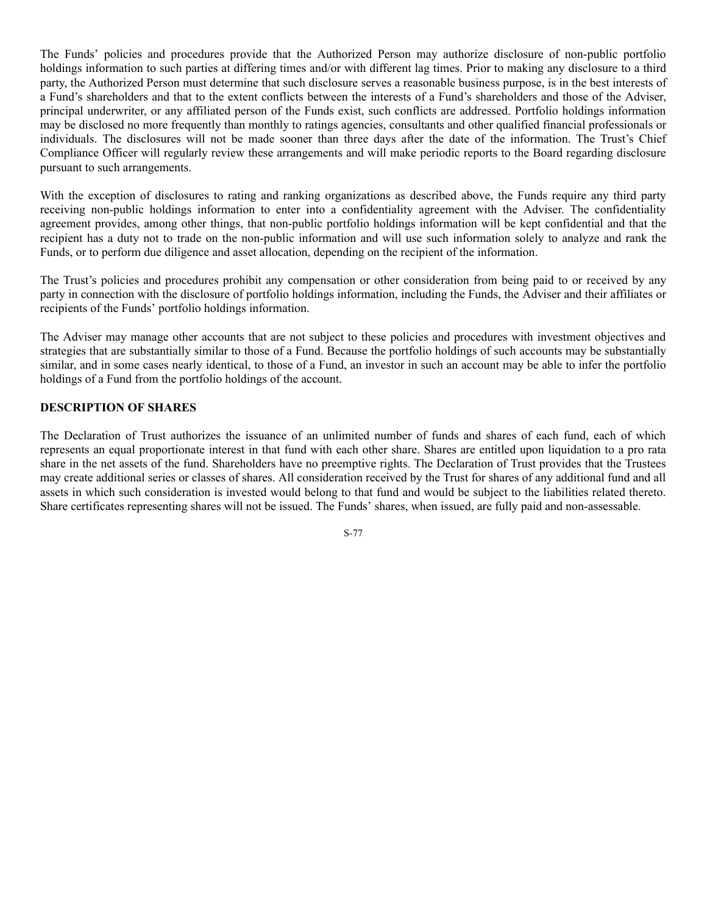The Funds' policies and procedures provide that the Authorized Person may authorize disclosure of non-public portfolio holdings information to such parties at differing times and/or with different lag times. Prior to making any disclosure to a third party, the Authorized Person must determine that such disclosure serves a reasonable business purpose, is in the best interests of a Fund's shareholders and that to the extent conflicts between the interests of a Fund's shareholders and those of the Adviser, principal underwriter, or any affiliated person of the Funds exist, such conflicts are addressed. Portfolio holdings information may be disclosed no more frequently than monthly to ratings agencies, consultants and other qualified financial professionals or individuals. The disclosures will not be made sooner than three days after the date of the information. The Trust's Chief Compliance Officer will regularly review these arrangements and will make periodic reports to the Board regarding disclosure pursuant to such arrangements.

With the exception of disclosures to rating and ranking organizations as described above, the Funds require any third party receiving non-public holdings information to enter into a confidentiality agreement with the Adviser. The confidentiality agreement provides, among other things, that non-public portfolio holdings information will be kept confidential and that the recipient has a duty not to trade on the non-public information and will use such information solely to analyze and rank the Funds, or to perform due diligence and asset allocation, depending on the recipient of the information.

The Trust's policies and procedures prohibit any compensation or other consideration from being paid to or received by any party in connection with the disclosure of portfolio holdings information, including the Funds, the Adviser and their affiliates or recipients of the Funds' portfolio holdings information.

The Adviser may manage other accounts that are not subject to these policies and procedures with investment objectives and strategies that are substantially similar to those of a Fund. Because the portfolio holdings of such accounts may be substantially similar, and in some cases nearly identical, to those of a Fund, an investor in such an account may be able to infer the portfolio holdings of a Fund from the portfolio holdings of the account.

## DESCRIPTION OF SHARES

The Declaration of Trust authorizes the issuance of an unlimited number of funds and shares of each fund, each of which represents an equal proportionate interest in that fund with each other share. Shares are entitled upon liquidation to a pro rata share in the net assets of the fund. Shareholders have no preemptive rights. The Declaration of Trust provides that the Trustees may create additional series or classes of shares. All consideration received by the Trust for shares of any additional fund and all assets in which such consideration is invested would belong to that fund and would be subject to the liabilities related thereto. Share certificates representing shares will not be issued. The Funds' shares, when issued, are fully paid and non-assessable.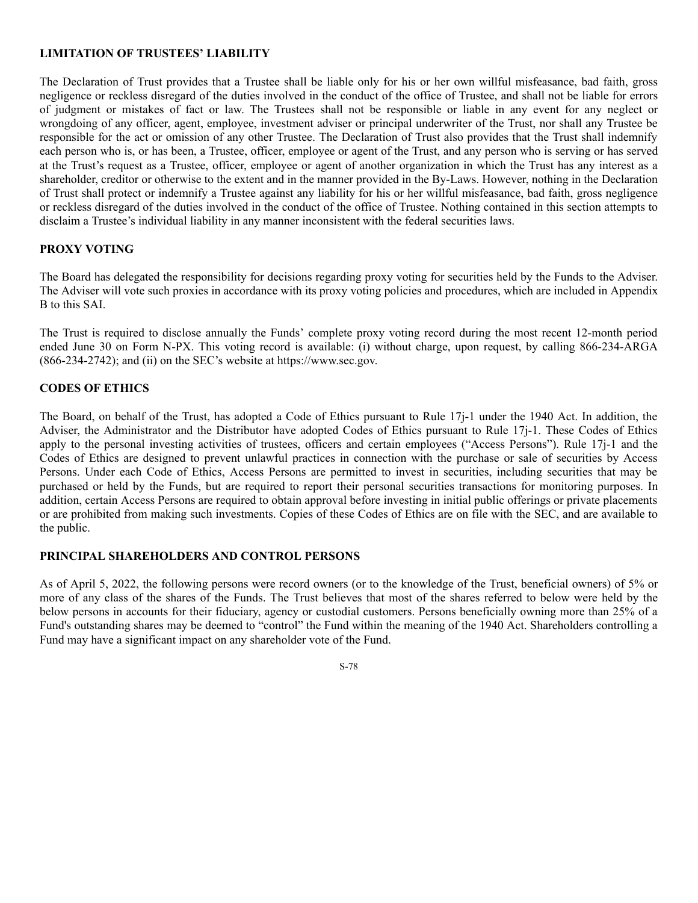## LIMITATION OF TRUSTEES' LIABILITY

The Declaration of Trust provides that a Trustee shall be liable only for his or her own willful misfeasance, bad faith, gross negligence or reckless disregard of the duties involved in the conduct of the office of Trustee, and shall not be liable for errors of judgment or mistakes of fact or law. The Trustees shall not be responsible or liable in any event for any neglect or wrongdoing of any officer, agent, employee, investment adviser or principal underwriter of the Trust, nor shall any Trustee be responsible for the act or omission of any other Trustee. The Declaration of Trust also provides that the Trust shall indemnify each person who is, or has been, a Trustee, officer, employee or agent of the Trust, and any person who is serving or has served at the Trust's request as a Trustee, officer, employee or agent of another organization in which the Trust has any interest as a shareholder, creditor or otherwise to the extent and in the manner provided in the By-Laws. However, nothing in the Declaration of Trust shall protect or indemnify a Trustee against any liability for his or her willful misfeasance, bad faith, gross negligence or reckless disregard of the duties involved in the conduct of the office of Trustee. Nothing contained in this section attempts to disclaim a Trustee's individual liability in any manner inconsistent with the federal securities laws.

## PROXY VOTING

The Board has delegated the responsibility for decisions regarding proxy voting for securities held by the Funds to the Adviser. The Adviser will vote such proxies in accordance with its proxy voting policies and procedures, which are included in Appendix B to this SAI.

The Trust is required to disclose annually the Funds' complete proxy voting record during the most recent 12-month period ended June 30 on Form N-PX. This voting record is available: (i) without charge, upon request, by calling 866-234-ARGA (866-234-2742); and (ii) on the SEC's website at https://www.sec.gov.

## CODES OF ETHICS

The Board, on behalf of the Trust, has adopted a Code of Ethics pursuant to Rule 17j-1 under the 1940 Act. In addition, the Adviser, the Administrator and the Distributor have adopted Codes of Ethics pursuant to Rule 17j-1. These Codes of Ethics apply to the personal investing activities of trustees, officers and certain employees ("Access Persons"). Rule 17j-1 and the Codes of Ethics are designed to prevent unlawful practices in connection with the purchase or sale of securities by Access Persons. Under each Code of Ethics, Access Persons are permitted to invest in securities, including securities that may be purchased or held by the Funds, but are required to report their personal securities transactions for monitoring purposes. In addition, certain Access Persons are required to obtain approval before investing in initial public offerings or private placements or are prohibited from making such investments. Copies of these Codes of Ethics are on file with the SEC, and are available to the public.

## PRINCIPAL SHAREHOLDERS AND CONTROL PERSONS

As of April 5, 2022, the following persons were record owners (or to the knowledge of the Trust, beneficial owners) of 5% or more of any class of the shares of the Funds. The Trust believes that most of the shares referred to below were held by the below persons in accounts for their fiduciary, agency or custodial customers. Persons beneficially owning more than 25% of a Fund's outstanding shares may be deemed to "control" the Fund within the meaning of the 1940 Act. Shareholders controlling a Fund may have a significant impact on any shareholder vote of the Fund.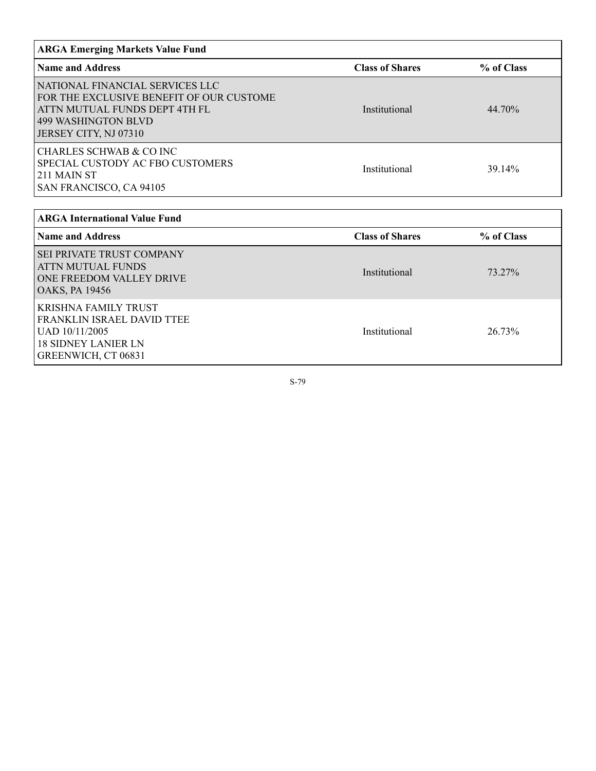| ARGA Emerging Markets Value Fund | | |
|---|---|---|
| **Name and Address** | **Class of Shares** | **% of Class** |
| NATIONAL FINANCIAL SERVICES LLC<br>FOR THE EXCLUSIVE BENEFIT OF OUR CUSTOME<br>ATTN MUTUAL FUNDS DEPT 4TH FL<br>499 WASHINGTON BLVD<br>JERSEY CITY, NJ 07310 | Institutional | 44.70% |
| CHARLES SCHWAB & CO INC<br>SPECIAL CUSTODY AC FBO CUSTOMERS<br>211 MAIN ST<br>SAN FRANCISCO, CA 94105 | Institutional | 39.14% |

| ARGA International Value Fund | | |
|---|---|---|
| **Name and Address** | **Class of Shares** | **% of Class** |
| SEI PRIVATE TRUST COMPANY<br>ATTN MUTUAL FUNDS<br>ONE FREEDOM VALLEY DRIVE<br>OAKS, PA 19456 | Institutional | 73.27% |
| KRISHNA FAMILY TRUST<br>FRANKLIN ISRAEL DAVID TTEE<br>UAD 10/11/2005<br>18 SIDNEY LANIER LN<br>GREENWICH, CT 06831 | Institutional | 26.73% |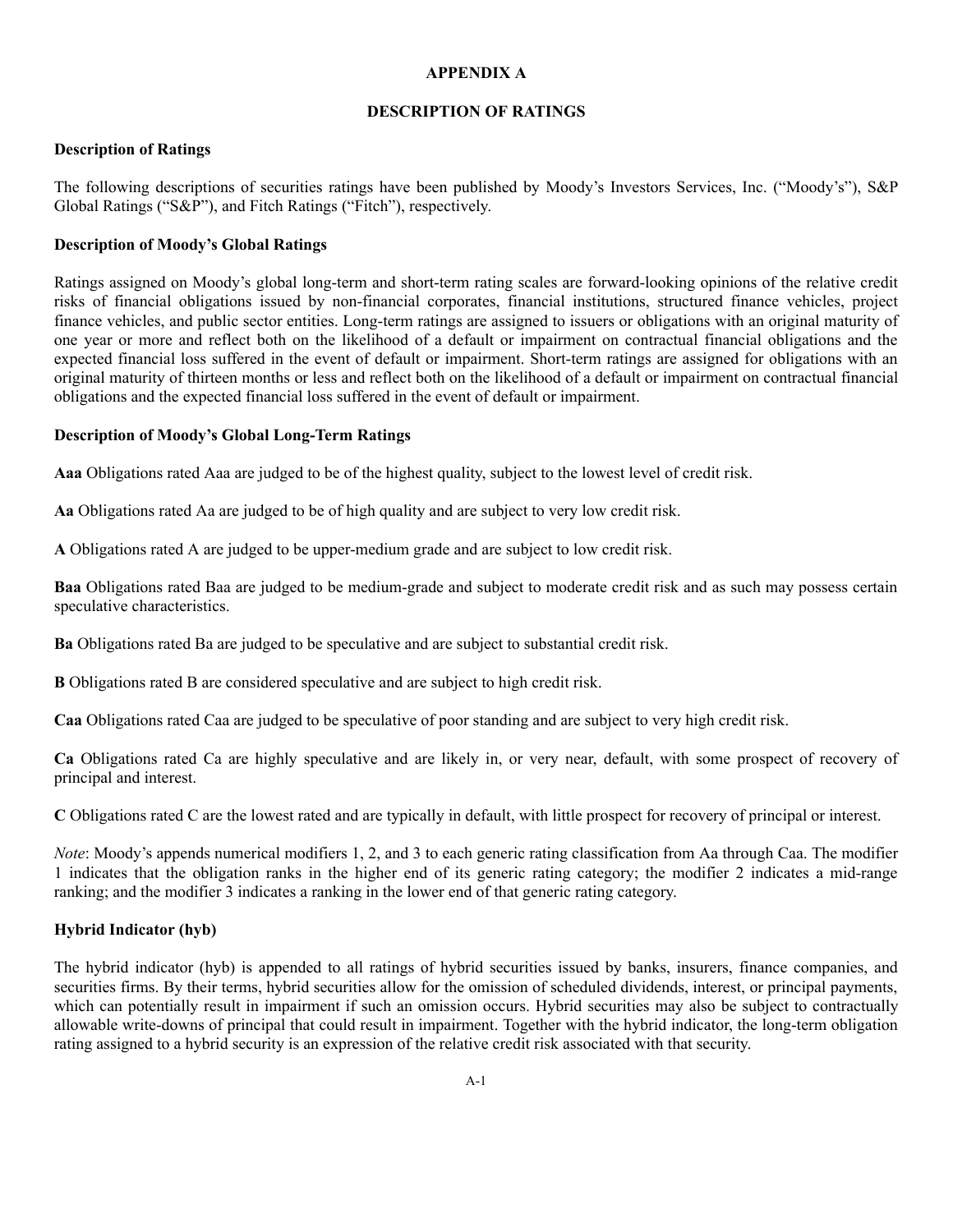# APPENDIX A

## DESCRIPTION OF RATINGS

### Description of Ratings

The following descriptions of securities ratings have been published by Moody's Investors Services, Inc. ("Moody's"), S&P Global Ratings ("S&P"), and Fitch Ratings ("Fitch"), respectively.

### Description of Moody's Global Ratings

Ratings assigned on Moody's global long-term and short-term rating scales are forward-looking opinions of the relative credit risks of financial obligations issued by non-financial corporates, financial institutions, structured finance vehicles, project finance vehicles, and public sector entities. Long-term ratings are assigned to issuers or obligations with an original maturity of one year or more and reflect both on the likelihood of a default or impairment on contractual financial obligations and the expected financial loss suffered in the event of default or impairment. Short-term ratings are assigned for obligations with an original maturity of thirteen months or less and reflect both on the likelihood of a default or impairment on contractual financial obligations and the expected financial loss suffered in the event of default or impairment.

### Description of Moody's Global Long-Term Ratings

**Aaa** Obligations rated Aaa are judged to be of the highest quality, subject to the lowest level of credit risk.

**Aa** Obligations rated Aa are judged to be of high quality and are subject to very low credit risk.

**A** Obligations rated A are judged to be upper-medium grade and are subject to low credit risk.

**Baa** Obligations rated Baa are judged to be medium-grade and subject to moderate credit risk and as such may possess certain speculative characteristics.

**Ba** Obligations rated Ba are judged to be speculative and are subject to substantial credit risk.

**B** Obligations rated B are considered speculative and are subject to high credit risk.

**Caa** Obligations rated Caa are judged to be speculative of poor standing and are subject to very high credit risk.

**Ca** Obligations rated Ca are highly speculative and are likely in, or very near, default, with some prospect of recovery of principal and interest.

**C** Obligations rated C are the lowest rated and are typically in default, with little prospect for recovery of principal or interest.

*Note*: Moody's appends numerical modifiers 1, 2, and 3 to each generic rating classification from Aa through Caa. The modifier 1 indicates that the obligation ranks in the higher end of its generic rating category; the modifier 2 indicates a mid-range ranking; and the modifier 3 indicates a ranking in the lower end of that generic rating category.

### Hybrid Indicator (hyb)

The hybrid indicator (hyb) is appended to all ratings of hybrid securities issued by banks, insurers, finance companies, and securities firms. By their terms, hybrid securities allow for the omission of scheduled dividends, interest, or principal payments, which can potentially result in impairment if such an omission occurs. Hybrid securities may also be subject to contractually allowable write-downs of principal that could result in impairment. Together with the hybrid indicator, the long-term obligation rating assigned to a hybrid security is an expression of the relative credit risk associated with that security.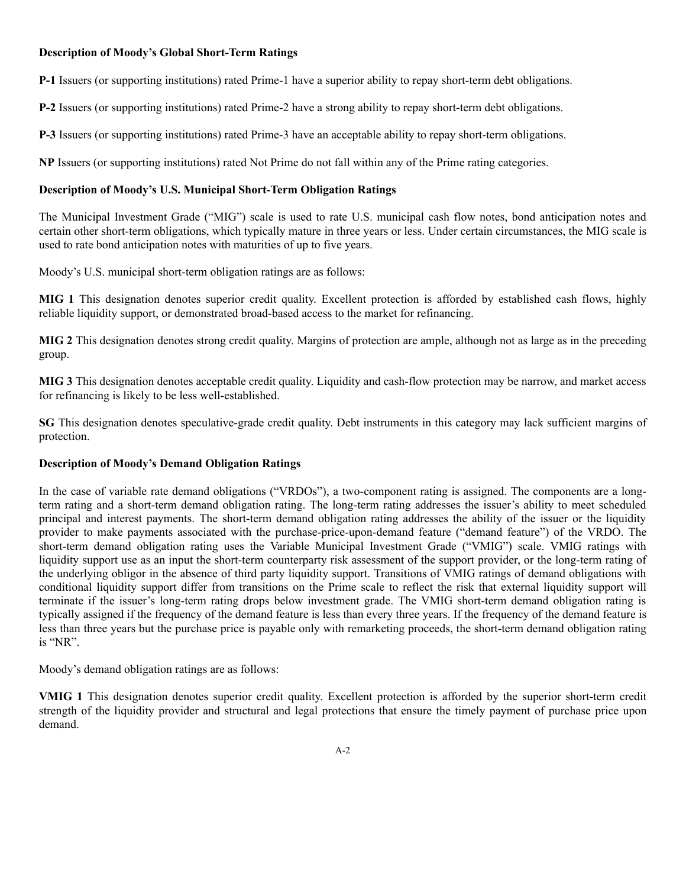**Description of Moody's Global Short-Term Ratings**

**P-1** Issuers (or supporting institutions) rated Prime-1 have a superior ability to repay short-term debt obligations.

**P-2** Issuers (or supporting institutions) rated Prime-2 have a strong ability to repay short-term debt obligations.

**P-3** Issuers (or supporting institutions) rated Prime-3 have an acceptable ability to repay short-term obligations.

**NP** Issuers (or supporting institutions) rated Not Prime do not fall within any of the Prime rating categories.

**Description of Moody's U.S. Municipal Short-Term Obligation Ratings**

The Municipal Investment Grade ("MIG") scale is used to rate U.S. municipal cash flow notes, bond anticipation notes and certain other short-term obligations, which typically mature in three years or less. Under certain circumstances, the MIG scale is used to rate bond anticipation notes with maturities of up to five years.

Moody's U.S. municipal short-term obligation ratings are as follows:

**MIG 1** This designation denotes superior credit quality. Excellent protection is afforded by established cash flows, highly reliable liquidity support, or demonstrated broad-based access to the market for refinancing.

**MIG 2** This designation denotes strong credit quality. Margins of protection are ample, although not as large as in the preceding group.

**MIG 3** This designation denotes acceptable credit quality. Liquidity and cash-flow protection may be narrow, and market access for refinancing is likely to be less well-established.

**SG** This designation denotes speculative-grade credit quality. Debt instruments in this category may lack sufficient margins of protection.

**Description of Moody's Demand Obligation Ratings**

In the case of variable rate demand obligations ("VRDOs"), a two-component rating is assigned. The components are a long-term rating and a short-term demand obligation rating. The long-term rating addresses the issuer's ability to meet scheduled principal and interest payments. The short-term demand obligation rating addresses the ability of the issuer or the liquidity provider to make payments associated with the purchase-price-upon-demand feature ("demand feature") of the VRDO. The short-term demand obligation rating uses the Variable Municipal Investment Grade ("VMIG") scale. VMIG ratings with liquidity support use as an input the short-term counterparty risk assessment of the support provider, or the long-term rating of the underlying obligor in the absence of third party liquidity support. Transitions of VMIG ratings of demand obligations with conditional liquidity support differ from transitions on the Prime scale to reflect the risk that external liquidity support will terminate if the issuer's long-term rating drops below investment grade. The VMIG short-term demand obligation rating is typically assigned if the frequency of the demand feature is less than every three years. If the frequency of the demand feature is less than three years but the purchase price is payable only with remarketing proceeds, the short-term demand obligation rating is "NR".

Moody's demand obligation ratings are as follows:

**VMIG 1** This designation denotes superior credit quality. Excellent protection is afforded by the superior short-term credit strength of the liquidity provider and structural and legal protections that ensure the timely payment of purchase price upon demand.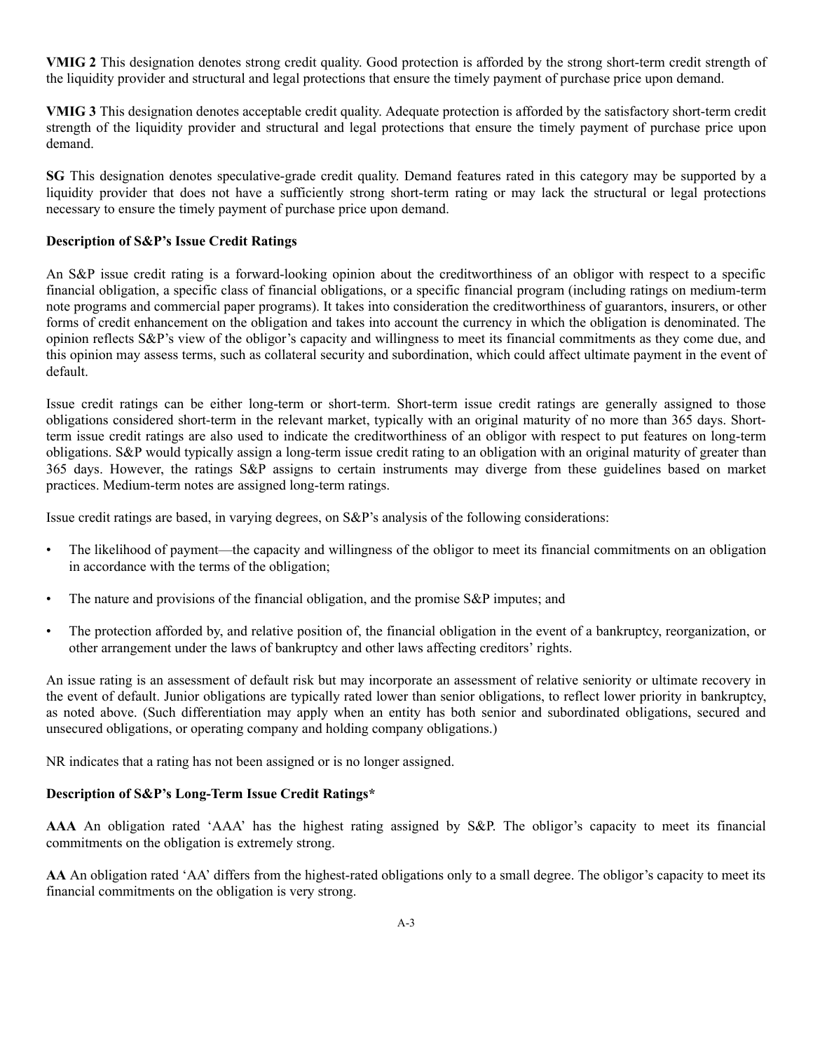**VMIG 2** This designation denotes strong credit quality. Good protection is afforded by the strong short-term credit strength of the liquidity provider and structural and legal protections that ensure the timely payment of purchase price upon demand.

**VMIG 3** This designation denotes acceptable credit quality. Adequate protection is afforded by the satisfactory short-term credit strength of the liquidity provider and structural and legal protections that ensure the timely payment of purchase price upon demand.

**SG** This designation denotes speculative-grade credit quality. Demand features rated in this category may be supported by a liquidity provider that does not have a sufficiently strong short-term rating or may lack the structural or legal protections necessary to ensure the timely payment of purchase price upon demand.

**Description of S&P's Issue Credit Ratings**

An S&P issue credit rating is a forward-looking opinion about the creditworthiness of an obligor with respect to a specific financial obligation, a specific class of financial obligations, or a specific financial program (including ratings on medium-term note programs and commercial paper programs). It takes into consideration the creditworthiness of guarantors, insurers, or other forms of credit enhancement on the obligation and takes into account the currency in which the obligation is denominated. The opinion reflects S&P's view of the obligor's capacity and willingness to meet its financial commitments as they come due, and this opinion may assess terms, such as collateral security and subordination, which could affect ultimate payment in the event of default.

Issue credit ratings can be either long-term or short-term. Short-term issue credit ratings are generally assigned to those obligations considered short-term in the relevant market, typically with an original maturity of no more than 365 days. Short-term issue credit ratings are also used to indicate the creditworthiness of an obligor with respect to put features on long-term obligations. S&P would typically assign a long-term issue credit rating to an obligation with an original maturity of greater than 365 days. However, the ratings S&P assigns to certain instruments may diverge from these guidelines based on market practices. Medium-term notes are assigned long-term ratings.

Issue credit ratings are based, in varying degrees, on S&P's analysis of the following considerations:

- The likelihood of payment—the capacity and willingness of the obligor to meet its financial commitments on an obligation in accordance with the terms of the obligation;
- The nature and provisions of the financial obligation, and the promise S&P imputes; and
- The protection afforded by, and relative position of, the financial obligation in the event of a bankruptcy, reorganization, or other arrangement under the laws of bankruptcy and other laws affecting creditors' rights.

An issue rating is an assessment of default risk but may incorporate an assessment of relative seniority or ultimate recovery in the event of default. Junior obligations are typically rated lower than senior obligations, to reflect lower priority in bankruptcy, as noted above. (Such differentiation may apply when an entity has both senior and subordinated obligations, secured and unsecured obligations, or operating company and holding company obligations.)

NR indicates that a rating has not been assigned or is no longer assigned.

**Description of S&P's Long-Term Issue Credit Ratings***

**AAA** An obligation rated 'AAA' has the highest rating assigned by S&P. The obligor's capacity to meet its financial commitments on the obligation is extremely strong.

**AA** An obligation rated 'AA' differs from the highest-rated obligations only to a small degree. The obligor's capacity to meet its financial commitments on the obligation is very strong.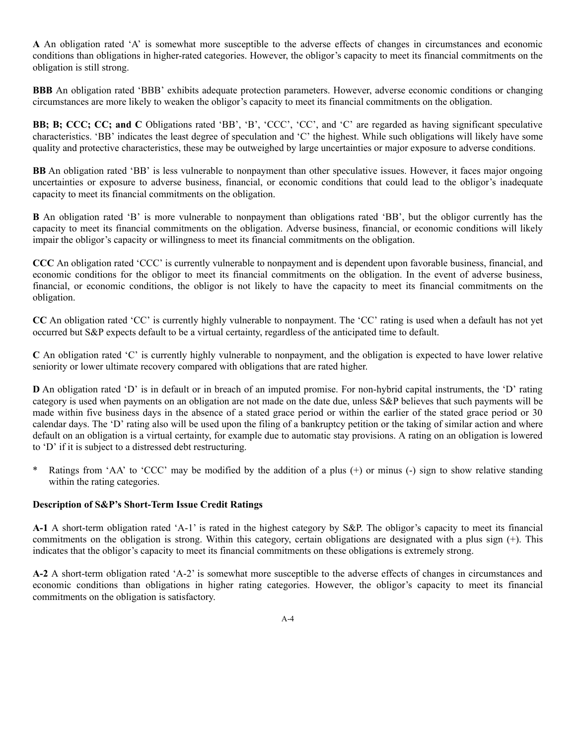**A** An obligation rated 'A' is somewhat more susceptible to the adverse effects of changes in circumstances and economic conditions than obligations in higher-rated categories. However, the obligor's capacity to meet its financial commitments on the obligation is still strong.

**BBB** An obligation rated 'BBB' exhibits adequate protection parameters. However, adverse economic conditions or changing circumstances are more likely to weaken the obligor's capacity to meet its financial commitments on the obligation.

**BB; B; CCC; CC; and C** Obligations rated 'BB', 'B', 'CCC', 'CC', and 'C' are regarded as having significant speculative characteristics. 'BB' indicates the least degree of speculation and 'C' the highest. While such obligations will likely have some quality and protective characteristics, these may be outweighed by large uncertainties or major exposure to adverse conditions.

**BB** An obligation rated 'BB' is less vulnerable to nonpayment than other speculative issues. However, it faces major ongoing uncertainties or exposure to adverse business, financial, or economic conditions that could lead to the obligor's inadequate capacity to meet its financial commitments on the obligation.

**B** An obligation rated 'B' is more vulnerable to nonpayment than obligations rated 'BB', but the obligor currently has the capacity to meet its financial commitments on the obligation. Adverse business, financial, or economic conditions will likely impair the obligor's capacity or willingness to meet its financial commitments on the obligation.

**CCC** An obligation rated 'CCC' is currently vulnerable to nonpayment and is dependent upon favorable business, financial, and economic conditions for the obligor to meet its financial commitments on the obligation. In the event of adverse business, financial, or economic conditions, the obligor is not likely to have the capacity to meet its financial commitments on the obligation.

**CC** An obligation rated 'CC' is currently highly vulnerable to nonpayment. The 'CC' rating is used when a default has not yet occurred but S&P expects default to be a virtual certainty, regardless of the anticipated time to default.

**C** An obligation rated 'C' is currently highly vulnerable to nonpayment, and the obligation is expected to have lower relative seniority or lower ultimate recovery compared with obligations that are rated higher.

**D** An obligation rated 'D' is in default or in breach of an imputed promise. For non-hybrid capital instruments, the 'D' rating category is used when payments on an obligation are not made on the date due, unless S&P believes that such payments will be made within five business days in the absence of a stated grace period or within the earlier of the stated grace period or 30 calendar days. The 'D' rating also will be used upon the filing of a bankruptcy petition or the taking of similar action and where default on an obligation is a virtual certainty, for example due to automatic stay provisions. A rating on an obligation is lowered to 'D' if it is subject to a distressed debt restructuring.

\* Ratings from 'AA' to 'CCC' may be modified by the addition of a plus (+) or minus (-) sign to show relative standing within the rating categories.

**Description of S&P's Short-Term Issue Credit Ratings**

**A-1** A short-term obligation rated 'A-1' is rated in the highest category by S&P. The obligor's capacity to meet its financial commitments on the obligation is strong. Within this category, certain obligations are designated with a plus sign (+). This indicates that the obligor's capacity to meet its financial commitments on these obligations is extremely strong.

**A-2** A short-term obligation rated 'A-2' is somewhat more susceptible to the adverse effects of changes in circumstances and economic conditions than obligations in higher rating categories. However, the obligor's capacity to meet its financial commitments on the obligation is satisfactory.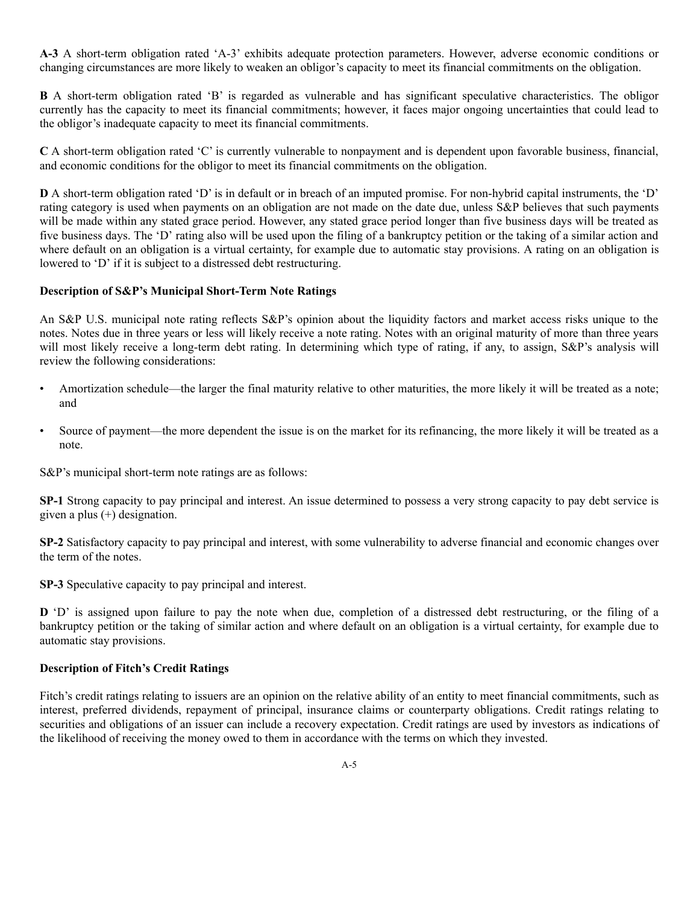**A-3** A short-term obligation rated 'A-3' exhibits adequate protection parameters. However, adverse economic conditions or changing circumstances are more likely to weaken an obligor's capacity to meet its financial commitments on the obligation.

**B** A short-term obligation rated 'B' is regarded as vulnerable and has significant speculative characteristics. The obligor currently has the capacity to meet its financial commitments; however, it faces major ongoing uncertainties that could lead to the obligor's inadequate capacity to meet its financial commitments.

**C** A short-term obligation rated 'C' is currently vulnerable to nonpayment and is dependent upon favorable business, financial, and economic conditions for the obligor to meet its financial commitments on the obligation.

**D** A short-term obligation rated 'D' is in default or in breach of an imputed promise. For non-hybrid capital instruments, the 'D' rating category is used when payments on an obligation are not made on the date due, unless S&P believes that such payments will be made within any stated grace period. However, any stated grace period longer than five business days will be treated as five business days. The 'D' rating also will be used upon the filing of a bankruptcy petition or the taking of a similar action and where default on an obligation is a virtual certainty, for example due to automatic stay provisions. A rating on an obligation is lowered to 'D' if it is subject to a distressed debt restructuring.

**Description of S&P's Municipal Short-Term Note Ratings**

An S&P U.S. municipal note rating reflects S&P's opinion about the liquidity factors and market access risks unique to the notes. Notes due in three years or less will likely receive a note rating. Notes with an original maturity of more than three years will most likely receive a long-term debt rating. In determining which type of rating, if any, to assign, S&P's analysis will review the following considerations:

- Amortization schedule—the larger the final maturity relative to other maturities, the more likely it will be treated as a note; and
- Source of payment—the more dependent the issue is on the market for its refinancing, the more likely it will be treated as a note.

S&P's municipal short-term note ratings are as follows:

**SP-1** Strong capacity to pay principal and interest. An issue determined to possess a very strong capacity to pay debt service is given a plus (+) designation.

**SP-2** Satisfactory capacity to pay principal and interest, with some vulnerability to adverse financial and economic changes over the term of the notes.

**SP-3** Speculative capacity to pay principal and interest.

**D** 'D' is assigned upon failure to pay the note when due, completion of a distressed debt restructuring, or the filing of a bankruptcy petition or the taking of similar action and where default on an obligation is a virtual certainty, for example due to automatic stay provisions.

**Description of Fitch's Credit Ratings**

Fitch's credit ratings relating to issuers are an opinion on the relative ability of an entity to meet financial commitments, such as interest, preferred dividends, repayment of principal, insurance claims or counterparty obligations. Credit ratings relating to securities and obligations of an issuer can include a recovery expectation. Credit ratings are used by investors as indications of the likelihood of receiving the money owed to them in accordance with the terms on which they invested.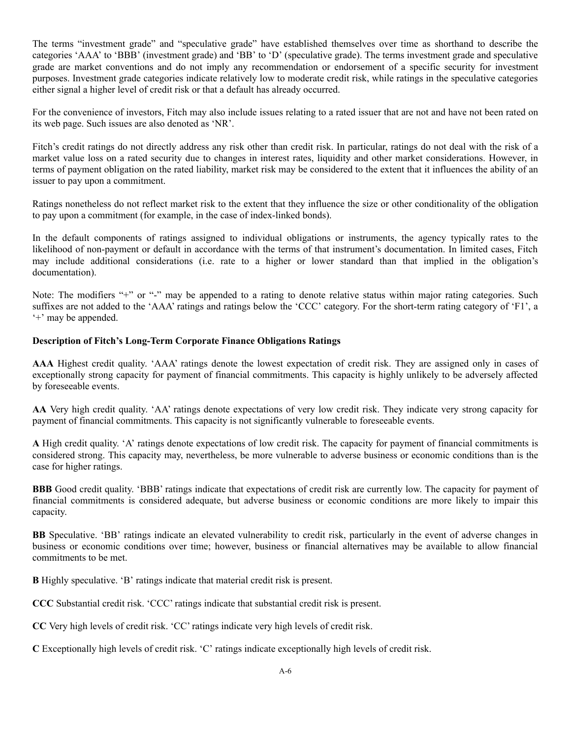The terms "investment grade" and "speculative grade" have established themselves over time as shorthand to describe the categories 'AAA' to 'BBB' (investment grade) and 'BB' to 'D' (speculative grade). The terms investment grade and speculative grade are market conventions and do not imply any recommendation or endorsement of a specific security for investment purposes. Investment grade categories indicate relatively low to moderate credit risk, while ratings in the speculative categories either signal a higher level of credit risk or that a default has already occurred.

For the convenience of investors, Fitch may also include issues relating to a rated issuer that are not and have not been rated on its web page. Such issues are also denoted as 'NR'.

Fitch's credit ratings do not directly address any risk other than credit risk. In particular, ratings do not deal with the risk of a market value loss on a rated security due to changes in interest rates, liquidity and other market considerations. However, in terms of payment obligation on the rated liability, market risk may be considered to the extent that it influences the ability of an issuer to pay upon a commitment.

Ratings nonetheless do not reflect market risk to the extent that they influence the size or other conditionality of the obligation to pay upon a commitment (for example, in the case of index-linked bonds).

In the default components of ratings assigned to individual obligations or instruments, the agency typically rates to the likelihood of non-payment or default in accordance with the terms of that instrument's documentation. In limited cases, Fitch may include additional considerations (i.e. rate to a higher or lower standard than that implied in the obligation's documentation).

Note: The modifiers "+" or "-" may be appended to a rating to denote relative status within major rating categories. Such suffixes are not added to the 'AAA' ratings and ratings below the 'CCC' category. For the short-term rating category of 'F1', a '+' may be appended.

**Description of Fitch's Long-Term Corporate Finance Obligations Ratings**

**AAA** Highest credit quality. 'AAA' ratings denote the lowest expectation of credit risk. They are assigned only in cases of exceptionally strong capacity for payment of financial commitments. This capacity is highly unlikely to be adversely affected by foreseeable events.

**AA** Very high credit quality. 'AA' ratings denote expectations of very low credit risk. They indicate very strong capacity for payment of financial commitments. This capacity is not significantly vulnerable to foreseeable events.

**A** High credit quality. 'A' ratings denote expectations of low credit risk. The capacity for payment of financial commitments is considered strong. This capacity may, nevertheless, be more vulnerable to adverse business or economic conditions than is the case for higher ratings.

**BBB** Good credit quality. 'BBB' ratings indicate that expectations of credit risk are currently low. The capacity for payment of financial commitments is considered adequate, but adverse business or economic conditions are more likely to impair this capacity.

**BB** Speculative. 'BB' ratings indicate an elevated vulnerability to credit risk, particularly in the event of adverse changes in business or economic conditions over time; however, business or financial alternatives may be available to allow financial commitments to be met.

**B** Highly speculative. 'B' ratings indicate that material credit risk is present.

**CCC** Substantial credit risk. 'CCC' ratings indicate that substantial credit risk is present.

**CC** Very high levels of credit risk. 'CC' ratings indicate very high levels of credit risk.

**C** Exceptionally high levels of credit risk. 'C' ratings indicate exceptionally high levels of credit risk.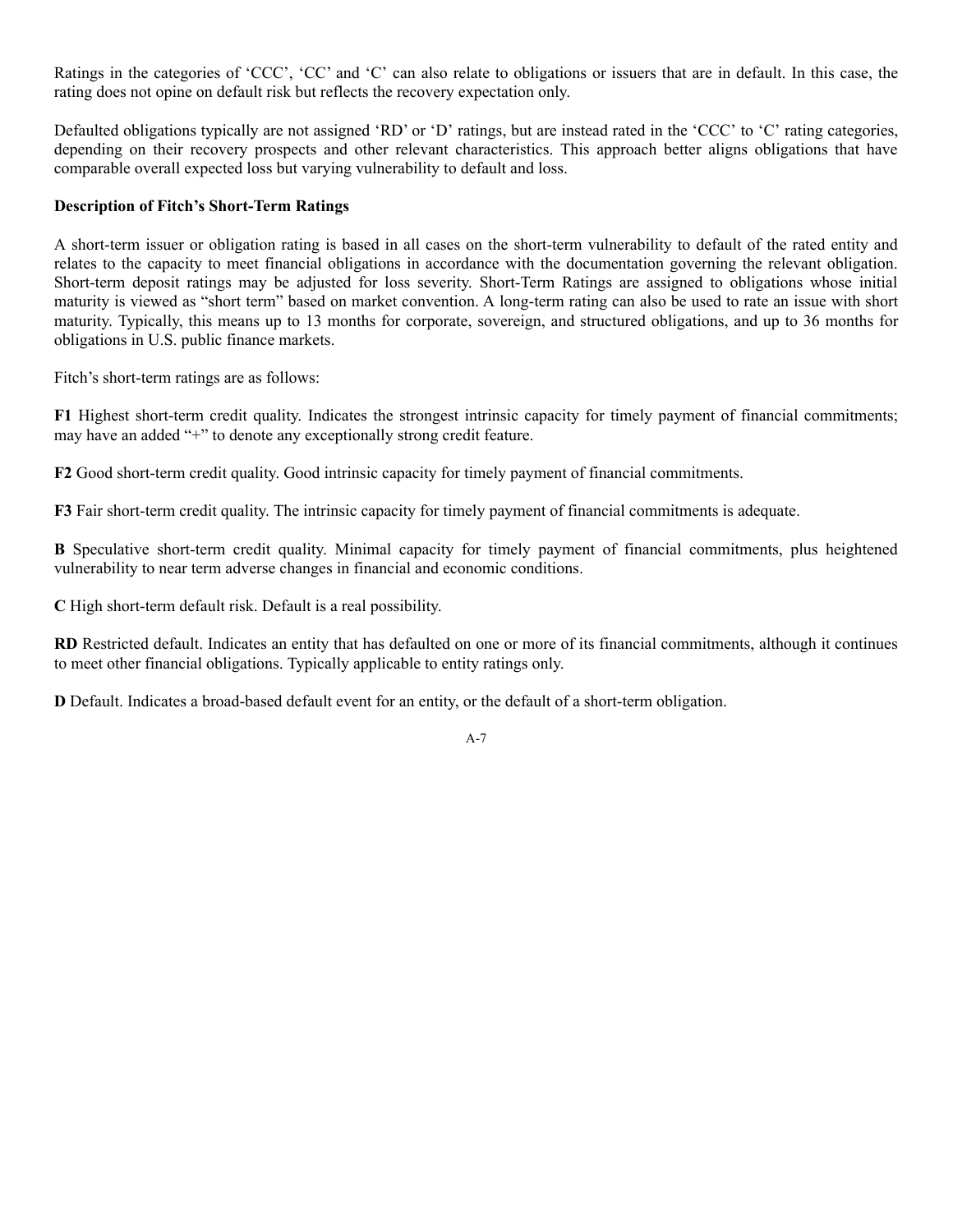Ratings in the categories of 'CCC', 'CC' and 'C' can also relate to obligations or issuers that are in default. In this case, the rating does not opine on default risk but reflects the recovery expectation only.

Defaulted obligations typically are not assigned 'RD' or 'D' ratings, but are instead rated in the 'CCC' to 'C' rating categories, depending on their recovery prospects and other relevant characteristics. This approach better aligns obligations that have comparable overall expected loss but varying vulnerability to default and loss.

**Description of Fitch's Short-Term Ratings**

A short-term issuer or obligation rating is based in all cases on the short-term vulnerability to default of the rated entity and relates to the capacity to meet financial obligations in accordance with the documentation governing the relevant obligation. Short-term deposit ratings may be adjusted for loss severity. Short-Term Ratings are assigned to obligations whose initial maturity is viewed as "short term" based on market convention. A long-term rating can also be used to rate an issue with short maturity. Typically, this means up to 13 months for corporate, sovereign, and structured obligations, and up to 36 months for obligations in U.S. public finance markets.

Fitch's short-term ratings are as follows:

**F1** Highest short-term credit quality. Indicates the strongest intrinsic capacity for timely payment of financial commitments; may have an added "+" to denote any exceptionally strong credit feature.

**F2** Good short-term credit quality. Good intrinsic capacity for timely payment of financial commitments.

**F3** Fair short-term credit quality. The intrinsic capacity for timely payment of financial commitments is adequate.

**B** Speculative short-term credit quality. Minimal capacity for timely payment of financial commitments, plus heightened vulnerability to near term adverse changes in financial and economic conditions.

**C** High short-term default risk. Default is a real possibility.

**RD** Restricted default. Indicates an entity that has defaulted on one or more of its financial commitments, although it continues to meet other financial obligations. Typically applicable to entity ratings only.

**D** Default. Indicates a broad-based default event for an entity, or the default of a short-term obligation.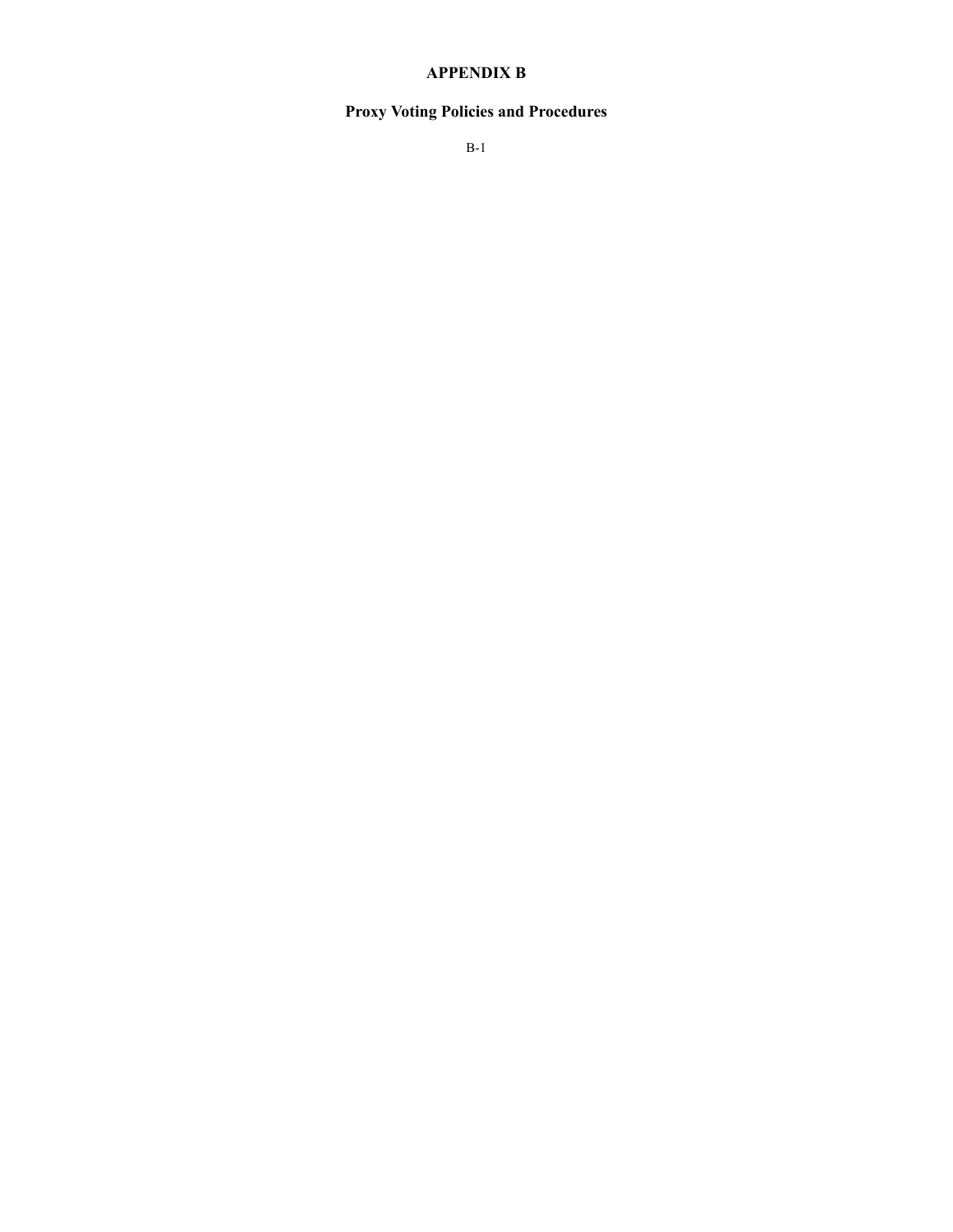# APPENDIX B

## Proxy Voting Policies and Procedures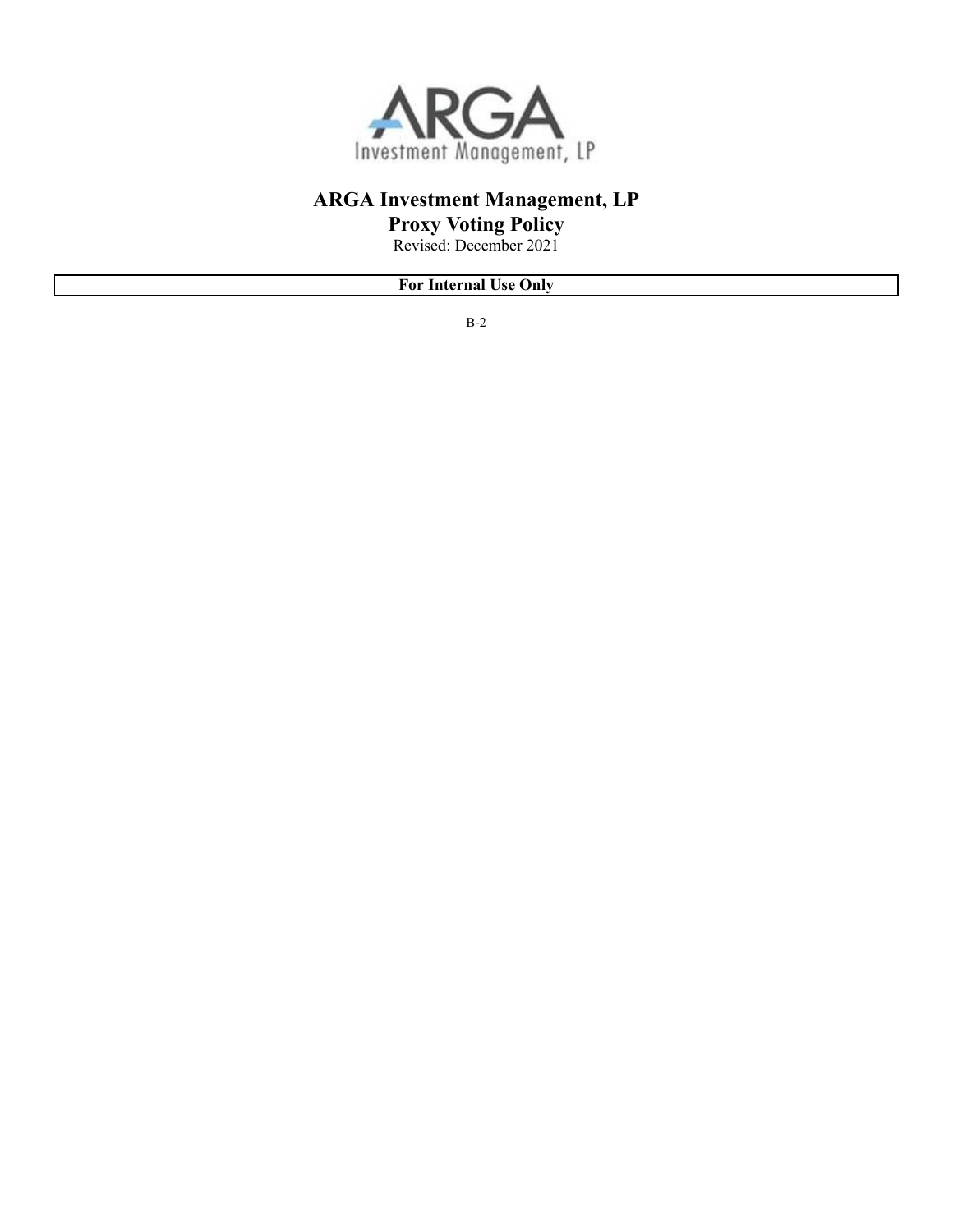ARGA

Investment Management, LP

# ARGA Investment Management, LP

## Proxy Voting Policy

Revised: December 2021

| **For Internal Use Only** |
|---|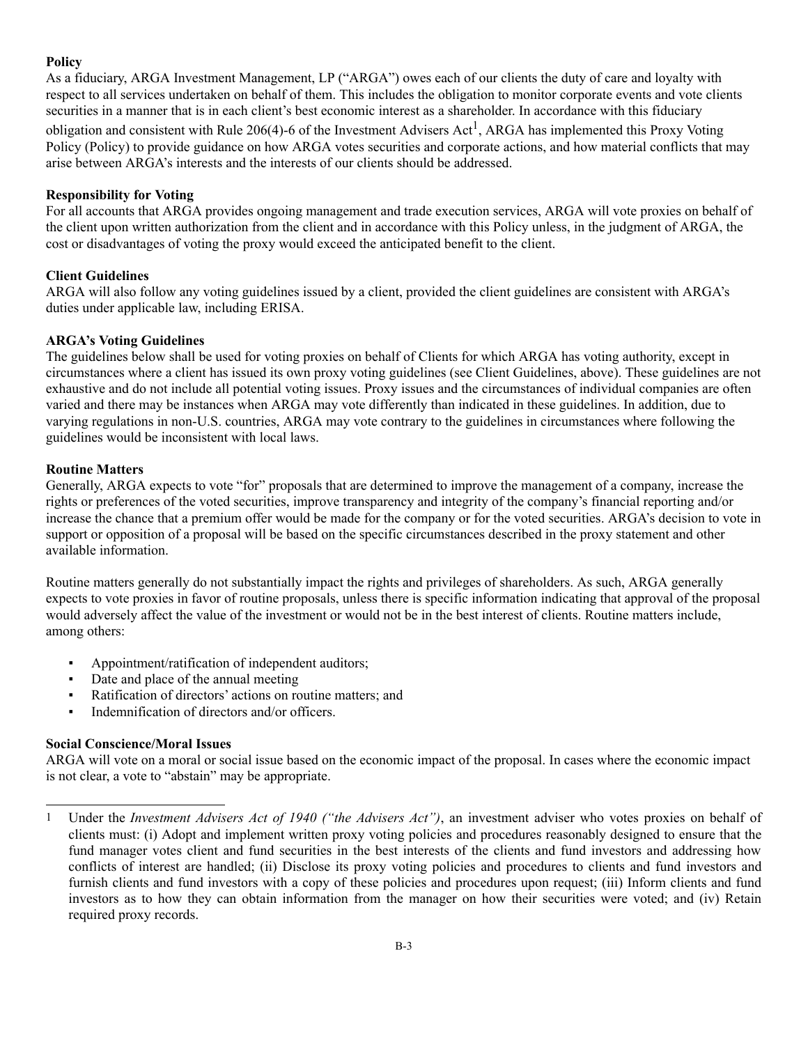**Policy**

As a fiduciary, ARGA Investment Management, LP ("ARGA") owes each of our clients the duty of care and loyalty with respect to all services undertaken on behalf of them. This includes the obligation to monitor corporate events and vote clients securities in a manner that is in each client's best economic interest as a shareholder. In accordance with this fiduciary obligation and consistent with Rule 206(4)-6 of the Investment Advisers Act[1], ARGA has implemented this Proxy Voting Policy (Policy) to provide guidance on how ARGA votes securities and corporate actions, and how material conflicts that may arise between ARGA's interests and the interests of our clients should be addressed.

**Responsibility for Voting**

For all accounts that ARGA provides ongoing management and trade execution services, ARGA will vote proxies on behalf of the client upon written authorization from the client and in accordance with this Policy unless, in the judgment of ARGA, the cost or disadvantages of voting the proxy would exceed the anticipated benefit to the client.

**Client Guidelines**

ARGA will also follow any voting guidelines issued by a client, provided the client guidelines are consistent with ARGA's duties under applicable law, including ERISA.

**ARGA's Voting Guidelines**

The guidelines below shall be used for voting proxies on behalf of Clients for which ARGA has voting authority, except in circumstances where a client has issued its own proxy voting guidelines (see Client Guidelines, above). These guidelines are not exhaustive and do not include all potential voting issues. Proxy issues and the circumstances of individual companies are often varied and there may be instances when ARGA may vote differently than indicated in these guidelines. In addition, due to varying regulations in non-U.S. countries, ARGA may vote contrary to the guidelines in circumstances where following the guidelines would be inconsistent with local laws.

**Routine Matters**

Generally, ARGA expects to vote "for" proposals that are determined to improve the management of a company, increase the rights or preferences of the voted securities, improve transparency and integrity of the company's financial reporting and/or increase the chance that a premium offer would be made for the company or for the voted securities. ARGA's decision to vote in support or opposition of a proposal will be based on the specific circumstances described in the proxy statement and other available information.

Routine matters generally do not substantially impact the rights and privileges of shareholders. As such, ARGA generally expects to vote proxies in favor of routine proposals, unless there is specific information indicating that approval of the proposal would adversely affect the value of the investment or would not be in the best interest of clients. Routine matters include, among others:

- Appointment/ratification of independent auditors;
- Date and place of the annual meeting
- Ratification of directors' actions on routine matters; and
- Indemnification of directors and/or officers.

**Social Conscience/Moral Issues**

ARGA will vote on a moral or social issue based on the economic impact of the proposal. In cases where the economic impact is not clear, a vote to "abstain" may be appropriate.

---

[1] Under the *Investment Advisers Act of 1940 ("the Advisers Act")*, an investment adviser who votes proxies on behalf of clients must: (i) Adopt and implement written proxy voting policies and procedures reasonably designed to ensure that the fund manager votes client and fund securities in the best interests of the clients and fund investors and addressing how conflicts of interest are handled; (ii) Disclose its proxy voting policies and procedures to clients and fund investors and furnish clients and fund investors with a copy of these policies and procedures upon request; (iii) Inform clients and fund investors as to how they can obtain information from the manager on how their securities were voted; and (iv) Retain required proxy records.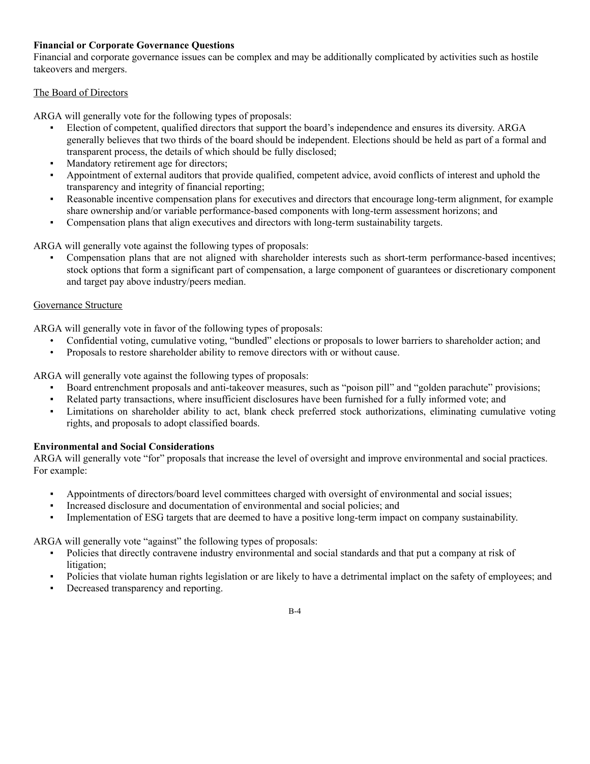**Financial or Corporate Governance Questions**

Financial and corporate governance issues can be complex and may be additionally complicated by activities such as hostile takeovers and mergers.

The Board of Directors

ARGA will generally vote for the following types of proposals:

- Election of competent, qualified directors that support the board's independence and ensures its diversity. ARGA generally believes that two thirds of the board should be independent. Elections should be held as part of a formal and transparent process, the details of which should be fully disclosed;
- Mandatory retirement age for directors;
- Appointment of external auditors that provide qualified, competent advice, avoid conflicts of interest and uphold the transparency and integrity of financial reporting;
- Reasonable incentive compensation plans for executives and directors that encourage long-term alignment, for example share ownership and/or variable performance-based components with long-term assessment horizons; and
- Compensation plans that align executives and directors with long-term sustainability targets.

ARGA will generally vote against the following types of proposals:

- Compensation plans that are not aligned with shareholder interests such as short-term performance-based incentives; stock options that form a significant part of compensation, a large component of guarantees or discretionary component and target pay above industry/peers median.

Governance Structure

ARGA will generally vote in favor of the following types of proposals:

- Confidential voting, cumulative voting, "bundled" elections or proposals to lower barriers to shareholder action; and
- Proposals to restore shareholder ability to remove directors with or without cause.

ARGA will generally vote against the following types of proposals:

- Board entrenchment proposals and anti-takeover measures, such as "poison pill" and "golden parachute" provisions;
- Related party transactions, where insufficient disclosures have been furnished for a fully informed vote; and
- Limitations on shareholder ability to act, blank check preferred stock authorizations, eliminating cumulative voting rights, and proposals to adopt classified boards.

**Environmental and Social Considerations**

ARGA will generally vote "for" proposals that increase the level of oversight and improve environmental and social practices. For example:

- Appointments of directors/board level committees charged with oversight of environmental and social issues;
- Increased disclosure and documentation of environmental and social policies; and
- Implementation of ESG targets that are deemed to have a positive long-term impact on company sustainability.

ARGA will generally vote "against" the following types of proposals:

- Policies that directly contravene industry environmental and social standards and that put a company at risk of litigation;
- Policies that violate human rights legislation or are likely to have a detrimental implact on the safety of employees; and
- Decreased transparency and reporting.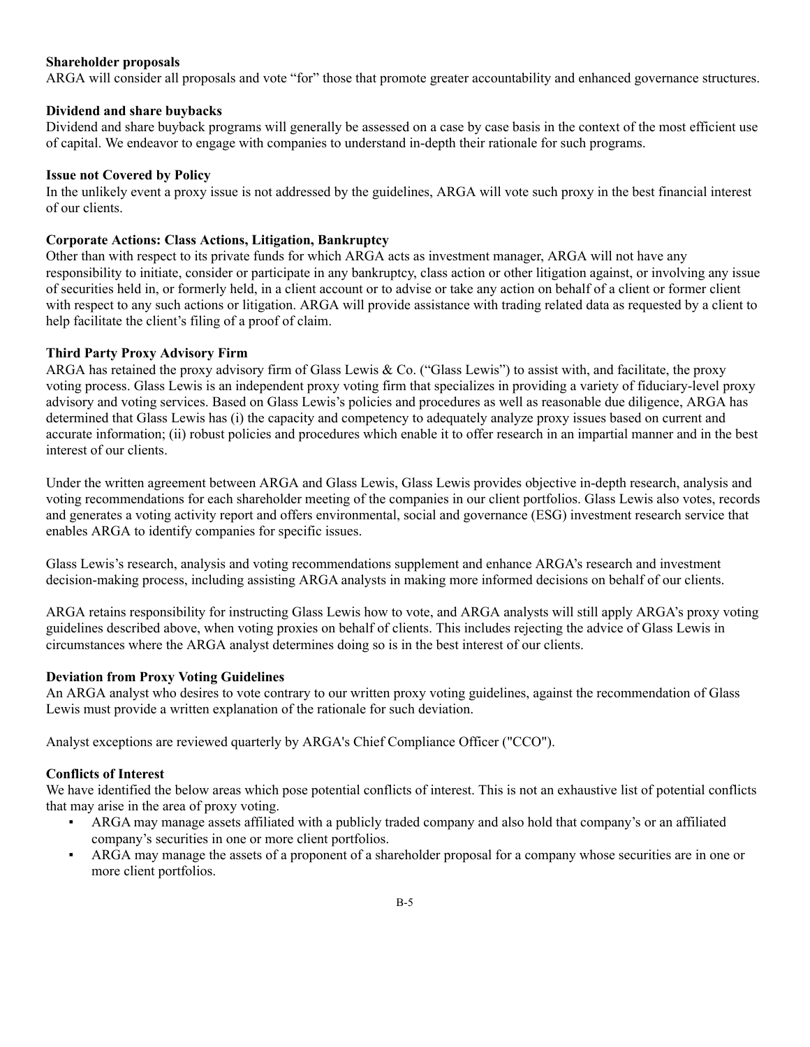**Shareholder proposals**
ARGA will consider all proposals and vote "for" those that promote greater accountability and enhanced governance structures.

**Dividend and share buybacks**
Dividend and share buyback programs will generally be assessed on a case by case basis in the context of the most efficient use of capital. We endeavor to engage with companies to understand in-depth their rationale for such programs.

**Issue not Covered by Policy**
In the unlikely event a proxy issue is not addressed by the guidelines, ARGA will vote such proxy in the best financial interest of our clients.

**Corporate Actions: Class Actions, Litigation, Bankruptcy**
Other than with respect to its private funds for which ARGA acts as investment manager, ARGA will not have any responsibility to initiate, consider or participate in any bankruptcy, class action or other litigation against, or involving any issue of securities held in, or formerly held, in a client account or to advise or take any action on behalf of a client or former client with respect to any such actions or litigation. ARGA will provide assistance with trading related data as requested by a client to help facilitate the client's filing of a proof of claim.

**Third Party Proxy Advisory Firm**
ARGA has retained the proxy advisory firm of Glass Lewis & Co. ("Glass Lewis") to assist with, and facilitate, the proxy voting process. Glass Lewis is an independent proxy voting firm that specializes in providing a variety of fiduciary-level proxy advisory and voting services. Based on Glass Lewis's policies and procedures as well as reasonable due diligence, ARGA has determined that Glass Lewis has (i) the capacity and competency to adequately analyze proxy issues based on current and accurate information; (ii) robust policies and procedures which enable it to offer research in an impartial manner and in the best interest of our clients.

Under the written agreement between ARGA and Glass Lewis, Glass Lewis provides objective in-depth research, analysis and voting recommendations for each shareholder meeting of the companies in our client portfolios. Glass Lewis also votes, records and generates a voting activity report and offers environmental, social and governance (ESG) investment research service that enables ARGA to identify companies for specific issues.

Glass Lewis's research, analysis and voting recommendations supplement and enhance ARGA's research and investment decision-making process, including assisting ARGA analysts in making more informed decisions on behalf of our clients.

ARGA retains responsibility for instructing Glass Lewis how to vote, and ARGA analysts will still apply ARGA's proxy voting guidelines described above, when voting proxies on behalf of clients. This includes rejecting the advice of Glass Lewis in circumstances where the ARGA analyst determines doing so is in the best interest of our clients.

**Deviation from Proxy Voting Guidelines**
An ARGA analyst who desires to vote contrary to our written proxy voting guidelines, against the recommendation of Glass Lewis must provide a written explanation of the rationale for such deviation.

Analyst exceptions are reviewed quarterly by ARGA's Chief Compliance Officer ("CCO").

**Conflicts of Interest**
We have identified the below areas which pose potential conflicts of interest. This is not an exhaustive list of potential conflicts that may arise in the area of proxy voting.

- ARGA may manage assets affiliated with a publicly traded company and also hold that company's or an affiliated company's securities in one or more client portfolios.
- ARGA may manage the assets of a proponent of a shareholder proposal for a company whose securities are in one or more client portfolios.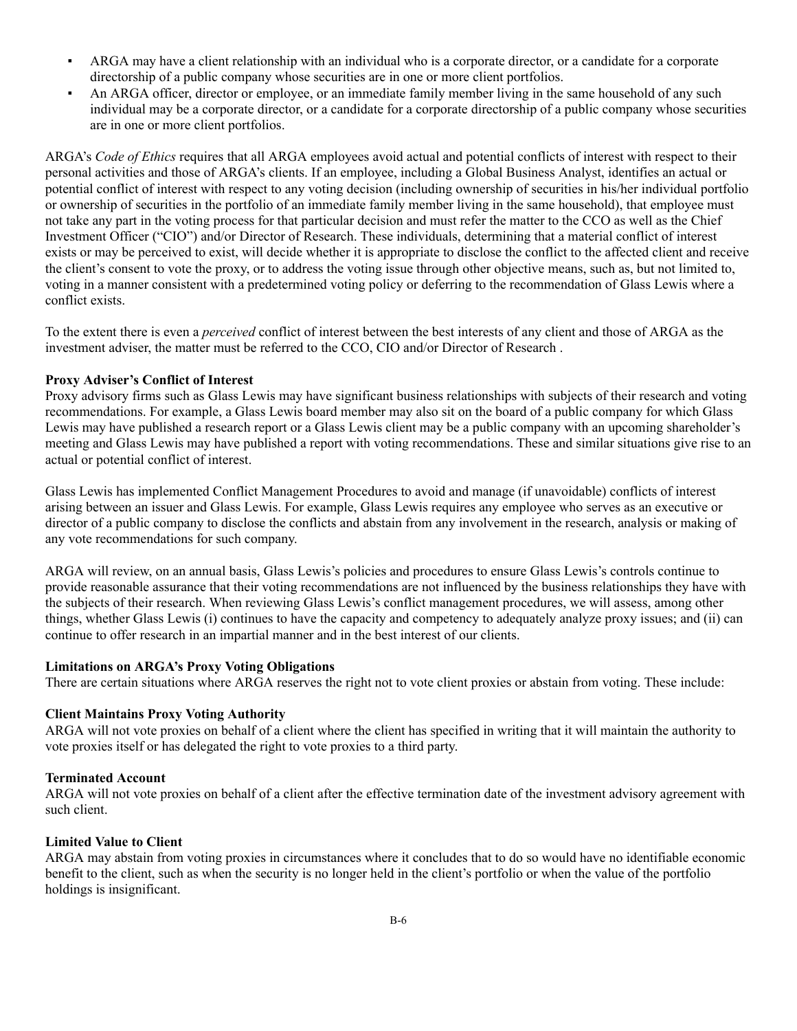- ARGA may have a client relationship with an individual who is a corporate director, or a candidate for a corporate directorship of a public company whose securities are in one or more client portfolios.
- An ARGA officer, director or employee, or an immediate family member living in the same household of any such individual may be a corporate director, or a candidate for a corporate directorship of a public company whose securities are in one or more client portfolios.

ARGA's *Code of Ethics* requires that all ARGA employees avoid actual and potential conflicts of interest with respect to their personal activities and those of ARGA's clients. If an employee, including a Global Business Analyst, identifies an actual or potential conflict of interest with respect to any voting decision (including ownership of securities in his/her individual portfolio or ownership of securities in the portfolio of an immediate family member living in the same household), that employee must not take any part in the voting process for that particular decision and must refer the matter to the CCO as well as the Chief Investment Officer ("CIO") and/or Director of Research. These individuals, determining that a material conflict of interest exists or may be perceived to exist, will decide whether it is appropriate to disclose the conflict to the affected client and receive the client's consent to vote the proxy, or to address the voting issue through other objective means, such as, but not limited to, voting in a manner consistent with a predetermined voting policy or deferring to the recommendation of Glass Lewis where a conflict exists.

To the extent there is even a *perceived* conflict of interest between the best interests of any client and those of ARGA as the investment adviser, the matter must be referred to the CCO, CIO and/or Director of Research .

**Proxy Adviser's Conflict of Interest**

Proxy advisory firms such as Glass Lewis may have significant business relationships with subjects of their research and voting recommendations. For example, a Glass Lewis board member may also sit on the board of a public company for which Glass Lewis may have published a research report or a Glass Lewis client may be a public company with an upcoming shareholder's meeting and Glass Lewis may have published a report with voting recommendations. These and similar situations give rise to an actual or potential conflict of interest.

Glass Lewis has implemented Conflict Management Procedures to avoid and manage (if unavoidable) conflicts of interest arising between an issuer and Glass Lewis. For example, Glass Lewis requires any employee who serves as an executive or director of a public company to disclose the conflicts and abstain from any involvement in the research, analysis or making of any vote recommendations for such company.

ARGA will review, on an annual basis, Glass Lewis's policies and procedures to ensure Glass Lewis's controls continue to provide reasonable assurance that their voting recommendations are not influenced by the business relationships they have with the subjects of their research. When reviewing Glass Lewis's conflict management procedures, we will assess, among other things, whether Glass Lewis (i) continues to have the capacity and competency to adequately analyze proxy issues; and (ii) can continue to offer research in an impartial manner and in the best interest of our clients.

**Limitations on ARGA's Proxy Voting Obligations**

There are certain situations where ARGA reserves the right not to vote client proxies or abstain from voting. These include:

**Client Maintains Proxy Voting Authority**

ARGA will not vote proxies on behalf of a client where the client has specified in writing that it will maintain the authority to vote proxies itself or has delegated the right to vote proxies to a third party.

**Terminated Account**

ARGA will not vote proxies on behalf of a client after the effective termination date of the investment advisory agreement with such client.

**Limited Value to Client**

ARGA may abstain from voting proxies in circumstances where it concludes that to do so would have no identifiable economic benefit to the client, such as when the security is no longer held in the client's portfolio or when the value of the portfolio holdings is insignificant.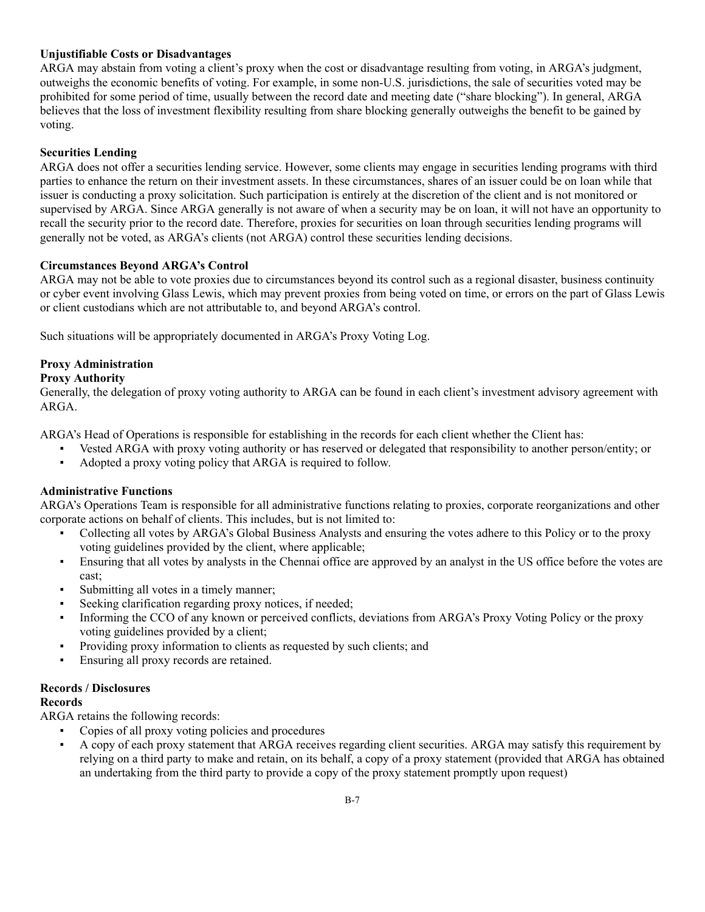**Unjustifiable Costs or Disadvantages**
ARGA may abstain from voting a client's proxy when the cost or disadvantage resulting from voting, in ARGA's judgment, outweighs the economic benefits of voting. For example, in some non-U.S. jurisdictions, the sale of securities voted may be prohibited for some period of time, usually between the record date and meeting date ("share blocking"). In general, ARGA believes that the loss of investment flexibility resulting from share blocking generally outweighs the benefit to be gained by voting.

**Securities Lending**
ARGA does not offer a securities lending service. However, some clients may engage in securities lending programs with third parties to enhance the return on their investment assets. In these circumstances, shares of an issuer could be on loan while that issuer is conducting a proxy solicitation. Such participation is entirely at the discretion of the client and is not monitored or supervised by ARGA. Since ARGA generally is not aware of when a security may be on loan, it will not have an opportunity to recall the security prior to the record date. Therefore, proxies for securities on loan through securities lending programs will generally not be voted, as ARGA's clients (not ARGA) control these securities lending decisions.

**Circumstances Beyond ARGA's Control**
ARGA may not be able to vote proxies due to circumstances beyond its control such as a regional disaster, business continuity or cyber event involving Glass Lewis, which may prevent proxies from being voted on time, or errors on the part of Glass Lewis or client custodians which are not attributable to, and beyond ARGA's control.

Such situations will be appropriately documented in ARGA's Proxy Voting Log.

**Proxy Administration**
**Proxy Authority**
Generally, the delegation of proxy voting authority to ARGA can be found in each client's investment advisory agreement with ARGA.

ARGA's Head of Operations is responsible for establishing in the records for each client whether the Client has:

- Vested ARGA with proxy voting authority or has reserved or delegated that responsibility to another person/entity; or
- Adopted a proxy voting policy that ARGA is required to follow.

**Administrative Functions**
ARGA's Operations Team is responsible for all administrative functions relating to proxies, corporate reorganizations and other corporate actions on behalf of clients. This includes, but is not limited to:

- Collecting all votes by ARGA's Global Business Analysts and ensuring the votes adhere to this Policy or to the proxy voting guidelines provided by the client, where applicable;
- Ensuring that all votes by analysts in the Chennai office are approved by an analyst in the US office before the votes are cast;
- Submitting all votes in a timely manner;
- Seeking clarification regarding proxy notices, if needed;
- Informing the CCO of any known or perceived conflicts, deviations from ARGA's Proxy Voting Policy or the proxy voting guidelines provided by a client;
- Providing proxy information to clients as requested by such clients; and
- Ensuring all proxy records are retained.

**Records / Disclosures**
**Records**
ARGA retains the following records:

- Copies of all proxy voting policies and procedures
- A copy of each proxy statement that ARGA receives regarding client securities. ARGA may satisfy this requirement by relying on a third party to make and retain, on its behalf, a copy of a proxy statement (provided that ARGA has obtained an undertaking from the third party to provide a copy of the proxy statement promptly upon request)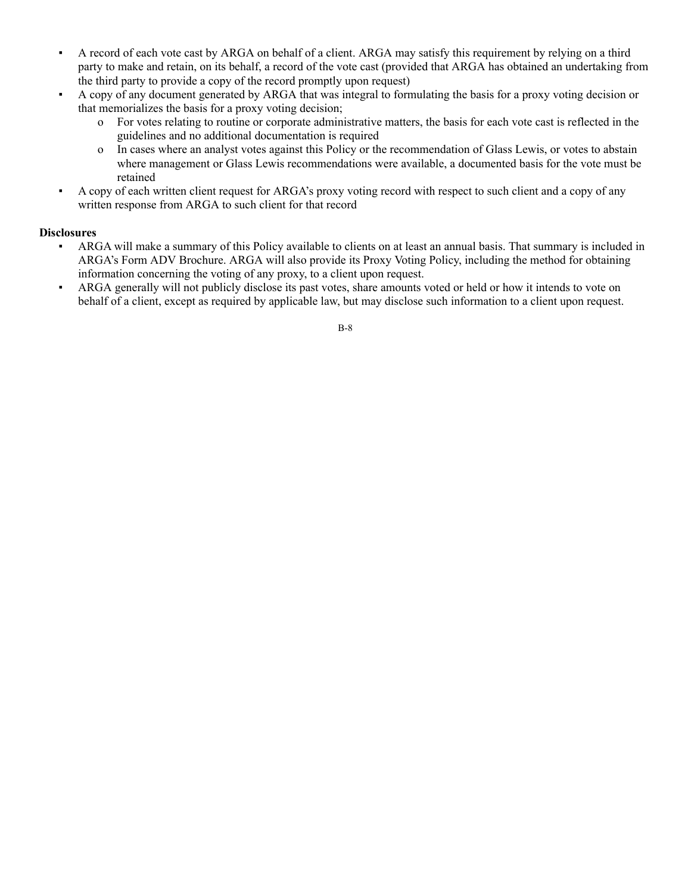- A record of each vote cast by ARGA on behalf of a client. ARGA may satisfy this requirement by relying on a third party to make and retain, on its behalf, a record of the vote cast (provided that ARGA has obtained an undertaking from the third party to provide a copy of the record promptly upon request)
- A copy of any document generated by ARGA that was integral to formulating the basis for a proxy voting decision or that memorializes the basis for a proxy voting decision;
  - For votes relating to routine or corporate administrative matters, the basis for each vote cast is reflected in the guidelines and no additional documentation is required
  - In cases where an analyst votes against this Policy or the recommendation of Glass Lewis, or votes to abstain where management or Glass Lewis recommendations were available, a documented basis for the vote must be retained
- A copy of each written client request for ARGA's proxy voting record with respect to such client and a copy of any written response from ARGA to such client for that record

**Disclosures**

- ARGA will make a summary of this Policy available to clients on at least an annual basis. That summary is included in ARGA's Form ADV Brochure. ARGA will also provide its Proxy Voting Policy, including the method for obtaining information concerning the voting of any proxy, to a client upon request.
- ARGA generally will not publicly disclose its past votes, share amounts voted or held or how it intends to vote on behalf of a client, except as required by applicable law, but may disclose such information to a client upon request.